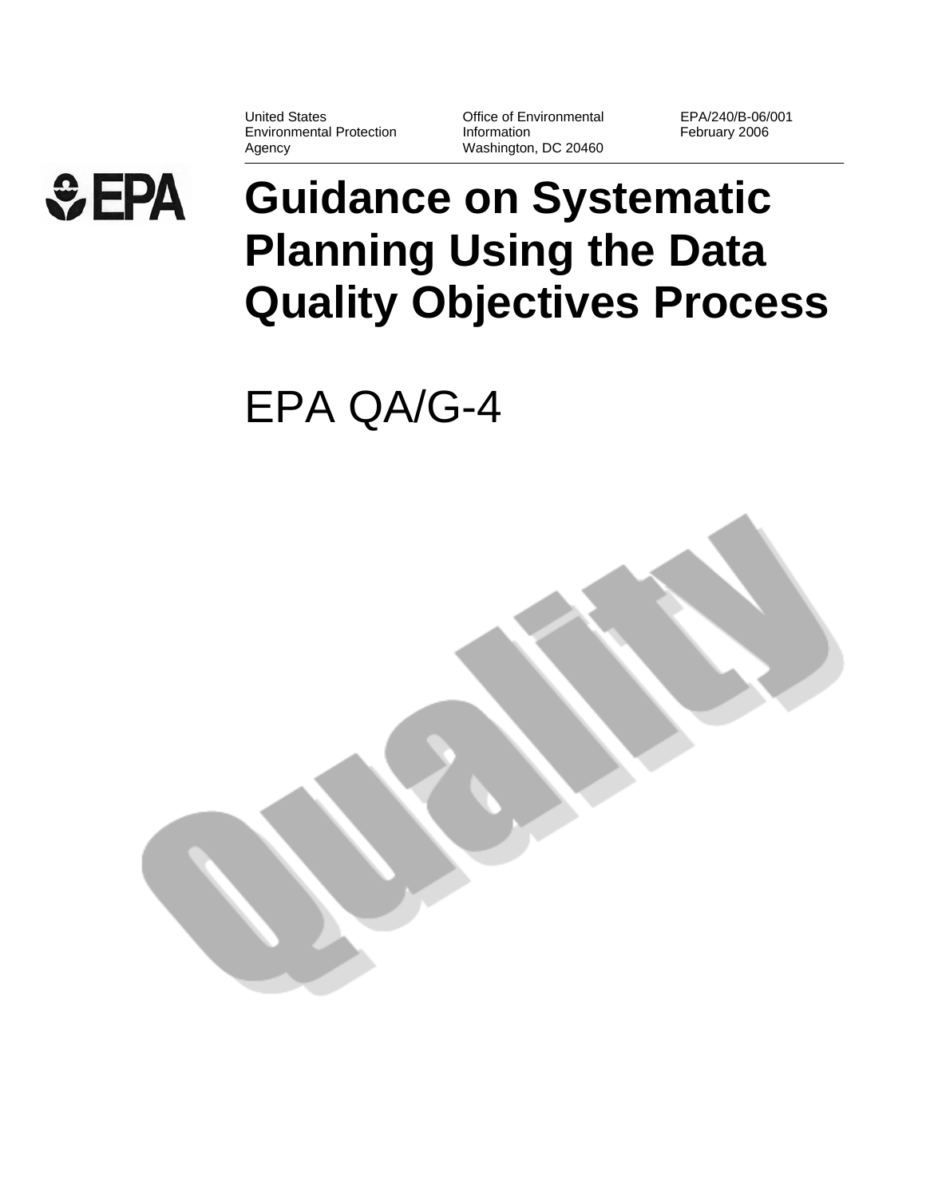United States Environmental Protection Agency

Office of Environmental Information Washington, DC 20460

EPA/240/B-06/001 February 2006

# Guidance on Systematic Planning Using the Data Quality Objectives Process

EPA QA/G-4

Quality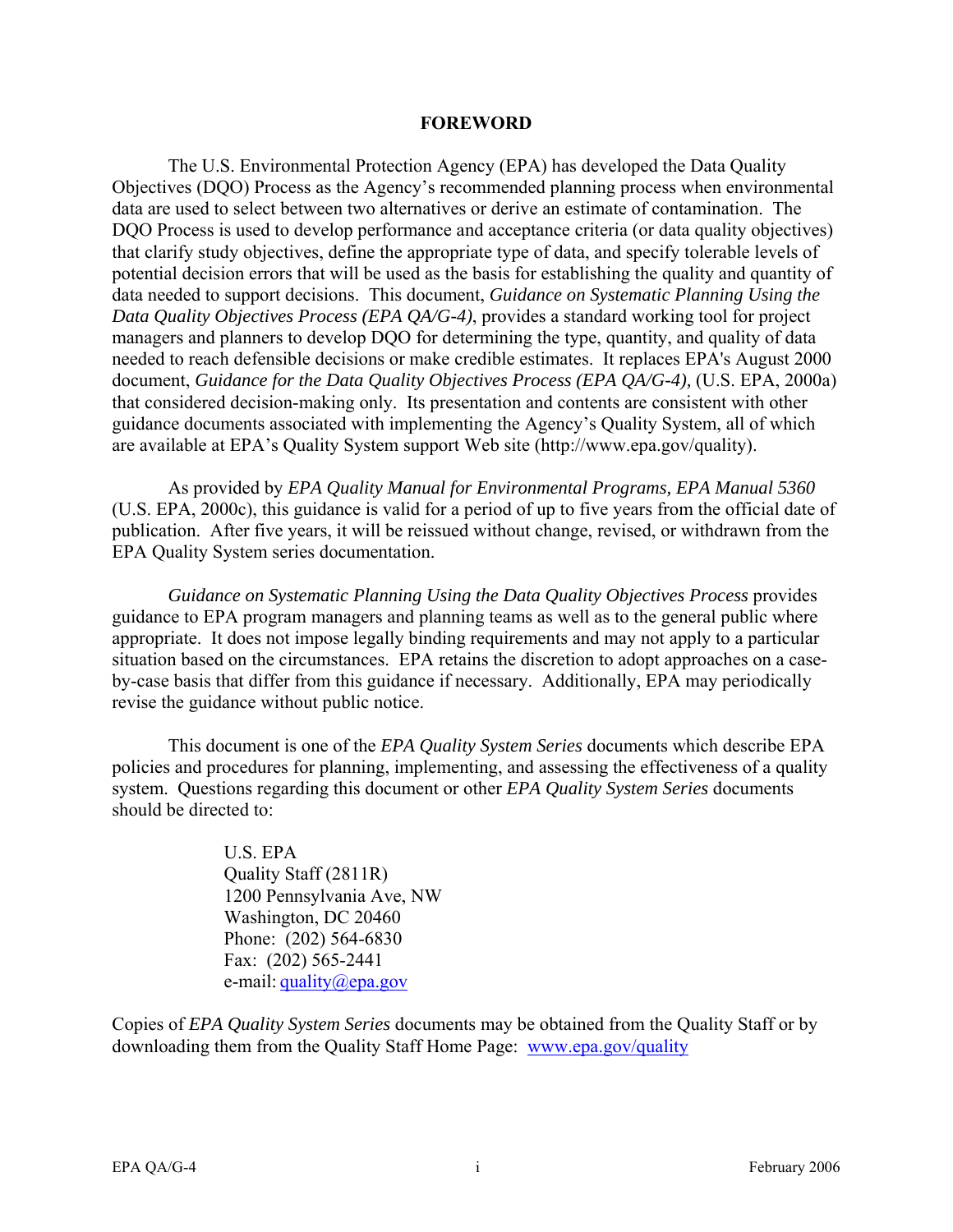# FOREWORD

The U.S. Environmental Protection Agency (EPA) has developed the Data Quality Objectives (DQO) Process as the Agency's recommended planning process when environmental data are used to select between two alternatives or derive an estimate of contamination. The DQO Process is used to develop performance and acceptance criteria (or data quality objectives) that clarify study objectives, define the appropriate type of data, and specify tolerable levels of potential decision errors that will be used as the basis for establishing the quality and quantity of data needed to support decisions. This document, *Guidance on Systematic Planning Using the Data Quality Objectives Process (EPA QA/G-4)*, provides a standard working tool for project managers and planners to develop DQO for determining the type, quantity, and quality of data needed to reach defensible decisions or make credible estimates. It replaces EPA's August 2000 document, *Guidance for the Data Quality Objectives Process (EPA QA/G-4),* (U.S. EPA, 2000a) that considered decision-making only. Its presentation and contents are consistent with other guidance documents associated with implementing the Agency's Quality System, all of which are available at EPA's Quality System support Web site (http://www.epa.gov/quality).

As provided by *EPA Quality Manual for Environmental Programs, EPA Manual 5360* (U.S. EPA, 2000c), this guidance is valid for a period of up to five years from the official date of publication. After five years, it will be reissued without change, revised, or withdrawn from the EPA Quality System series documentation.

*Guidance on Systematic Planning Using the Data Quality Objectives Process* provides guidance to EPA program managers and planning teams as well as to the general public where appropriate. It does not impose legally binding requirements and may not apply to a particular situation based on the circumstances. EPA retains the discretion to adopt approaches on a case-by-case basis that differ from this guidance if necessary. Additionally, EPA may periodically revise the guidance without public notice.

This document is one of the *EPA Quality System Series* documents which describe EPA policies and procedures for planning, implementing, and assessing the effectiveness of a quality system. Questions regarding this document or other *EPA Quality System Series* documents should be directed to:

U.S. EPA
Quality Staff (2811R)
1200 Pennsylvania Ave, NW
Washington, DC 20460
Phone: (202) 564-6830
Fax: (202) 565-2441
e-mail: quality@epa.gov

Copies of *EPA Quality System Series* documents may be obtained from the Quality Staff or by downloading them from the Quality Staff Home Page: www.epa.gov/quality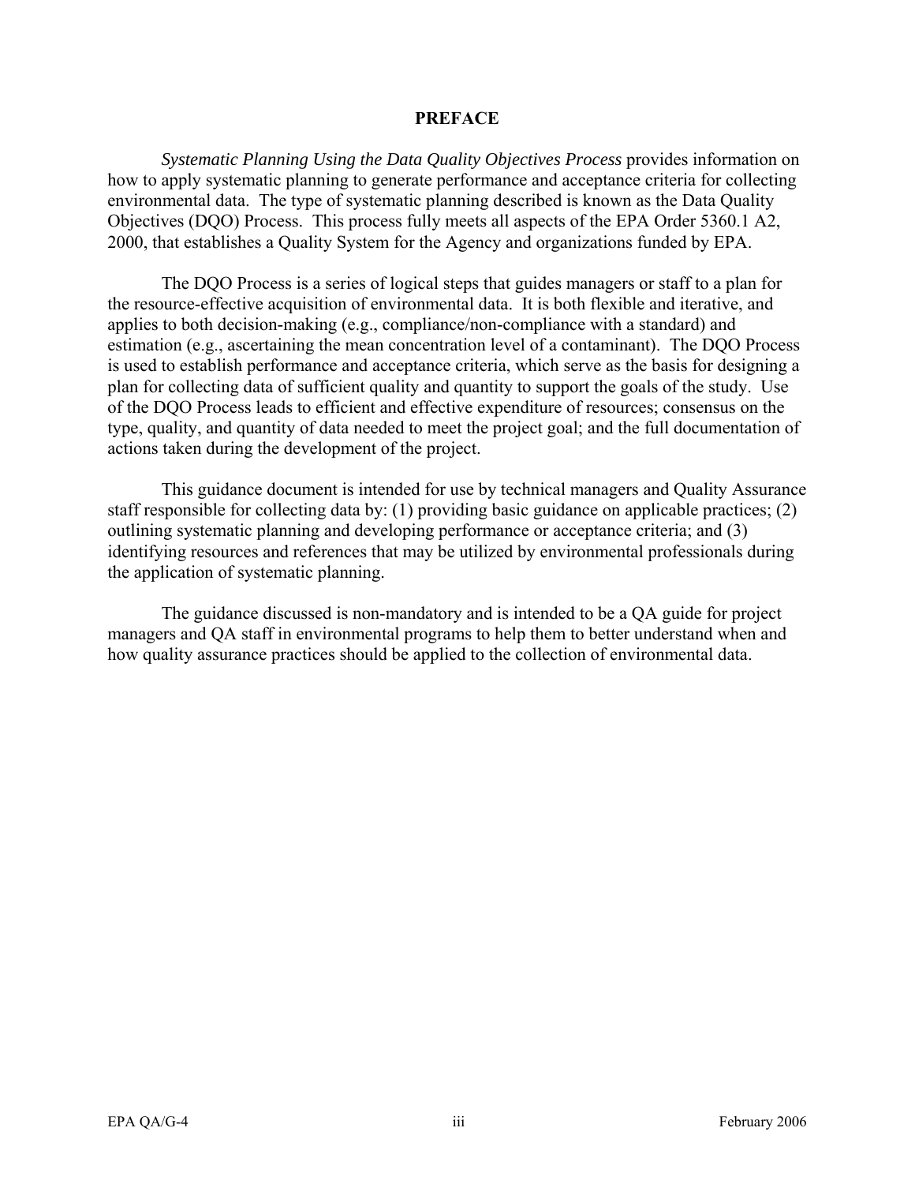# PREFACE

*Systematic Planning Using the Data Quality Objectives Process* provides information on how to apply systematic planning to generate performance and acceptance criteria for collecting environmental data. The type of systematic planning described is known as the Data Quality Objectives (DQO) Process. This process fully meets all aspects of the EPA Order 5360.1 A2, 2000, that establishes a Quality System for the Agency and organizations funded by EPA.

The DQO Process is a series of logical steps that guides managers or staff to a plan for the resource-effective acquisition of environmental data. It is both flexible and iterative, and applies to both decision-making (e.g., compliance/non-compliance with a standard) and estimation (e.g., ascertaining the mean concentration level of a contaminant). The DQO Process is used to establish performance and acceptance criteria, which serve as the basis for designing a plan for collecting data of sufficient quality and quantity to support the goals of the study. Use of the DQO Process leads to efficient and effective expenditure of resources; consensus on the type, quality, and quantity of data needed to meet the project goal; and the full documentation of actions taken during the development of the project.

This guidance document is intended for use by technical managers and Quality Assurance staff responsible for collecting data by: (1) providing basic guidance on applicable practices; (2) outlining systematic planning and developing performance or acceptance criteria; and (3) identifying resources and references that may be utilized by environmental professionals during the application of systematic planning.

The guidance discussed is non-mandatory and is intended to be a QA guide for project managers and QA staff in environmental programs to help them to better understand when and how quality assurance practices should be applied to the collection of environmental data.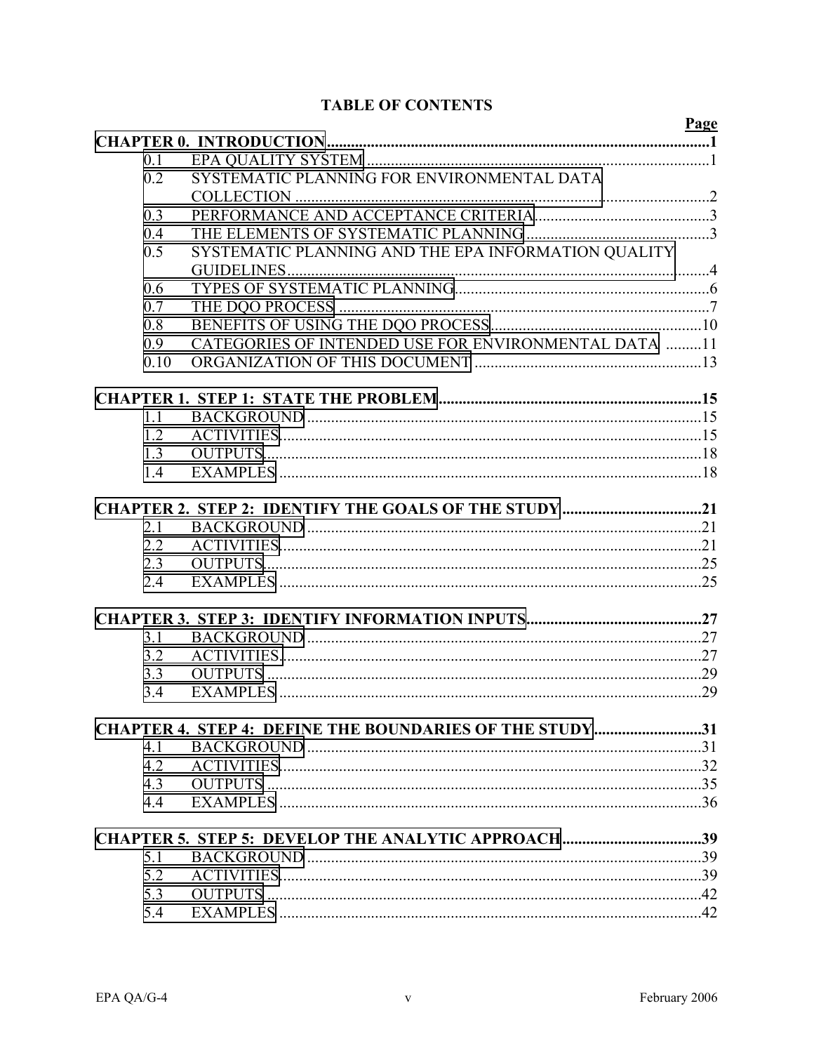# TABLE OF CONTENTS

| | Page |
|---|---|
| **CHAPTER 0. INTRODUCTION** | **1** |
| 0.1 EPA QUALITY SYSTEM | 1 |
| 0.2 SYSTEMATIC PLANNING FOR ENVIRONMENTAL DATA COLLECTION | 2 |
| 0.3 PERFORMANCE AND ACCEPTANCE CRITERIA | 3 |
| 0.4 THE ELEMENTS OF SYSTEMATIC PLANNING | 3 |
| 0.5 SYSTEMATIC PLANNING AND THE EPA INFORMATION QUALITY GUIDELINES | 4 |
| 0.6 TYPES OF SYSTEMATIC PLANNING | 6 |
| 0.7 THE DQO PROCESS | 7 |
| 0.8 BENEFITS OF USING THE DQO PROCESS | 10 |
| 0.9 CATEGORIES OF INTENDED USE FOR ENVIRONMENTAL DATA | 11 |
| 0.10 ORGANIZATION OF THIS DOCUMENT | 13 |
| **CHAPTER 1. STEP 1: STATE THE PROBLEM** | **15** |
| 1.1 BACKGROUND | 15 |
| 1.2 ACTIVITIES | 15 |
| 1.3 OUTPUTS | 18 |
| 1.4 EXAMPLES | 18 |
| **CHAPTER 2. STEP 2: IDENTIFY THE GOALS OF THE STUDY** | **21** |
| 2.1 BACKGROUND | 21 |
| 2.2 ACTIVITIES | 21 |
| 2.3 OUTPUTS | 25 |
| 2.4 EXAMPLES | 25 |
| **CHAPTER 3. STEP 3: IDENTIFY INFORMATION INPUTS** | **27** |
| 3.1 BACKGROUND | 27 |
| 3.2 ACTIVITIES | 27 |
| 3.3 OUTPUTS | 29 |
| 3.4 EXAMPLES | 29 |
| **CHAPTER 4. STEP 4: DEFINE THE BOUNDARIES OF THE STUDY** | **31** |
| 4.1 BACKGROUND | 31 |
| 4.2 ACTIVITIES | 32 |
| 4.3 OUTPUTS | 35 |
| 4.4 EXAMPLES | 36 |
| **CHAPTER 5. STEP 5: DEVELOP THE ANALYTIC APPROACH** | **39** |
| 5.1 BACKGROUND | 39 |
| 5.2 ACTIVITIES | 39 |
| 5.3 OUTPUTS | 42 |
| 5.4 EXAMPLES | 42 |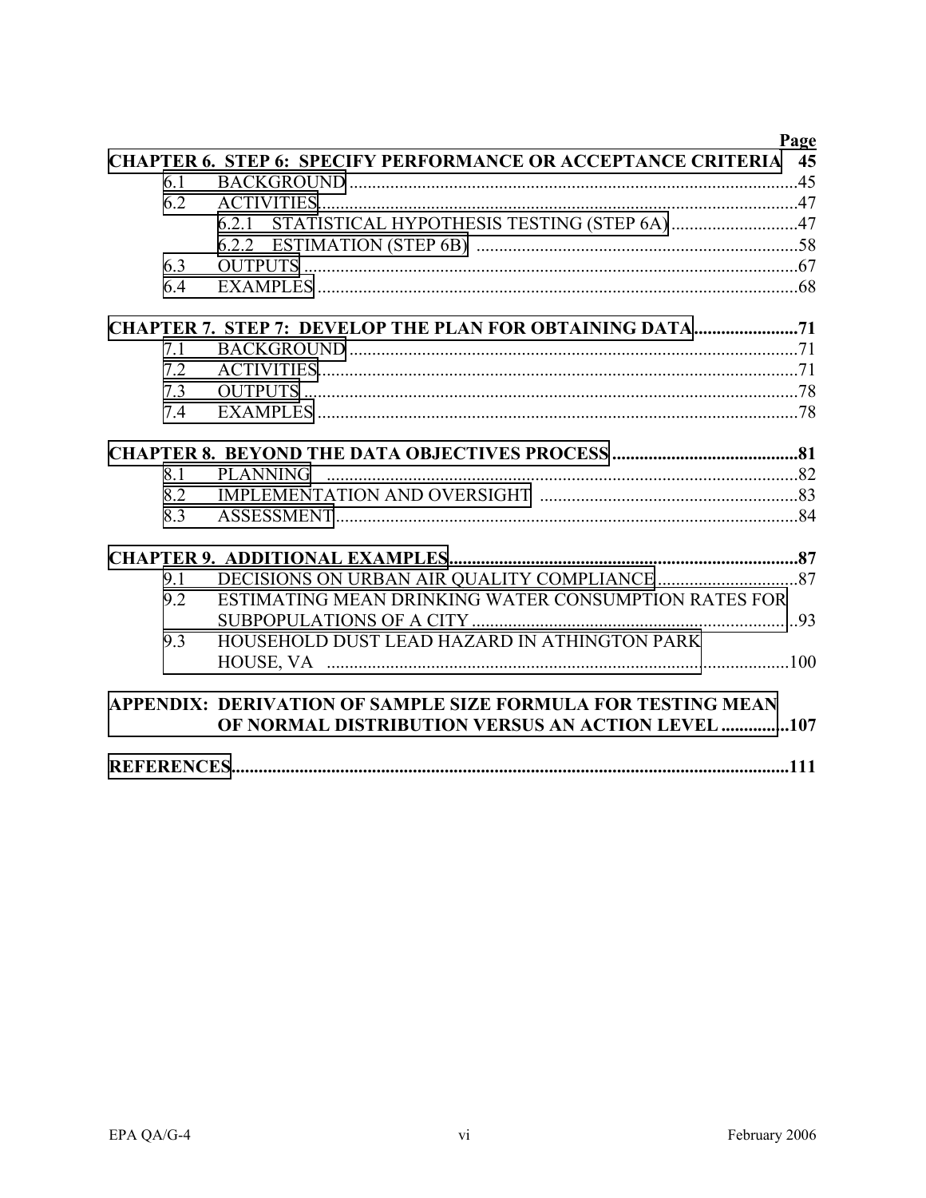| | | Page |
|---|---|---|
| **CHAPTER 6. STEP 6: SPECIFY PERFORMANCE OR ACCEPTANCE CRITERIA** | | **45** |
| 6.1 | BACKGROUND | 45 |
| 6.2 | ACTIVITIES | 47 |
| | 6.2.1 STATISTICAL HYPOTHESIS TESTING (STEP 6A) | 47 |
| | 6.2.2 ESTIMATION (STEP 6B) | 58 |
| 6.3 | OUTPUTS | 67 |
| 6.4 | EXAMPLES | 68 |
| **CHAPTER 7. STEP 7: DEVELOP THE PLAN FOR OBTAINING DATA** | | **71** |
| 7.1 | BACKGROUND | 71 |
| 7.2 | ACTIVITIES | 71 |
| 7.3 | OUTPUTS | 78 |
| 7.4 | EXAMPLES | 78 |
| **CHAPTER 8. BEYOND THE DATA OBJECTIVES PROCESS** | | **81** |
| 8.1 | PLANNING | 82 |
| 8.2 | IMPLEMENTATION AND OVERSIGHT | 83 |
| 8.3 | ASSESSMENT | 84 |
| **CHAPTER 9. ADDITIONAL EXAMPLES** | | **87** |
| 9.1 | DECISIONS ON URBAN AIR QUALITY COMPLIANCE | 87 |
| 9.2 | ESTIMATING MEAN DRINKING WATER CONSUMPTION RATES FOR SUBPOPULATIONS OF A CITY | 93 |
| 9.3 | HOUSEHOLD DUST LEAD HAZARD IN ATHINGTON PARK HOUSE, VA | 100 |
| **APPENDIX: DERIVATION OF SAMPLE SIZE FORMULA FOR TESTING MEAN OF NORMAL DISTRIBUTION VERSUS AN ACTION LEVEL** | | **107** |
| **REFERENCES** | | **111** |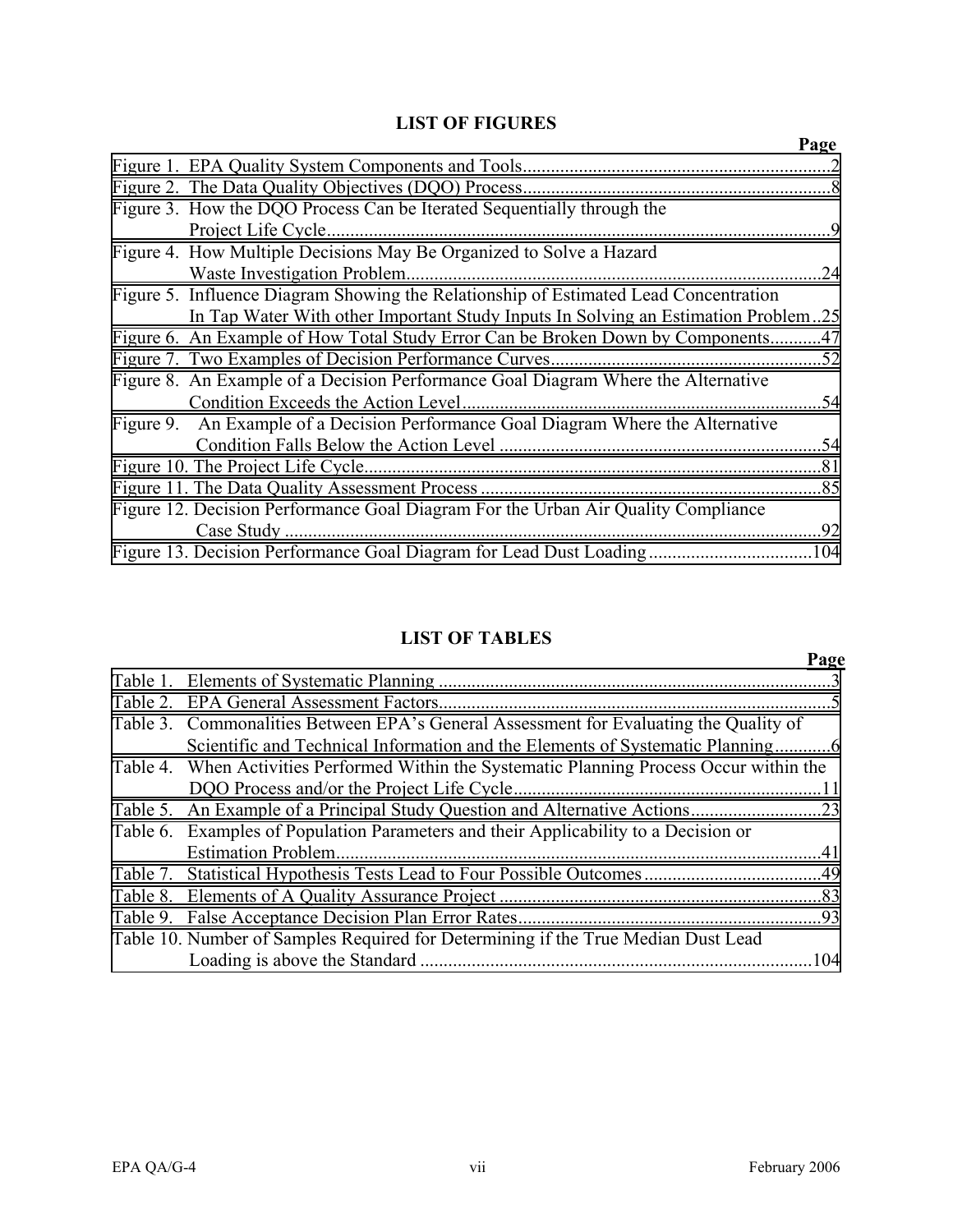## LIST OF FIGURES

| | Page |
|---|---|
| Figure 1. EPA Quality System Components and Tools | 2 |
| Figure 2. The Data Quality Objectives (DQO) Process | 8 |
| Figure 3. How the DQO Process Can be Iterated Sequentially through the Project Life Cycle | 9 |
| Figure 4. How Multiple Decisions May Be Organized to Solve a Hazard Waste Investigation Problem | 24 |
| Figure 5. Influence Diagram Showing the Relationship of Estimated Lead Concentration In Tap Water With other Important Study Inputs In Solving an Estimation Problem | 25 |
| Figure 6. An Example of How Total Study Error Can be Broken Down by Components | 47 |
| Figure 7. Two Examples of Decision Performance Curves | 52 |
| Figure 8. An Example of a Decision Performance Goal Diagram Where the Alternative Condition Exceeds the Action Level | 54 |
| Figure 9. An Example of a Decision Performance Goal Diagram Where the Alternative Condition Falls Below the Action Level | 54 |
| Figure 10. The Project Life Cycle | 81 |
| Figure 11. The Data Quality Assessment Process | 85 |
| Figure 12. Decision Performance Goal Diagram For the Urban Air Quality Compliance Case Study | 92 |
| Figure 13. Decision Performance Goal Diagram for Lead Dust Loading | 104 |

## LIST OF TABLES

| | Page |
|---|---|
| Table 1. Elements of Systematic Planning | 3 |
| Table 2. EPA General Assessment Factors | 5 |
| Table 3. Commonalities Between EPA's General Assessment for Evaluating the Quality of Scientific and Technical Information and the Elements of Systematic Planning | 6 |
| Table 4. When Activities Performed Within the Systematic Planning Process Occur within the DQO Process and/or the Project Life Cycle | 11 |
| Table 5. An Example of a Principal Study Question and Alternative Actions | 23 |
| Table 6. Examples of Population Parameters and their Applicability to a Decision or Estimation Problem | 41 |
| Table 7. Statistical Hypothesis Tests Lead to Four Possible Outcomes | 49 |
| Table 8. Elements of A Quality Assurance Project | 83 |
| Table 9. False Acceptance Decision Plan Error Rates | 93 |
| Table 10. Number of Samples Required for Determining if the True Median Dust Lead Loading is above the Standard | 104 |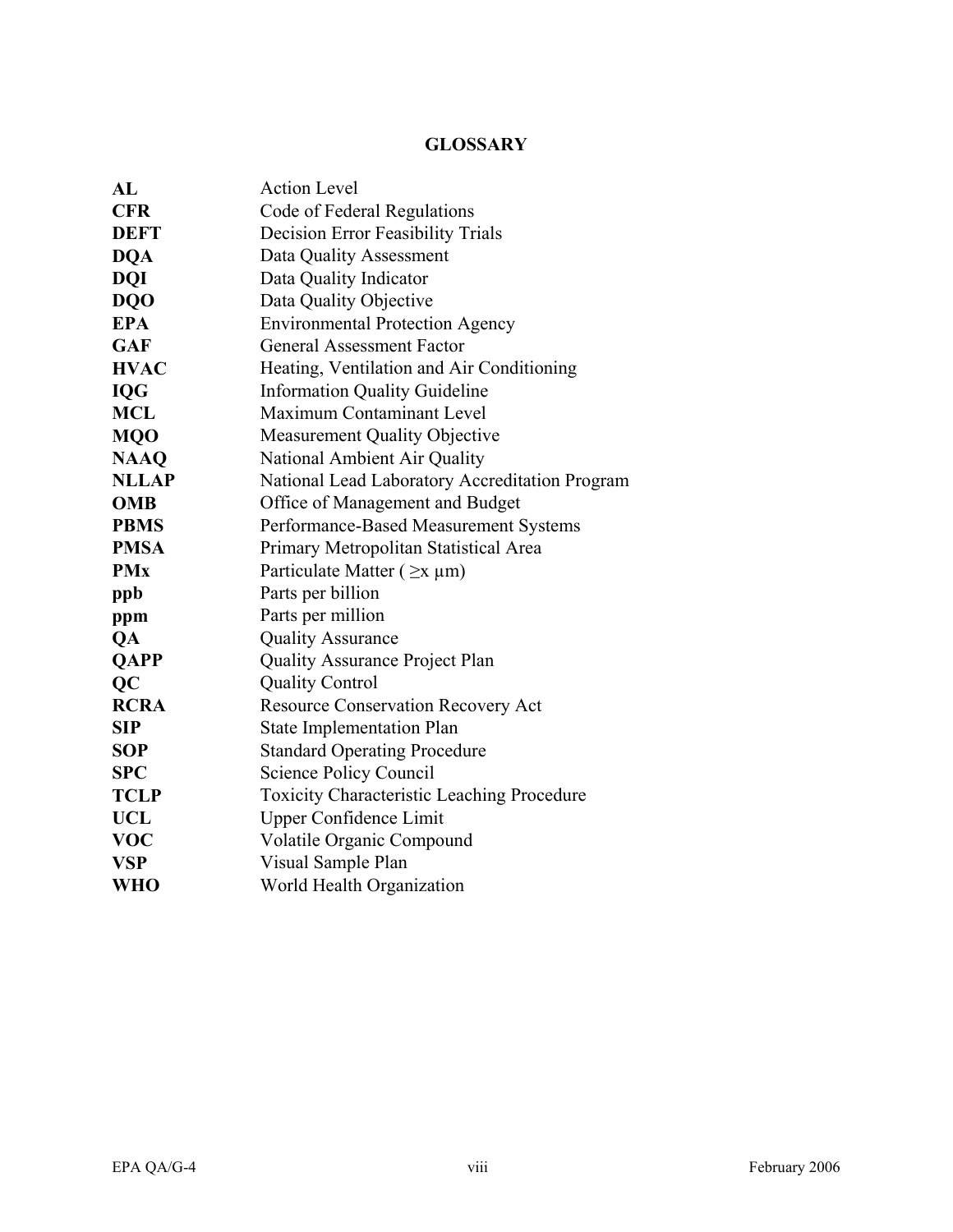# GLOSSARY

| | |
|---|---|
| **AL** | Action Level |
| **CFR** | Code of Federal Regulations |
| **DEFT** | Decision Error Feasibility Trials |
| **DQA** | Data Quality Assessment |
| **DQI** | Data Quality Indicator |
| **DQO** | Data Quality Objective |
| **EPA** | Environmental Protection Agency |
| **GAF** | General Assessment Factor |
| **HVAC** | Heating, Ventilation and Air Conditioning |
| **IQG** | Information Quality Guideline |
| **MCL** | Maximum Contaminant Level |
| **MQO** | Measurement Quality Objective |
| **NAAQ** | National Ambient Air Quality |
| **NLLAP** | National Lead Laboratory Accreditation Program |
| **OMB** | Office of Management and Budget |
| **PBMS** | Performance-Based Measurement Systems |
| **PMSA** | Primary Metropolitan Statistical Area |
| **PMx** | Particulate Matter ( $\geq$x µm) |
| **ppb** | Parts per billion |
| **ppm** | Parts per million |
| **QA** | Quality Assurance |
| **QAPP** | Quality Assurance Project Plan |
| **QC** | Quality Control |
| **RCRA** | Resource Conservation Recovery Act |
| **SIP** | State Implementation Plan |
| **SOP** | Standard Operating Procedure |
| **SPC** | Science Policy Council |
| **TCLP** | Toxicity Characteristic Leaching Procedure |
| **UCL** | Upper Confidence Limit |
| **VOC** | Volatile Organic Compound |
| **VSP** | Visual Sample Plan |
| **WHO** | World Health Organization |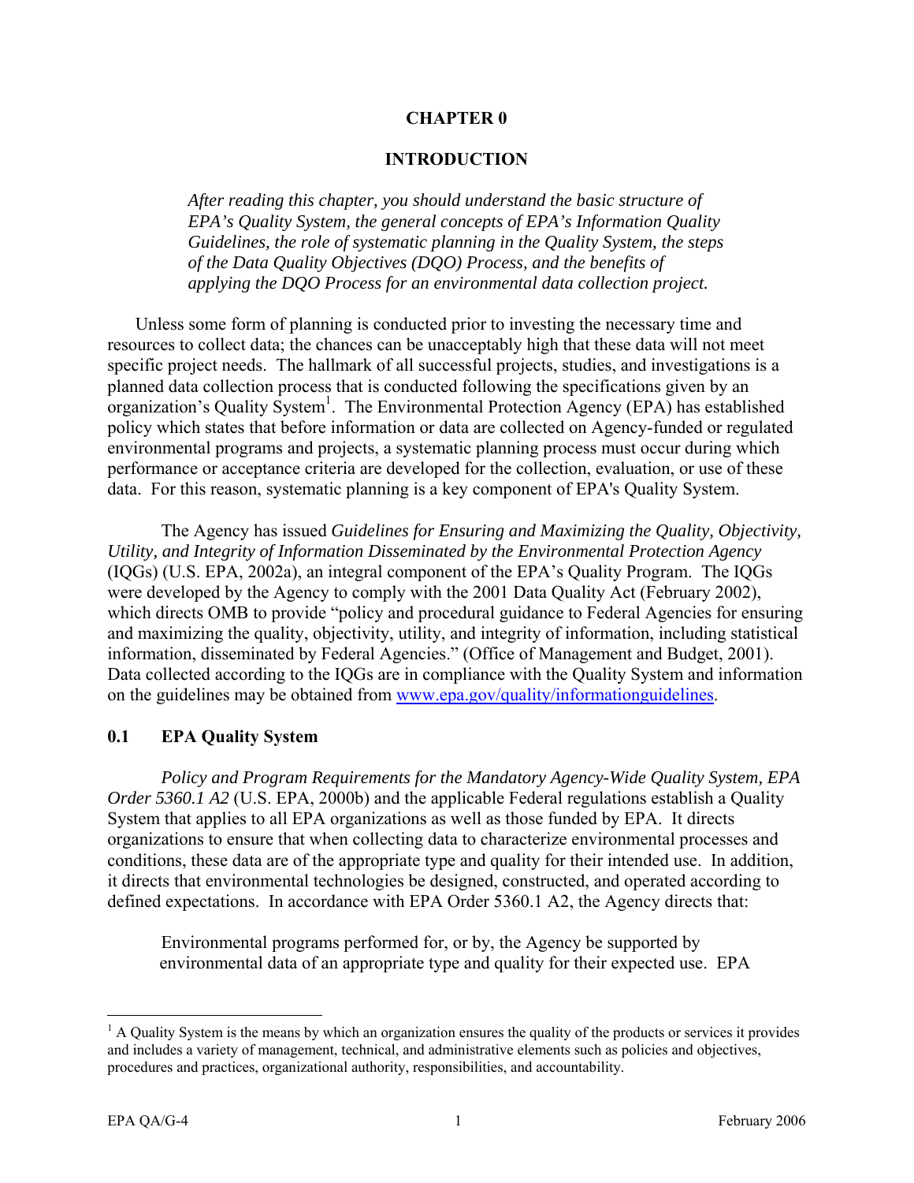# CHAPTER 0

# INTRODUCTION

*After reading this chapter, you should understand the basic structure of EPA's Quality System, the general concepts of EPA's Information Quality Guidelines, the role of systematic planning in the Quality System, the steps of the Data Quality Objectives (DQO) Process, and the benefits of applying the DQO Process for an environmental data collection project.*

Unless some form of planning is conducted prior to investing the necessary time and resources to collect data; the chances can be unacceptably high that these data will not meet specific project needs. The hallmark of all successful projects, studies, and investigations is a planned data collection process that is conducted following the specifications given by an organization's Quality System[1]. The Environmental Protection Agency (EPA) has established policy which states that before information or data are collected on Agency-funded or regulated environmental programs and projects, a systematic planning process must occur during which performance or acceptance criteria are developed for the collection, evaluation, or use of these data. For this reason, systematic planning is a key component of EPA's Quality System.

The Agency has issued *Guidelines for Ensuring and Maximizing the Quality, Objectivity, Utility, and Integrity of Information Disseminated by the Environmental Protection Agency* (IQGs) (U.S. EPA, 2002a), an integral component of the EPA's Quality Program. The IQGs were developed by the Agency to comply with the 2001 Data Quality Act (February 2002), which directs OMB to provide "policy and procedural guidance to Federal Agencies for ensuring and maximizing the quality, objectivity, utility, and integrity of information, including statistical information, disseminated by Federal Agencies." (Office of Management and Budget, 2001). Data collected according to the IQGs are in compliance with the Quality System and information on the guidelines may be obtained from www.epa.gov/quality/informationguidelines.

## 0.1 EPA Quality System

*Policy and Program Requirements for the Mandatory Agency-Wide Quality System, EPA Order 5360.1 A2* (U.S. EPA, 2000b) and the applicable Federal regulations establish a Quality System that applies to all EPA organizations as well as those funded by EPA. It directs organizations to ensure that when collecting data to characterize environmental processes and conditions, these data are of the appropriate type and quality for their intended use. In addition, it directs that environmental technologies be designed, constructed, and operated according to defined expectations. In accordance with EPA Order 5360.1 A2, the Agency directs that:

> Environmental programs performed for, or by, the Agency be supported by environmental data of an appropriate type and quality for their expected use. EPA

[1] A Quality System is the means by which an organization ensures the quality of the products or services it provides and includes a variety of management, technical, and administrative elements such as policies and objectives, procedures and practices, organizational authority, responsibilities, and accountability.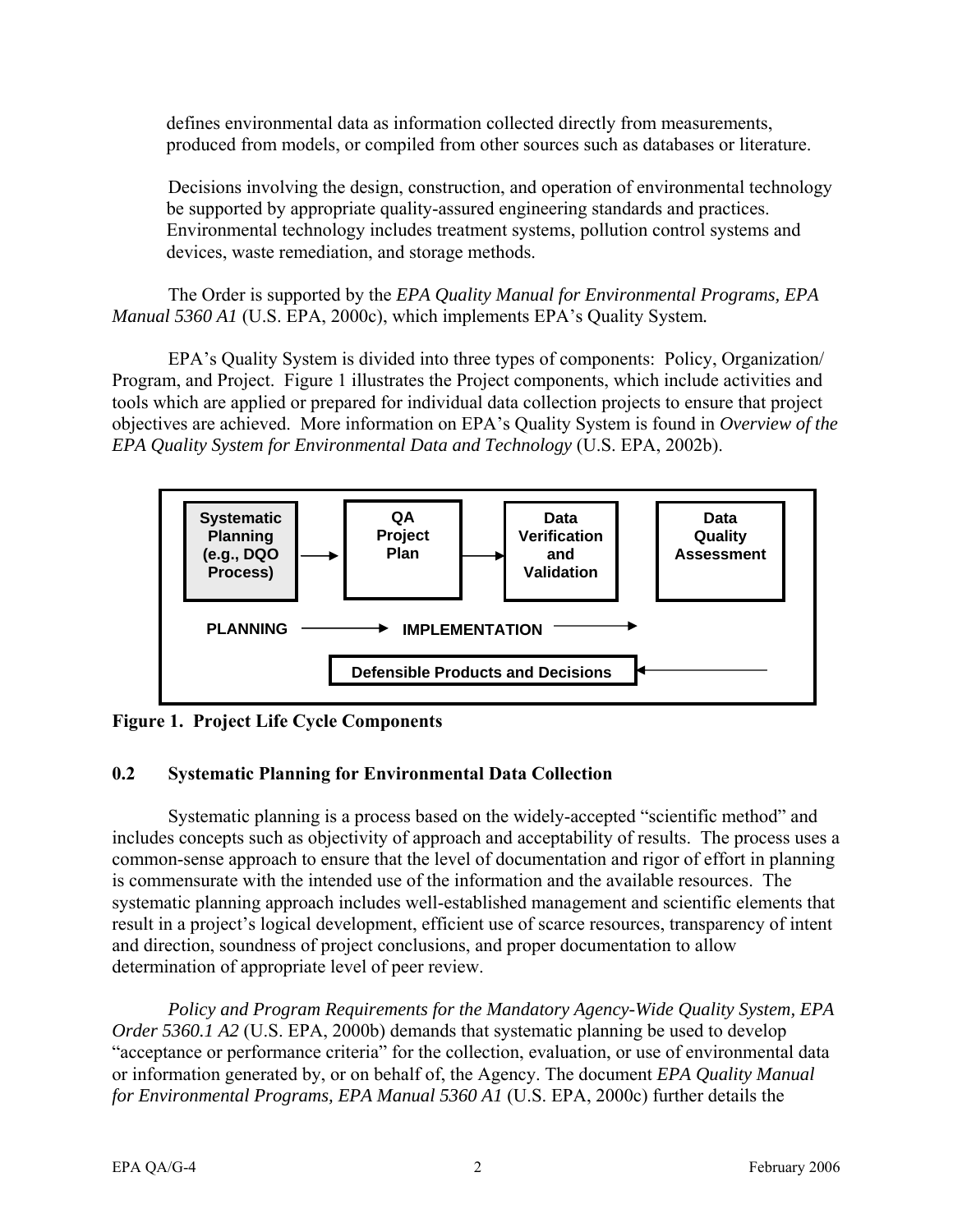defines environmental data as information collected directly from measurements, produced from models, or compiled from other sources such as databases or literature.

Decisions involving the design, construction, and operation of environmental technology be supported by appropriate quality-assured engineering standards and practices. Environmental technology includes treatment systems, pollution control systems and devices, waste remediation, and storage methods.

The Order is supported by the *EPA Quality Manual for Environmental Programs, EPA Manual 5360 A1* (U.S. EPA, 2000c), which implements EPA's Quality System.

EPA's Quality System is divided into three types of components: Policy, Organization/Program, and Project. Figure 1 illustrates the Project components, which include activities and tools which are applied or prepared for individual data collection projects to ensure that project objectives are achieved. More information on EPA's Quality System is found in *Overview of the EPA Quality System for Environmental Data and Technology* (U.S. EPA, 2002b).

Systematic Planning (e.g., DQO Process) → QA Project Plan → Data Verification and Validation | Data Quality Assessment

PLANNING → IMPLEMENTATION →

Defensible Products and Decisions ←

**Figure 1. Project Life Cycle Components**

## 0.2 Systematic Planning for Environmental Data Collection

Systematic planning is a process based on the widely-accepted "scientific method" and includes concepts such as objectivity of approach and acceptability of results. The process uses a common-sense approach to ensure that the level of documentation and rigor of effort in planning is commensurate with the intended use of the information and the available resources. The systematic planning approach includes well-established management and scientific elements that result in a project's logical development, efficient use of scarce resources, transparency of intent and direction, soundness of project conclusions, and proper documentation to allow determination of appropriate level of peer review.

*Policy and Program Requirements for the Mandatory Agency-Wide Quality System, EPA Order 5360.1 A2* (U.S. EPA, 2000b) demands that systematic planning be used to develop "acceptance or performance criteria" for the collection, evaluation, or use of environmental data or information generated by, or on behalf of, the Agency. The document *EPA Quality Manual for Environmental Programs, EPA Manual 5360 A1* (U.S. EPA, 2000c) further details the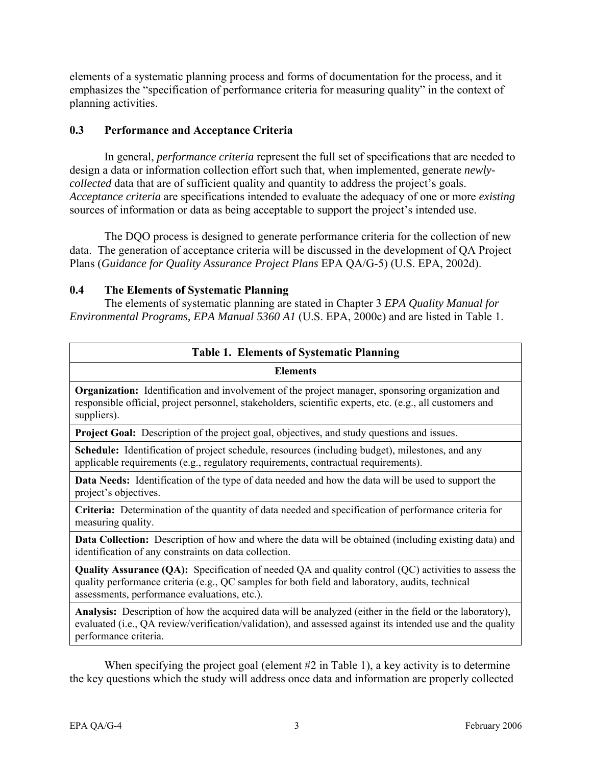elements of a systematic planning process and forms of documentation for the process, and it emphasizes the "specification of performance criteria for measuring quality" in the context of planning activities.

## 0.3 Performance and Acceptance Criteria

In general, *performance criteria* represent the full set of specifications that are needed to design a data or information collection effort such that, when implemented, generate *newly-collected* data that are of sufficient quality and quantity to address the project's goals. *Acceptance criteria* are specifications intended to evaluate the adequacy of one or more *existing* sources of information or data as being acceptable to support the project's intended use.

The DQO process is designed to generate performance criteria for the collection of new data. The generation of acceptance criteria will be discussed in the development of QA Project Plans (*Guidance for Quality Assurance Project Plans* EPA QA/G-5) (U.S. EPA, 2002d).

## 0.4 The Elements of Systematic Planning

The elements of systematic planning are stated in Chapter 3 *EPA Quality Manual for Environmental Programs, EPA Manual 5360 A1* (U.S. EPA, 2000c) and are listed in Table 1.

**Table 1. Elements of Systematic Planning**

| Elements |
|---|
| **Organization:** Identification and involvement of the project manager, sponsoring organization and responsible official, project personnel, stakeholders, scientific experts, etc. (e.g., all customers and suppliers). |
| **Project Goal:** Description of the project goal, objectives, and study questions and issues. |
| **Schedule:** Identification of project schedule, resources (including budget), milestones, and any applicable requirements (e.g., regulatory requirements, contractual requirements). |
| **Data Needs:** Identification of the type of data needed and how the data will be used to support the project's objectives. |
| **Criteria:** Determination of the quantity of data needed and specification of performance criteria for measuring quality. |
| **Data Collection:** Description of how and where the data will be obtained (including existing data) and identification of any constraints on data collection. |
| **Quality Assurance (QA):** Specification of needed QA and quality control (QC) activities to assess the quality performance criteria (e.g., QC samples for both field and laboratory, audits, technical assessments, performance evaluations, etc.). |
| **Analysis:** Description of how the acquired data will be analyzed (either in the field or the laboratory), evaluated (i.e., QA review/verification/validation), and assessed against its intended use and the quality performance criteria. |

When specifying the project goal (element #2 in Table 1), a key activity is to determine the key questions which the study will address once data and information are properly collected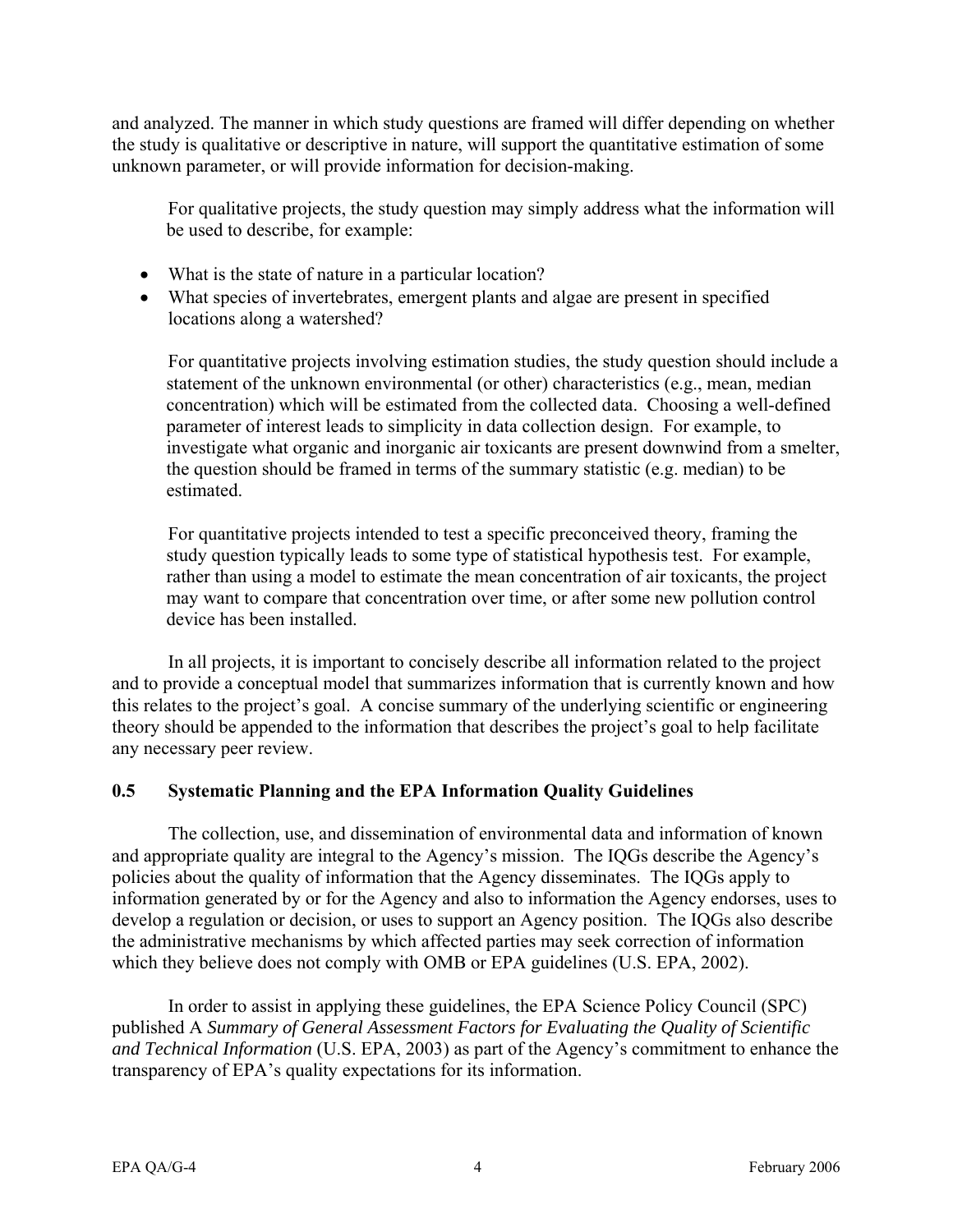and analyzed. The manner in which study questions are framed will differ depending on whether the study is qualitative or descriptive in nature, will support the quantitative estimation of some unknown parameter, or will provide information for decision-making.

For qualitative projects, the study question may simply address what the information will be used to describe, for example:

- What is the state of nature in a particular location?
- What species of invertebrates, emergent plants and algae are present in specified locations along a watershed?

For quantitative projects involving estimation studies, the study question should include a statement of the unknown environmental (or other) characteristics (e.g., mean, median concentration) which will be estimated from the collected data. Choosing a well-defined parameter of interest leads to simplicity in data collection design. For example, to investigate what organic and inorganic air toxicants are present downwind from a smelter, the question should be framed in terms of the summary statistic (e.g. median) to be estimated.

For quantitative projects intended to test a specific preconceived theory, framing the study question typically leads to some type of statistical hypothesis test. For example, rather than using a model to estimate the mean concentration of air toxicants, the project may want to compare that concentration over time, or after some new pollution control device has been installed.

In all projects, it is important to concisely describe all information related to the project and to provide a conceptual model that summarizes information that is currently known and how this relates to the project's goal. A concise summary of the underlying scientific or engineering theory should be appended to the information that describes the project's goal to help facilitate any necessary peer review.

## 0.5 Systematic Planning and the EPA Information Quality Guidelines

The collection, use, and dissemination of environmental data and information of known and appropriate quality are integral to the Agency's mission. The IQGs describe the Agency's policies about the quality of information that the Agency disseminates. The IQGs apply to information generated by or for the Agency and also to information the Agency endorses, uses to develop a regulation or decision, or uses to support an Agency position. The IQGs also describe the administrative mechanisms by which affected parties may seek correction of information which they believe does not comply with OMB or EPA guidelines (U.S. EPA, 2002).

In order to assist in applying these guidelines, the EPA Science Policy Council (SPC) published A *Summary of General Assessment Factors for Evaluating the Quality of Scientific and Technical Information* (U.S. EPA, 2003) as part of the Agency's commitment to enhance the transparency of EPA's quality expectations for its information.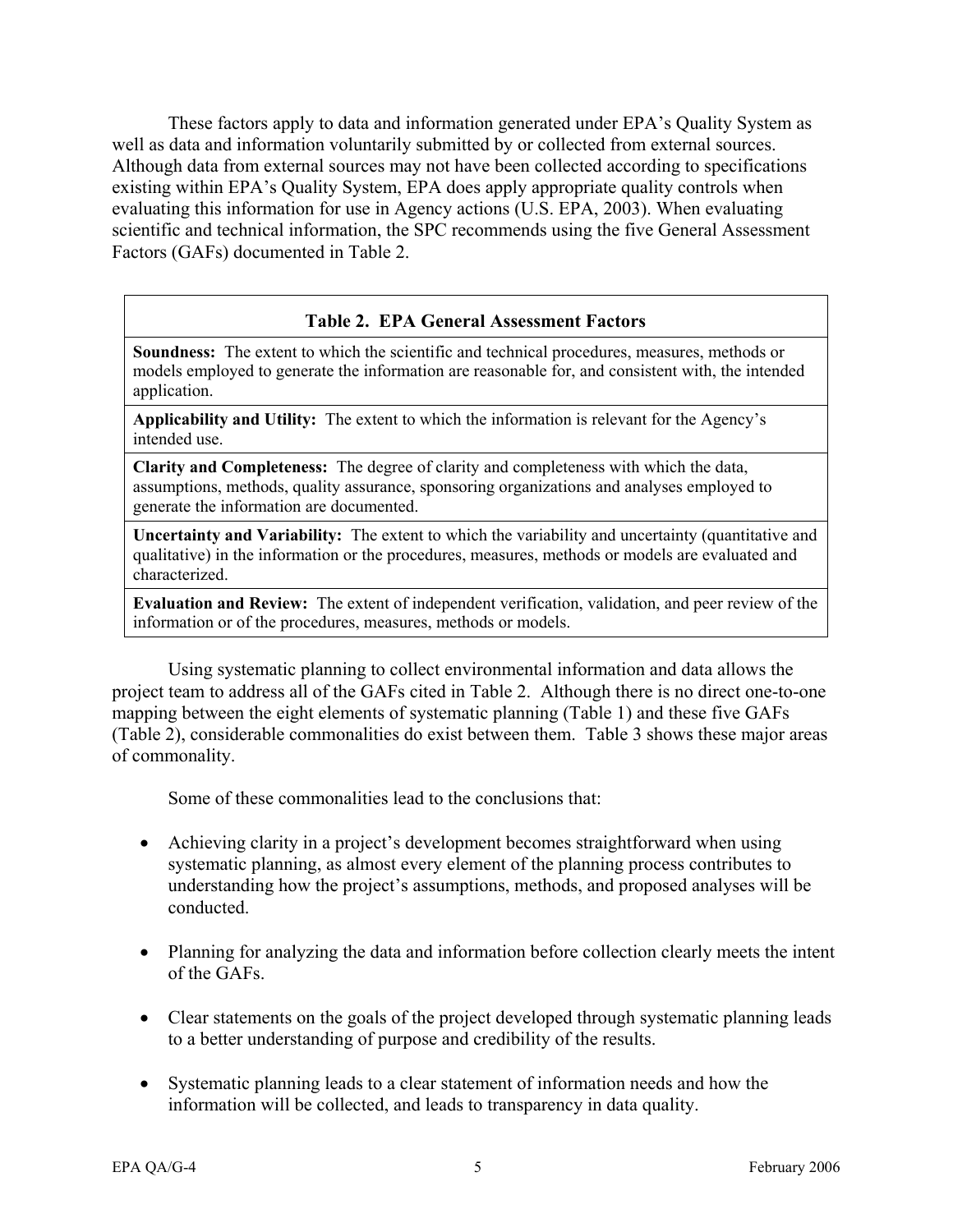These factors apply to data and information generated under EPA's Quality System as well as data and information voluntarily submitted by or collected from external sources. Although data from external sources may not have been collected according to specifications existing within EPA's Quality System, EPA does apply appropriate quality controls when evaluating this information for use in Agency actions (U.S. EPA, 2003). When evaluating scientific and technical information, the SPC recommends using the five General Assessment Factors (GAFs) documented in Table 2.

| Table 2. EPA General Assessment Factors |
|---|
| **Soundness:** The extent to which the scientific and technical procedures, measures, methods or models employed to generate the information are reasonable for, and consistent with, the intended application. |
| **Applicability and Utility:** The extent to which the information is relevant for the Agency's intended use. |
| **Clarity and Completeness:** The degree of clarity and completeness with which the data, assumptions, methods, quality assurance, sponsoring organizations and analyses employed to generate the information are documented. |
| **Uncertainty and Variability:** The extent to which the variability and uncertainty (quantitative and qualitative) in the information or the procedures, measures, methods or models are evaluated and characterized. |
| **Evaluation and Review:** The extent of independent verification, validation, and peer review of the information or of the procedures, measures, methods or models. |

Using systematic planning to collect environmental information and data allows the project team to address all of the GAFs cited in Table 2. Although there is no direct one-to-one mapping between the eight elements of systematic planning (Table 1) and these five GAFs (Table 2), considerable commonalities do exist between them. Table 3 shows these major areas of commonality.

Some of these commonalities lead to the conclusions that:

- Achieving clarity in a project's development becomes straightforward when using systematic planning, as almost every element of the planning process contributes to understanding how the project's assumptions, methods, and proposed analyses will be conducted.

- Planning for analyzing the data and information before collection clearly meets the intent of the GAFs.

- Clear statements on the goals of the project developed through systematic planning leads to a better understanding of purpose and credibility of the results.

- Systematic planning leads to a clear statement of information needs and how the information will be collected, and leads to transparency in data quality.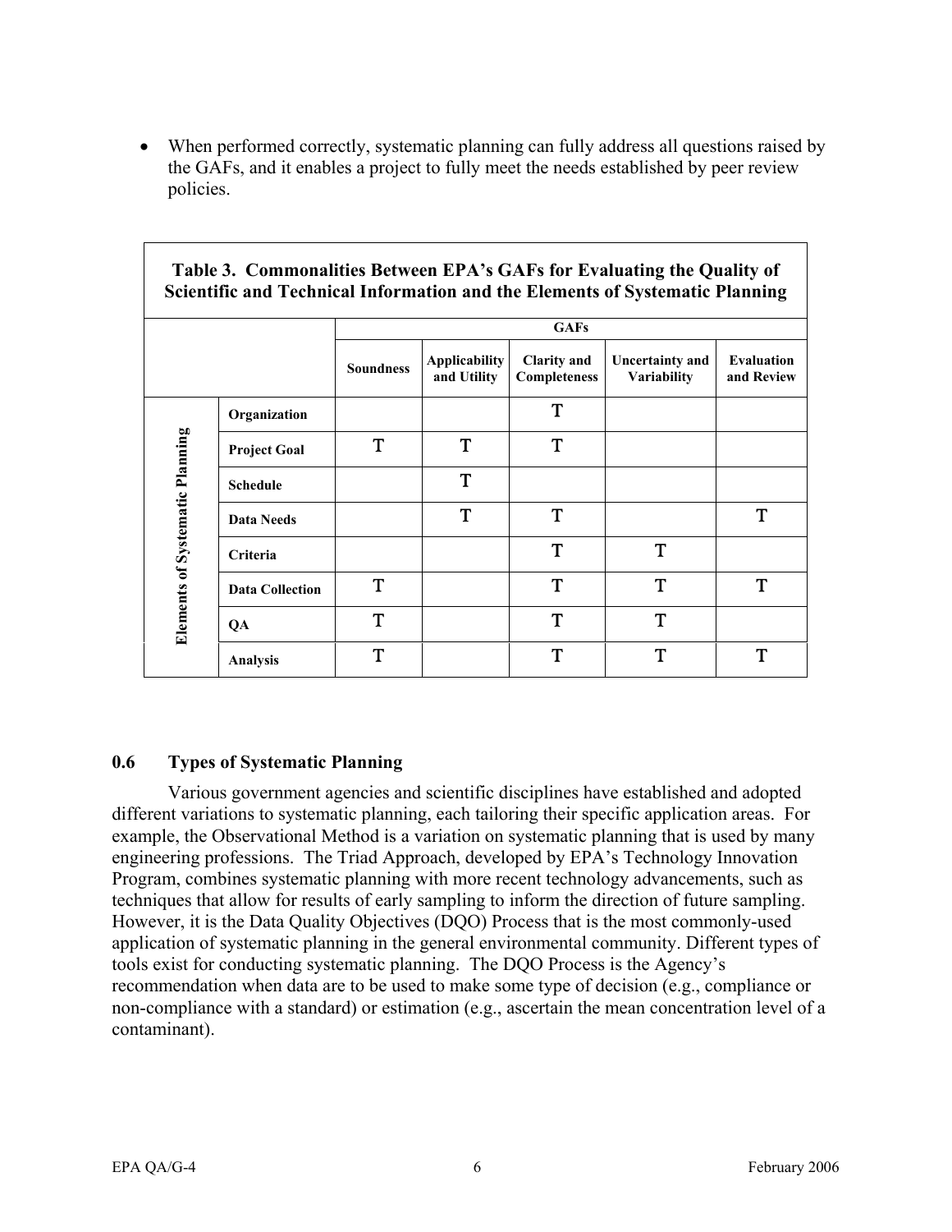- When performed correctly, systematic planning can fully address all questions raised by the GAFs, and it enables a project to fully meet the needs established by peer review policies.

**Table 3. Commonalities Between EPA's GAFs for Evaluating the Quality of Scientific and Technical Information and the Elements of Systematic Planning**

| | | GAFs | | | | |
|---|---|---|---|---|---|---|
| | | Soundness | Applicability and Utility | Clarity and Completeness | Uncertainty and Variability | Evaluation and Review |
| Elements of Systematic Planning | Organization | | | T | | |
| | Project Goal | T | T | T | | |
| | Schedule | | T | | | |
| | Data Needs | | T | T | | T |
| | Criteria | | | T | T | |
| | Data Collection | T | | T | T | T |
| | QA | T | | T | T | |
| | Analysis | T | | T | T | T |

## 0.6 Types of Systematic Planning

Various government agencies and scientific disciplines have established and adopted different variations to systematic planning, each tailoring their specific application areas. For example, the Observational Method is a variation on systematic planning that is used by many engineering professions. The Triad Approach, developed by EPA's Technology Innovation Program, combines systematic planning with more recent technology advancements, such as techniques that allow for results of early sampling to inform the direction of future sampling. However, it is the Data Quality Objectives (DQO) Process that is the most commonly-used application of systematic planning in the general environmental community. Different types of tools exist for conducting systematic planning. The DQO Process is the Agency's recommendation when data are to be used to make some type of decision (e.g., compliance or non-compliance with a standard) or estimation (e.g., ascertain the mean concentration level of a contaminant).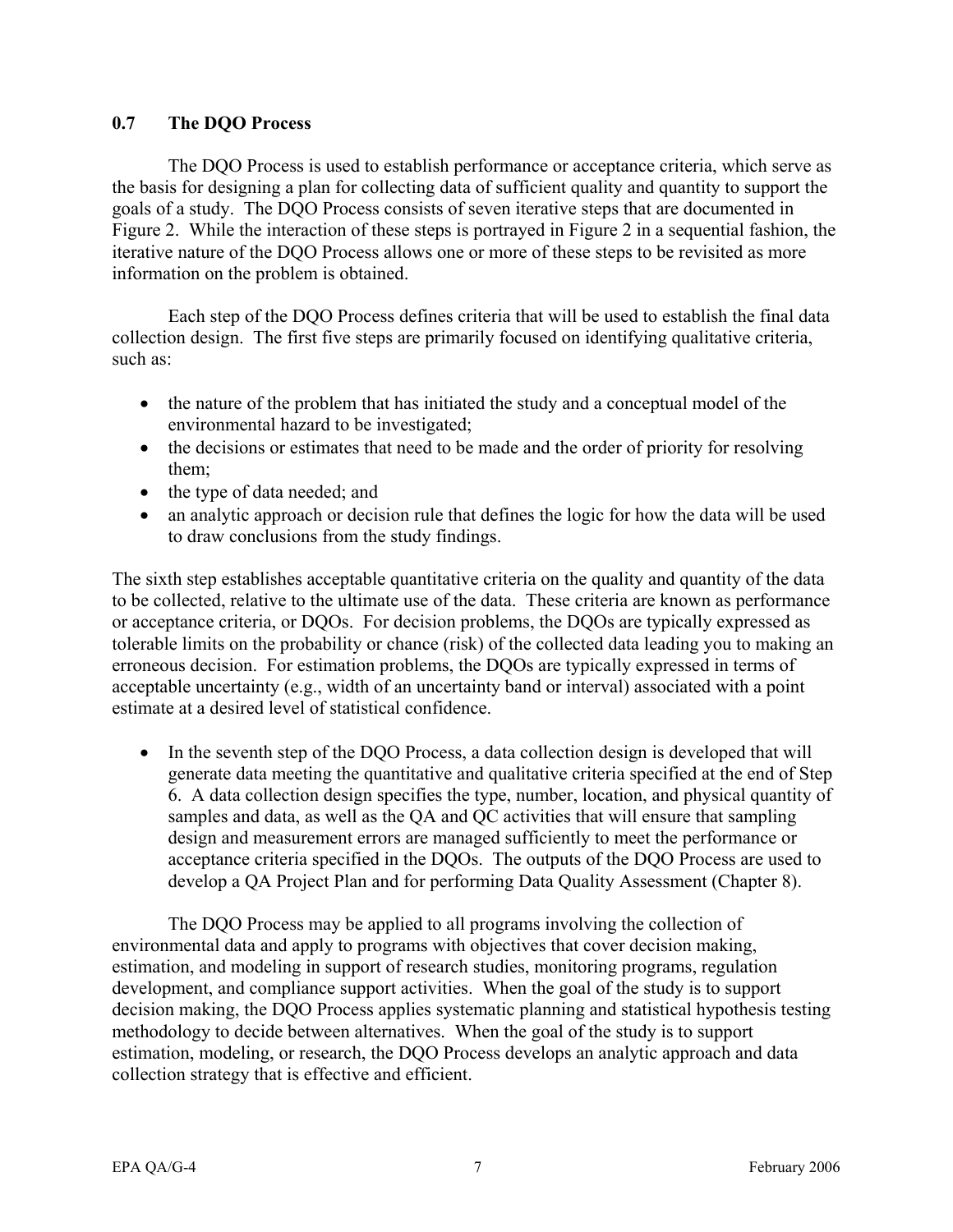## 0.7 The DQO Process

The DQO Process is used to establish performance or acceptance criteria, which serve as the basis for designing a plan for collecting data of sufficient quality and quantity to support the goals of a study. The DQO Process consists of seven iterative steps that are documented in Figure 2. While the interaction of these steps is portrayed in Figure 2 in a sequential fashion, the iterative nature of the DQO Process allows one or more of these steps to be revisited as more information on the problem is obtained.

Each step of the DQO Process defines criteria that will be used to establish the final data collection design. The first five steps are primarily focused on identifying qualitative criteria, such as:

- the nature of the problem that has initiated the study and a conceptual model of the environmental hazard to be investigated;
- the decisions or estimates that need to be made and the order of priority for resolving them;
- the type of data needed; and
- an analytic approach or decision rule that defines the logic for how the data will be used to draw conclusions from the study findings.

The sixth step establishes acceptable quantitative criteria on the quality and quantity of the data to be collected, relative to the ultimate use of the data. These criteria are known as performance or acceptance criteria, or DQOs. For decision problems, the DQOs are typically expressed as tolerable limits on the probability or chance (risk) of the collected data leading you to making an erroneous decision. For estimation problems, the DQOs are typically expressed in terms of acceptable uncertainty (e.g., width of an uncertainty band or interval) associated with a point estimate at a desired level of statistical confidence.

- In the seventh step of the DQO Process, a data collection design is developed that will generate data meeting the quantitative and qualitative criteria specified at the end of Step 6. A data collection design specifies the type, number, location, and physical quantity of samples and data, as well as the QA and QC activities that will ensure that sampling design and measurement errors are managed sufficiently to meet the performance or acceptance criteria specified in the DQOs. The outputs of the DQO Process are used to develop a QA Project Plan and for performing Data Quality Assessment (Chapter 8).

The DQO Process may be applied to all programs involving the collection of environmental data and apply to programs with objectives that cover decision making, estimation, and modeling in support of research studies, monitoring programs, regulation development, and compliance support activities. When the goal of the study is to support decision making, the DQO Process applies systematic planning and statistical hypothesis testing methodology to decide between alternatives. When the goal of the study is to support estimation, modeling, or research, the DQO Process develops an analytic approach and data collection strategy that is effective and efficient.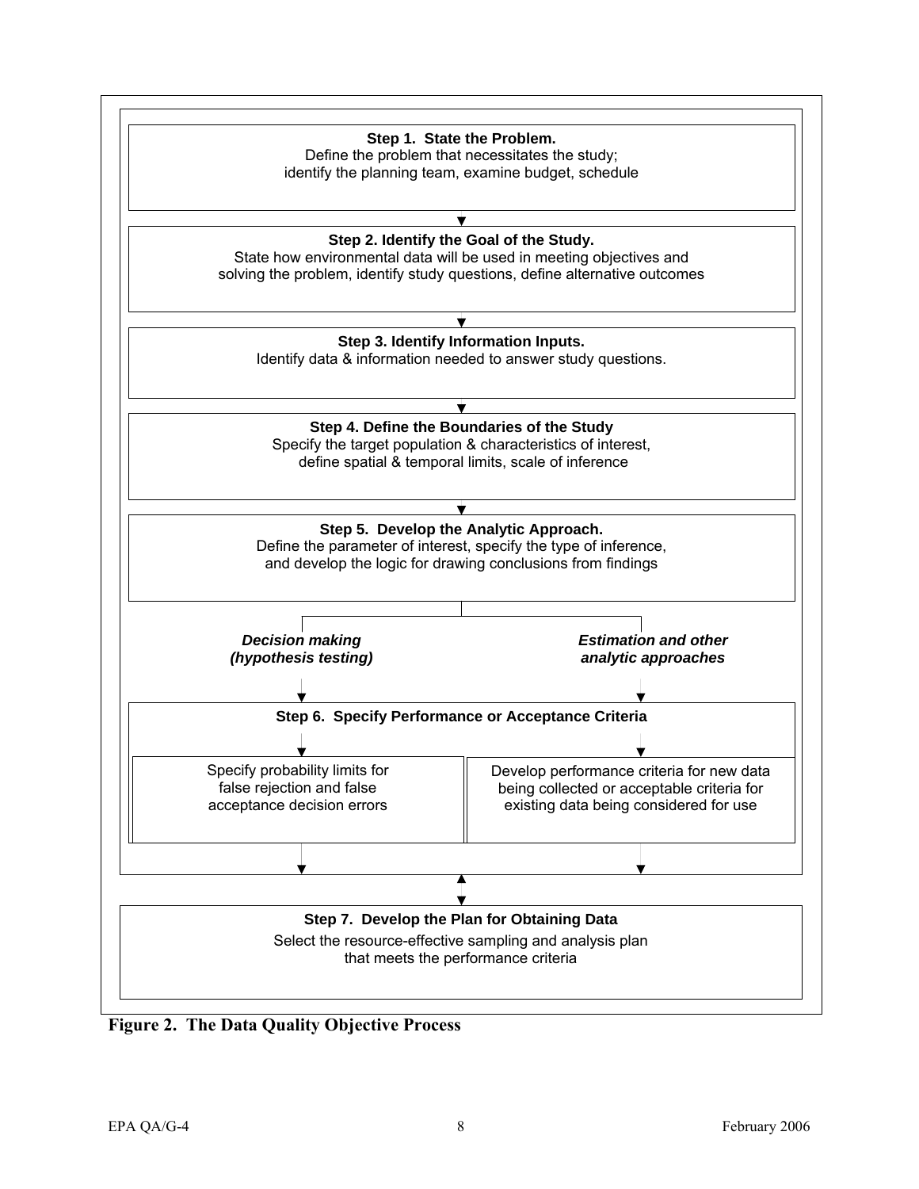**Step 1. State the Problem.**
Define the problem that necessitates the study;
identify the planning team, examine budget, schedule

▼

**Step 2. Identify the Goal of the Study.**
State how environmental data will be used in meeting objectives and
solving the problem, identify study questions, define alternative outcomes

▼

**Step 3. Identify Information Inputs.**
Identify data & information needed to answer study questions.

▼

**Step 4. Define the Boundaries of the Study**
Specify the target population & characteristics of interest,
define spatial & temporal limits, scale of inference

▼

**Step 5. Develop the Analytic Approach.**
Define the parameter of interest, specify the type of inference,
and develop the logic for drawing conclusions from findings

***Decision making (hypothesis testing)***

***Estimation and other analytic approaches***

▼

**Step 6. Specify Performance or Acceptance Criteria**

| Decision making (hypothesis testing) | Estimation and other analytic approaches |
| --- | --- |
| Specify probability limits for false rejection and false acceptance decision errors | Develop performance criteria for new data being collected or acceptable criteria for existing data being considered for use |

▲▼

**Step 7. Develop the Plan for Obtaining Data**
Select the resource-effective sampling and analysis plan
that meets the performance criteria

**Figure 2. The Data Quality Objective Process**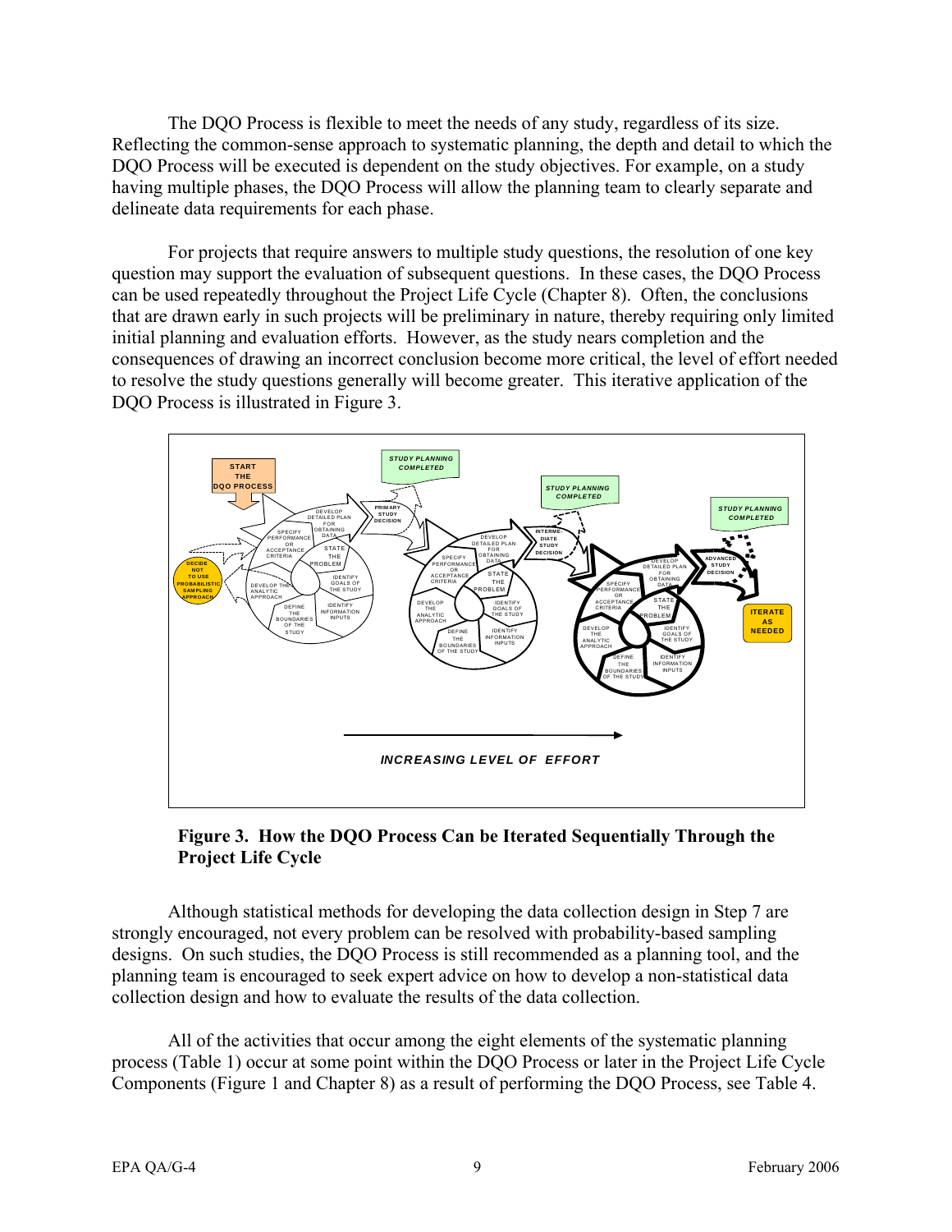The DQO Process is flexible to meet the needs of any study, regardless of its size. Reflecting the common-sense approach to systematic planning, the depth and detail to which the DQO Process will be executed is dependent on the study objectives. For example, on a study having multiple phases, the DQO Process will allow the planning team to clearly separate and delineate data requirements for each phase.

For projects that require answers to multiple study questions, the resolution of one key question may support the evaluation of subsequent questions. In these cases, the DQO Process can be used repeatedly throughout the Project Life Cycle (Chapter 8). Often, the conclusions that are drawn early in such projects will be preliminary in nature, thereby requiring only limited initial planning and evaluation efforts. However, as the study nears completion and the consequences of drawing an incorrect conclusion become more critical, the level of effort needed to resolve the study questions generally will become greater. This iterative application of the DQO Process is illustrated in Figure 3.

**Figure 3. How the DQO Process Can be Iterated Sequentially Through the Project Life Cycle**

Although statistical methods for developing the data collection design in Step 7 are strongly encouraged, not every problem can be resolved with probability-based sampling designs. On such studies, the DQO Process is still recommended as a planning tool, and the planning team is encouraged to seek expert advice on how to develop a non-statistical data collection design and how to evaluate the results of the data collection.

All of the activities that occur among the eight elements of the systematic planning process (Table 1) occur at some point within the DQO Process or later in the Project Life Cycle Components (Figure 1 and Chapter 8) as a result of performing the DQO Process, see Table 4.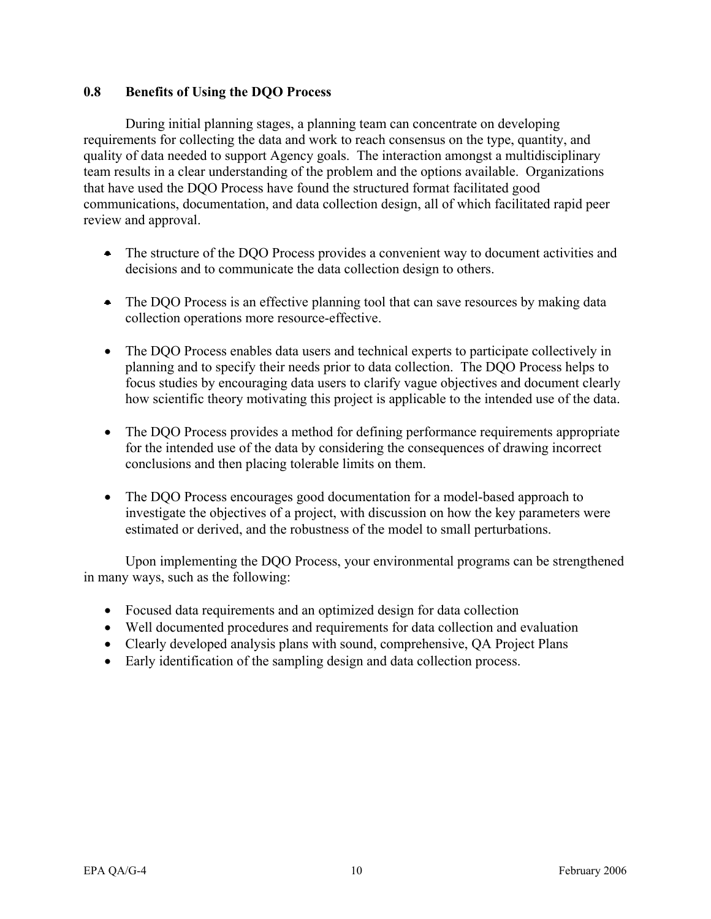## 0.8 Benefits of Using the DQO Process

During initial planning stages, a planning team can concentrate on developing requirements for collecting the data and work to reach consensus on the type, quantity, and quality of data needed to support Agency goals. The interaction amongst a multidisciplinary team results in a clear understanding of the problem and the options available. Organizations that have used the DQO Process have found the structured format facilitated good communications, documentation, and data collection design, all of which facilitated rapid peer review and approval.

- The structure of the DQO Process provides a convenient way to document activities and decisions and to communicate the data collection design to others.
- The DQO Process is an effective planning tool that can save resources by making data collection operations more resource-effective.
- The DQO Process enables data users and technical experts to participate collectively in planning and to specify their needs prior to data collection. The DQO Process helps to focus studies by encouraging data users to clarify vague objectives and document clearly how scientific theory motivating this project is applicable to the intended use of the data.
- The DQO Process provides a method for defining performance requirements appropriate for the intended use of the data by considering the consequences of drawing incorrect conclusions and then placing tolerable limits on them.
- The DQO Process encourages good documentation for a model-based approach to investigate the objectives of a project, with discussion on how the key parameters were estimated or derived, and the robustness of the model to small perturbations.

Upon implementing the DQO Process, your environmental programs can be strengthened in many ways, such as the following:

- Focused data requirements and an optimized design for data collection
- Well documented procedures and requirements for data collection and evaluation
- Clearly developed analysis plans with sound, comprehensive, QA Project Plans
- Early identification of the sampling design and data collection process.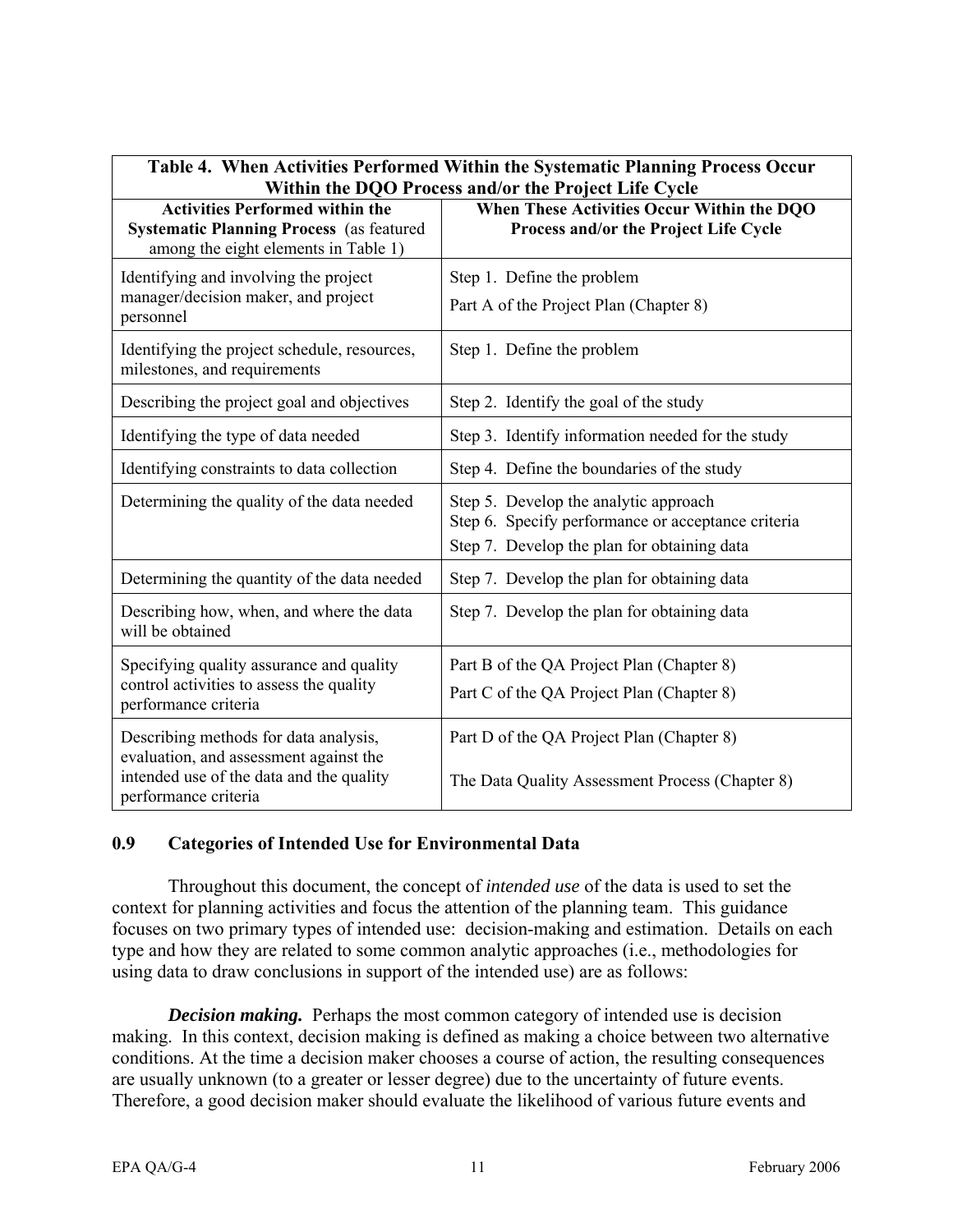**Table 4. When Activities Performed Within the Systematic Planning Process Occur Within the DQO Process and/or the Project Life Cycle**

| Activities Performed within the Systematic Planning Process (as featured among the eight elements in Table 1) | When These Activities Occur Within the DQO Process and/or the Project Life Cycle |
|---|---|
| Identifying and involving the project manager/decision maker, and project personnel | Step 1. Define the problem<br>Part A of the Project Plan (Chapter 8) |
| Identifying the project schedule, resources, milestones, and requirements | Step 1. Define the problem |
| Describing the project goal and objectives | Step 2. Identify the goal of the study |
| Identifying the type of data needed | Step 3. Identify information needed for the study |
| Identifying constraints to data collection | Step 4. Define the boundaries of the study |
| Determining the quality of the data needed | Step 5. Develop the analytic approach<br>Step 6. Specify performance or acceptance criteria<br>Step 7. Develop the plan for obtaining data |
| Determining the quantity of the data needed | Step 7. Develop the plan for obtaining data |
| Describing how, when, and where the data will be obtained | Step 7. Develop the plan for obtaining data |
| Specifying quality assurance and quality control activities to assess the quality performance criteria | Part B of the QA Project Plan (Chapter 8)<br>Part C of the QA Project Plan (Chapter 8) |
| Describing methods for data analysis, evaluation, and assessment against the intended use of the data and the quality performance criteria | Part D of the QA Project Plan (Chapter 8)<br>The Data Quality Assessment Process (Chapter 8) |

## 0.9 Categories of Intended Use for Environmental Data

Throughout this document, the concept of *intended use* of the data is used to set the context for planning activities and focus the attention of the planning team. This guidance focuses on two primary types of intended use: decision-making and estimation. Details on each type and how they are related to some common analytic approaches (i.e., methodologies for using data to draw conclusions in support of the intended use) are as follows:

***Decision making.*** Perhaps the most common category of intended use is decision making. In this context, decision making is defined as making a choice between two alternative conditions. At the time a decision maker chooses a course of action, the resulting consequences are usually unknown (to a greater or lesser degree) due to the uncertainty of future events. Therefore, a good decision maker should evaluate the likelihood of various future events and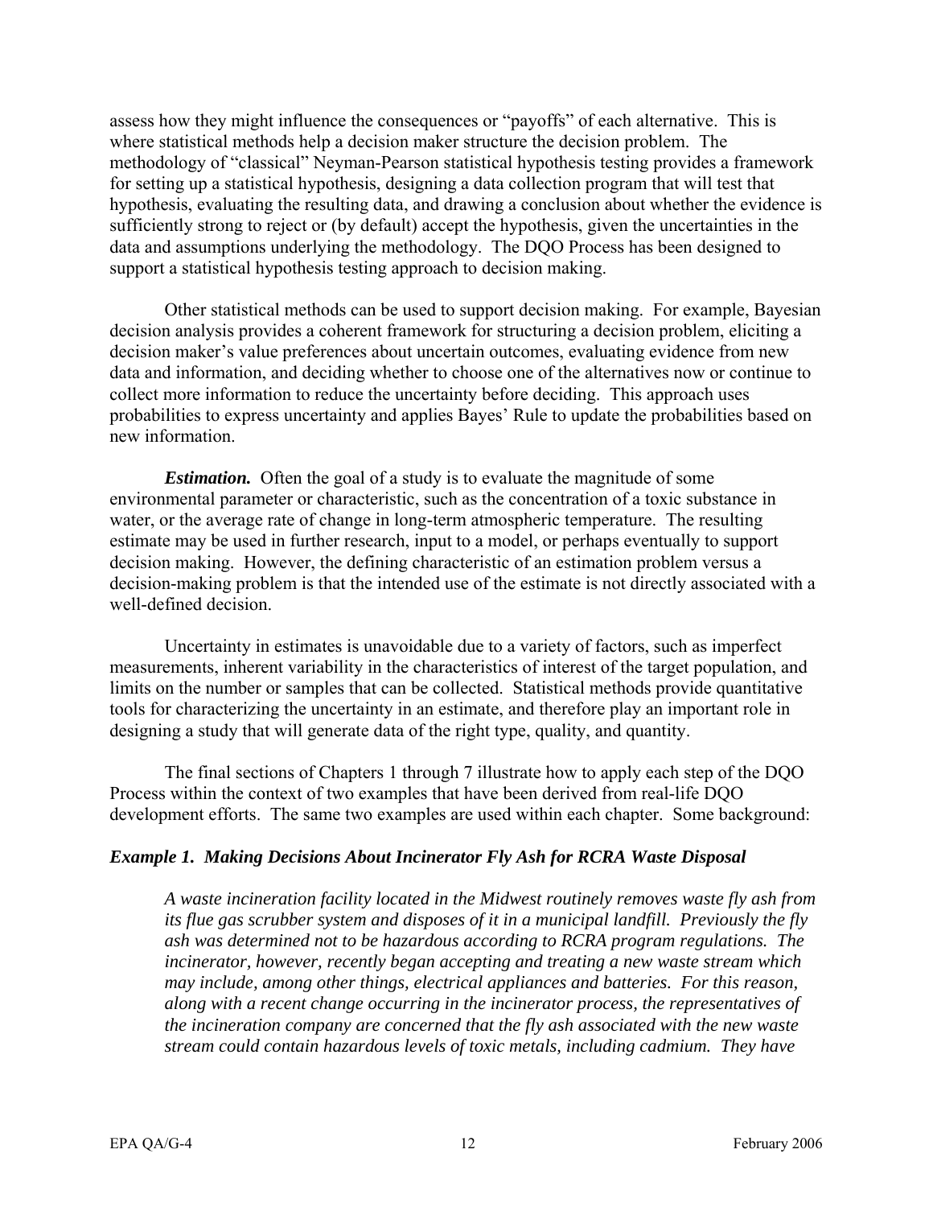assess how they might influence the consequences or "payoffs" of each alternative. This is where statistical methods help a decision maker structure the decision problem. The methodology of "classical" Neyman-Pearson statistical hypothesis testing provides a framework for setting up a statistical hypothesis, designing a data collection program that will test that hypothesis, evaluating the resulting data, and drawing a conclusion about whether the evidence is sufficiently strong to reject or (by default) accept the hypothesis, given the uncertainties in the data and assumptions underlying the methodology. The DQO Process has been designed to support a statistical hypothesis testing approach to decision making.

Other statistical methods can be used to support decision making. For example, Bayesian decision analysis provides a coherent framework for structuring a decision problem, eliciting a decision maker's value preferences about uncertain outcomes, evaluating evidence from new data and information, and deciding whether to choose one of the alternatives now or continue to collect more information to reduce the uncertainty before deciding. This approach uses probabilities to express uncertainty and applies Bayes' Rule to update the probabilities based on new information.

***Estimation.*** Often the goal of a study is to evaluate the magnitude of some environmental parameter or characteristic, such as the concentration of a toxic substance in water, or the average rate of change in long-term atmospheric temperature. The resulting estimate may be used in further research, input to a model, or perhaps eventually to support decision making. However, the defining characteristic of an estimation problem versus a decision-making problem is that the intended use of the estimate is not directly associated with a well-defined decision.

Uncertainty in estimates is unavoidable due to a variety of factors, such as imperfect measurements, inherent variability in the characteristics of interest of the target population, and limits on the number or samples that can be collected. Statistical methods provide quantitative tools for characterizing the uncertainty in an estimate, and therefore play an important role in designing a study that will generate data of the right type, quality, and quantity.

The final sections of Chapters 1 through 7 illustrate how to apply each step of the DQO Process within the context of two examples that have been derived from real-life DQO development efforts. The same two examples are used within each chapter. Some background:

***Example 1. Making Decisions About Incinerator Fly Ash for RCRA Waste Disposal***

*A waste incineration facility located in the Midwest routinely removes waste fly ash from its flue gas scrubber system and disposes of it in a municipal landfill. Previously the fly ash was determined not to be hazardous according to RCRA program regulations. The incinerator, however, recently began accepting and treating a new waste stream which may include, among other things, electrical appliances and batteries. For this reason, along with a recent change occurring in the incinerator process, the representatives of the incineration company are concerned that the fly ash associated with the new waste stream could contain hazardous levels of toxic metals, including cadmium. They have*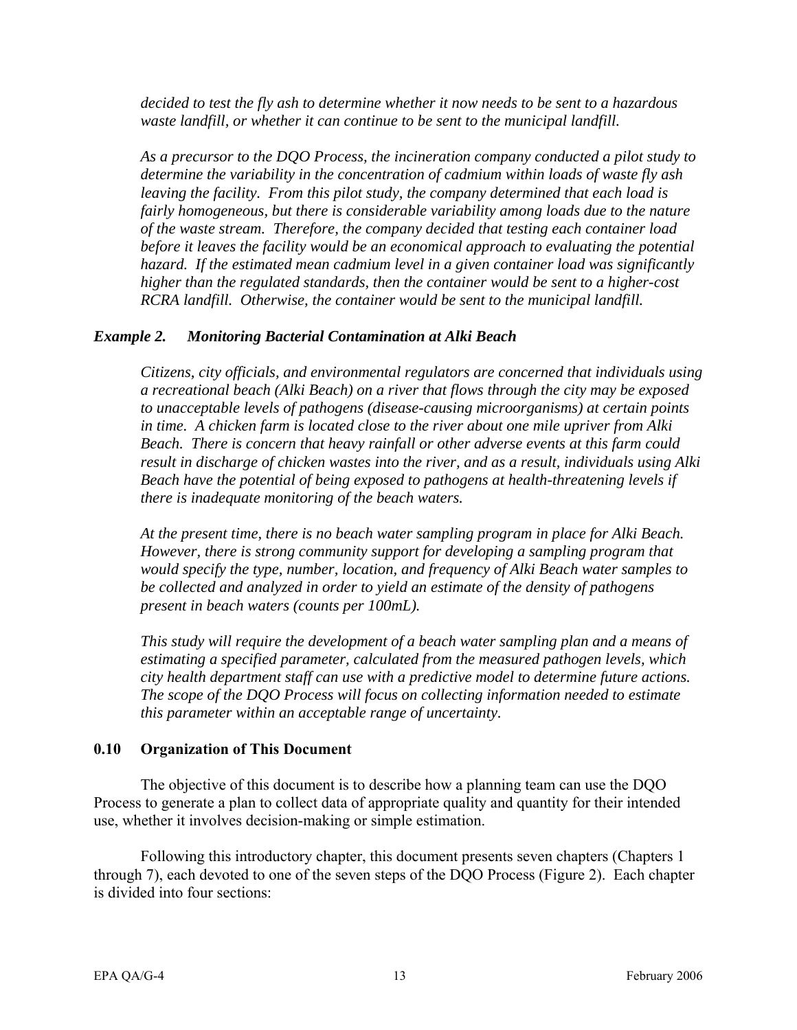*decided to test the fly ash to determine whether it now needs to be sent to a hazardous waste landfill, or whether it can continue to be sent to the municipal landfill.*

*As a precursor to the DQO Process, the incineration company conducted a pilot study to determine the variability in the concentration of cadmium within loads of waste fly ash leaving the facility. From this pilot study, the company determined that each load is fairly homogeneous, but there is considerable variability among loads due to the nature of the waste stream. Therefore, the company decided that testing each container load before it leaves the facility would be an economical approach to evaluating the potential hazard. If the estimated mean cadmium level in a given container load was significantly higher than the regulated standards, then the container would be sent to a higher-cost RCRA landfill. Otherwise, the container would be sent to the municipal landfill.*

***Example 2. Monitoring Bacterial Contamination at Alki Beach***

*Citizens, city officials, and environmental regulators are concerned that individuals using a recreational beach (Alki Beach) on a river that flows through the city may be exposed to unacceptable levels of pathogens (disease-causing microorganisms) at certain points in time. A chicken farm is located close to the river about one mile upriver from Alki Beach. There is concern that heavy rainfall or other adverse events at this farm could result in discharge of chicken wastes into the river, and as a result, individuals using Alki Beach have the potential of being exposed to pathogens at health-threatening levels if there is inadequate monitoring of the beach waters.*

*At the present time, there is no beach water sampling program in place for Alki Beach. However, there is strong community support for developing a sampling program that would specify the type, number, location, and frequency of Alki Beach water samples to be collected and analyzed in order to yield an estimate of the density of pathogens present in beach waters (counts per 100mL).*

*This study will require the development of a beach water sampling plan and a means of estimating a specified parameter, calculated from the measured pathogen levels, which city health department staff can use with a predictive model to determine future actions. The scope of the DQO Process will focus on collecting information needed to estimate this parameter within an acceptable range of uncertainty.*

## 0.10 Organization of This Document

The objective of this document is to describe how a planning team can use the DQO Process to generate a plan to collect data of appropriate quality and quantity for their intended use, whether it involves decision-making or simple estimation.

Following this introductory chapter, this document presents seven chapters (Chapters 1 through 7), each devoted to one of the seven steps of the DQO Process (Figure 2). Each chapter is divided into four sections: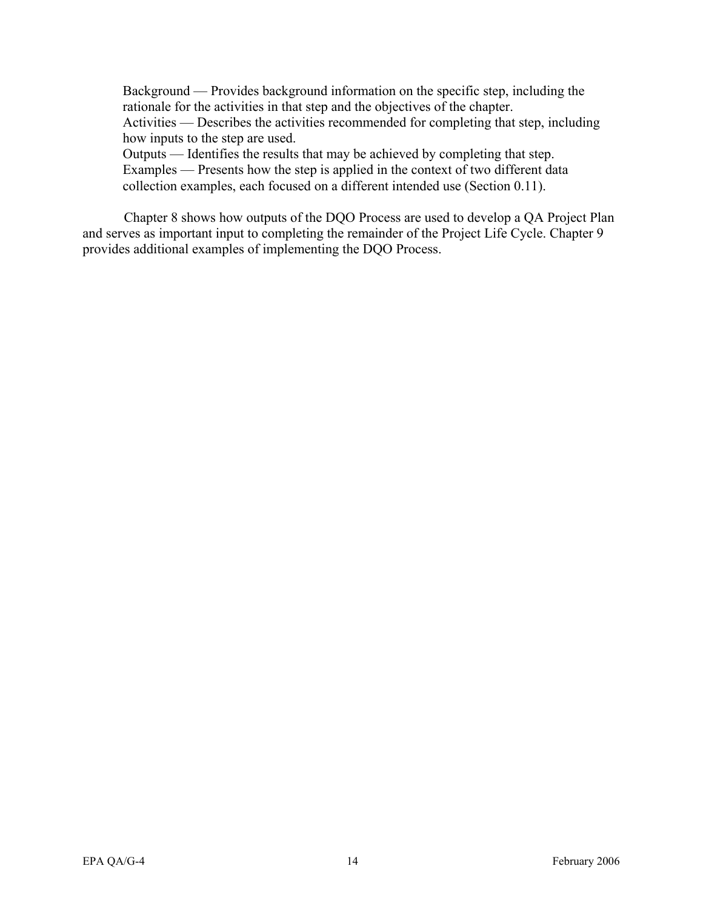Background — Provides background information on the specific step, including the rationale for the activities in that step and the objectives of the chapter.
Activities — Describes the activities recommended for completing that step, including how inputs to the step are used.
Outputs — Identifies the results that may be achieved by completing that step.
Examples — Presents how the step is applied in the context of two different data collection examples, each focused on a different intended use (Section 0.11).

Chapter 8 shows how outputs of the DQO Process are used to develop a QA Project Plan and serves as important input to completing the remainder of the Project Life Cycle. Chapter 9 provides additional examples of implementing the DQO Process.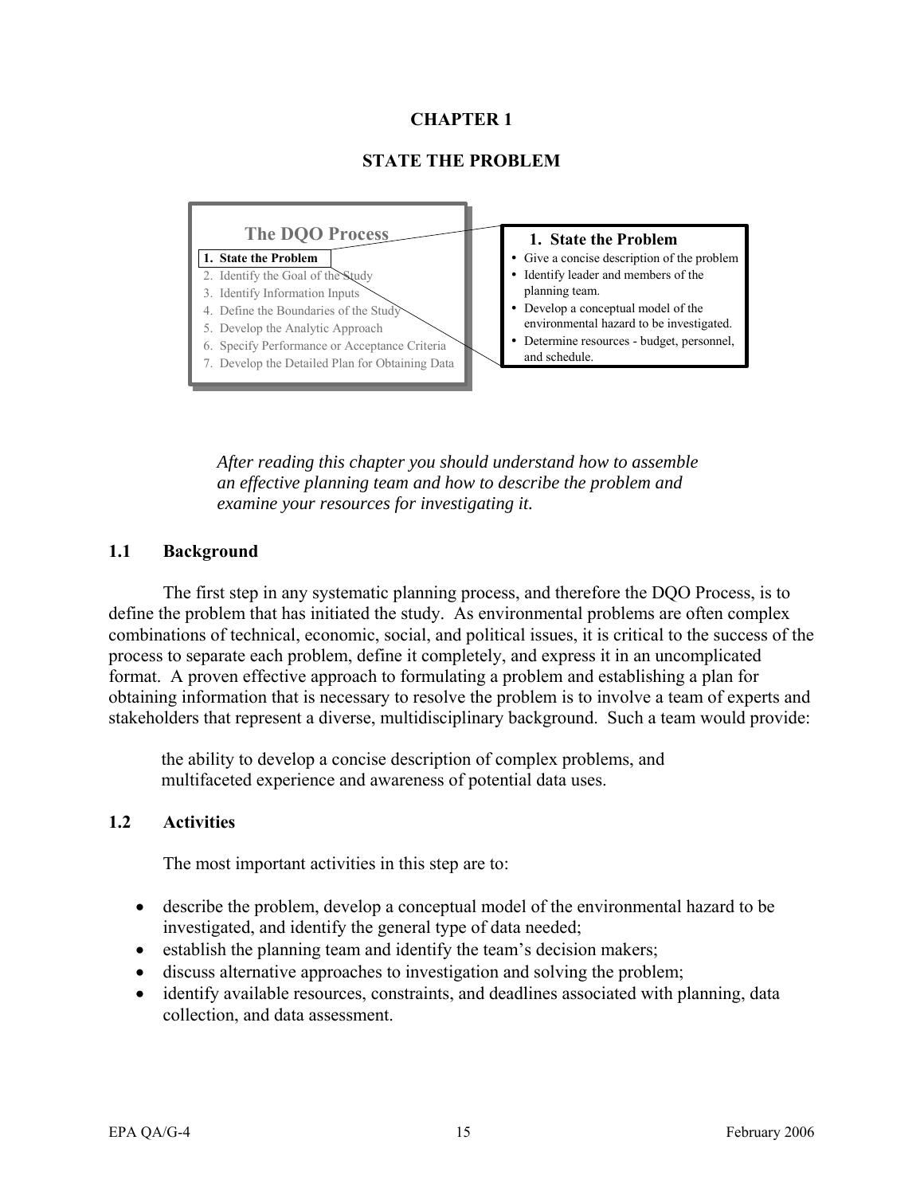# CHAPTER 1

# STATE THE PROBLEM

**The DQO Process**

1. **State the Problem**
2. Identify the Goal of the Study
3. Identify Information Inputs
4. Define the Boundaries of the Study
5. Develop the Analytic Approach
6. Specify Performance or Acceptance Criteria
7. Develop the Detailed Plan for Obtaining Data

**1. State the Problem**

- Give a concise description of the problem
- Identify leader and members of the planning team.
- Develop a conceptual model of the environmental hazard to be investigated.
- Determine resources - budget, personnel, and schedule.

*After reading this chapter you should understand how to assemble an effective planning team and how to describe the problem and examine your resources for investigating it.*

## 1.1 Background

The first step in any systematic planning process, and therefore the DQO Process, is to define the problem that has initiated the study. As environmental problems are often complex combinations of technical, economic, social, and political issues, it is critical to the success of the process to separate each problem, define it completely, and express it in an uncomplicated format. A proven effective approach to formulating a problem and establishing a plan for obtaining information that is necessary to resolve the problem is to involve a team of experts and stakeholders that represent a diverse, multidisciplinary background. Such a team would provide:

the ability to develop a concise description of complex problems, and
multifaceted experience and awareness of potential data uses.

## 1.2 Activities

The most important activities in this step are to:

- describe the problem, develop a conceptual model of the environmental hazard to be investigated, and identify the general type of data needed;
- establish the planning team and identify the team's decision makers;
- discuss alternative approaches to investigation and solving the problem;
- identify available resources, constraints, and deadlines associated with planning, data collection, and data assessment.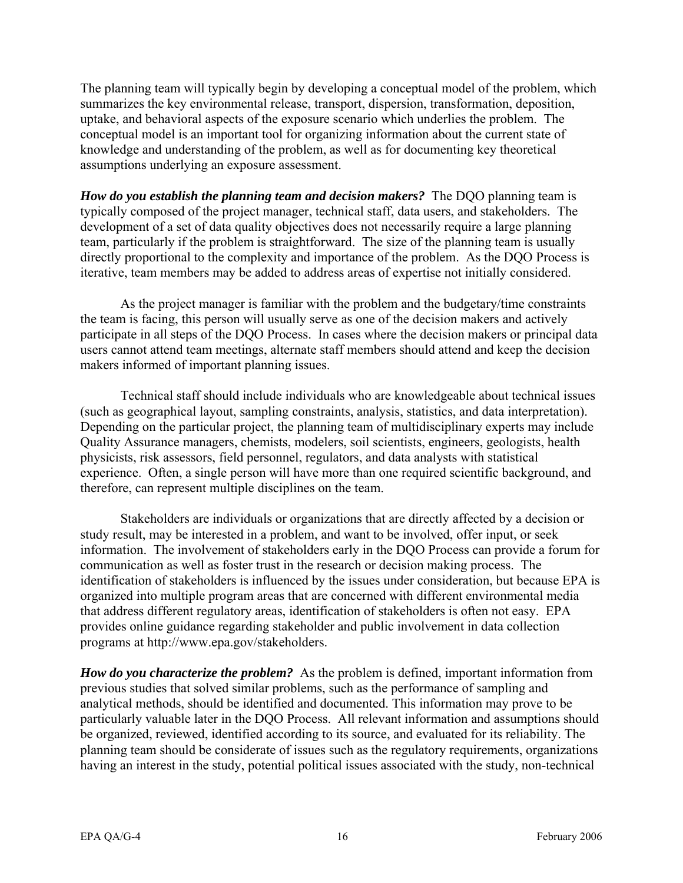The planning team will typically begin by developing a conceptual model of the problem, which summarizes the key environmental release, transport, dispersion, transformation, deposition, uptake, and behavioral aspects of the exposure scenario which underlies the problem. The conceptual model is an important tool for organizing information about the current state of knowledge and understanding of the problem, as well as for documenting key theoretical assumptions underlying an exposure assessment.

***How do you establish the planning team and decision makers?*** The DQO planning team is typically composed of the project manager, technical staff, data users, and stakeholders. The development of a set of data quality objectives does not necessarily require a large planning team, particularly if the problem is straightforward. The size of the planning team is usually directly proportional to the complexity and importance of the problem. As the DQO Process is iterative, team members may be added to address areas of expertise not initially considered.

As the project manager is familiar with the problem and the budgetary/time constraints the team is facing, this person will usually serve as one of the decision makers and actively participate in all steps of the DQO Process. In cases where the decision makers or principal data users cannot attend team meetings, alternate staff members should attend and keep the decision makers informed of important planning issues.

Technical staff should include individuals who are knowledgeable about technical issues (such as geographical layout, sampling constraints, analysis, statistics, and data interpretation). Depending on the particular project, the planning team of multidisciplinary experts may include Quality Assurance managers, chemists, modelers, soil scientists, engineers, geologists, health physicists, risk assessors, field personnel, regulators, and data analysts with statistical experience. Often, a single person will have more than one required scientific background, and therefore, can represent multiple disciplines on the team.

Stakeholders are individuals or organizations that are directly affected by a decision or study result, may be interested in a problem, and want to be involved, offer input, or seek information. The involvement of stakeholders early in the DQO Process can provide a forum for communication as well as foster trust in the research or decision making process. The identification of stakeholders is influenced by the issues under consideration, but because EPA is organized into multiple program areas that are concerned with different environmental media that address different regulatory areas, identification of stakeholders is often not easy. EPA provides online guidance regarding stakeholder and public involvement in data collection programs at http://www.epa.gov/stakeholders.

***How do you characterize the problem?*** As the problem is defined, important information from previous studies that solved similar problems, such as the performance of sampling and analytical methods, should be identified and documented. This information may prove to be particularly valuable later in the DQO Process. All relevant information and assumptions should be organized, reviewed, identified according to its source, and evaluated for its reliability. The planning team should be considerate of issues such as the regulatory requirements, organizations having an interest in the study, potential political issues associated with the study, non-technical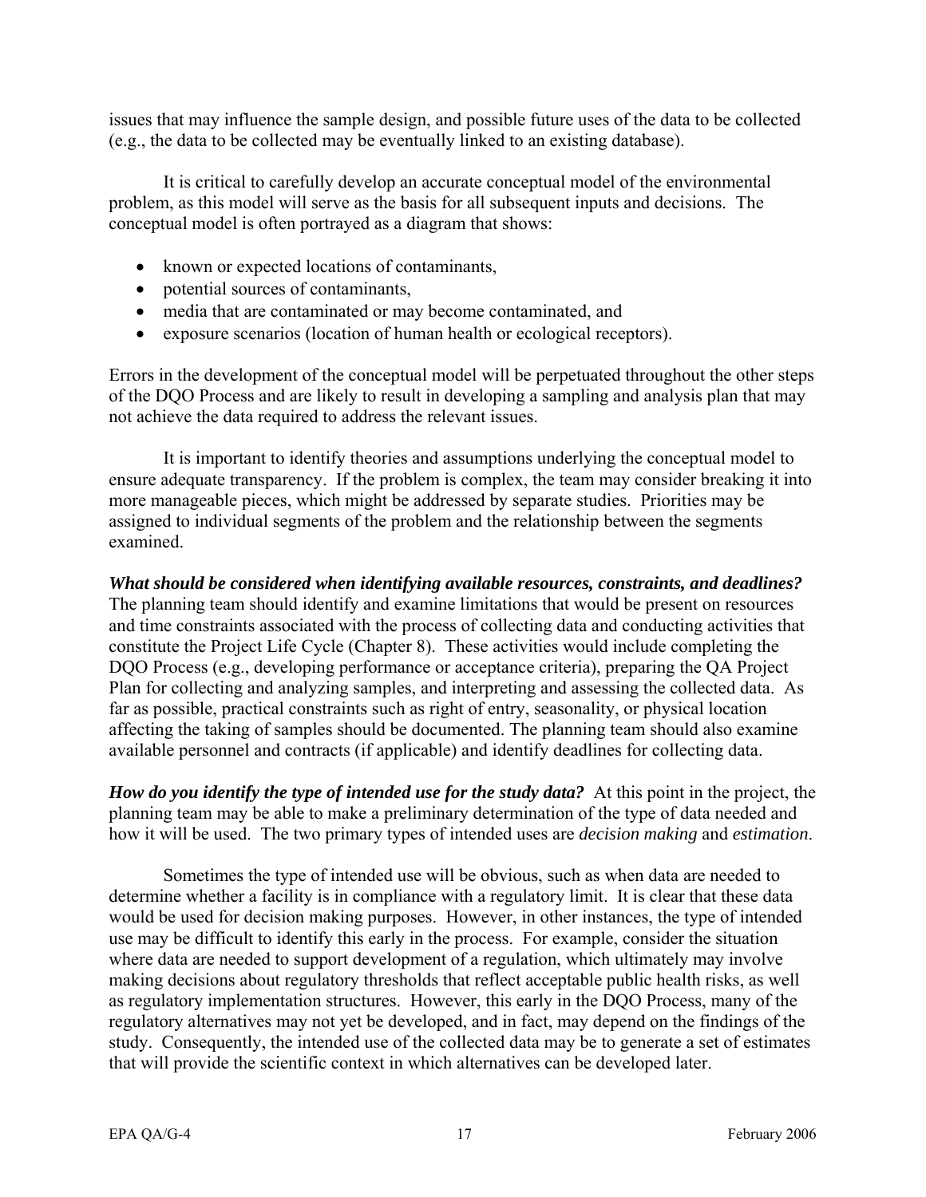issues that may influence the sample design, and possible future uses of the data to be collected (e.g., the data to be collected may be eventually linked to an existing database).

It is critical to carefully develop an accurate conceptual model of the environmental problem, as this model will serve as the basis for all subsequent inputs and decisions. The conceptual model is often portrayed as a diagram that shows:

- known or expected locations of contaminants,
- potential sources of contaminants,
- media that are contaminated or may become contaminated, and
- exposure scenarios (location of human health or ecological receptors).

Errors in the development of the conceptual model will be perpetuated throughout the other steps of the DQO Process and are likely to result in developing a sampling and analysis plan that may not achieve the data required to address the relevant issues.

It is important to identify theories and assumptions underlying the conceptual model to ensure adequate transparency. If the problem is complex, the team may consider breaking it into more manageable pieces, which might be addressed by separate studies. Priorities may be assigned to individual segments of the problem and the relationship between the segments examined.

***What should be considered when identifying available resources, constraints, and deadlines?*** The planning team should identify and examine limitations that would be present on resources and time constraints associated with the process of collecting data and conducting activities that constitute the Project Life Cycle (Chapter 8). These activities would include completing the DQO Process (e.g., developing performance or acceptance criteria), preparing the QA Project Plan for collecting and analyzing samples, and interpreting and assessing the collected data. As far as possible, practical constraints such as right of entry, seasonality, or physical location affecting the taking of samples should be documented. The planning team should also examine available personnel and contracts (if applicable) and identify deadlines for collecting data.

***How do you identify the type of intended use for the study data?*** At this point in the project, the planning team may be able to make a preliminary determination of the type of data needed and how it will be used. The two primary types of intended uses are *decision making* and *estimation*.

Sometimes the type of intended use will be obvious, such as when data are needed to determine whether a facility is in compliance with a regulatory limit. It is clear that these data would be used for decision making purposes. However, in other instances, the type of intended use may be difficult to identify this early in the process. For example, consider the situation where data are needed to support development of a regulation, which ultimately may involve making decisions about regulatory thresholds that reflect acceptable public health risks, as well as regulatory implementation structures. However, this early in the DQO Process, many of the regulatory alternatives may not yet be developed, and in fact, may depend on the findings of the study. Consequently, the intended use of the collected data may be to generate a set of estimates that will provide the scientific context in which alternatives can be developed later.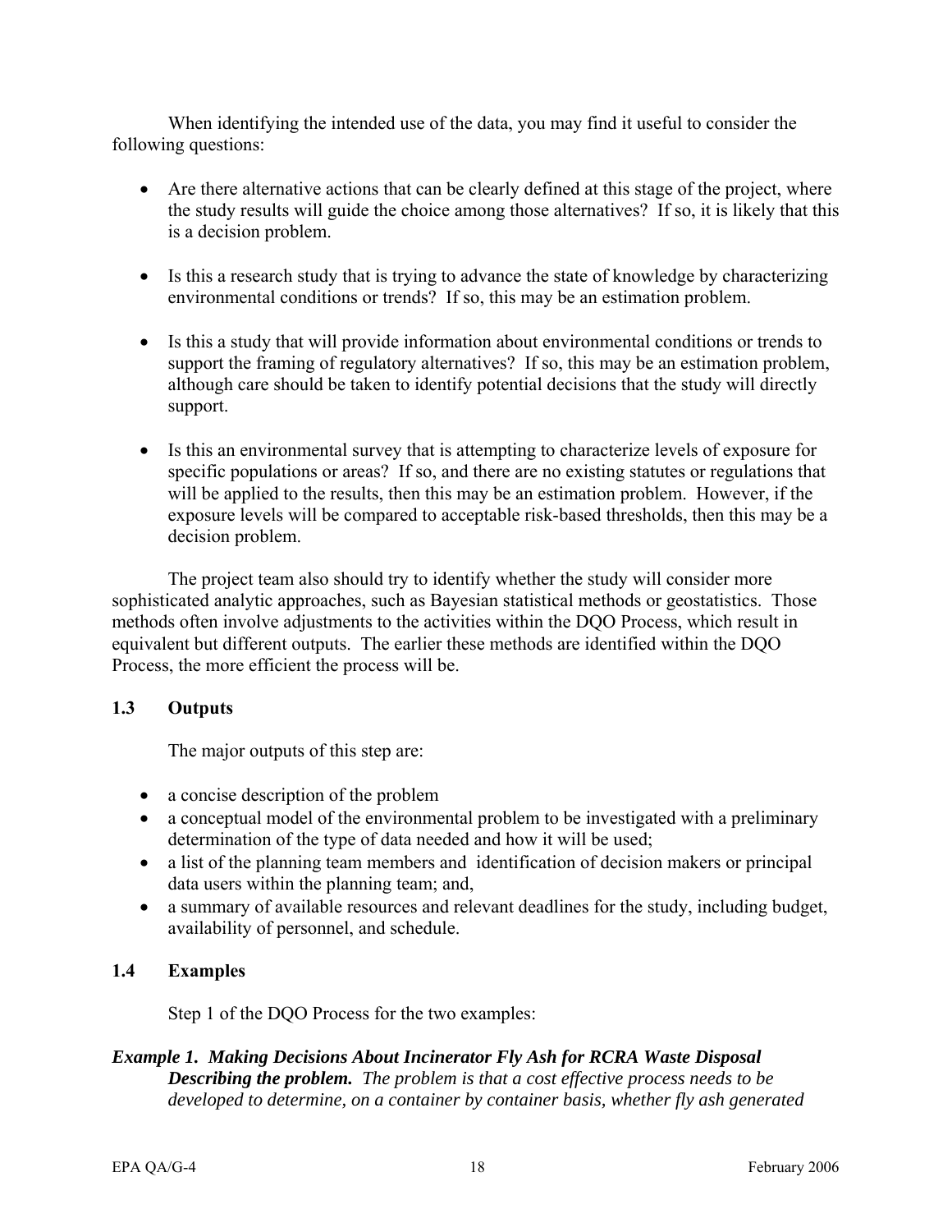When identifying the intended use of the data, you may find it useful to consider the following questions:

- Are there alternative actions that can be clearly defined at this stage of the project, where the study results will guide the choice among those alternatives? If so, it is likely that this is a decision problem.
- Is this a research study that is trying to advance the state of knowledge by characterizing environmental conditions or trends? If so, this may be an estimation problem.
- Is this a study that will provide information about environmental conditions or trends to support the framing of regulatory alternatives? If so, this may be an estimation problem, although care should be taken to identify potential decisions that the study will directly support.
- Is this an environmental survey that is attempting to characterize levels of exposure for specific populations or areas? If so, and there are no existing statutes or regulations that will be applied to the results, then this may be an estimation problem. However, if the exposure levels will be compared to acceptable risk-based thresholds, then this may be a decision problem.

The project team also should try to identify whether the study will consider more sophisticated analytic approaches, such as Bayesian statistical methods or geostatistics. Those methods often involve adjustments to the activities within the DQO Process, which result in equivalent but different outputs. The earlier these methods are identified within the DQO Process, the more efficient the process will be.

## 1.3 Outputs

The major outputs of this step are:

- a concise description of the problem
- a conceptual model of the environmental problem to be investigated with a preliminary determination of the type of data needed and how it will be used;
- a list of the planning team members and identification of decision makers or principal data users within the planning team; and,
- a summary of available resources and relevant deadlines for the study, including budget, availability of personnel, and schedule.

## 1.4 Examples

Step 1 of the DQO Process for the two examples:

***Example 1. Making Decisions About Incinerator Fly Ash for RCRA Waste Disposal***

***Describing the problem.*** *The problem is that a cost effective process needs to be developed to determine, on a container by container basis, whether fly ash generated*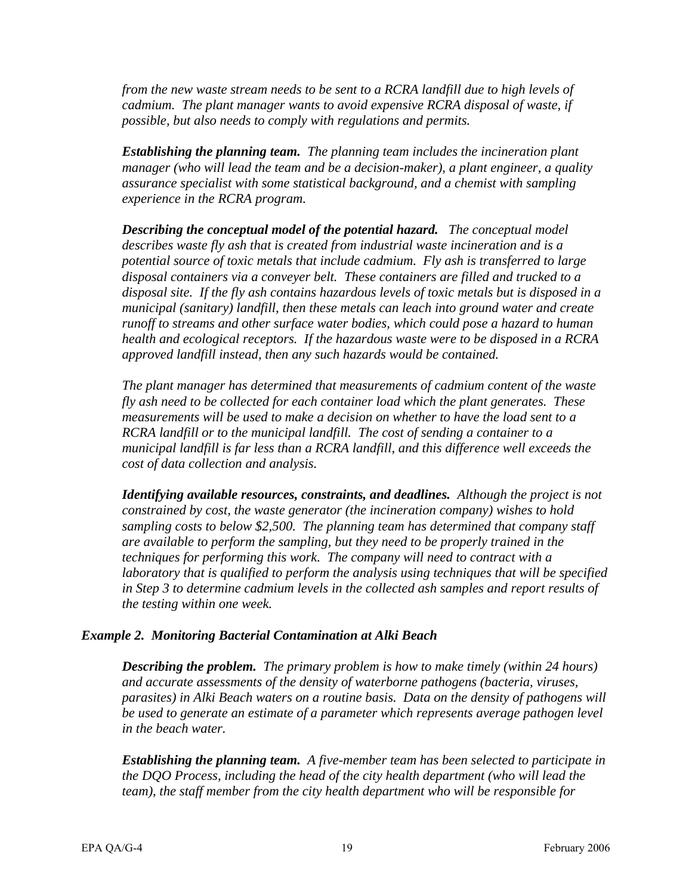*from the new waste stream needs to be sent to a RCRA landfill due to high levels of cadmium. The plant manager wants to avoid expensive RCRA disposal of waste, if possible, but also needs to comply with regulations and permits.*

***Establishing the planning team.*** *The planning team includes the incineration plant manager (who will lead the team and be a decision-maker), a plant engineer, a quality assurance specialist with some statistical background, and a chemist with sampling experience in the RCRA program.*

***Describing the conceptual model of the potential hazard.*** *The conceptual model describes waste fly ash that is created from industrial waste incineration and is a potential source of toxic metals that include cadmium. Fly ash is transferred to large disposal containers via a conveyer belt. These containers are filled and trucked to a disposal site. If the fly ash contains hazardous levels of toxic metals but is disposed in a municipal (sanitary) landfill, then these metals can leach into ground water and create runoff to streams and other surface water bodies, which could pose a hazard to human health and ecological receptors. If the hazardous waste were to be disposed in a RCRA approved landfill instead, then any such hazards would be contained.*

*The plant manager has determined that measurements of cadmium content of the waste fly ash need to be collected for each container load which the plant generates. These measurements will be used to make a decision on whether to have the load sent to a RCRA landfill or to the municipal landfill. The cost of sending a container to a municipal landfill is far less than a RCRA landfill, and this difference well exceeds the cost of data collection and analysis.*

***Identifying available resources, constraints, and deadlines.*** *Although the project is not constrained by cost, the waste generator (the incineration company) wishes to hold sampling costs to below $2,500. The planning team has determined that company staff are available to perform the sampling, but they need to be properly trained in the techniques for performing this work. The company will need to contract with a laboratory that is qualified to perform the analysis using techniques that will be specified in Step 3 to determine cadmium levels in the collected ash samples and report results of the testing within one week.*

### *Example 2. Monitoring Bacterial Contamination at Alki Beach*

***Describing the problem.*** *The primary problem is how to make timely (within 24 hours) and accurate assessments of the density of waterborne pathogens (bacteria, viruses, parasites) in Alki Beach waters on a routine basis. Data on the density of pathogens will be used to generate an estimate of a parameter which represents average pathogen level in the beach water.*

***Establishing the planning team.*** *A five-member team has been selected to participate in the DQO Process, including the head of the city health department (who will lead the team), the staff member from the city health department who will be responsible for*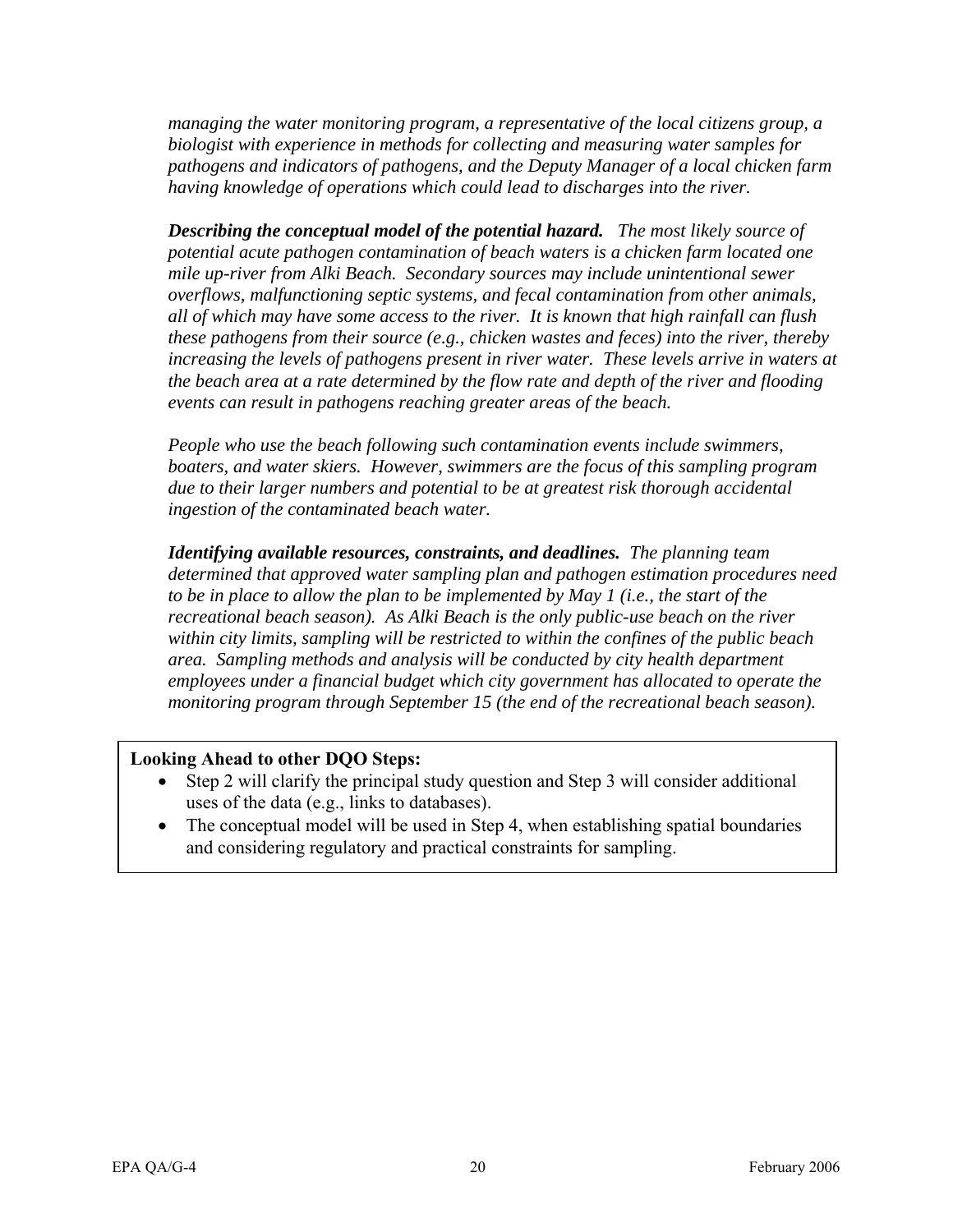*managing the water monitoring program, a representative of the local citizens group, a biologist with experience in methods for collecting and measuring water samples for pathogens and indicators of pathogens, and the Deputy Manager of a local chicken farm having knowledge of operations which could lead to discharges into the river.*

***Describing the conceptual model of the potential hazard.*** *The most likely source of potential acute pathogen contamination of beach waters is a chicken farm located one mile up-river from Alki Beach. Secondary sources may include unintentional sewer overflows, malfunctioning septic systems, and fecal contamination from other animals, all of which may have some access to the river. It is known that high rainfall can flush these pathogens from their source (e.g., chicken wastes and feces) into the river, thereby increasing the levels of pathogens present in river water. These levels arrive in waters at the beach area at a rate determined by the flow rate and depth of the river and flooding events can result in pathogens reaching greater areas of the beach.*

*People who use the beach following such contamination events include swimmers, boaters, and water skiers. However, swimmers are the focus of this sampling program due to their larger numbers and potential to be at greatest risk thorough accidental ingestion of the contaminated beach water.*

***Identifying available resources, constraints, and deadlines.*** *The planning team determined that approved water sampling plan and pathogen estimation procedures need to be in place to allow the plan to be implemented by May 1 (i.e., the start of the recreational beach season). As Alki Beach is the only public-use beach on the river within city limits, sampling will be restricted to within the confines of the public beach area. Sampling methods and analysis will be conducted by city health department employees under a financial budget which city government has allocated to operate the monitoring program through September 15 (the end of the recreational beach season).*

**Looking Ahead to other DQO Steps:**

- Step 2 will clarify the principal study question and Step 3 will consider additional uses of the data (e.g., links to databases).
- The conceptual model will be used in Step 4, when establishing spatial boundaries and considering regulatory and practical constraints for sampling.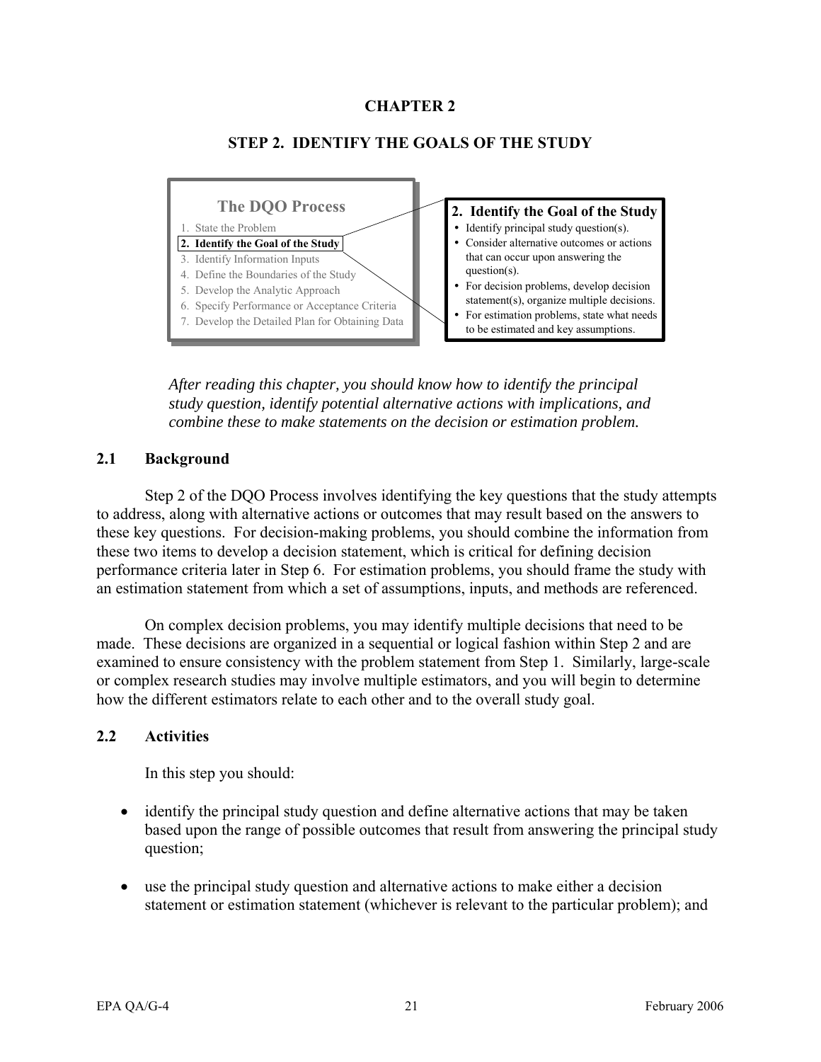# CHAPTER 2

## STEP 2. IDENTIFY THE GOALS OF THE STUDY

**The DQO Process**

1. State the Problem
2. **Identify the Goal of the Study**
3. Identify Information Inputs
4. Define the Boundaries of the Study
5. Develop the Analytic Approach
6. Specify Performance or Acceptance Criteria
7. Develop the Detailed Plan for Obtaining Data

**2. Identify the Goal of the Study**

- Identify principal study question(s).
- Consider alternative outcomes or actions that can occur upon answering the question(s).
- For decision problems, develop decision statement(s), organize multiple decisions.
- For estimation problems, state what needs to be estimated and key assumptions.

*After reading this chapter, you should know how to identify the principal study question, identify potential alternative actions with implications, and combine these to make statements on the decision or estimation problem.*

### 2.1 Background

Step 2 of the DQO Process involves identifying the key questions that the study attempts to address, along with alternative actions or outcomes that may result based on the answers to these key questions. For decision-making problems, you should combine the information from these two items to develop a decision statement, which is critical for defining decision performance criteria later in Step 6. For estimation problems, you should frame the study with an estimation statement from which a set of assumptions, inputs, and methods are referenced.

On complex decision problems, you may identify multiple decisions that need to be made. These decisions are organized in a sequential or logical fashion within Step 2 and are examined to ensure consistency with the problem statement from Step 1. Similarly, large-scale or complex research studies may involve multiple estimators, and you will begin to determine how the different estimators relate to each other and to the overall study goal.

### 2.2 Activities

In this step you should:

- identify the principal study question and define alternative actions that may be taken based upon the range of possible outcomes that result from answering the principal study question;
- use the principal study question and alternative actions to make either a decision statement or estimation statement (whichever is relevant to the particular problem); and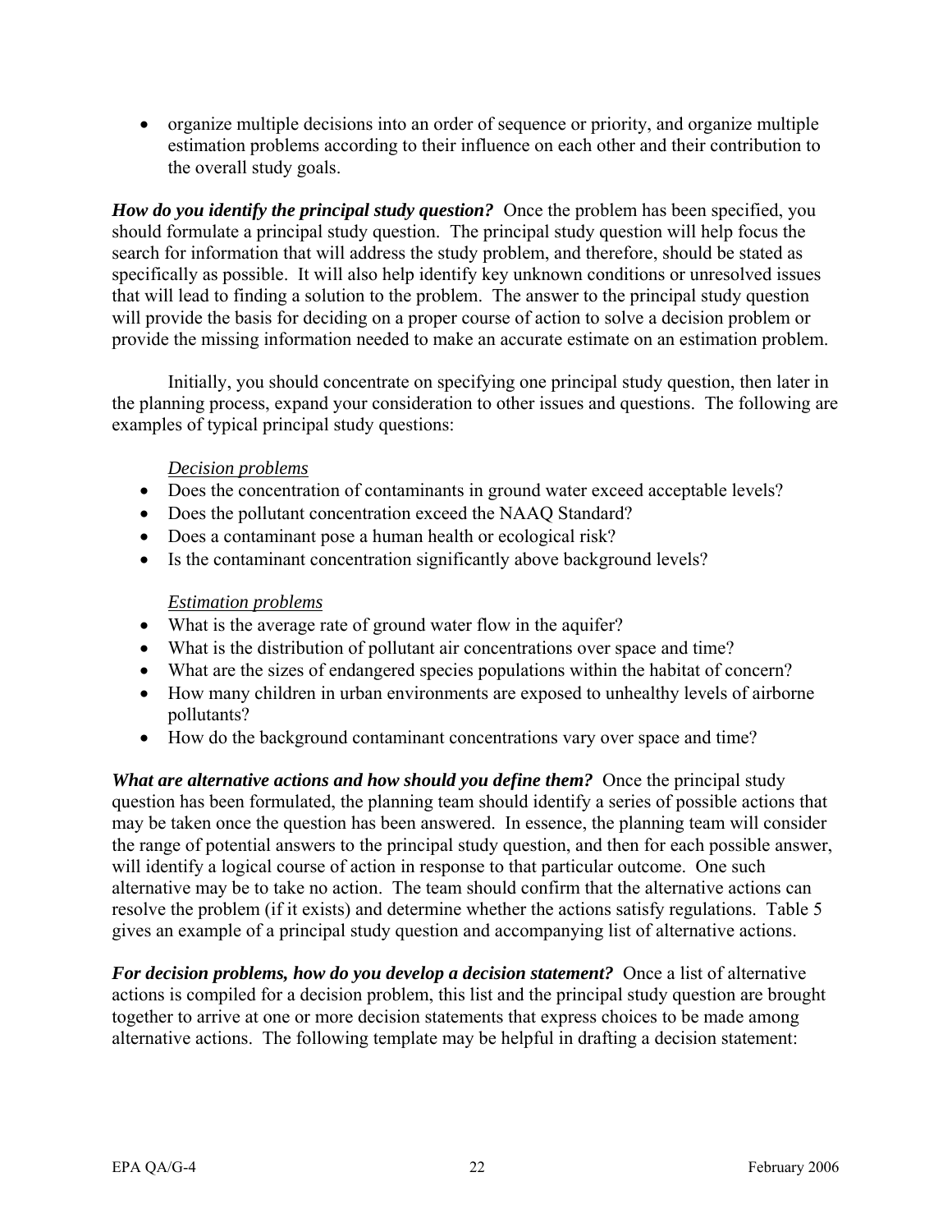- organize multiple decisions into an order of sequence or priority, and organize multiple estimation problems according to their influence on each other and their contribution to the overall study goals.

***How do you identify the principal study question?*** Once the problem has been specified, you should formulate a principal study question. The principal study question will help focus the search for information that will address the study problem, and therefore, should be stated as specifically as possible. It will also help identify key unknown conditions or unresolved issues that will lead to finding a solution to the problem. The answer to the principal study question will provide the basis for deciding on a proper course of action to solve a decision problem or provide the missing information needed to make an accurate estimate on an estimation problem.

Initially, you should concentrate on specifying one principal study question, then later in the planning process, expand your consideration to other issues and questions. The following are examples of typical principal study questions:

*Decision problems*

- Does the concentration of contaminants in ground water exceed acceptable levels?
- Does the pollutant concentration exceed the NAAQ Standard?
- Does a contaminant pose a human health or ecological risk?
- Is the contaminant concentration significantly above background levels?

*Estimation problems*

- What is the average rate of ground water flow in the aquifer?
- What is the distribution of pollutant air concentrations over space and time?
- What are the sizes of endangered species populations within the habitat of concern?
- How many children in urban environments are exposed to unhealthy levels of airborne pollutants?
- How do the background contaminant concentrations vary over space and time?

***What are alternative actions and how should you define them?*** Once the principal study question has been formulated, the planning team should identify a series of possible actions that may be taken once the question has been answered. In essence, the planning team will consider the range of potential answers to the principal study question, and then for each possible answer, will identify a logical course of action in response to that particular outcome. One such alternative may be to take no action. The team should confirm that the alternative actions can resolve the problem (if it exists) and determine whether the actions satisfy regulations. Table 5 gives an example of a principal study question and accompanying list of alternative actions.

***For decision problems, how do you develop a decision statement?*** Once a list of alternative actions is compiled for a decision problem, this list and the principal study question are brought together to arrive at one or more decision statements that express choices to be made among alternative actions. The following template may be helpful in drafting a decision statement: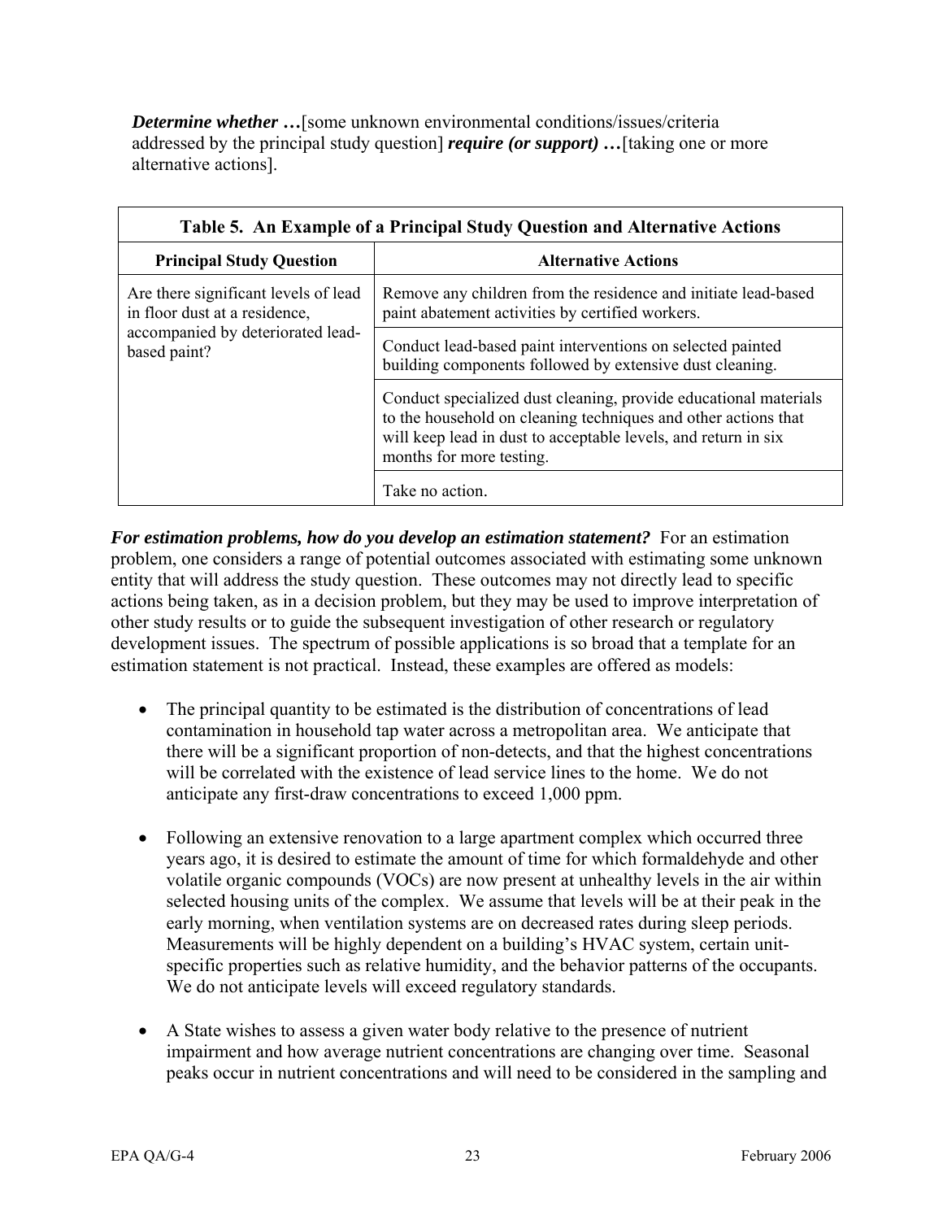***Determine whether …***[some unknown environmental conditions/issues/criteria addressed by the principal study question] ***require (or support) …***[taking one or more alternative actions].

**Table 5. An Example of a Principal Study Question and Alternative Actions**

| Principal Study Question | Alternative Actions |
|---|---|
| Are there significant levels of lead in floor dust at a residence, accompanied by deteriorated lead-based paint? | Remove any children from the residence and initiate lead-based paint abatement activities by certified workers. |
| | Conduct lead-based paint interventions on selected painted building components followed by extensive dust cleaning. |
| | Conduct specialized dust cleaning, provide educational materials to the household on cleaning techniques and other actions that will keep lead in dust to acceptable levels, and return in six months for more testing. |
| | Take no action. |

***For estimation problems, how do you develop an estimation statement?*** For an estimation problem, one considers a range of potential outcomes associated with estimating some unknown entity that will address the study question. These outcomes may not directly lead to specific actions being taken, as in a decision problem, but they may be used to improve interpretation of other study results or to guide the subsequent investigation of other research or regulatory development issues. The spectrum of possible applications is so broad that a template for an estimation statement is not practical. Instead, these examples are offered as models:

- The principal quantity to be estimated is the distribution of concentrations of lead contamination in household tap water across a metropolitan area. We anticipate that there will be a significant proportion of non-detects, and that the highest concentrations will be correlated with the existence of lead service lines to the home. We do not anticipate any first-draw concentrations to exceed 1,000 ppm.

- Following an extensive renovation to a large apartment complex which occurred three years ago, it is desired to estimate the amount of time for which formaldehyde and other volatile organic compounds (VOCs) are now present at unhealthy levels in the air within selected housing units of the complex. We assume that levels will be at their peak in the early morning, when ventilation systems are on decreased rates during sleep periods. Measurements will be highly dependent on a building's HVAC system, certain unit-specific properties such as relative humidity, and the behavior patterns of the occupants. We do not anticipate levels will exceed regulatory standards.

- A State wishes to assess a given water body relative to the presence of nutrient impairment and how average nutrient concentrations are changing over time. Seasonal peaks occur in nutrient concentrations and will need to be considered in the sampling and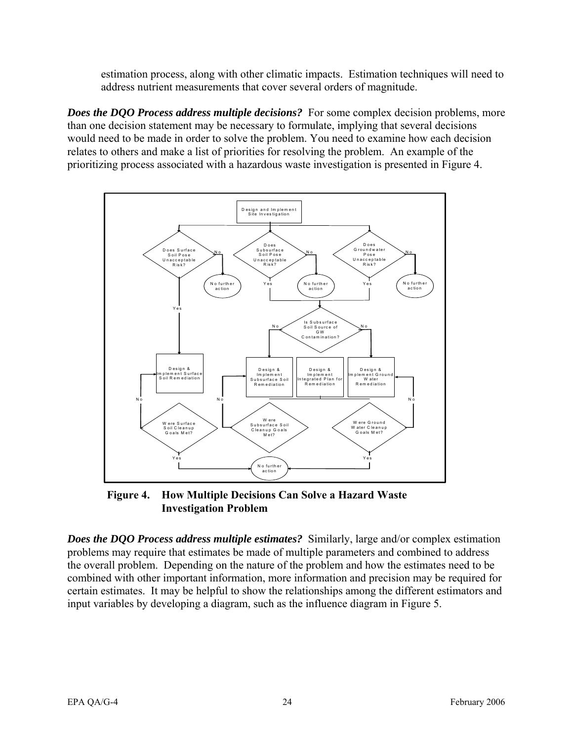estimation process, along with other climatic impacts. Estimation techniques will need to address nutrient measurements that cover several orders of magnitude.

***Does the DQO Process address multiple decisions?*** For some complex decision problems, more than one decision statement may be necessary to formulate, implying that several decisions would need to be made in order to solve the problem. You need to examine how each decision relates to others and make a list of priorities for resolving the problem. An example of the prioritizing process associated with a hazardous waste investigation is presented in Figure 4.

**Figure 4. How Multiple Decisions Can Solve a Hazard Waste Investigation Problem**

***Does the DQO Process address multiple estimates?*** Similarly, large and/or complex estimation problems may require that estimates be made of multiple parameters and combined to address the overall problem. Depending on the nature of the problem and how the estimates need to be combined with other important information, more information and precision may be required for certain estimates. It may be helpful to show the relationships among the different estimators and input variables by developing a diagram, such as the influence diagram in Figure 5.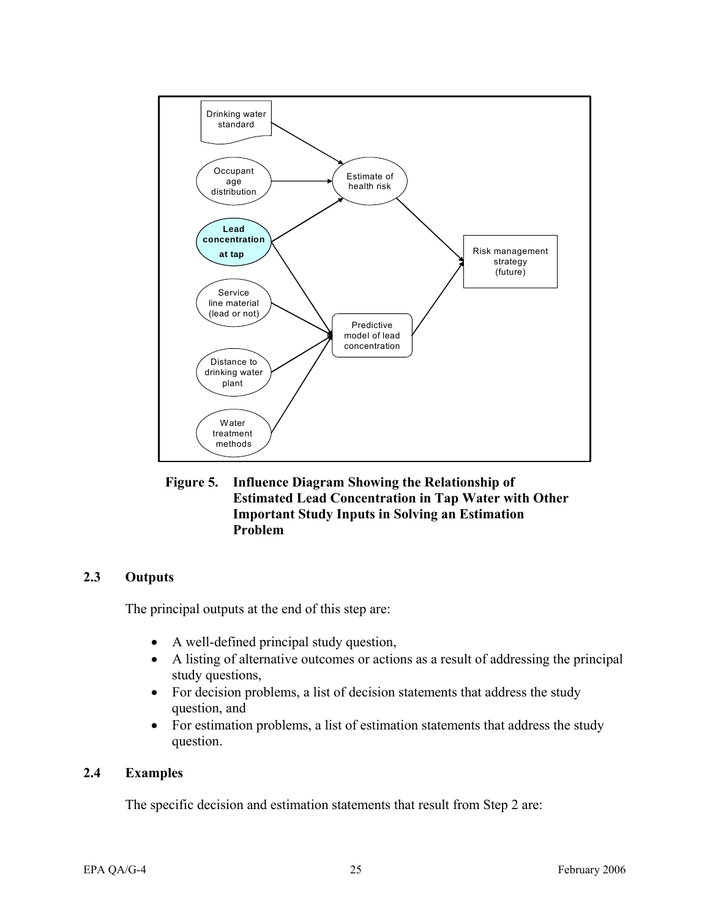**Figure 5. Influence Diagram Showing the Relationship of Estimated Lead Concentration in Tap Water with Other Important Study Inputs in Solving an Estimation Problem**

## 2.3 Outputs

The principal outputs at the end of this step are:

- A well-defined principal study question,
- A listing of alternative outcomes or actions as a result of addressing the principal study questions,
- For decision problems, a list of decision statements that address the study question, and
- For estimation problems, a list of estimation statements that address the study question.

## 2.4 Examples

The specific decision and estimation statements that result from Step 2 are: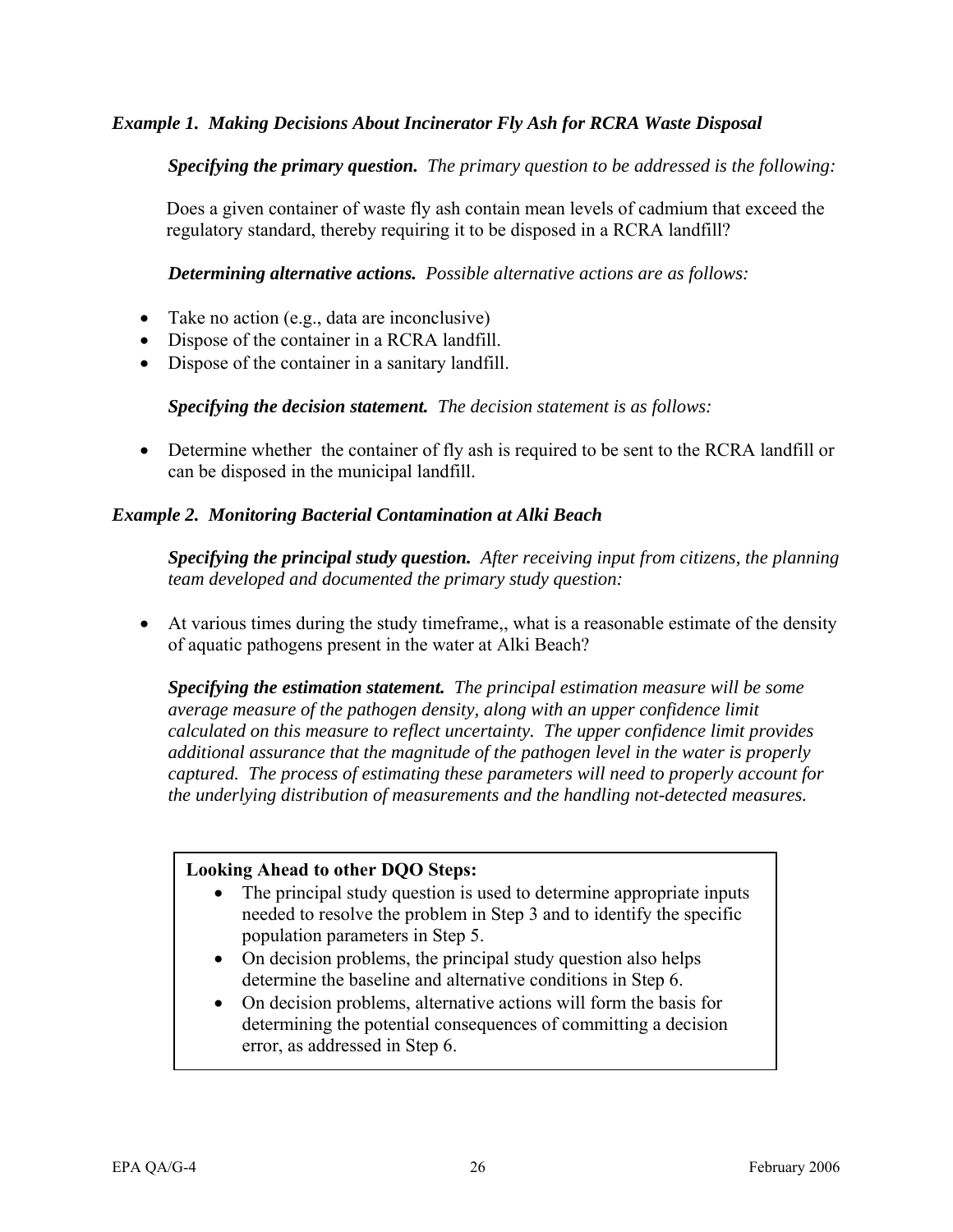### *Example 1. Making Decisions About Incinerator Fly Ash for RCRA Waste Disposal*

***Specifying the primary question.*** *The primary question to be addressed is the following:*

Does a given container of waste fly ash contain mean levels of cadmium that exceed the regulatory standard, thereby requiring it to be disposed in a RCRA landfill?

***Determining alternative actions.*** *Possible alternative actions are as follows:*

- Take no action (e.g., data are inconclusive)
- Dispose of the container in a RCRA landfill.
- Dispose of the container in a sanitary landfill.

***Specifying the decision statement.*** *The decision statement is as follows:*

- Determine whether the container of fly ash is required to be sent to the RCRA landfill or can be disposed in the municipal landfill.

### *Example 2. Monitoring Bacterial Contamination at Alki Beach*

***Specifying the principal study question.*** *After receiving input from citizens, the planning team developed and documented the primary study question:*

- At various times during the study timeframe,, what is a reasonable estimate of the density of aquatic pathogens present in the water at Alki Beach?

***Specifying the estimation statement.*** *The principal estimation measure will be some average measure of the pathogen density, along with an upper confidence limit calculated on this measure to reflect uncertainty. The upper confidence limit provides additional assurance that the magnitude of the pathogen level in the water is properly captured. The process of estimating these parameters will need to properly account for the underlying distribution of measurements and the handling not-detected measures.*

**Looking Ahead to other DQO Steps:**

- The principal study question is used to determine appropriate inputs needed to resolve the problem in Step 3 and to identify the specific population parameters in Step 5.
- On decision problems, the principal study question also helps determine the baseline and alternative conditions in Step 6.
- On decision problems, alternative actions will form the basis for determining the potential consequences of committing a decision error, as addressed in Step 6.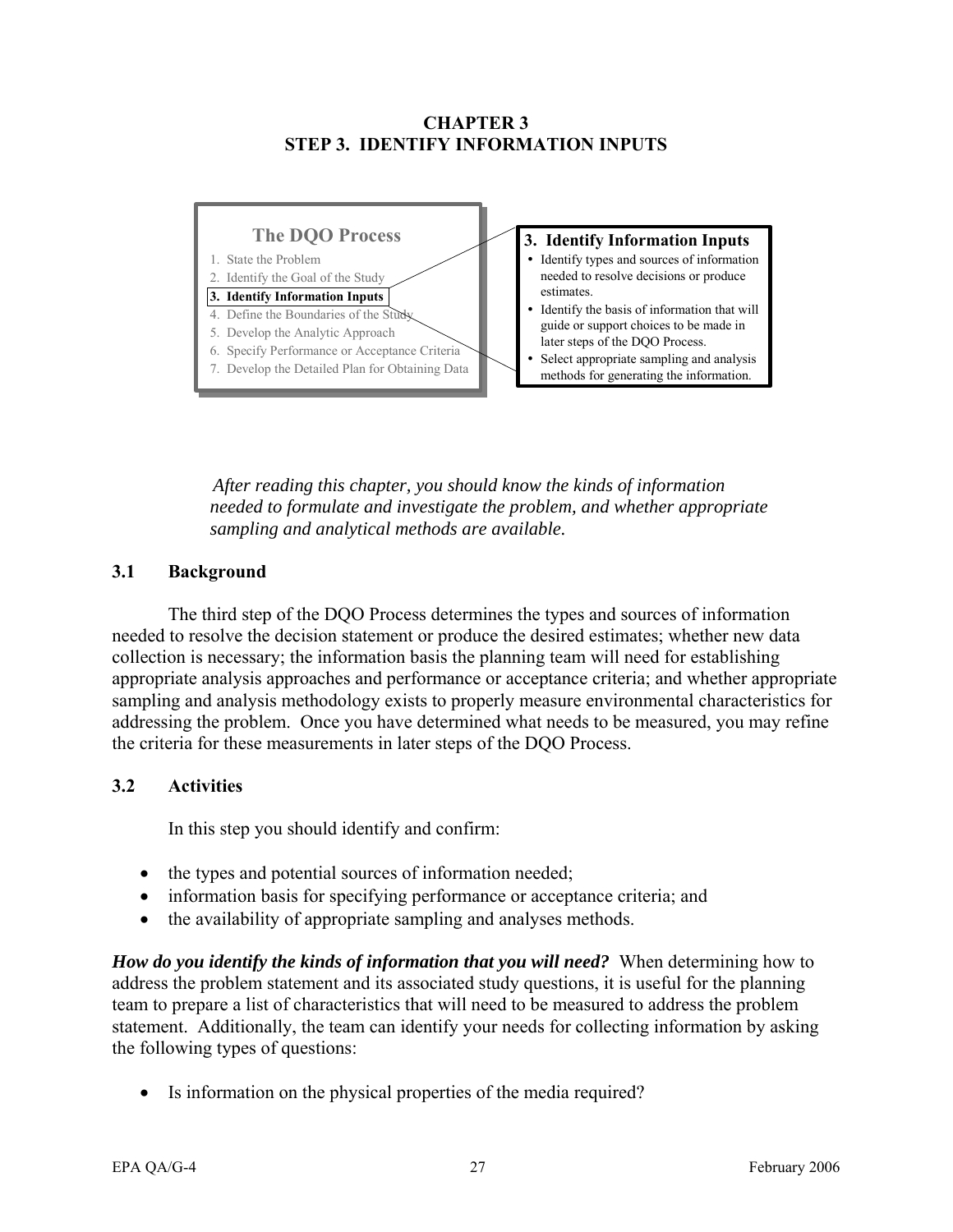# CHAPTER 3
# STEP 3. IDENTIFY INFORMATION INPUTS

**The DQO Process**

1. State the Problem
2. Identify the Goal of the Study
3. **Identify Information Inputs**
4. Define the Boundaries of the Study
5. Develop the Analytic Approach
6. Specify Performance or Acceptance Criteria
7. Develop the Detailed Plan for Obtaining Data

**3. Identify Information Inputs**

- Identify types and sources of information needed to resolve decisions or produce estimates.
- Identify the basis of information that will guide or support choices to be made in later steps of the DQO Process.
- Select appropriate sampling and analysis methods for generating the information.

*After reading this chapter, you should know the kinds of information needed to formulate and investigate the problem, and whether appropriate sampling and analytical methods are available.*

## 3.1 Background

The third step of the DQO Process determines the types and sources of information needed to resolve the decision statement or produce the desired estimates; whether new data collection is necessary; the information basis the planning team will need for establishing appropriate analysis approaches and performance or acceptance criteria; and whether appropriate sampling and analysis methodology exists to properly measure environmental characteristics for addressing the problem. Once you have determined what needs to be measured, you may refine the criteria for these measurements in later steps of the DQO Process.

## 3.2 Activities

In this step you should identify and confirm:

- the types and potential sources of information needed;
- information basis for specifying performance or acceptance criteria; and
- the availability of appropriate sampling and analyses methods.

***How do you identify the kinds of information that you will need?*** When determining how to address the problem statement and its associated study questions, it is useful for the planning team to prepare a list of characteristics that will need to be measured to address the problem statement. Additionally, the team can identify your needs for collecting information by asking the following types of questions:

- Is information on the physical properties of the media required?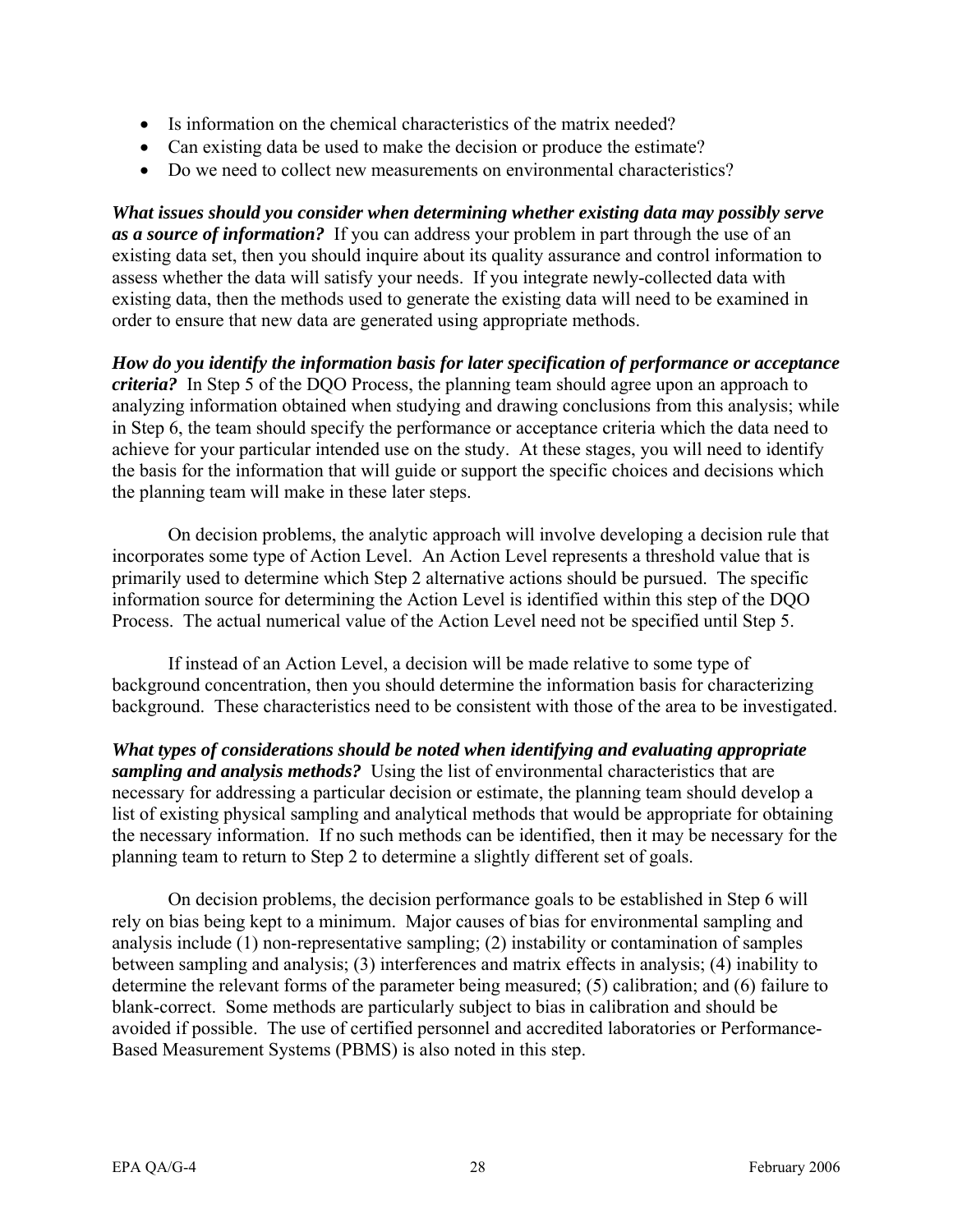- Is information on the chemical characteristics of the matrix needed?
- Can existing data be used to make the decision or produce the estimate?
- Do we need to collect new measurements on environmental characteristics?

***What issues should you consider when determining whether existing data may possibly serve as a source of information?*** If you can address your problem in part through the use of an existing data set, then you should inquire about its quality assurance and control information to assess whether the data will satisfy your needs. If you integrate newly-collected data with existing data, then the methods used to generate the existing data will need to be examined in order to ensure that new data are generated using appropriate methods.

***How do you identify the information basis for later specification of performance or acceptance criteria?*** In Step 5 of the DQO Process, the planning team should agree upon an approach to analyzing information obtained when studying and drawing conclusions from this analysis; while in Step 6, the team should specify the performance or acceptance criteria which the data need to achieve for your particular intended use on the study. At these stages, you will need to identify the basis for the information that will guide or support the specific choices and decisions which the planning team will make in these later steps.

On decision problems, the analytic approach will involve developing a decision rule that incorporates some type of Action Level. An Action Level represents a threshold value that is primarily used to determine which Step 2 alternative actions should be pursued. The specific information source for determining the Action Level is identified within this step of the DQO Process. The actual numerical value of the Action Level need not be specified until Step 5.

If instead of an Action Level, a decision will be made relative to some type of background concentration, then you should determine the information basis for characterizing background. These characteristics need to be consistent with those of the area to be investigated.

***What types of considerations should be noted when identifying and evaluating appropriate sampling and analysis methods?*** Using the list of environmental characteristics that are necessary for addressing a particular decision or estimate, the planning team should develop a list of existing physical sampling and analytical methods that would be appropriate for obtaining the necessary information. If no such methods can be identified, then it may be necessary for the planning team to return to Step 2 to determine a slightly different set of goals.

On decision problems, the decision performance goals to be established in Step 6 will rely on bias being kept to a minimum. Major causes of bias for environmental sampling and analysis include (1) non-representative sampling; (2) instability or contamination of samples between sampling and analysis; (3) interferences and matrix effects in analysis; (4) inability to determine the relevant forms of the parameter being measured; (5) calibration; and (6) failure to blank-correct. Some methods are particularly subject to bias in calibration and should be avoided if possible. The use of certified personnel and accredited laboratories or Performance-Based Measurement Systems (PBMS) is also noted in this step.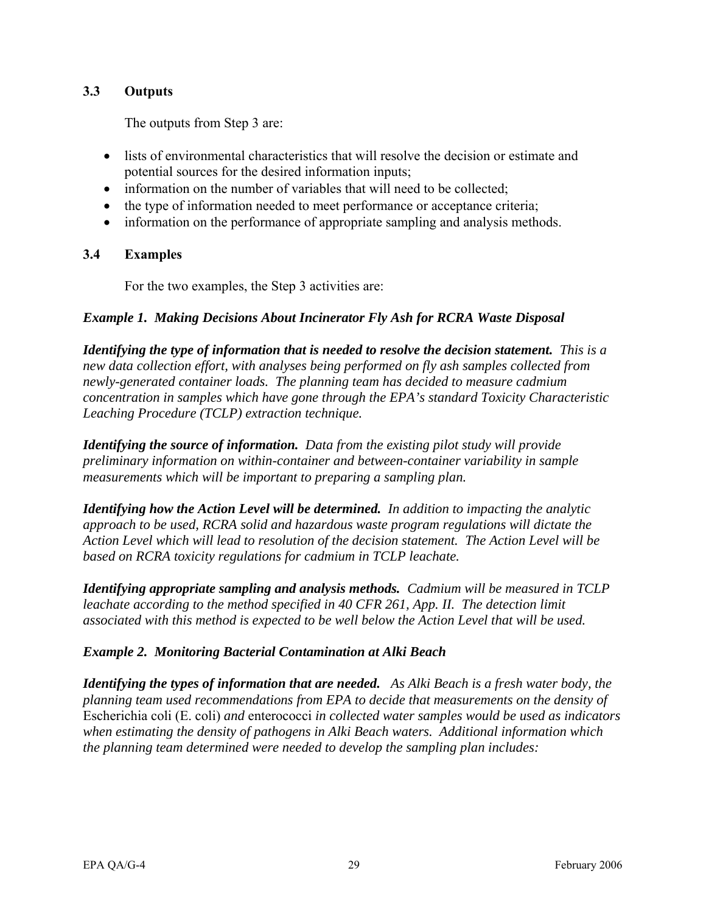## 3.3 Outputs

The outputs from Step 3 are:

- lists of environmental characteristics that will resolve the decision or estimate and potential sources for the desired information inputs;
- information on the number of variables that will need to be collected;
- the type of information needed to meet performance or acceptance criteria;
- information on the performance of appropriate sampling and analysis methods.

## 3.4 Examples

For the two examples, the Step 3 activities are:

***Example 1. Making Decisions About Incinerator Fly Ash for RCRA Waste Disposal***

***Identifying the type of information that is needed to resolve the decision statement.*** *This is a new data collection effort, with analyses being performed on fly ash samples collected from newly-generated container loads. The planning team has decided to measure cadmium concentration in samples which have gone through the EPA's standard Toxicity Characteristic Leaching Procedure (TCLP) extraction technique.*

***Identifying the source of information.*** *Data from the existing pilot study will provide preliminary information on within-container and between-container variability in sample measurements which will be important to preparing a sampling plan.*

***Identifying how the Action Level will be determined.*** *In addition to impacting the analytic approach to be used, RCRA solid and hazardous waste program regulations will dictate the Action Level which will lead to resolution of the decision statement. The Action Level will be based on RCRA toxicity regulations for cadmium in TCLP leachate.*

***Identifying appropriate sampling and analysis methods.*** *Cadmium will be measured in TCLP leachate according to the method specified in 40 CFR 261, App. II. The detection limit associated with this method is expected to be well below the Action Level that will be used.*

***Example 2. Monitoring Bacterial Contamination at Alki Beach***

***Identifying the types of information that are needed.*** *As Alki Beach is a fresh water body, the planning team used recommendations from EPA to decide that measurements on the density of* Escherichia coli (E. coli) *and* enterococci *in collected water samples would be used as indicators when estimating the density of pathogens in Alki Beach waters. Additional information which the planning team determined were needed to develop the sampling plan includes:*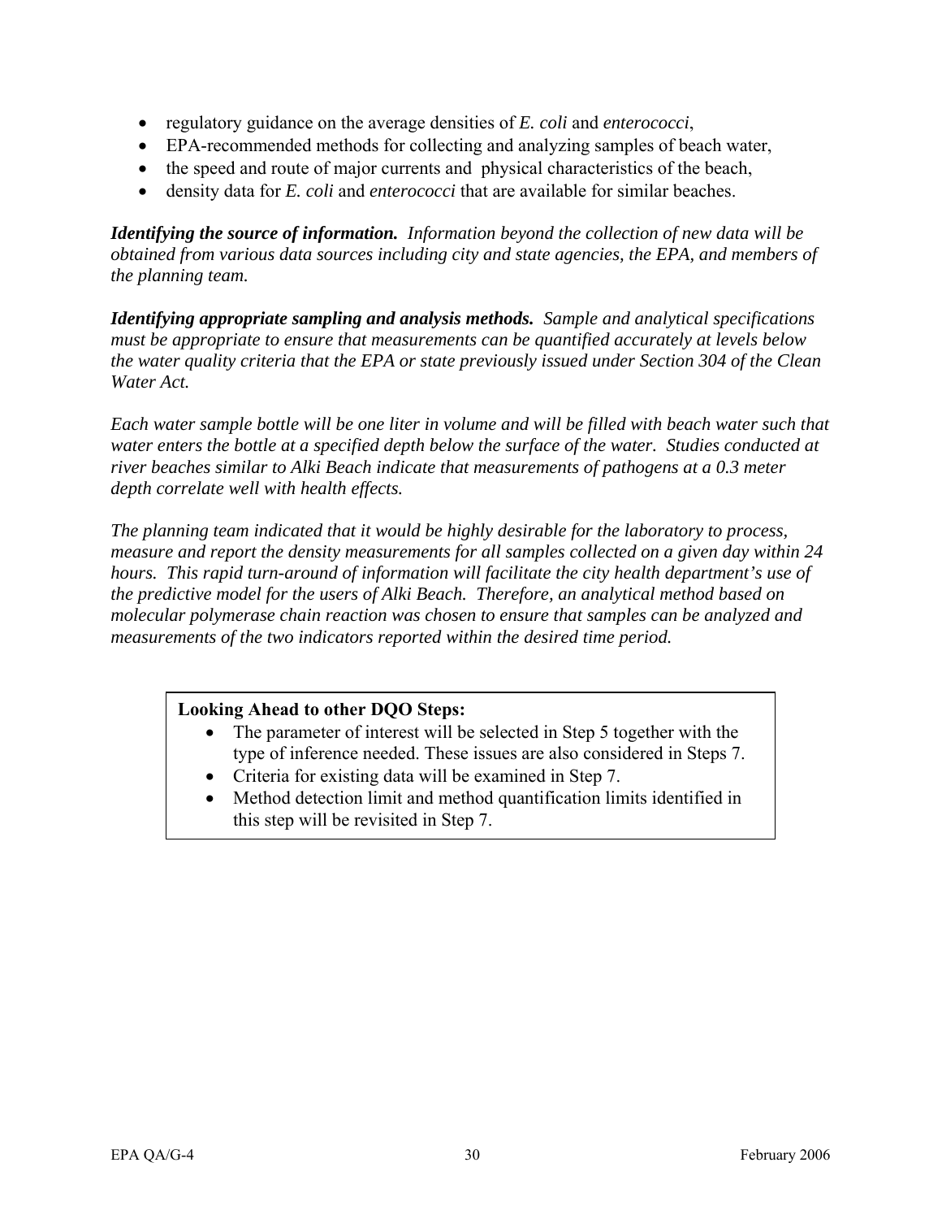- regulatory guidance on the average densities of *E. coli* and *enterococci*,
- EPA-recommended methods for collecting and analyzing samples of beach water,
- the speed and route of major currents and physical characteristics of the beach,
- density data for *E. coli* and *enterococci* that are available for similar beaches.

***Identifying the source of information.*** *Information beyond the collection of new data will be obtained from various data sources including city and state agencies, the EPA, and members of the planning team.*

***Identifying appropriate sampling and analysis methods.*** *Sample and analytical specifications must be appropriate to ensure that measurements can be quantified accurately at levels below the water quality criteria that the EPA or state previously issued under Section 304 of the Clean Water Act.*

*Each water sample bottle will be one liter in volume and will be filled with beach water such that water enters the bottle at a specified depth below the surface of the water. Studies conducted at river beaches similar to Alki Beach indicate that measurements of pathogens at a 0.3 meter depth correlate well with health effects.*

*The planning team indicated that it would be highly desirable for the laboratory to process, measure and report the density measurements for all samples collected on a given day within 24 hours. This rapid turn-around of information will facilitate the city health department's use of the predictive model for the users of Alki Beach. Therefore, an analytical method based on molecular polymerase chain reaction was chosen to ensure that samples can be analyzed and measurements of the two indicators reported within the desired time period.*

**Looking Ahead to other DQO Steps:**

- The parameter of interest will be selected in Step 5 together with the type of inference needed. These issues are also considered in Steps 7.
- Criteria for existing data will be examined in Step 7.
- Method detection limit and method quantification limits identified in this step will be revisited in Step 7.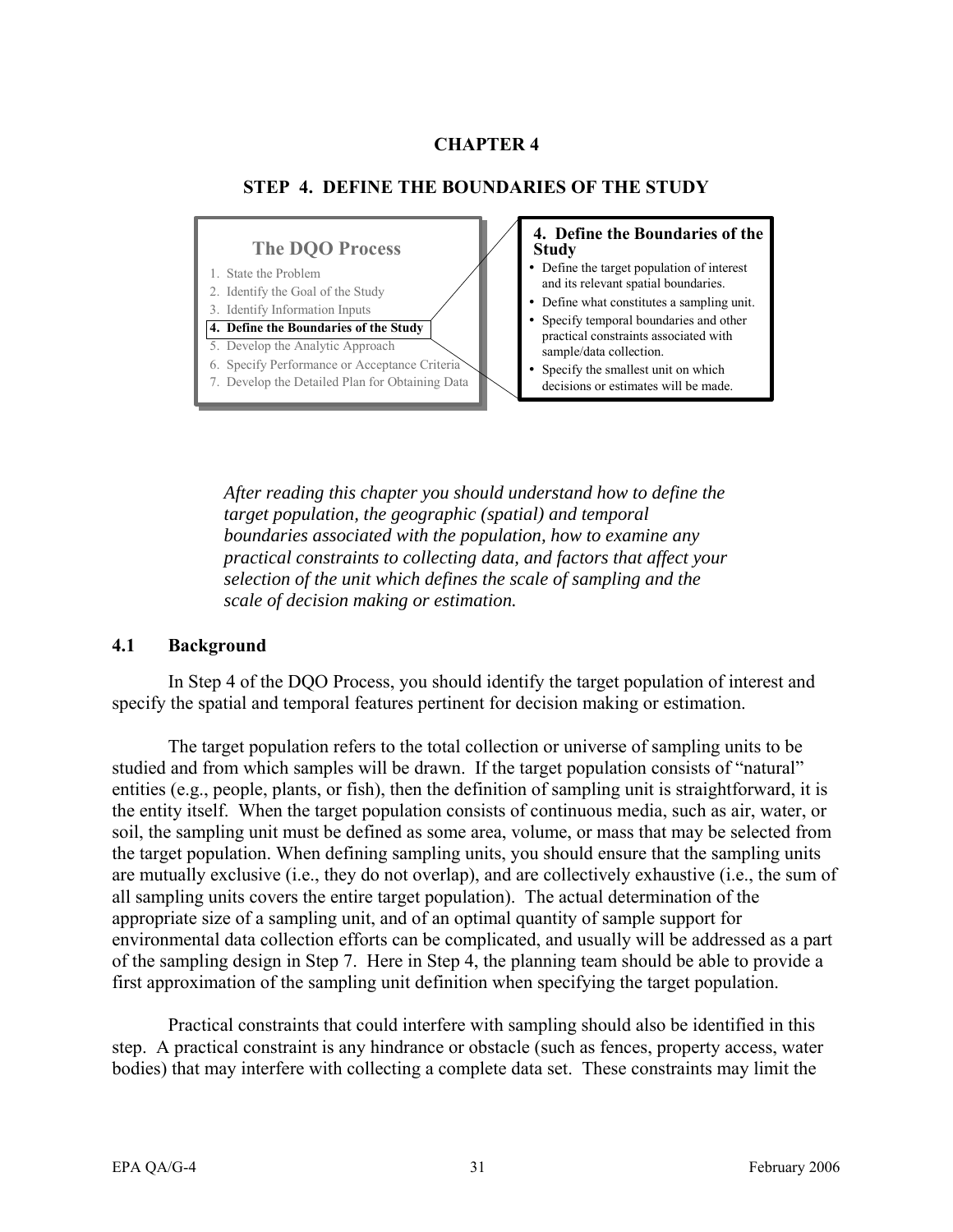# CHAPTER 4

## STEP 4. DEFINE THE BOUNDARIES OF THE STUDY

**The DQO Process**

1. State the Problem
2. Identify the Goal of the Study
3. Identify Information Inputs
4. **Define the Boundaries of the Study**
5. Develop the Analytic Approach
6. Specify Performance or Acceptance Criteria
7. Develop the Detailed Plan for Obtaining Data

**4. Define the Boundaries of the Study**

- Define the target population of interest and its relevant spatial boundaries.
- Define what constitutes a sampling unit.
- Specify temporal boundaries and other practical constraints associated with sample/data collection.
- Specify the smallest unit on which decisions or estimates will be made.

*After reading this chapter you should understand how to define the target population, the geographic (spatial) and temporal boundaries associated with the population, how to examine any practical constraints to collecting data, and factors that affect your selection of the unit which defines the scale of sampling and the scale of decision making or estimation.*

### 4.1 Background

In Step 4 of the DQO Process, you should identify the target population of interest and specify the spatial and temporal features pertinent for decision making or estimation.

The target population refers to the total collection or universe of sampling units to be studied and from which samples will be drawn. If the target population consists of "natural" entities (e.g., people, plants, or fish), then the definition of sampling unit is straightforward, it is the entity itself. When the target population consists of continuous media, such as air, water, or soil, the sampling unit must be defined as some area, volume, or mass that may be selected from the target population. When defining sampling units, you should ensure that the sampling units are mutually exclusive (i.e., they do not overlap), and are collectively exhaustive (i.e., the sum of all sampling units covers the entire target population). The actual determination of the appropriate size of a sampling unit, and of an optimal quantity of sample support for environmental data collection efforts can be complicated, and usually will be addressed as a part of the sampling design in Step 7. Here in Step 4, the planning team should be able to provide a first approximation of the sampling unit definition when specifying the target population.

Practical constraints that could interfere with sampling should also be identified in this step. A practical constraint is any hindrance or obstacle (such as fences, property access, water bodies) that may interfere with collecting a complete data set. These constraints may limit the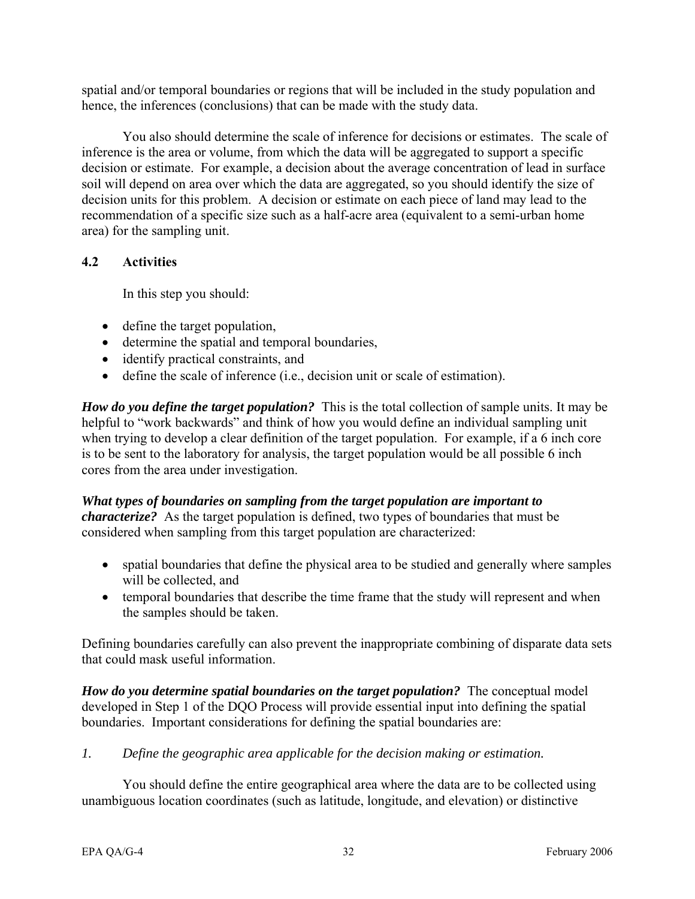spatial and/or temporal boundaries or regions that will be included in the study population and hence, the inferences (conclusions) that can be made with the study data.

You also should determine the scale of inference for decisions or estimates. The scale of inference is the area or volume, from which the data will be aggregated to support a specific decision or estimate. For example, a decision about the average concentration of lead in surface soil will depend on area over which the data are aggregated, so you should identify the size of decision units for this problem. A decision or estimate on each piece of land may lead to the recommendation of a specific size such as a half-acre area (equivalent to a semi-urban home area) for the sampling unit.

## 4.2 Activities

In this step you should:

- define the target population,
- determine the spatial and temporal boundaries,
- identify practical constraints, and
- define the scale of inference (i.e., decision unit or scale of estimation).

***How do you define the target population?*** This is the total collection of sample units. It may be helpful to "work backwards" and think of how you would define an individual sampling unit when trying to develop a clear definition of the target population. For example, if a 6 inch core is to be sent to the laboratory for analysis, the target population would be all possible 6 inch cores from the area under investigation.

***What types of boundaries on sampling from the target population are important to characterize?*** As the target population is defined, two types of boundaries that must be considered when sampling from this target population are characterized:

- spatial boundaries that define the physical area to be studied and generally where samples will be collected, and
- temporal boundaries that describe the time frame that the study will represent and when the samples should be taken.

Defining boundaries carefully can also prevent the inappropriate combining of disparate data sets that could mask useful information.

***How do you determine spatial boundaries on the target population?*** The conceptual model developed in Step 1 of the DQO Process will provide essential input into defining the spatial boundaries. Important considerations for defining the spatial boundaries are:

*1. Define the geographic area applicable for the decision making or estimation.*

You should define the entire geographical area where the data are to be collected using unambiguous location coordinates (such as latitude, longitude, and elevation) or distinctive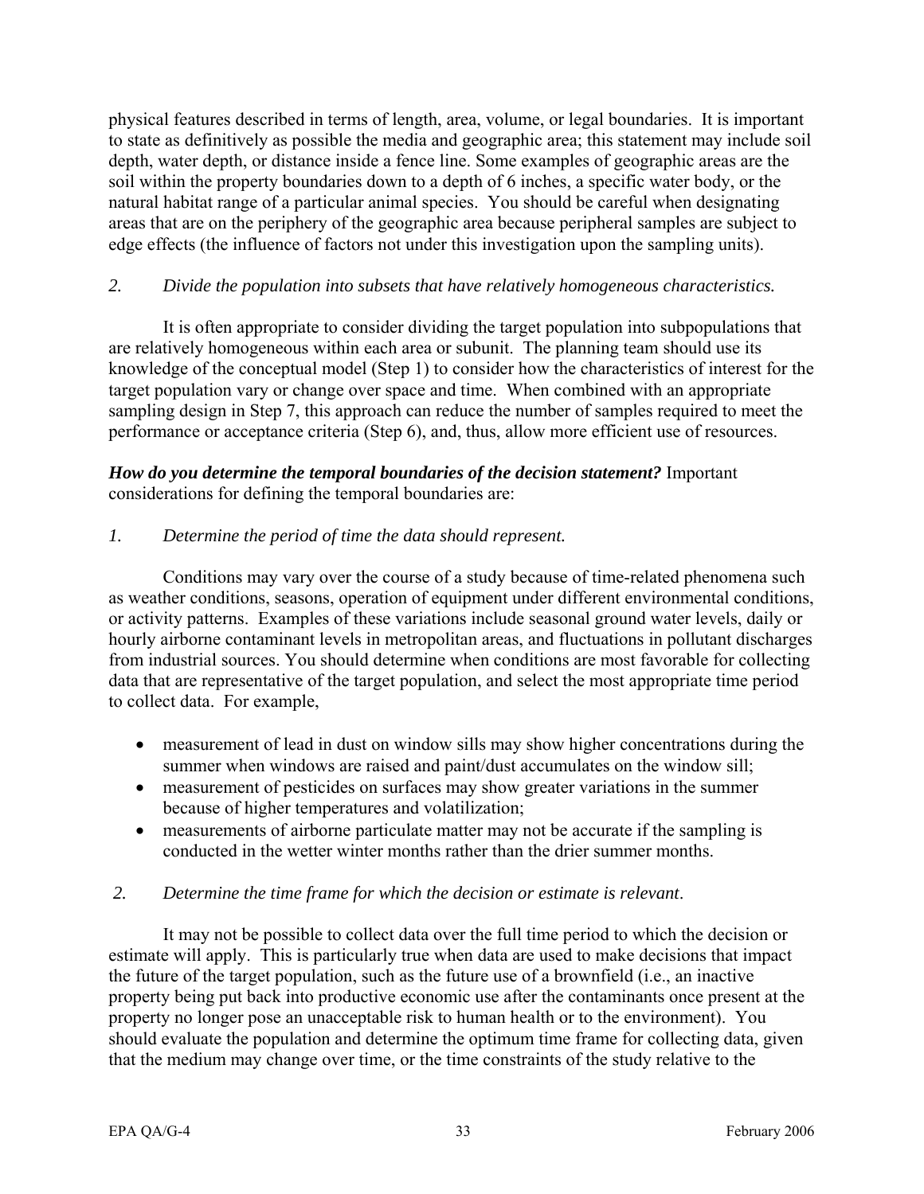physical features described in terms of length, area, volume, or legal boundaries. It is important to state as definitively as possible the media and geographic area; this statement may include soil depth, water depth, or distance inside a fence line. Some examples of geographic areas are the soil within the property boundaries down to a depth of 6 inches, a specific water body, or the natural habitat range of a particular animal species. You should be careful when designating areas that are on the periphery of the geographic area because peripheral samples are subject to edge effects (the influence of factors not under this investigation upon the sampling units).

*2. Divide the population into subsets that have relatively homogeneous characteristics.*

It is often appropriate to consider dividing the target population into subpopulations that are relatively homogeneous within each area or subunit. The planning team should use its knowledge of the conceptual model (Step 1) to consider how the characteristics of interest for the target population vary or change over space and time. When combined with an appropriate sampling design in Step 7, this approach can reduce the number of samples required to meet the performance or acceptance criteria (Step 6), and, thus, allow more efficient use of resources.

***How do you determine the temporal boundaries of the decision statement?*** Important considerations for defining the temporal boundaries are:

*1. Determine the period of time the data should represent.*

Conditions may vary over the course of a study because of time-related phenomena such as weather conditions, seasons, operation of equipment under different environmental conditions, or activity patterns. Examples of these variations include seasonal ground water levels, daily or hourly airborne contaminant levels in metropolitan areas, and fluctuations in pollutant discharges from industrial sources. You should determine when conditions are most favorable for collecting data that are representative of the target population, and select the most appropriate time period to collect data. For example,

- measurement of lead in dust on window sills may show higher concentrations during the summer when windows are raised and paint/dust accumulates on the window sill;
- measurement of pesticides on surfaces may show greater variations in the summer because of higher temperatures and volatilization;
- measurements of airborne particulate matter may not be accurate if the sampling is conducted in the wetter winter months rather than the drier summer months.

*2. Determine the time frame for which the decision or estimate is relevant.*

It may not be possible to collect data over the full time period to which the decision or estimate will apply. This is particularly true when data are used to make decisions that impact the future of the target population, such as the future use of a brownfield (i.e., an inactive property being put back into productive economic use after the contaminants once present at the property no longer pose an unacceptable risk to human health or to the environment). You should evaluate the population and determine the optimum time frame for collecting data, given that the medium may change over time, or the time constraints of the study relative to the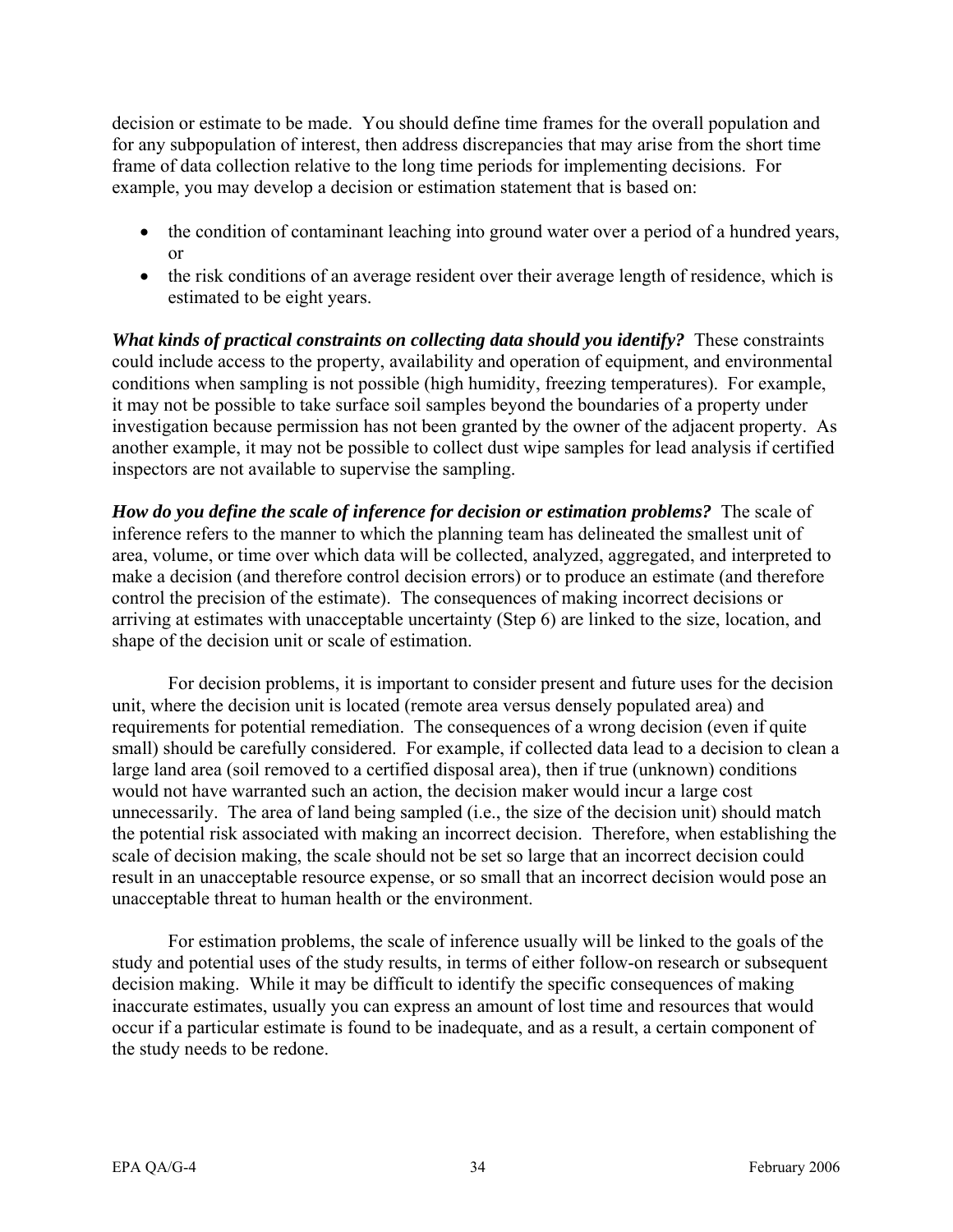decision or estimate to be made. You should define time frames for the overall population and for any subpopulation of interest, then address discrepancies that may arise from the short time frame of data collection relative to the long time periods for implementing decisions. For example, you may develop a decision or estimation statement that is based on:

- the condition of contaminant leaching into ground water over a period of a hundred years, or
- the risk conditions of an average resident over their average length of residence, which is estimated to be eight years.

***What kinds of practical constraints on collecting data should you identify?*** These constraints could include access to the property, availability and operation of equipment, and environmental conditions when sampling is not possible (high humidity, freezing temperatures). For example, it may not be possible to take surface soil samples beyond the boundaries of a property under investigation because permission has not been granted by the owner of the adjacent property. As another example, it may not be possible to collect dust wipe samples for lead analysis if certified inspectors are not available to supervise the sampling.

***How do you define the scale of inference for decision or estimation problems?*** The scale of inference refers to the manner to which the planning team has delineated the smallest unit of area, volume, or time over which data will be collected, analyzed, aggregated, and interpreted to make a decision (and therefore control decision errors) or to produce an estimate (and therefore control the precision of the estimate). The consequences of making incorrect decisions or arriving at estimates with unacceptable uncertainty (Step 6) are linked to the size, location, and shape of the decision unit or scale of estimation.

For decision problems, it is important to consider present and future uses for the decision unit, where the decision unit is located (remote area versus densely populated area) and requirements for potential remediation. The consequences of a wrong decision (even if quite small) should be carefully considered. For example, if collected data lead to a decision to clean a large land area (soil removed to a certified disposal area), then if true (unknown) conditions would not have warranted such an action, the decision maker would incur a large cost unnecessarily. The area of land being sampled (i.e., the size of the decision unit) should match the potential risk associated with making an incorrect decision. Therefore, when establishing the scale of decision making, the scale should not be set so large that an incorrect decision could result in an unacceptable resource expense, or so small that an incorrect decision would pose an unacceptable threat to human health or the environment.

For estimation problems, the scale of inference usually will be linked to the goals of the study and potential uses of the study results, in terms of either follow-on research or subsequent decision making. While it may be difficult to identify the specific consequences of making inaccurate estimates, usually you can express an amount of lost time and resources that would occur if a particular estimate is found to be inadequate, and as a result, a certain component of the study needs to be redone.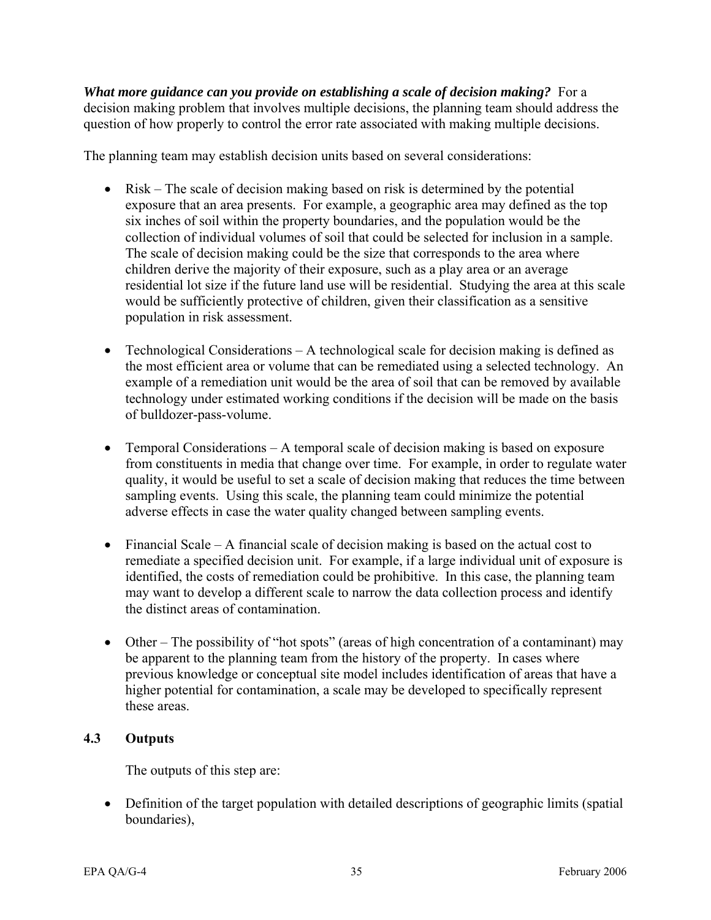***What more guidance can you provide on establishing a scale of decision making?*** For a decision making problem that involves multiple decisions, the planning team should address the question of how properly to control the error rate associated with making multiple decisions.

The planning team may establish decision units based on several considerations:

- Risk – The scale of decision making based on risk is determined by the potential exposure that an area presents. For example, a geographic area may defined as the top six inches of soil within the property boundaries, and the population would be the collection of individual volumes of soil that could be selected for inclusion in a sample. The scale of decision making could be the size that corresponds to the area where children derive the majority of their exposure, such as a play area or an average residential lot size if the future land use will be residential. Studying the area at this scale would be sufficiently protective of children, given their classification as a sensitive population in risk assessment.

- Technological Considerations – A technological scale for decision making is defined as the most efficient area or volume that can be remediated using a selected technology. An example of a remediation unit would be the area of soil that can be removed by available technology under estimated working conditions if the decision will be made on the basis of bulldozer-pass-volume.

- Temporal Considerations – A temporal scale of decision making is based on exposure from constituents in media that change over time. For example, in order to regulate water quality, it would be useful to set a scale of decision making that reduces the time between sampling events. Using this scale, the planning team could minimize the potential adverse effects in case the water quality changed between sampling events.

- Financial Scale – A financial scale of decision making is based on the actual cost to remediate a specified decision unit. For example, if a large individual unit of exposure is identified, the costs of remediation could be prohibitive. In this case, the planning team may want to develop a different scale to narrow the data collection process and identify the distinct areas of contamination.

- Other – The possibility of "hot spots" (areas of high concentration of a contaminant) may be apparent to the planning team from the history of the property. In cases where previous knowledge or conceptual site model includes identification of areas that have a higher potential for contamination, a scale may be developed to specifically represent these areas.

## 4.3 Outputs

The outputs of this step are:

- Definition of the target population with detailed descriptions of geographic limits (spatial boundaries),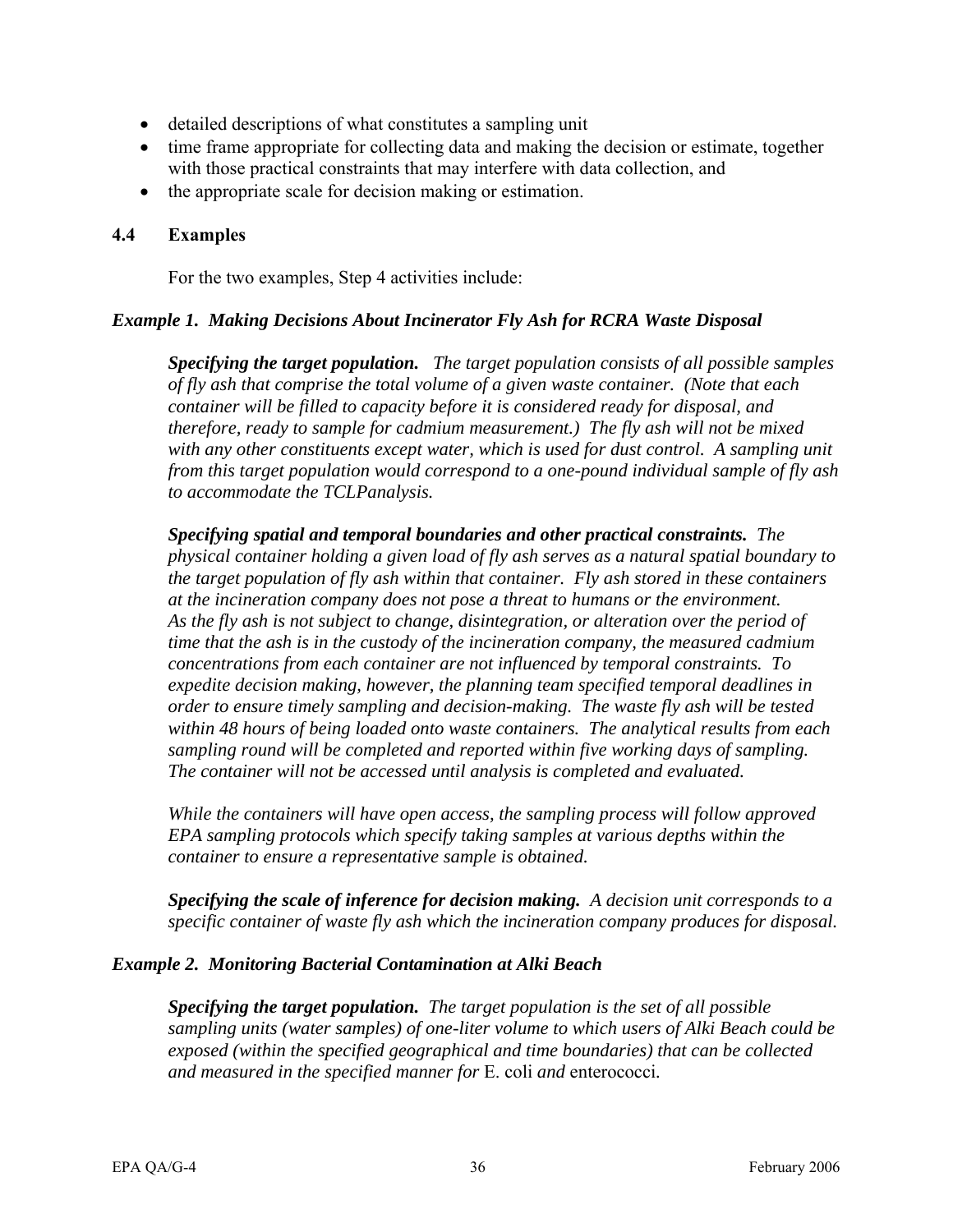- detailed descriptions of what constitutes a sampling unit
- time frame appropriate for collecting data and making the decision or estimate, together with those practical constraints that may interfere with data collection, and
- the appropriate scale for decision making or estimation.

### 4.4 Examples

For the two examples, Step 4 activities include:

***Example 1. Making Decisions About Incinerator Fly Ash for RCRA Waste Disposal***

***Specifying the target population.*** *The target population consists of all possible samples of fly ash that comprise the total volume of a given waste container. (Note that each container will be filled to capacity before it is considered ready for disposal, and therefore, ready to sample for cadmium measurement.) The fly ash will not be mixed with any other constituents except water, which is used for dust control. A sampling unit from this target population would correspond to a one-pound individual sample of fly ash to accommodate the TCLPanalysis.*

***Specifying spatial and temporal boundaries and other practical constraints.*** *The physical container holding a given load of fly ash serves as a natural spatial boundary to the target population of fly ash within that container. Fly ash stored in these containers at the incineration company does not pose a threat to humans or the environment. As the fly ash is not subject to change, disintegration, or alteration over the period of time that the ash is in the custody of the incineration company, the measured cadmium concentrations from each container are not influenced by temporal constraints. To expedite decision making, however, the planning team specified temporal deadlines in order to ensure timely sampling and decision-making. The waste fly ash will be tested within 48 hours of being loaded onto waste containers. The analytical results from each sampling round will be completed and reported within five working days of sampling. The container will not be accessed until analysis is completed and evaluated.*

*While the containers will have open access, the sampling process will follow approved EPA sampling protocols which specify taking samples at various depths within the container to ensure a representative sample is obtained.*

***Specifying the scale of inference for decision making.*** *A decision unit corresponds to a specific container of waste fly ash which the incineration company produces for disposal.*

***Example 2. Monitoring Bacterial Contamination at Alki Beach***

***Specifying the target population.*** *The target population is the set of all possible sampling units (water samples) of one-liter volume to which users of Alki Beach could be exposed (within the specified geographical and time boundaries) that can be collected and measured in the specified manner for* E. coli *and* enterococci.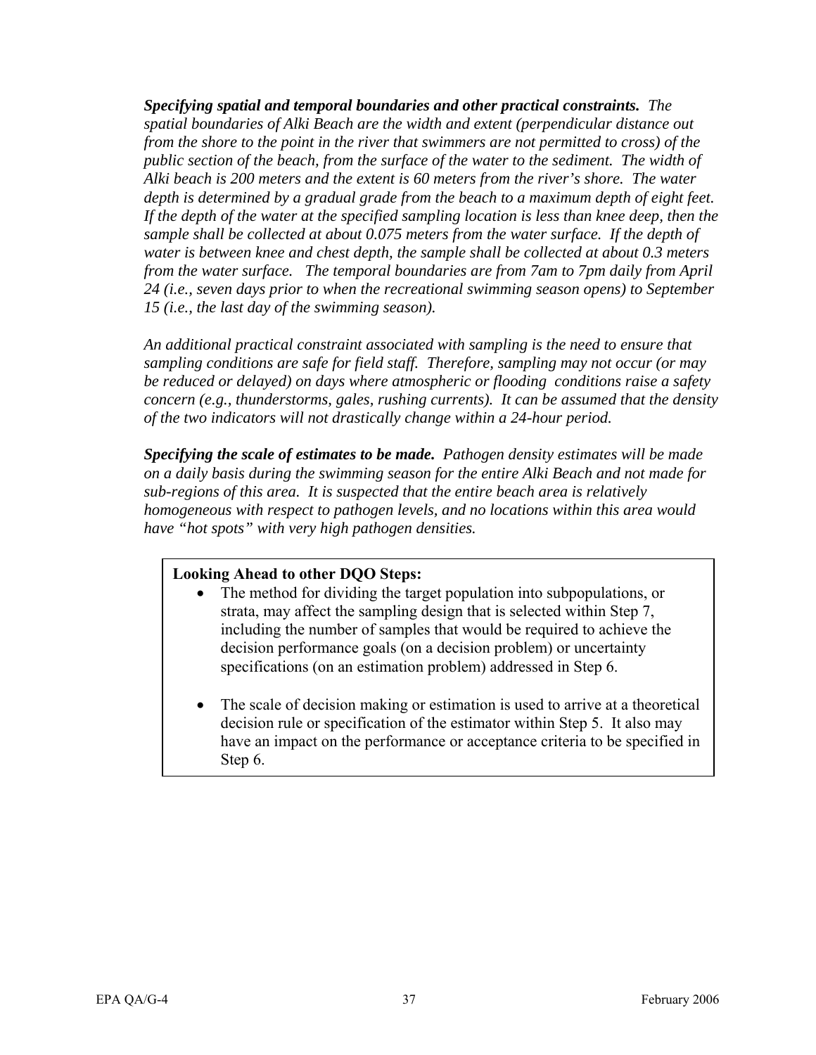***Specifying spatial and temporal boundaries and other practical constraints.*** *The spatial boundaries of Alki Beach are the width and extent (perpendicular distance out from the shore to the point in the river that swimmers are not permitted to cross) of the public section of the beach, from the surface of the water to the sediment. The width of Alki beach is 200 meters and the extent is 60 meters from the river's shore. The water depth is determined by a gradual grade from the beach to a maximum depth of eight feet. If the depth of the water at the specified sampling location is less than knee deep, then the sample shall be collected at about 0.075 meters from the water surface. If the depth of water is between knee and chest depth, the sample shall be collected at about 0.3 meters from the water surface. The temporal boundaries are from 7am to 7pm daily from April 24 (i.e., seven days prior to when the recreational swimming season opens) to September 15 (i.e., the last day of the swimming season).*

*An additional practical constraint associated with sampling is the need to ensure that sampling conditions are safe for field staff. Therefore, sampling may not occur (or may be reduced or delayed) on days where atmospheric or flooding conditions raise a safety concern (e.g., thunderstorms, gales, rushing currents). It can be assumed that the density of the two indicators will not drastically change within a 24-hour period.*

***Specifying the scale of estimates to be made.*** *Pathogen density estimates will be made on a daily basis during the swimming season for the entire Alki Beach and not made for sub-regions of this area. It is suspected that the entire beach area is relatively homogeneous with respect to pathogen levels, and no locations within this area would have "hot spots" with very high pathogen densities.*

**Looking Ahead to other DQO Steps:**

- The method for dividing the target population into subpopulations, or strata, may affect the sampling design that is selected within Step 7, including the number of samples that would be required to achieve the decision performance goals (on a decision problem) or uncertainty specifications (on an estimation problem) addressed in Step 6.
- The scale of decision making or estimation is used to arrive at a theoretical decision rule or specification of the estimator within Step 5. It also may have an impact on the performance or acceptance criteria to be specified in Step 6.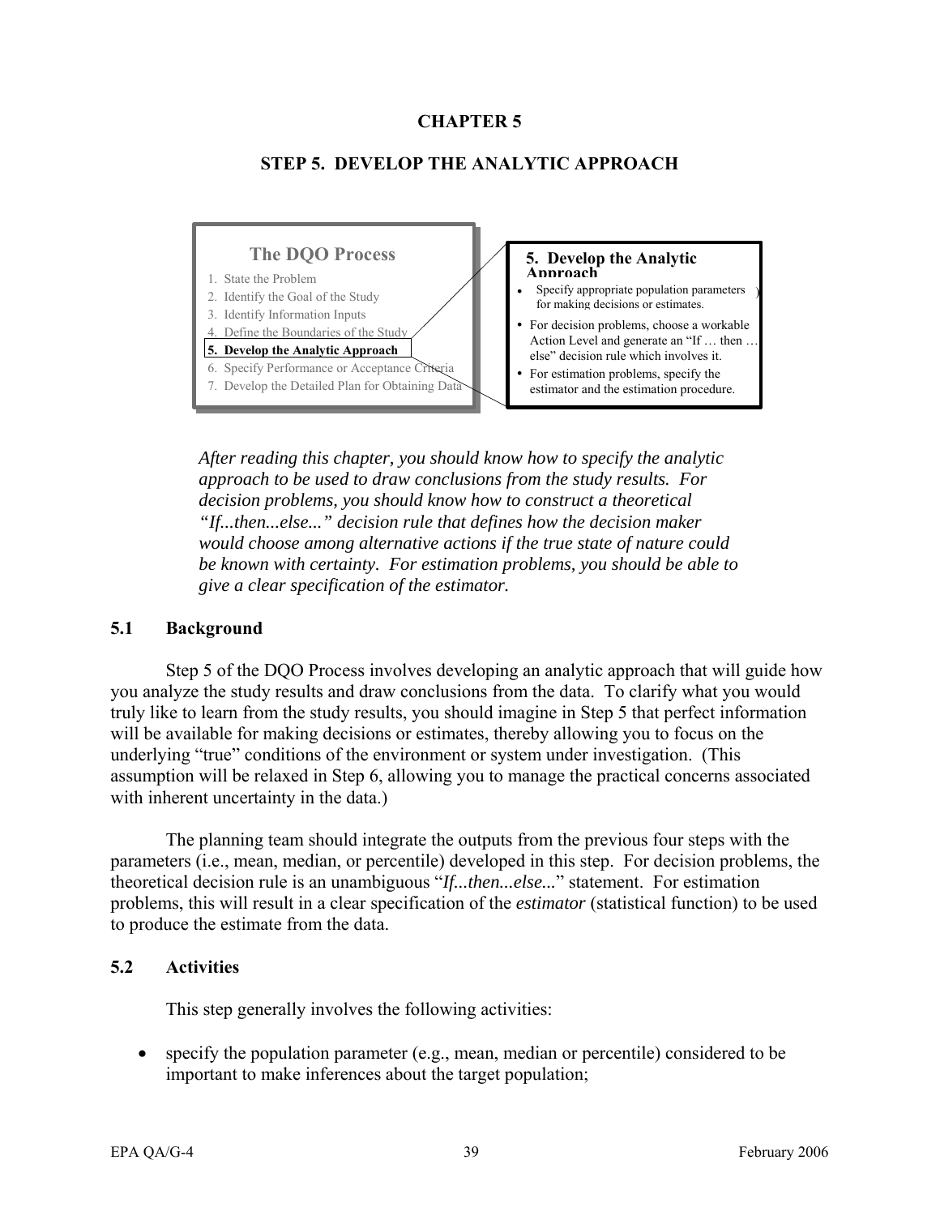# CHAPTER 5

## STEP 5. DEVELOP THE ANALYTIC APPROACH

**The DQO Process**

1. State the Problem
2. Identify the Goal of the Study
3. Identify Information Inputs
4. Define the Boundaries of the Study
5. **Develop the Analytic Approach**
6. Specify Performance or Acceptance Criteria
7. Develop the Detailed Plan for Obtaining Data

**5. Develop the Analytic Approach**

- Specify appropriate population parameters for making decisions or estimates.
- For decision problems, choose a workable Action Level and generate an "If … then … else" decision rule which involves it.
- For estimation problems, specify the estimator and the estimation procedure.

*After reading this chapter, you should know how to specify the analytic approach to be used to draw conclusions from the study results. For decision problems, you should know how to construct a theoretical "If...then...else..." decision rule that defines how the decision maker would choose among alternative actions if the true state of nature could be known with certainty. For estimation problems, you should be able to give a clear specification of the estimator.*

### 5.1 Background

Step 5 of the DQO Process involves developing an analytic approach that will guide how you analyze the study results and draw conclusions from the data. To clarify what you would truly like to learn from the study results, you should imagine in Step 5 that perfect information will be available for making decisions or estimates, thereby allowing you to focus on the underlying "true" conditions of the environment or system under investigation. (This assumption will be relaxed in Step 6, allowing you to manage the practical concerns associated with inherent uncertainty in the data.)

The planning team should integrate the outputs from the previous four steps with the parameters (i.e., mean, median, or percentile) developed in this step. For decision problems, the theoretical decision rule is an unambiguous "*If...then...else...*" statement. For estimation problems, this will result in a clear specification of the *estimator* (statistical function) to be used to produce the estimate from the data.

### 5.2 Activities

This step generally involves the following activities:

- specify the population parameter (e.g., mean, median or percentile) considered to be important to make inferences about the target population;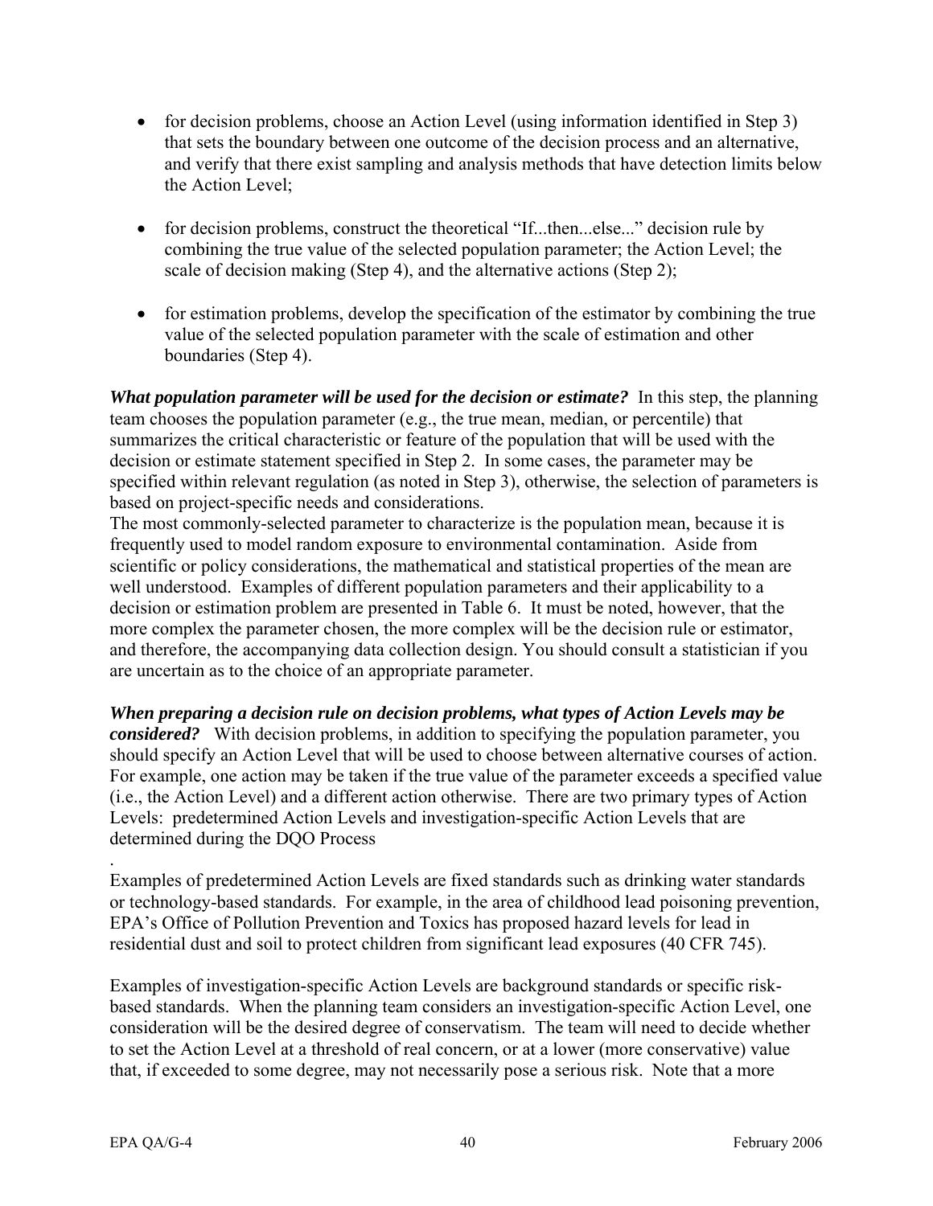- for decision problems, choose an Action Level (using information identified in Step 3) that sets the boundary between one outcome of the decision process and an alternative, and verify that there exist sampling and analysis methods that have detection limits below the Action Level;

- for decision problems, construct the theoretical "If...then...else..." decision rule by combining the true value of the selected population parameter; the Action Level; the scale of decision making (Step 4), and the alternative actions (Step 2);

- for estimation problems, develop the specification of the estimator by combining the true value of the selected population parameter with the scale of estimation and other boundaries (Step 4).

***What population parameter will be used for the decision or estimate?*** In this step, the planning team chooses the population parameter (e.g., the true mean, median, or percentile) that summarizes the critical characteristic or feature of the population that will be used with the decision or estimate statement specified in Step 2. In some cases, the parameter may be specified within relevant regulation (as noted in Step 3), otherwise, the selection of parameters is based on project-specific needs and considerations.
The most commonly-selected parameter to characterize is the population mean, because it is frequently used to model random exposure to environmental contamination. Aside from scientific or policy considerations, the mathematical and statistical properties of the mean are well understood. Examples of different population parameters and their applicability to a decision or estimation problem are presented in Table 6. It must be noted, however, that the more complex the parameter chosen, the more complex will be the decision rule or estimator, and therefore, the accompanying data collection design. You should consult a statistician if you are uncertain as to the choice of an appropriate parameter.

***When preparing a decision rule on decision problems, what types of Action Levels may be considered?*** With decision problems, in addition to specifying the population parameter, you should specify an Action Level that will be used to choose between alternative courses of action. For example, one action may be taken if the true value of the parameter exceeds a specified value (i.e., the Action Level) and a different action otherwise. There are two primary types of Action Levels: predetermined Action Levels and investigation-specific Action Levels that are determined during the DQO Process
.
Examples of predetermined Action Levels are fixed standards such as drinking water standards or technology-based standards. For example, in the area of childhood lead poisoning prevention, EPA's Office of Pollution Prevention and Toxics has proposed hazard levels for lead in residential dust and soil to protect children from significant lead exposures (40 CFR 745).

Examples of investigation-specific Action Levels are background standards or specific risk-based standards. When the planning team considers an investigation-specific Action Level, one consideration will be the desired degree of conservatism. The team will need to decide whether to set the Action Level at a threshold of real concern, or at a lower (more conservative) value that, if exceeded to some degree, may not necessarily pose a serious risk. Note that a more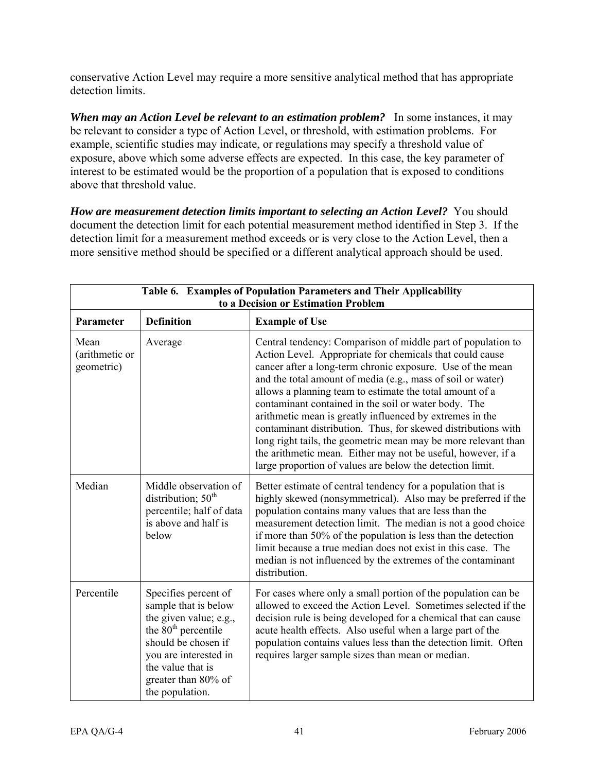conservative Action Level may require a more sensitive analytical method that has appropriate detection limits.

***When may an Action Level be relevant to an estimation problem?*** In some instances, it may be relevant to consider a type of Action Level, or threshold, with estimation problems. For example, scientific studies may indicate, or regulations may specify a threshold value of exposure, above which some adverse effects are expected. In this case, the key parameter of interest to be estimated would be the proportion of a population that is exposed to conditions above that threshold value.

***How are measurement detection limits important to selecting an Action Level?*** You should document the detection limit for each potential measurement method identified in Step 3. If the detection limit for a measurement method exceeds or is very close to the Action Level, then a more sensitive method should be specified or a different analytical approach should be used.

**Table 6. Examples of Population Parameters and Their Applicability to a Decision or Estimation Problem**

| Parameter | Definition | Example of Use |
|---|---|---|
| Mean (arithmetic or geometric) | Average | Central tendency: Comparison of middle part of population to Action Level. Appropriate for chemicals that could cause cancer after a long-term chronic exposure. Use of the mean and the total amount of media (e.g., mass of soil or water) allows a planning team to estimate the total amount of a contaminant contained in the soil or water body. The arithmetic mean is greatly influenced by extremes in the contaminant distribution. Thus, for skewed distributions with long right tails, the geometric mean may be more relevant than the arithmetic mean. Either may not be useful, however, if a large proportion of values are below the detection limit. |
| Median | Middle observation of distribution; 50th percentile; half of data is above and half is below | Better estimate of central tendency for a population that is highly skewed (nonsymmetrical). Also may be preferred if the population contains many values that are less than the measurement detection limit. The median is not a good choice if more than 50% of the population is less than the detection limit because a true median does not exist in this case. The median is not influenced by the extremes of the contaminant distribution. |
| Percentile | Specifies percent of sample that is below the given value; e.g., the 80th percentile should be chosen if you are interested in the value that is greater than 80% of the population. | For cases where only a small portion of the population can be allowed to exceed the Action Level. Sometimes selected if the decision rule is being developed for a chemical that can cause acute health effects. Also useful when a large part of the population contains values less than the detection limit. Often requires larger sample sizes than mean or median. |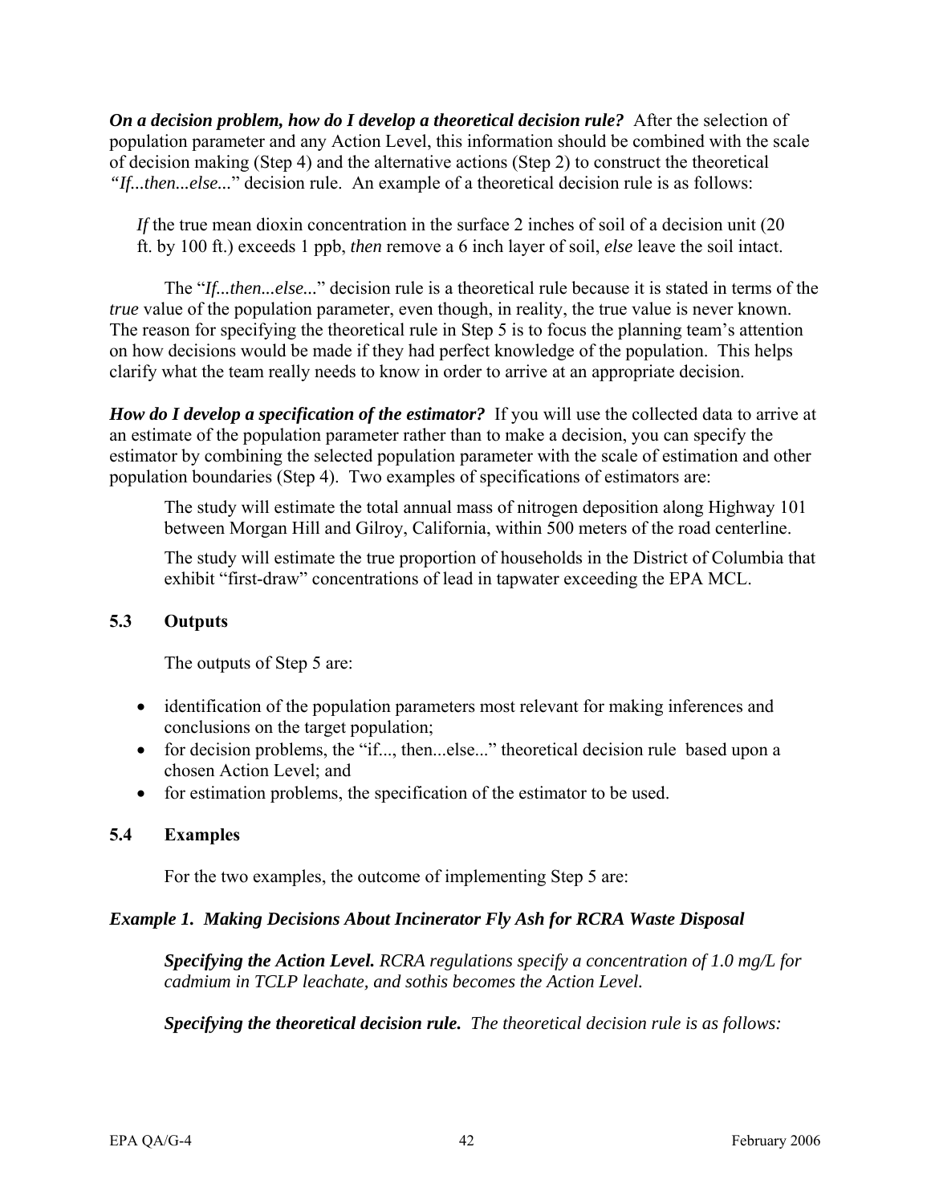***On a decision problem, how do I develop a theoretical decision rule?*** After the selection of population parameter and any Action Level, this information should be combined with the scale of decision making (Step 4) and the alternative actions (Step 2) to construct the theoretical *"If...then...else..."* decision rule. An example of a theoretical decision rule is as follows:

> *If* the true mean dioxin concentration in the surface 2 inches of soil of a decision unit (20 ft. by 100 ft.) exceeds 1 ppb, *then* remove a 6 inch layer of soil, *else* leave the soil intact.

The "*If...then...else...*" decision rule is a theoretical rule because it is stated in terms of the *true* value of the population parameter, even though, in reality, the true value is never known. The reason for specifying the theoretical rule in Step 5 is to focus the planning team's attention on how decisions would be made if they had perfect knowledge of the population. This helps clarify what the team really needs to know in order to arrive at an appropriate decision.

***How do I develop a specification of the estimator?*** If you will use the collected data to arrive at an estimate of the population parameter rather than to make a decision, you can specify the estimator by combining the selected population parameter with the scale of estimation and other population boundaries (Step 4). Two examples of specifications of estimators are:

> The study will estimate the total annual mass of nitrogen deposition along Highway 101 between Morgan Hill and Gilroy, California, within 500 meters of the road centerline.
>
> The study will estimate the true proportion of households in the District of Columbia that exhibit "first-draw" concentrations of lead in tapwater exceeding the EPA MCL.

### 5.3 Outputs

The outputs of Step 5 are:

- identification of the population parameters most relevant for making inferences and conclusions on the target population;
- for decision problems, the "if..., then...else..." theoretical decision rule based upon a chosen Action Level; and
- for estimation problems, the specification of the estimator to be used.

### 5.4 Examples

For the two examples, the outcome of implementing Step 5 are:

***Example 1. Making Decisions About Incinerator Fly Ash for RCRA Waste Disposal***

> ***Specifying the Action Level.*** *RCRA regulations specify a concentration of 1.0 mg/L for cadmium in TCLP leachate, and sothis becomes the Action Level.*
>
> ***Specifying the theoretical decision rule.*** *The theoretical decision rule is as follows:*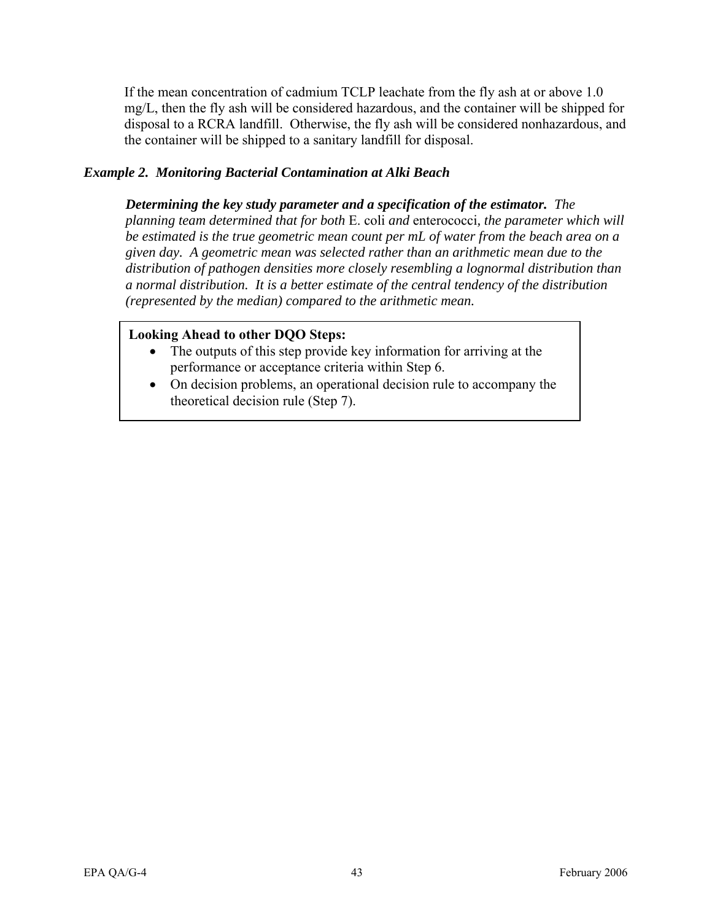If the mean concentration of cadmium TCLP leachate from the fly ash at or above 1.0 mg/L, then the fly ash will be considered hazardous, and the container will be shipped for disposal to a RCRA landfill. Otherwise, the fly ash will be considered nonhazardous, and the container will be shipped to a sanitary landfill for disposal.

### *Example 2. Monitoring Bacterial Contamination at Alki Beach*

***Determining the key study parameter and a specification of the estimator.*** *The planning team determined that for both* E. coli *and* enterococci*, the parameter which will be estimated is the true geometric mean count per mL of water from the beach area on a given day. A geometric mean was selected rather than an arithmetic mean due to the distribution of pathogen densities more closely resembling a lognormal distribution than a normal distribution. It is a better estimate of the central tendency of the distribution (represented by the median) compared to the arithmetic mean.*

**Looking Ahead to other DQO Steps:**

- The outputs of this step provide key information for arriving at the performance or acceptance criteria within Step 6.
- On decision problems, an operational decision rule to accompany the theoretical decision rule (Step 7).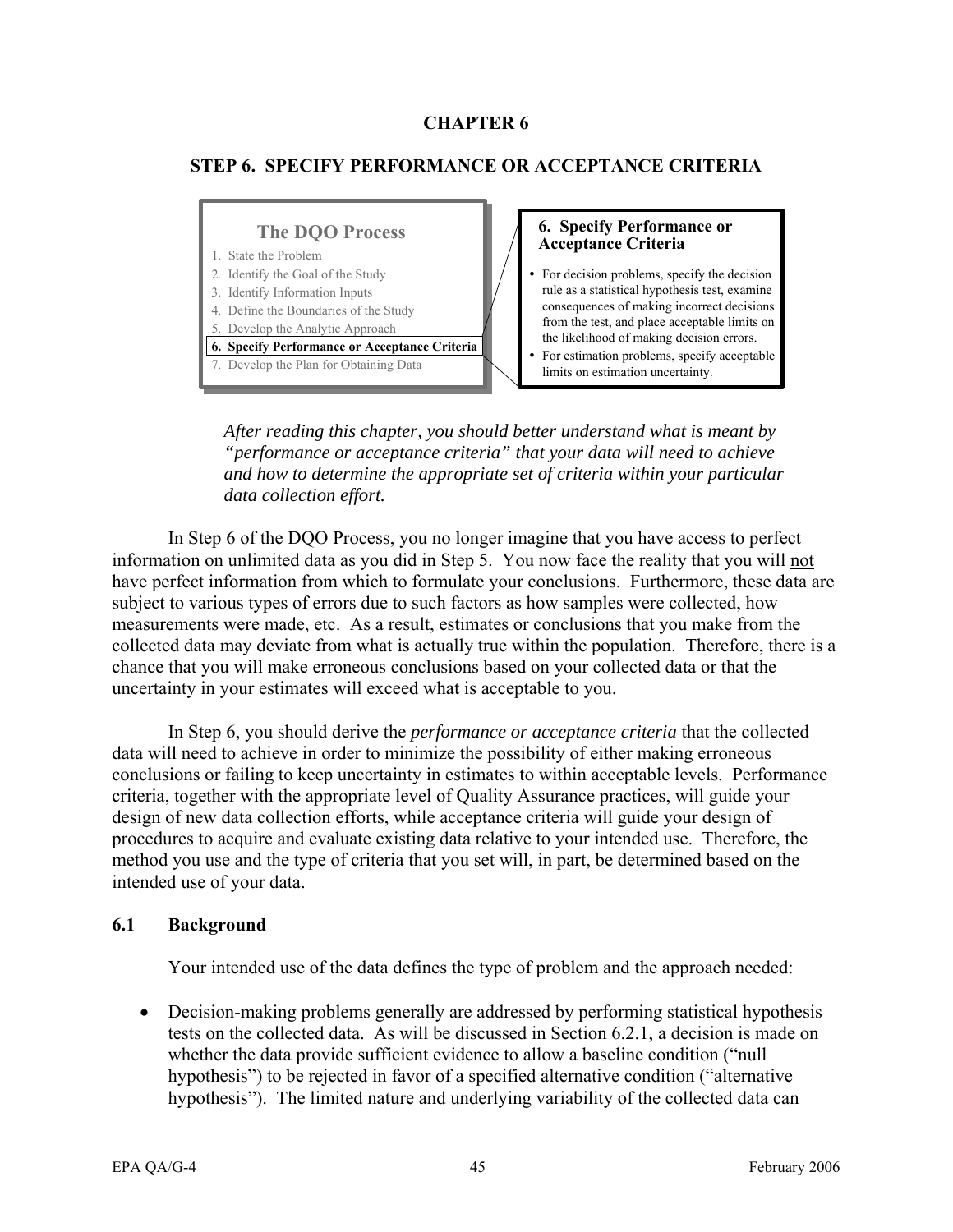# CHAPTER 6

## STEP 6. SPECIFY PERFORMANCE OR ACCEPTANCE CRITERIA

**The DQO Process**

1. State the Problem
2. Identify the Goal of the Study
3. Identify Information Inputs
4. Define the Boundaries of the Study
5. Develop the Analytic Approach
6. **Specify Performance or Acceptance Criteria**
7. Develop the Plan for Obtaining Data

**6. Specify Performance or Acceptance Criteria**

- For decision problems, specify the decision rule as a statistical hypothesis test, examine consequences of making incorrect decisions from the test, and place acceptable limits on the likelihood of making decision errors.
- For estimation problems, specify acceptable limits on estimation uncertainty.

*After reading this chapter, you should better understand what is meant by "performance or acceptance criteria" that your data will need to achieve and how to determine the appropriate set of criteria within your particular data collection effort.*

In Step 6 of the DQO Process, you no longer imagine that you have access to perfect information on unlimited data as you did in Step 5. You now face the reality that you will not have perfect information from which to formulate your conclusions. Furthermore, these data are subject to various types of errors due to such factors as how samples were collected, how measurements were made, etc. As a result, estimates or conclusions that you make from the collected data may deviate from what is actually true within the population. Therefore, there is a chance that you will make erroneous conclusions based on your collected data or that the uncertainty in your estimates will exceed what is acceptable to you.

In Step 6, you should derive the *performance or acceptance criteria* that the collected data will need to achieve in order to minimize the possibility of either making erroneous conclusions or failing to keep uncertainty in estimates to within acceptable levels. Performance criteria, together with the appropriate level of Quality Assurance practices, will guide your design of new data collection efforts, while acceptance criteria will guide your design of procedures to acquire and evaluate existing data relative to your intended use. Therefore, the method you use and the type of criteria that you set will, in part, be determined based on the intended use of your data.

### 6.1 Background

Your intended use of the data defines the type of problem and the approach needed:

- Decision-making problems generally are addressed by performing statistical hypothesis tests on the collected data. As will be discussed in Section 6.2.1, a decision is made on whether the data provide sufficient evidence to allow a baseline condition ("null hypothesis") to be rejected in favor of a specified alternative condition ("alternative hypothesis"). The limited nature and underlying variability of the collected data can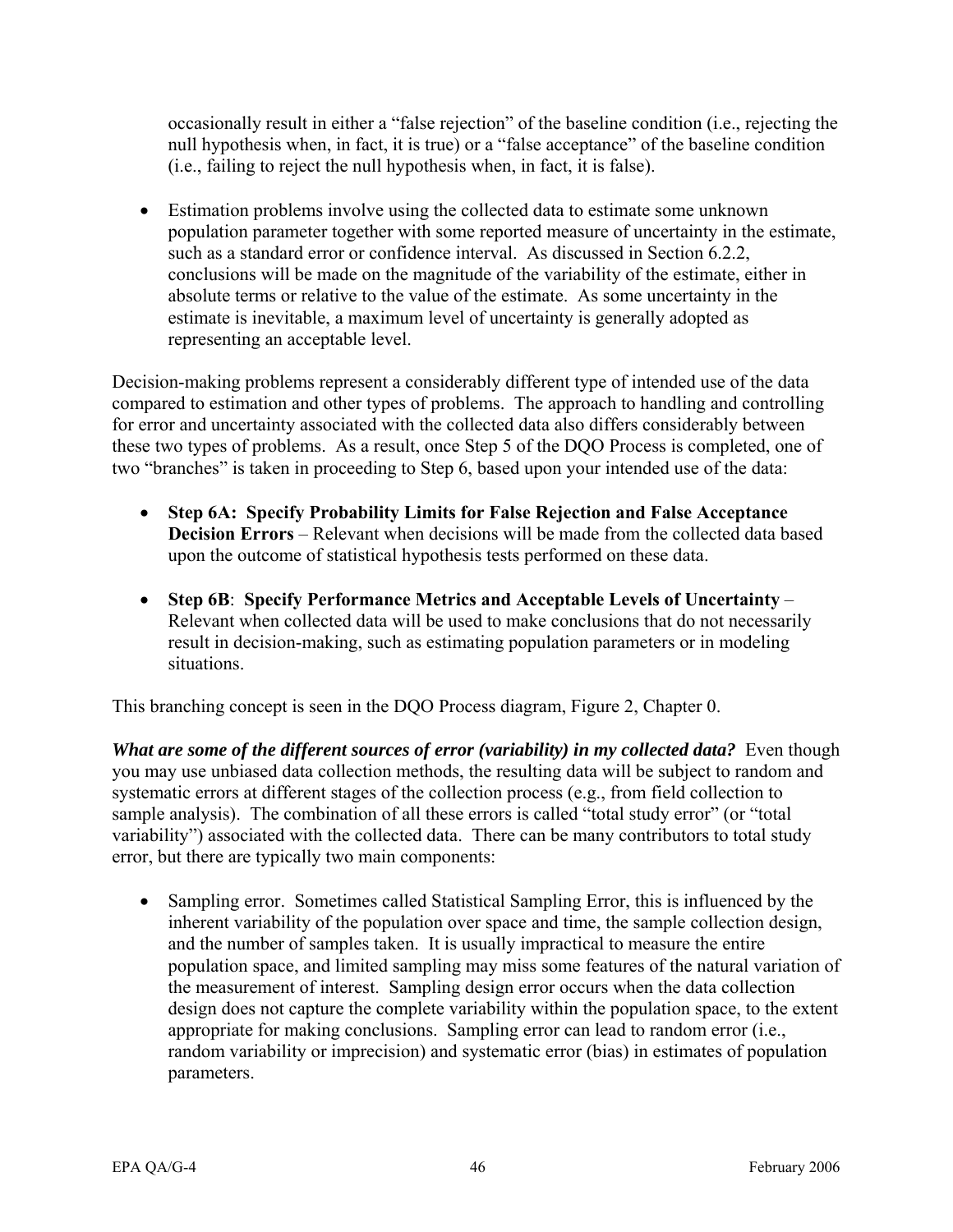occasionally result in either a "false rejection" of the baseline condition (i.e., rejecting the null hypothesis when, in fact, it is true) or a "false acceptance" of the baseline condition (i.e., failing to reject the null hypothesis when, in fact, it is false).

- Estimation problems involve using the collected data to estimate some unknown population parameter together with some reported measure of uncertainty in the estimate, such as a standard error or confidence interval. As discussed in Section 6.2.2, conclusions will be made on the magnitude of the variability of the estimate, either in absolute terms or relative to the value of the estimate. As some uncertainty in the estimate is inevitable, a maximum level of uncertainty is generally adopted as representing an acceptable level.

Decision-making problems represent a considerably different type of intended use of the data compared to estimation and other types of problems. The approach to handling and controlling for error and uncertainty associated with the collected data also differs considerably between these two types of problems. As a result, once Step 5 of the DQO Process is completed, one of two "branches" is taken in proceeding to Step 6, based upon your intended use of the data:

- **Step 6A: Specify Probability Limits for False Rejection and False Acceptance Decision Errors** – Relevant when decisions will be made from the collected data based upon the outcome of statistical hypothesis tests performed on these data.

- **Step 6B**: **Specify Performance Metrics and Acceptable Levels of Uncertainty** – Relevant when collected data will be used to make conclusions that do not necessarily result in decision-making, such as estimating population parameters or in modeling situations.

This branching concept is seen in the DQO Process diagram, Figure 2, Chapter 0.

***What are some of the different sources of error (variability) in my collected data?*** Even though you may use unbiased data collection methods, the resulting data will be subject to random and systematic errors at different stages of the collection process (e.g., from field collection to sample analysis). The combination of all these errors is called "total study error" (or "total variability") associated with the collected data. There can be many contributors to total study error, but there are typically two main components:

- Sampling error. Sometimes called Statistical Sampling Error, this is influenced by the inherent variability of the population over space and time, the sample collection design, and the number of samples taken. It is usually impractical to measure the entire population space, and limited sampling may miss some features of the natural variation of the measurement of interest. Sampling design error occurs when the data collection design does not capture the complete variability within the population space, to the extent appropriate for making conclusions. Sampling error can lead to random error (i.e., random variability or imprecision) and systematic error (bias) in estimates of population parameters.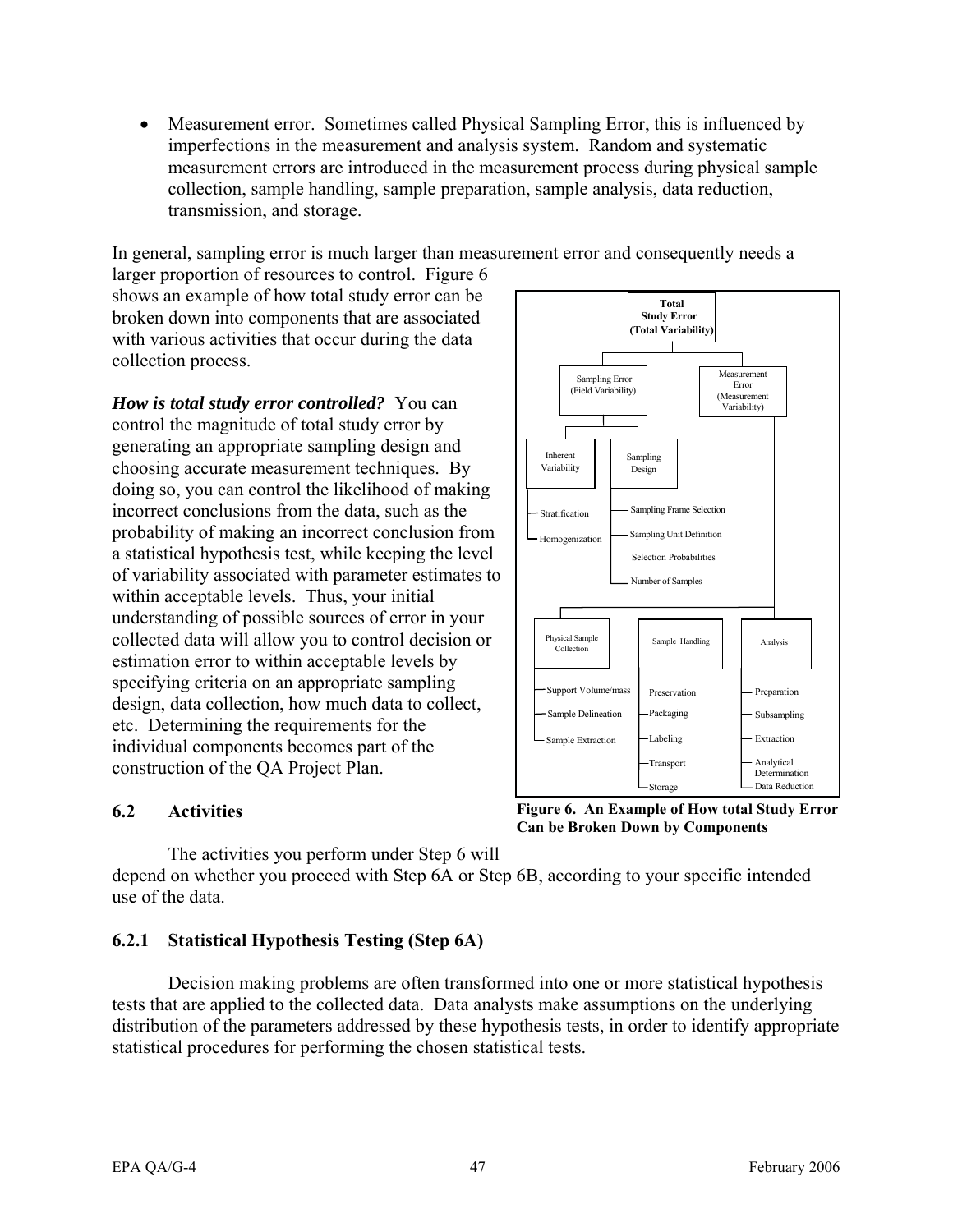- Measurement error. Sometimes called Physical Sampling Error, this is influenced by imperfections in the measurement and analysis system. Random and systematic measurement errors are introduced in the measurement process during physical sample collection, sample handling, sample preparation, sample analysis, data reduction, transmission, and storage.

In general, sampling error is much larger than measurement error and consequently needs a larger proportion of resources to control. Figure 6 shows an example of how total study error can be broken down into components that are associated with various activities that occur during the data collection process.

***How is total study error controlled?*** You can control the magnitude of total study error by generating an appropriate sampling design and choosing accurate measurement techniques. By doing so, you can control the likelihood of making incorrect conclusions from the data, such as the probability of making an incorrect conclusion from a statistical hypothesis test, while keeping the level of variability associated with parameter estimates to within acceptable levels. Thus, your initial understanding of possible sources of error in your collected data will allow you to control decision or estimation error to within acceptable levels by specifying criteria on an appropriate sampling design, data collection, how much data to collect, etc. Determining the requirements for the individual components becomes part of the construction of the QA Project Plan.

- **Total Study Error (Total Variability)**
  - Sampling Error (Field Variability)
    - Inherent Variability
      - Stratification
      - Homogenization
    - Sampling Design
      - Sampling Frame Selection
      - Sampling Unit Definition
      - Selection Probabilities
      - Number of Samples
  - Measurement Error (Measurement Variability)
    - Physical Sample Collection
      - Support Volume/mass
      - Sample Delineation
      - Sample Extraction
    - Sample Handling
      - Preservation
      - Packaging
      - Labeling
      - Transport
      - Storage
    - Analysis
      - Preparation
      - Subsampling
      - Extraction
      - Analytical Determination
      - Data Reduction

**Figure 6. An Example of How total Study Error Can be Broken Down by Components**

## 6.2 Activities

The activities you perform under Step 6 will depend on whether you proceed with Step 6A or Step 6B, according to your specific intended use of the data.

### 6.2.1 Statistical Hypothesis Testing (Step 6A)

Decision making problems are often transformed into one or more statistical hypothesis tests that are applied to the collected data. Data analysts make assumptions on the underlying distribution of the parameters addressed by these hypothesis tests, in order to identify appropriate statistical procedures for performing the chosen statistical tests.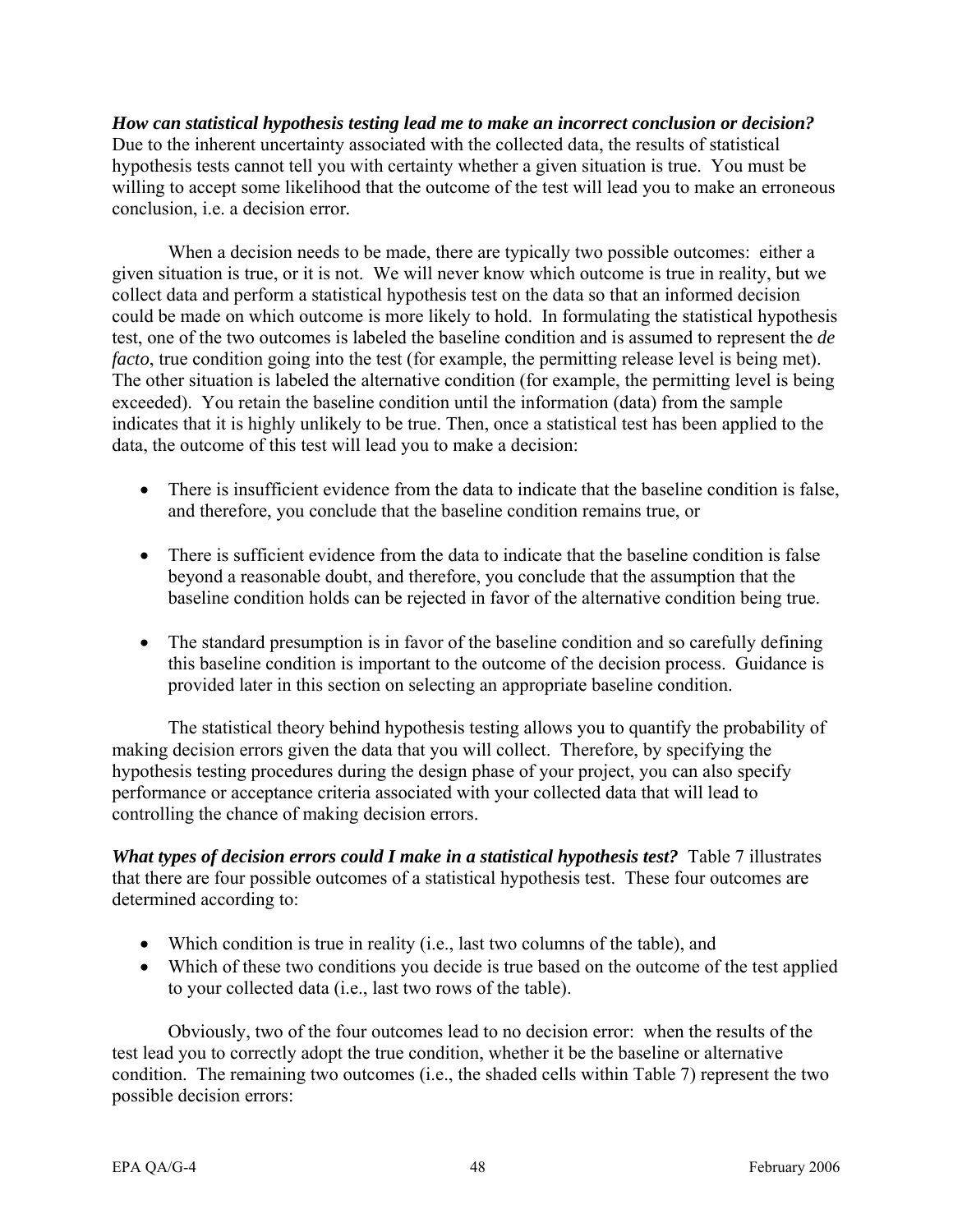***How can statistical hypothesis testing lead me to make an incorrect conclusion or decision?*** Due to the inherent uncertainty associated with the collected data, the results of statistical hypothesis tests cannot tell you with certainty whether a given situation is true. You must be willing to accept some likelihood that the outcome of the test will lead you to make an erroneous conclusion, i.e. a decision error.

When a decision needs to be made, there are typically two possible outcomes: either a given situation is true, or it is not. We will never know which outcome is true in reality, but we collect data and perform a statistical hypothesis test on the data so that an informed decision could be made on which outcome is more likely to hold. In formulating the statistical hypothesis test, one of the two outcomes is labeled the baseline condition and is assumed to represent the *de facto*, true condition going into the test (for example, the permitting release level is being met). The other situation is labeled the alternative condition (for example, the permitting level is being exceeded). You retain the baseline condition until the information (data) from the sample indicates that it is highly unlikely to be true. Then, once a statistical test has been applied to the data, the outcome of this test will lead you to make a decision:

- There is insufficient evidence from the data to indicate that the baseline condition is false, and therefore, you conclude that the baseline condition remains true, or
- There is sufficient evidence from the data to indicate that the baseline condition is false beyond a reasonable doubt, and therefore, you conclude that the assumption that the baseline condition holds can be rejected in favor of the alternative condition being true.
- The standard presumption is in favor of the baseline condition and so carefully defining this baseline condition is important to the outcome of the decision process. Guidance is provided later in this section on selecting an appropriate baseline condition.

The statistical theory behind hypothesis testing allows you to quantify the probability of making decision errors given the data that you will collect. Therefore, by specifying the hypothesis testing procedures during the design phase of your project, you can also specify performance or acceptance criteria associated with your collected data that will lead to controlling the chance of making decision errors.

***What types of decision errors could I make in a statistical hypothesis test?*** Table 7 illustrates that there are four possible outcomes of a statistical hypothesis test. These four outcomes are determined according to:

- Which condition is true in reality (i.e., last two columns of the table), and
- Which of these two conditions you decide is true based on the outcome of the test applied to your collected data (i.e., last two rows of the table).

Obviously, two of the four outcomes lead to no decision error: when the results of the test lead you to correctly adopt the true condition, whether it be the baseline or alternative condition. The remaining two outcomes (i.e., the shaded cells within Table 7) represent the two possible decision errors: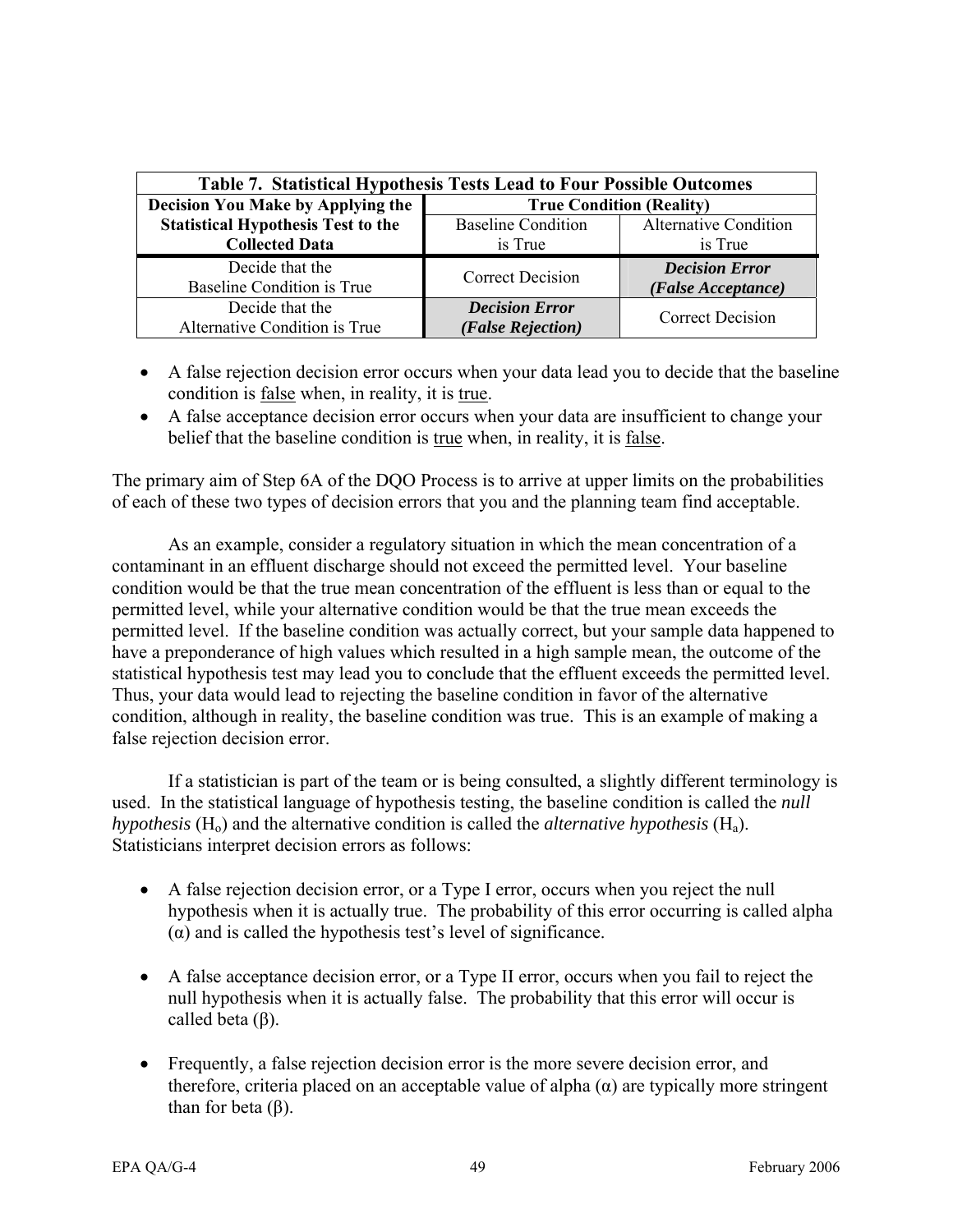**Table 7. Statistical Hypothesis Tests Lead to Four Possible Outcomes**

| Decision You Make by Applying the Statistical Hypothesis Test to the Collected Data | True Condition (Reality) | |
|---|---|---|
| | Baseline Condition is True | Alternative Condition is True |
| Decide that the Baseline Condition is True | Correct Decision | ***Decision Error (False Acceptance)*** |
| Decide that the Alternative Condition is True | ***Decision Error (False Rejection)*** | Correct Decision |

- A false rejection decision error occurs when your data lead you to decide that the baseline condition is false when, in reality, it is true.
- A false acceptance decision error occurs when your data are insufficient to change your belief that the baseline condition is true when, in reality, it is false.

The primary aim of Step 6A of the DQO Process is to arrive at upper limits on the probabilities of each of these two types of decision errors that you and the planning team find acceptable.

As an example, consider a regulatory situation in which the mean concentration of a contaminant in an effluent discharge should not exceed the permitted level. Your baseline condition would be that the true mean concentration of the effluent is less than or equal to the permitted level, while your alternative condition would be that the true mean exceeds the permitted level. If the baseline condition was actually correct, but your sample data happened to have a preponderance of high values which resulted in a high sample mean, the outcome of the statistical hypothesis test may lead you to conclude that the effluent exceeds the permitted level. Thus, your data would lead to rejecting the baseline condition in favor of the alternative condition, although in reality, the baseline condition was true. This is an example of making a false rejection decision error.

If a statistician is part of the team or is being consulted, a slightly different terminology is used. In the statistical language of hypothesis testing, the baseline condition is called the *null hypothesis* ($H_o$) and the alternative condition is called the *alternative hypothesis* ($H_a$). Statisticians interpret decision errors as follows:

- A false rejection decision error, or a Type I error, occurs when you reject the null hypothesis when it is actually true. The probability of this error occurring is called alpha ($\alpha$) and is called the hypothesis test's level of significance.

- A false acceptance decision error, or a Type II error, occurs when you fail to reject the null hypothesis when it is actually false. The probability that this error will occur is called beta ($\beta$).

- Frequently, a false rejection decision error is the more severe decision error, and therefore, criteria placed on an acceptable value of alpha ($\alpha$) are typically more stringent than for beta ($\beta$).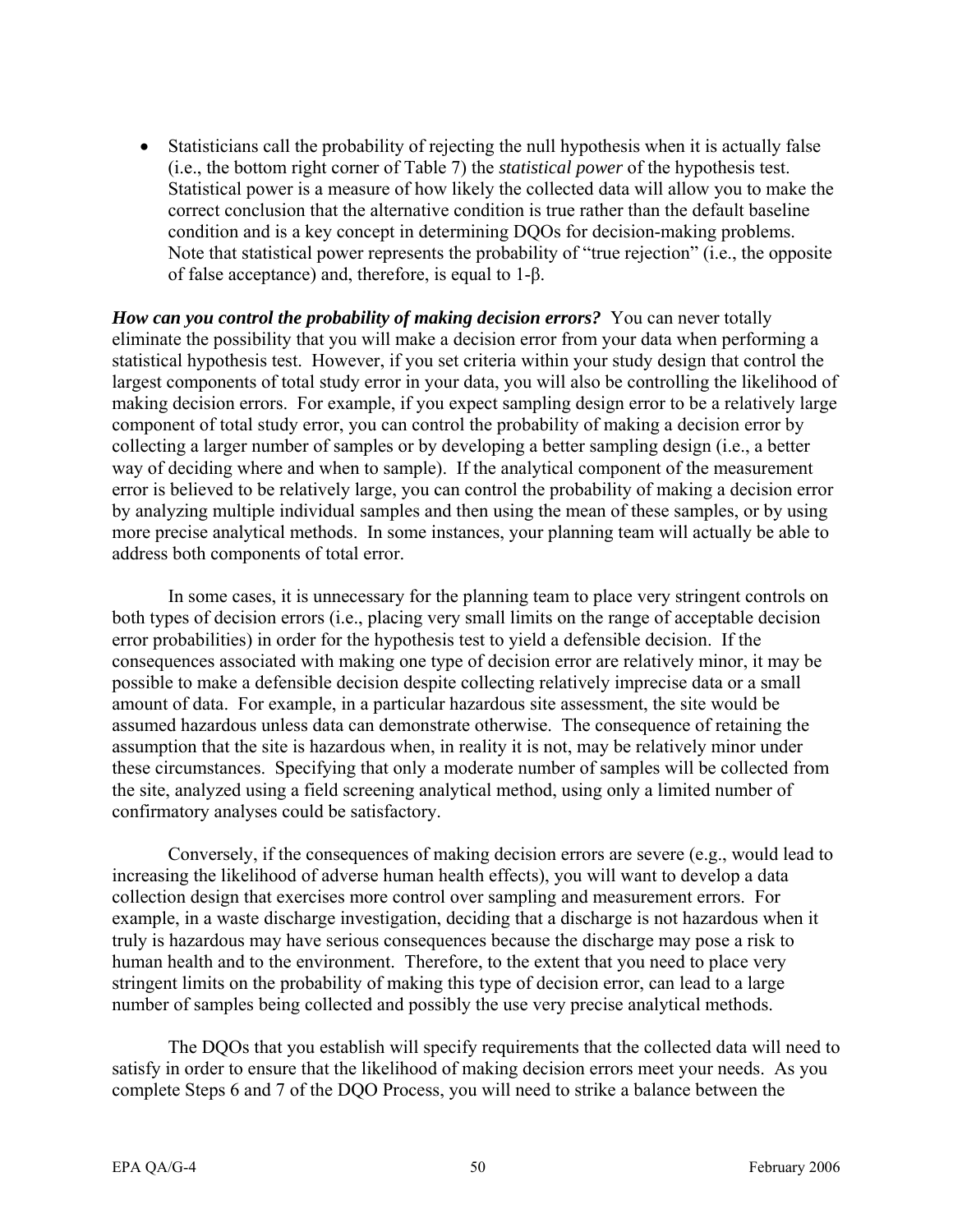- Statisticians call the probability of rejecting the null hypothesis when it is actually false (i.e., the bottom right corner of Table 7) the *statistical power* of the hypothesis test. Statistical power is a measure of how likely the collected data will allow you to make the correct conclusion that the alternative condition is true rather than the default baseline condition and is a key concept in determining DQOs for decision-making problems. Note that statistical power represents the probability of "true rejection" (i.e., the opposite of false acceptance) and, therefore, is equal to 1-$\beta$.

***How can you control the probability of making decision errors?*** You can never totally eliminate the possibility that you will make a decision error from your data when performing a statistical hypothesis test. However, if you set criteria within your study design that control the largest components of total study error in your data, you will also be controlling the likelihood of making decision errors. For example, if you expect sampling design error to be a relatively large component of total study error, you can control the probability of making a decision error by collecting a larger number of samples or by developing a better sampling design (i.e., a better way of deciding where and when to sample). If the analytical component of the measurement error is believed to be relatively large, you can control the probability of making a decision error by analyzing multiple individual samples and then using the mean of these samples, or by using more precise analytical methods. In some instances, your planning team will actually be able to address both components of total error.

In some cases, it is unnecessary for the planning team to place very stringent controls on both types of decision errors (i.e., placing very small limits on the range of acceptable decision error probabilities) in order for the hypothesis test to yield a defensible decision. If the consequences associated with making one type of decision error are relatively minor, it may be possible to make a defensible decision despite collecting relatively imprecise data or a small amount of data. For example, in a particular hazardous site assessment, the site would be assumed hazardous unless data can demonstrate otherwise. The consequence of retaining the assumption that the site is hazardous when, in reality it is not, may be relatively minor under these circumstances. Specifying that only a moderate number of samples will be collected from the site, analyzed using a field screening analytical method, using only a limited number of confirmatory analyses could be satisfactory.

Conversely, if the consequences of making decision errors are severe (e.g., would lead to increasing the likelihood of adverse human health effects), you will want to develop a data collection design that exercises more control over sampling and measurement errors. For example, in a waste discharge investigation, deciding that a discharge is not hazardous when it truly is hazardous may have serious consequences because the discharge may pose a risk to human health and to the environment. Therefore, to the extent that you need to place very stringent limits on the probability of making this type of decision error, can lead to a large number of samples being collected and possibly the use very precise analytical methods.

The DQOs that you establish will specify requirements that the collected data will need to satisfy in order to ensure that the likelihood of making decision errors meet your needs. As you complete Steps 6 and 7 of the DQO Process, you will need to strike a balance between the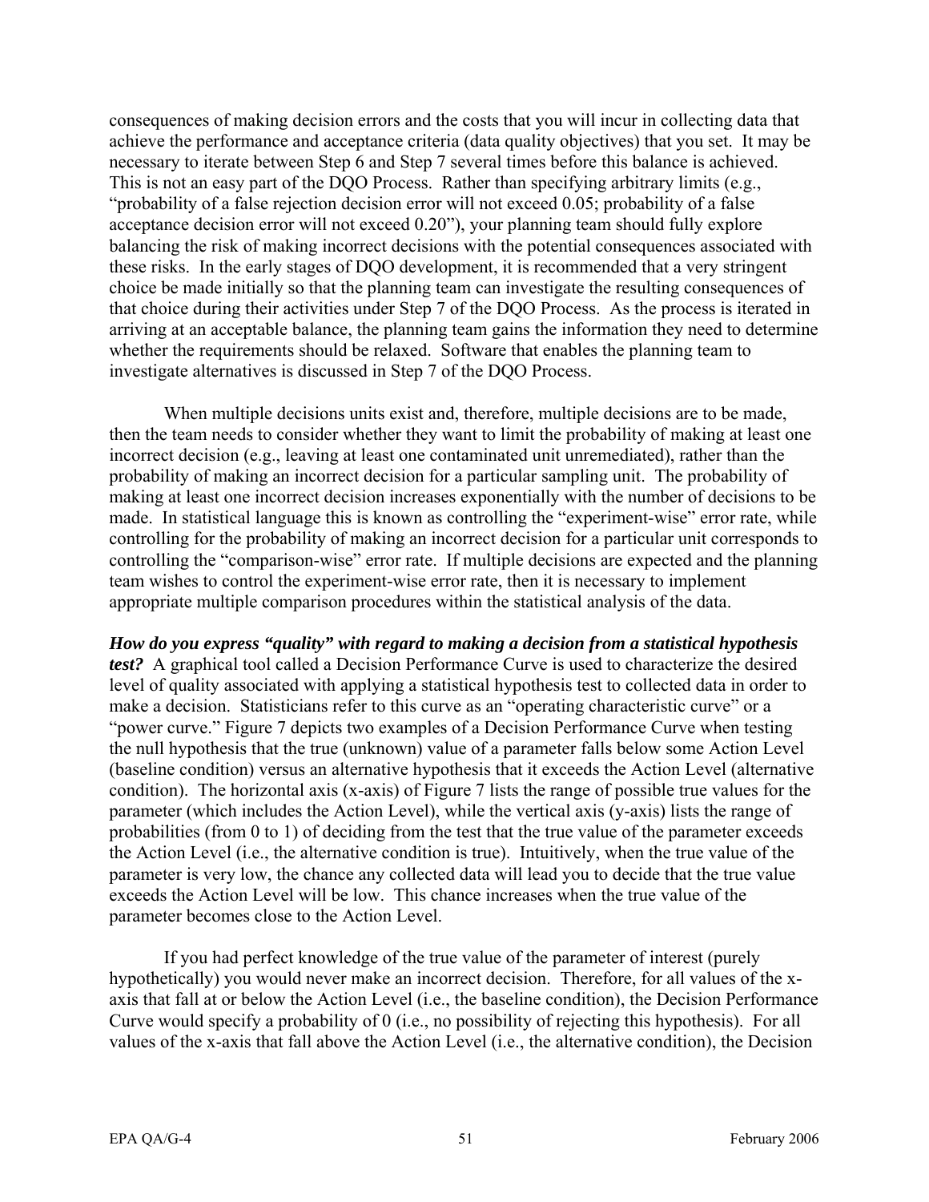consequences of making decision errors and the costs that you will incur in collecting data that achieve the performance and acceptance criteria (data quality objectives) that you set. It may be necessary to iterate between Step 6 and Step 7 several times before this balance is achieved. This is not an easy part of the DQO Process. Rather than specifying arbitrary limits (e.g., "probability of a false rejection decision error will not exceed 0.05; probability of a false acceptance decision error will not exceed 0.20"), your planning team should fully explore balancing the risk of making incorrect decisions with the potential consequences associated with these risks. In the early stages of DQO development, it is recommended that a very stringent choice be made initially so that the planning team can investigate the resulting consequences of that choice during their activities under Step 7 of the DQO Process. As the process is iterated in arriving at an acceptable balance, the planning team gains the information they need to determine whether the requirements should be relaxed. Software that enables the planning team to investigate alternatives is discussed in Step 7 of the DQO Process.

When multiple decisions units exist and, therefore, multiple decisions are to be made, then the team needs to consider whether they want to limit the probability of making at least one incorrect decision (e.g., leaving at least one contaminated unit unremediated), rather than the probability of making an incorrect decision for a particular sampling unit. The probability of making at least one incorrect decision increases exponentially with the number of decisions to be made. In statistical language this is known as controlling the "experiment-wise" error rate, while controlling for the probability of making an incorrect decision for a particular unit corresponds to controlling the "comparison-wise" error rate. If multiple decisions are expected and the planning team wishes to control the experiment-wise error rate, then it is necessary to implement appropriate multiple comparison procedures within the statistical analysis of the data.

***How do you express "quality" with regard to making a decision from a statistical hypothesis test?*** A graphical tool called a Decision Performance Curve is used to characterize the desired level of quality associated with applying a statistical hypothesis test to collected data in order to make a decision. Statisticians refer to this curve as an "operating characteristic curve" or a "power curve." Figure 7 depicts two examples of a Decision Performance Curve when testing the null hypothesis that the true (unknown) value of a parameter falls below some Action Level (baseline condition) versus an alternative hypothesis that it exceeds the Action Level (alternative condition). The horizontal axis (x-axis) of Figure 7 lists the range of possible true values for the parameter (which includes the Action Level), while the vertical axis (y-axis) lists the range of probabilities (from 0 to 1) of deciding from the test that the true value of the parameter exceeds the Action Level (i.e., the alternative condition is true). Intuitively, when the true value of the parameter is very low, the chance any collected data will lead you to decide that the true value exceeds the Action Level will be low. This chance increases when the true value of the parameter becomes close to the Action Level.

If you had perfect knowledge of the true value of the parameter of interest (purely hypothetically) you would never make an incorrect decision. Therefore, for all values of the x-axis that fall at or below the Action Level (i.e., the baseline condition), the Decision Performance Curve would specify a probability of 0 (i.e., no possibility of rejecting this hypothesis). For all values of the x-axis that fall above the Action Level (i.e., the alternative condition), the Decision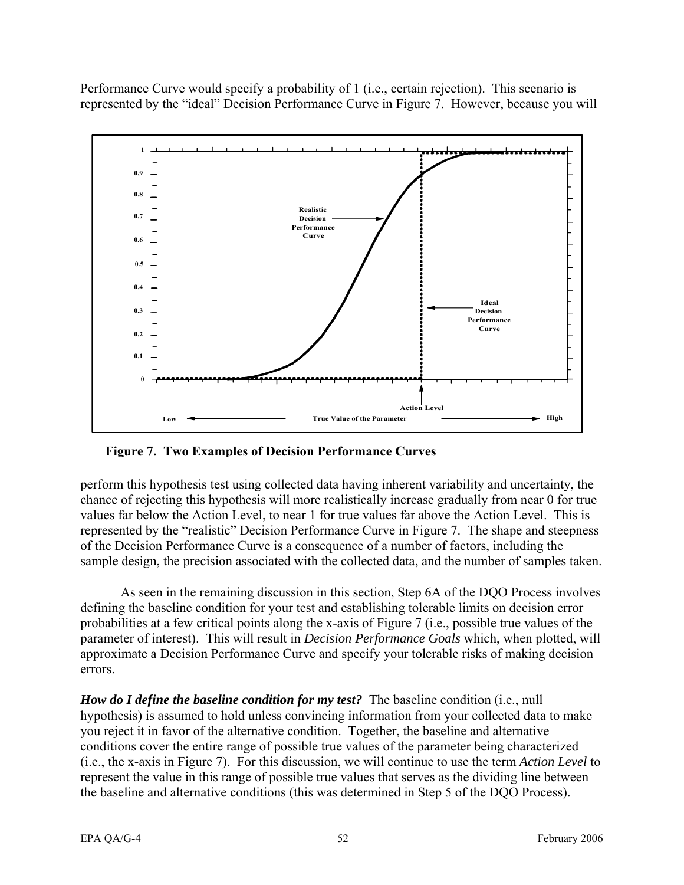Performance Curve would specify a probability of 1 (i.e., certain rejection). This scenario is represented by the "ideal" Decision Performance Curve in Figure 7. However, because you will

**Figure 7. Two Examples of Decision Performance Curves**

perform this hypothesis test using collected data having inherent variability and uncertainty, the chance of rejecting this hypothesis will more realistically increase gradually from near 0 for true values far below the Action Level, to near 1 for true values far above the Action Level. This is represented by the "realistic" Decision Performance Curve in Figure 7. The shape and steepness of the Decision Performance Curve is a consequence of a number of factors, including the sample design, the precision associated with the collected data, and the number of samples taken.

As seen in the remaining discussion in this section, Step 6A of the DQO Process involves defining the baseline condition for your test and establishing tolerable limits on decision error probabilities at a few critical points along the x-axis of Figure 7 (i.e., possible true values of the parameter of interest). This will result in *Decision Performance Goals* which, when plotted, will approximate a Decision Performance Curve and specify your tolerable risks of making decision errors.

***How do I define the baseline condition for my test?*** The baseline condition (i.e., null hypothesis) is assumed to hold unless convincing information from your collected data to make you reject it in favor of the alternative condition. Together, the baseline and alternative conditions cover the entire range of possible true values of the parameter being characterized (i.e., the x-axis in Figure 7). For this discussion, we will continue to use the term *Action Level* to represent the value in this range of possible true values that serves as the dividing line between the baseline and alternative conditions (this was determined in Step 5 of the DQO Process).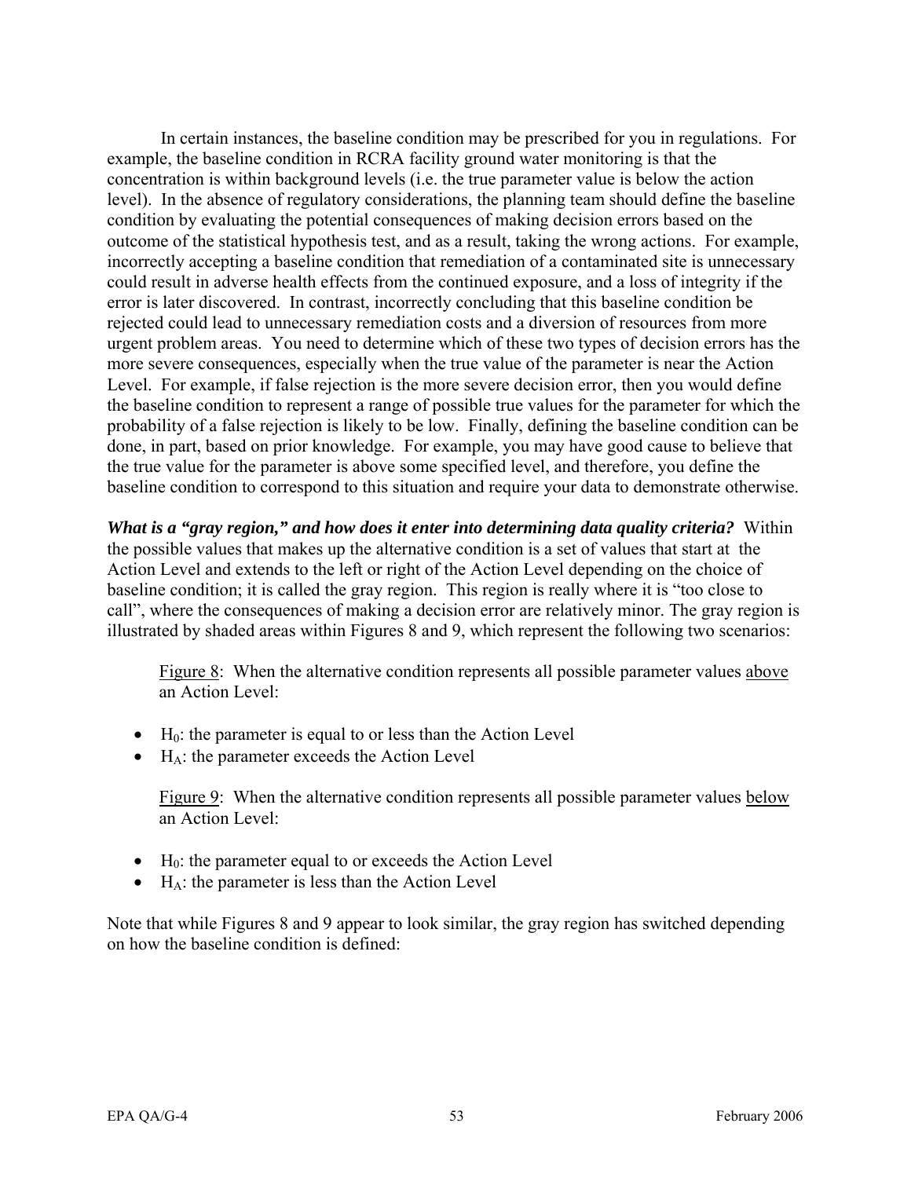In certain instances, the baseline condition may be prescribed for you in regulations. For example, the baseline condition in RCRA facility ground water monitoring is that the concentration is within background levels (i.e. the true parameter value is below the action level). In the absence of regulatory considerations, the planning team should define the baseline condition by evaluating the potential consequences of making decision errors based on the outcome of the statistical hypothesis test, and as a result, taking the wrong actions. For example, incorrectly accepting a baseline condition that remediation of a contaminated site is unnecessary could result in adverse health effects from the continued exposure, and a loss of integrity if the error is later discovered. In contrast, incorrectly concluding that this baseline condition be rejected could lead to unnecessary remediation costs and a diversion of resources from more urgent problem areas. You need to determine which of these two types of decision errors has the more severe consequences, especially when the true value of the parameter is near the Action Level. For example, if false rejection is the more severe decision error, then you would define the baseline condition to represent a range of possible true values for the parameter for which the probability of a false rejection is likely to be low. Finally, defining the baseline condition can be done, in part, based on prior knowledge. For example, you may have good cause to believe that the true value for the parameter is above some specified level, and therefore, you define the baseline condition to correspond to this situation and require your data to demonstrate otherwise.

***What is a "gray region," and how does it enter into determining data quality criteria?*** Within the possible values that makes up the alternative condition is a set of values that start at the Action Level and extends to the left or right of the Action Level depending on the choice of baseline condition; it is called the gray region. This region is really where it is "too close to call", where the consequences of making a decision error are relatively minor. The gray region is illustrated by shaded areas within Figures 8 and 9, which represent the following two scenarios:

Figure 8: When the alternative condition represents all possible parameter values above an Action Level:

- $H_0$: the parameter is equal to or less than the Action Level
- $H_A$: the parameter exceeds the Action Level

Figure 9: When the alternative condition represents all possible parameter values below an Action Level:

- $H_0$: the parameter equal to or exceeds the Action Level
- $H_A$: the parameter is less than the Action Level

Note that while Figures 8 and 9 appear to look similar, the gray region has switched depending on how the baseline condition is defined: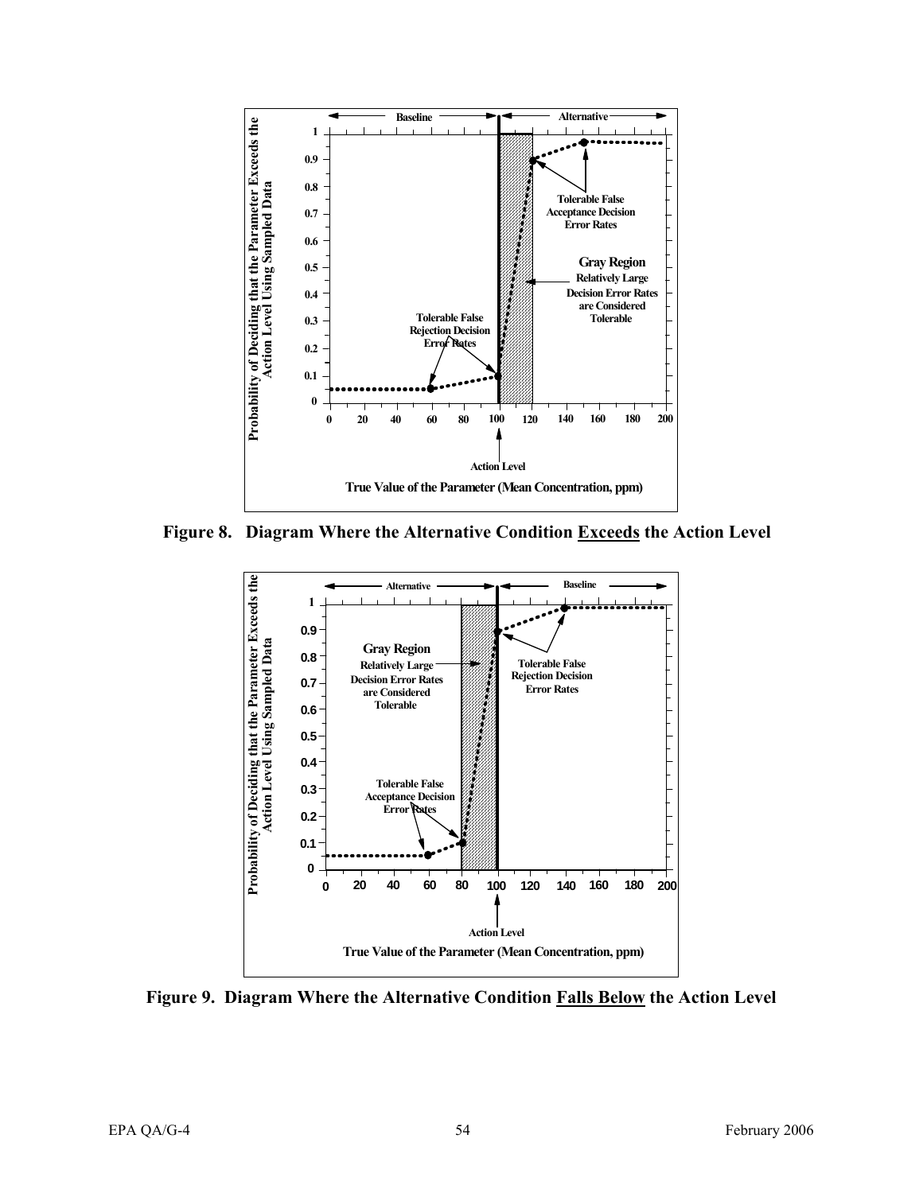**Figure 8. Diagram Where the Alternative Condition <u>Exceeds</u> the Action Level**

**Figure 9. Diagram Where the Alternative Condition <u>Falls Below</u> the Action Level**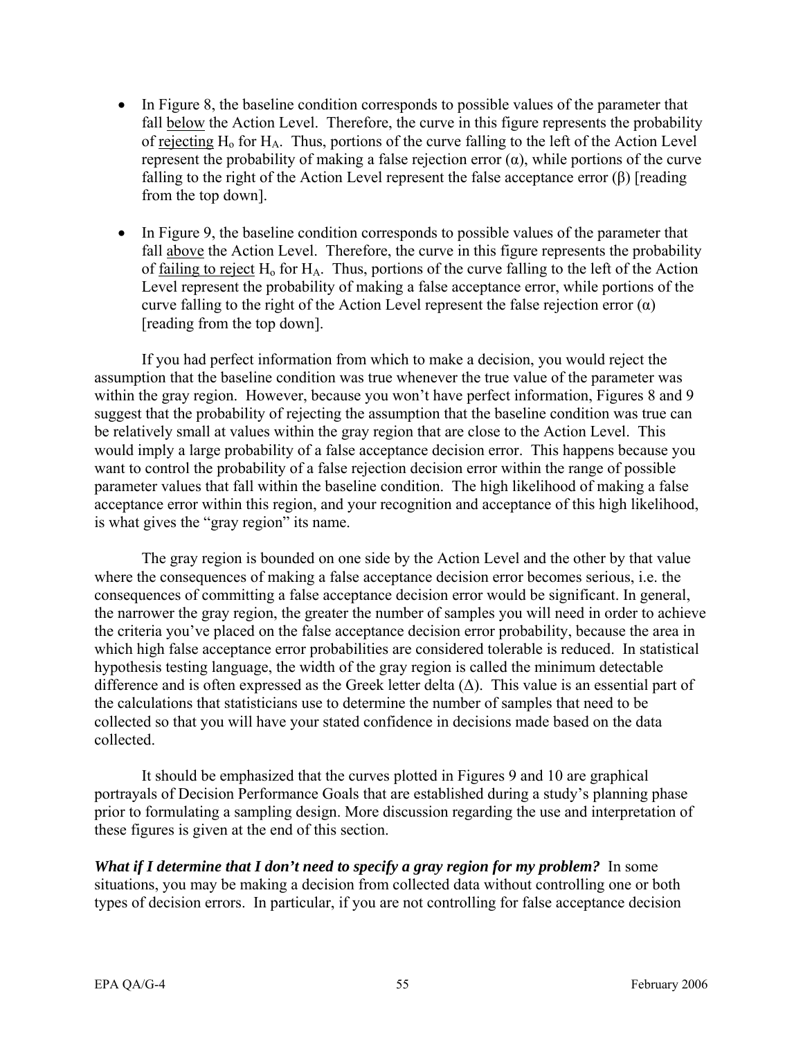- In Figure 8, the baseline condition corresponds to possible values of the parameter that fall <u>below</u> the Action Level. Therefore, the curve in this figure represents the probability of <u>rejecting</u> $H_o$ for $H_A$. Thus, portions of the curve falling to the left of the Action Level represent the probability of making a false rejection error ($\alpha$), while portions of the curve falling to the right of the Action Level represent the false acceptance error ($\beta$) [reading from the top down].

- In Figure 9, the baseline condition corresponds to possible values of the parameter that fall <u>above</u> the Action Level. Therefore, the curve in this figure represents the probability of <u>failing to reject</u> $H_o$ for $H_A$. Thus, portions of the curve falling to the left of the Action Level represent the probability of making a false acceptance error, while portions of the curve falling to the right of the Action Level represent the false rejection error ($\alpha$) [reading from the top down].

If you had perfect information from which to make a decision, you would reject the assumption that the baseline condition was true whenever the true value of the parameter was within the gray region. However, because you won't have perfect information, Figures 8 and 9 suggest that the probability of rejecting the assumption that the baseline condition was true can be relatively small at values within the gray region that are close to the Action Level. This would imply a large probability of a false acceptance decision error. This happens because you want to control the probability of a false rejection decision error within the range of possible parameter values that fall within the baseline condition. The high likelihood of making a false acceptance error within this region, and your recognition and acceptance of this high likelihood, is what gives the "gray region" its name.

The gray region is bounded on one side by the Action Level and the other by that value where the consequences of making a false acceptance decision error becomes serious, i.e. the consequences of committing a false acceptance decision error would be significant. In general, the narrower the gray region, the greater the number of samples you will need in order to achieve the criteria you've placed on the false acceptance decision error probability, because the area in which high false acceptance error probabilities are considered tolerable is reduced. In statistical hypothesis testing language, the width of the gray region is called the minimum detectable difference and is often expressed as the Greek letter delta ($\Delta$). This value is an essential part of the calculations that statisticians use to determine the number of samples that need to be collected so that you will have your stated confidence in decisions made based on the data collected.

It should be emphasized that the curves plotted in Figures 9 and 10 are graphical portrayals of Decision Performance Goals that are established during a study's planning phase prior to formulating a sampling design. More discussion regarding the use and interpretation of these figures is given at the end of this section.

***What if I determine that I don't need to specify a gray region for my problem?*** In some situations, you may be making a decision from collected data without controlling one or both types of decision errors. In particular, if you are not controlling for false acceptance decision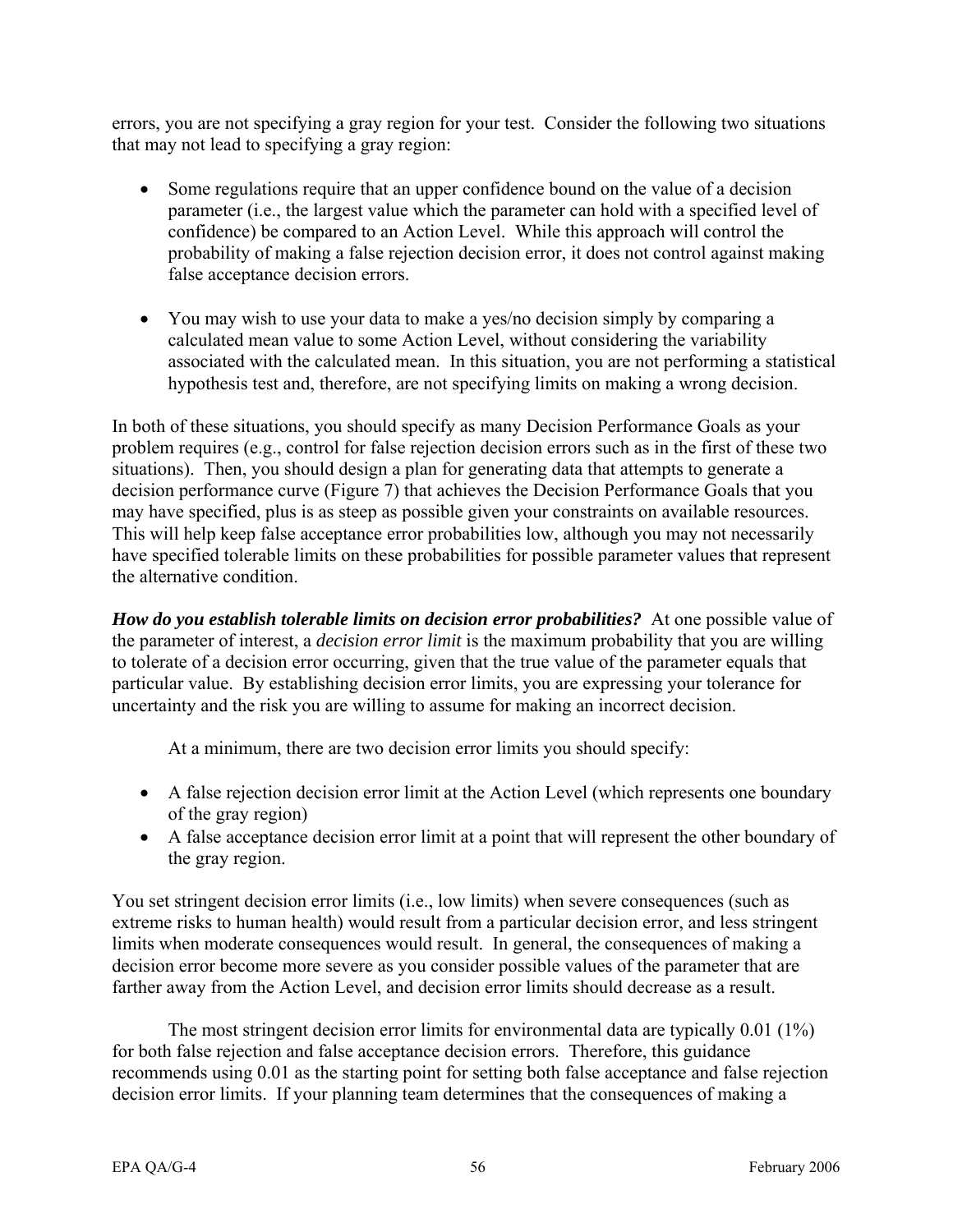errors, you are not specifying a gray region for your test. Consider the following two situations that may not lead to specifying a gray region:

- Some regulations require that an upper confidence bound on the value of a decision parameter (i.e., the largest value which the parameter can hold with a specified level of confidence) be compared to an Action Level. While this approach will control the probability of making a false rejection decision error, it does not control against making false acceptance decision errors.

- You may wish to use your data to make a yes/no decision simply by comparing a calculated mean value to some Action Level, without considering the variability associated with the calculated mean. In this situation, you are not performing a statistical hypothesis test and, therefore, are not specifying limits on making a wrong decision.

In both of these situations, you should specify as many Decision Performance Goals as your problem requires (e.g., control for false rejection decision errors such as in the first of these two situations). Then, you should design a plan for generating data that attempts to generate a decision performance curve (Figure 7) that achieves the Decision Performance Goals that you may have specified, plus is as steep as possible given your constraints on available resources. This will help keep false acceptance error probabilities low, although you may not necessarily have specified tolerable limits on these probabilities for possible parameter values that represent the alternative condition.

***How do you establish tolerable limits on decision error probabilities?*** At one possible value of the parameter of interest, a *decision error limit* is the maximum probability that you are willing to tolerate of a decision error occurring, given that the true value of the parameter equals that particular value. By establishing decision error limits, you are expressing your tolerance for uncertainty and the risk you are willing to assume for making an incorrect decision.

At a minimum, there are two decision error limits you should specify:

- A false rejection decision error limit at the Action Level (which represents one boundary of the gray region)
- A false acceptance decision error limit at a point that will represent the other boundary of the gray region.

You set stringent decision error limits (i.e., low limits) when severe consequences (such as extreme risks to human health) would result from a particular decision error, and less stringent limits when moderate consequences would result. In general, the consequences of making a decision error become more severe as you consider possible values of the parameter that are farther away from the Action Level, and decision error limits should decrease as a result.

The most stringent decision error limits for environmental data are typically 0.01 (1%) for both false rejection and false acceptance decision errors. Therefore, this guidance recommends using 0.01 as the starting point for setting both false acceptance and false rejection decision error limits. If your planning team determines that the consequences of making a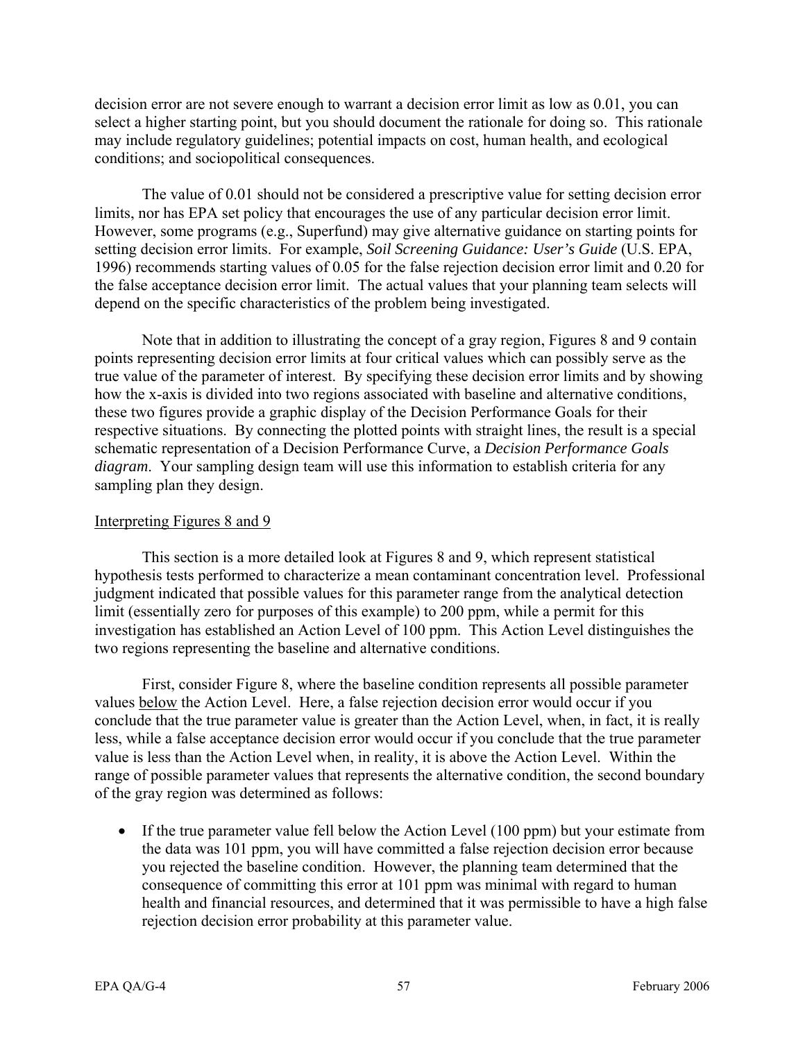decision error are not severe enough to warrant a decision error limit as low as 0.01, you can select a higher starting point, but you should document the rationale for doing so. This rationale may include regulatory guidelines; potential impacts on cost, human health, and ecological conditions; and sociopolitical consequences.

The value of 0.01 should not be considered a prescriptive value for setting decision error limits, nor has EPA set policy that encourages the use of any particular decision error limit. However, some programs (e.g., Superfund) may give alternative guidance on starting points for setting decision error limits. For example, *Soil Screening Guidance: User's Guide* (U.S. EPA, 1996) recommends starting values of 0.05 for the false rejection decision error limit and 0.20 for the false acceptance decision error limit. The actual values that your planning team selects will depend on the specific characteristics of the problem being investigated.

Note that in addition to illustrating the concept of a gray region, Figures 8 and 9 contain points representing decision error limits at four critical values which can possibly serve as the true value of the parameter of interest. By specifying these decision error limits and by showing how the x-axis is divided into two regions associated with baseline and alternative conditions, these two figures provide a graphic display of the Decision Performance Goals for their respective situations. By connecting the plotted points with straight lines, the result is a special schematic representation of a Decision Performance Curve, a *Decision Performance Goals diagram*. Your sampling design team will use this information to establish criteria for any sampling plan they design.

Interpreting Figures 8 and 9

This section is a more detailed look at Figures 8 and 9, which represent statistical hypothesis tests performed to characterize a mean contaminant concentration level. Professional judgment indicated that possible values for this parameter range from the analytical detection limit (essentially zero for purposes of this example) to 200 ppm, while a permit for this investigation has established an Action Level of 100 ppm. This Action Level distinguishes the two regions representing the baseline and alternative conditions.

First, consider Figure 8, where the baseline condition represents all possible parameter values below the Action Level. Here, a false rejection decision error would occur if you conclude that the true parameter value is greater than the Action Level, when, in fact, it is really less, while a false acceptance decision error would occur if you conclude that the true parameter value is less than the Action Level when, in reality, it is above the Action Level. Within the range of possible parameter values that represents the alternative condition, the second boundary of the gray region was determined as follows:

- If the true parameter value fell below the Action Level (100 ppm) but your estimate from the data was 101 ppm, you will have committed a false rejection decision error because you rejected the baseline condition. However, the planning team determined that the consequence of committing this error at 101 ppm was minimal with regard to human health and financial resources, and determined that it was permissible to have a high false rejection decision error probability at this parameter value.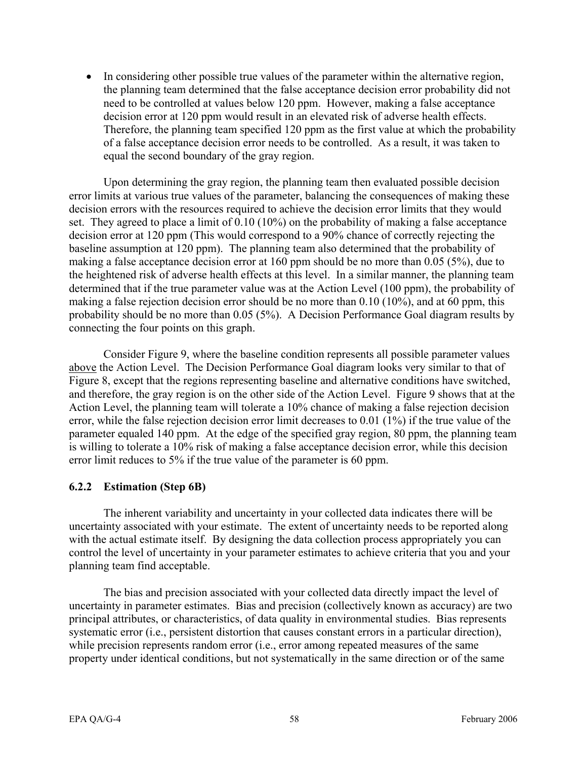- In considering other possible true values of the parameter within the alternative region, the planning team determined that the false acceptance decision error probability did not need to be controlled at values below 120 ppm. However, making a false acceptance decision error at 120 ppm would result in an elevated risk of adverse health effects. Therefore, the planning team specified 120 ppm as the first value at which the probability of a false acceptance decision error needs to be controlled. As a result, it was taken to equal the second boundary of the gray region.

Upon determining the gray region, the planning team then evaluated possible decision error limits at various true values of the parameter, balancing the consequences of making these decision errors with the resources required to achieve the decision error limits that they would set. They agreed to place a limit of 0.10 (10%) on the probability of making a false acceptance decision error at 120 ppm (This would correspond to a 90% chance of correctly rejecting the baseline assumption at 120 ppm). The planning team also determined that the probability of making a false acceptance decision error at 160 ppm should be no more than 0.05 (5%), due to the heightened risk of adverse health effects at this level. In a similar manner, the planning team determined that if the true parameter value was at the Action Level (100 ppm), the probability of making a false rejection decision error should be no more than 0.10 (10%), and at 60 ppm, this probability should be no more than 0.05 (5%). A Decision Performance Goal diagram results by connecting the four points on this graph.

Consider Figure 9, where the baseline condition represents all possible parameter values above the Action Level. The Decision Performance Goal diagram looks very similar to that of Figure 8, except that the regions representing baseline and alternative conditions have switched, and therefore, the gray region is on the other side of the Action Level. Figure 9 shows that at the Action Level, the planning team will tolerate a 10% chance of making a false rejection decision error, while the false rejection decision error limit decreases to 0.01 (1%) if the true value of the parameter equaled 140 ppm. At the edge of the specified gray region, 80 ppm, the planning team is willing to tolerate a 10% risk of making a false acceptance decision error, while this decision error limit reduces to 5% if the true value of the parameter is 60 ppm.

### 6.2.2 Estimation (Step 6B)

The inherent variability and uncertainty in your collected data indicates there will be uncertainty associated with your estimate. The extent of uncertainty needs to be reported along with the actual estimate itself. By designing the data collection process appropriately you can control the level of uncertainty in your parameter estimates to achieve criteria that you and your planning team find acceptable.

The bias and precision associated with your collected data directly impact the level of uncertainty in parameter estimates. Bias and precision (collectively known as accuracy) are two principal attributes, or characteristics, of data quality in environmental studies. Bias represents systematic error (i.e., persistent distortion that causes constant errors in a particular direction), while precision represents random error (i.e., error among repeated measures of the same property under identical conditions, but not systematically in the same direction or of the same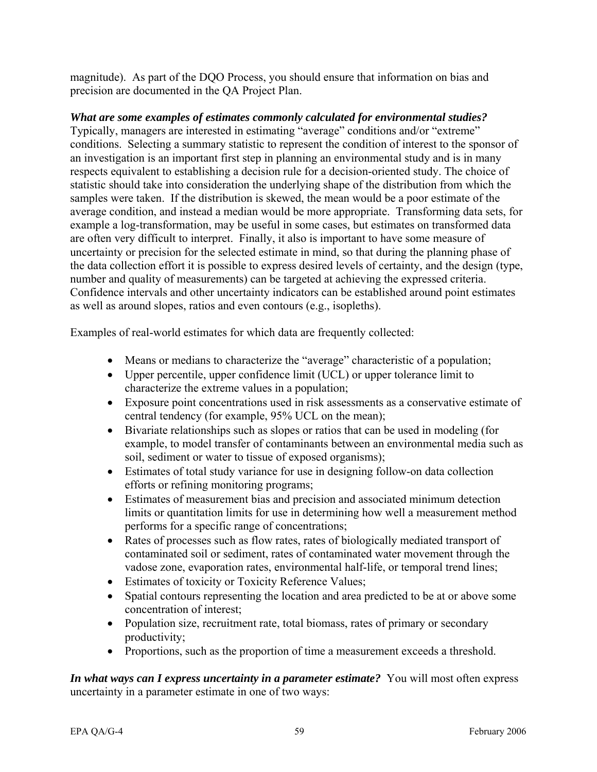magnitude). As part of the DQO Process, you should ensure that information on bias and precision are documented in the QA Project Plan.

***What are some examples of estimates commonly calculated for environmental studies?*** Typically, managers are interested in estimating "average" conditions and/or "extreme" conditions. Selecting a summary statistic to represent the condition of interest to the sponsor of an investigation is an important first step in planning an environmental study and is in many respects equivalent to establishing a decision rule for a decision-oriented study. The choice of statistic should take into consideration the underlying shape of the distribution from which the samples were taken. If the distribution is skewed, the mean would be a poor estimate of the average condition, and instead a median would be more appropriate. Transforming data sets, for example a log-transformation, may be useful in some cases, but estimates on transformed data are often very difficult to interpret. Finally, it also is important to have some measure of uncertainty or precision for the selected estimate in mind, so that during the planning phase of the data collection effort it is possible to express desired levels of certainty, and the design (type, number and quality of measurements) can be targeted at achieving the expressed criteria. Confidence intervals and other uncertainty indicators can be established around point estimates as well as around slopes, ratios and even contours (e.g., isopleths).

Examples of real-world estimates for which data are frequently collected:

- Means or medians to characterize the "average" characteristic of a population;
- Upper percentile, upper confidence limit (UCL) or upper tolerance limit to characterize the extreme values in a population;
- Exposure point concentrations used in risk assessments as a conservative estimate of central tendency (for example, 95% UCL on the mean);
- Bivariate relationships such as slopes or ratios that can be used in modeling (for example, to model transfer of contaminants between an environmental media such as soil, sediment or water to tissue of exposed organisms);
- Estimates of total study variance for use in designing follow-on data collection efforts or refining monitoring programs;
- Estimates of measurement bias and precision and associated minimum detection limits or quantitation limits for use in determining how well a measurement method performs for a specific range of concentrations;
- Rates of processes such as flow rates, rates of biologically mediated transport of contaminated soil or sediment, rates of contaminated water movement through the vadose zone, evaporation rates, environmental half-life, or temporal trend lines;
- Estimates of toxicity or Toxicity Reference Values;
- Spatial contours representing the location and area predicted to be at or above some concentration of interest;
- Population size, recruitment rate, total biomass, rates of primary or secondary productivity;
- Proportions, such as the proportion of time a measurement exceeds a threshold.

***In what ways can I express uncertainty in a parameter estimate?*** You will most often express uncertainty in a parameter estimate in one of two ways: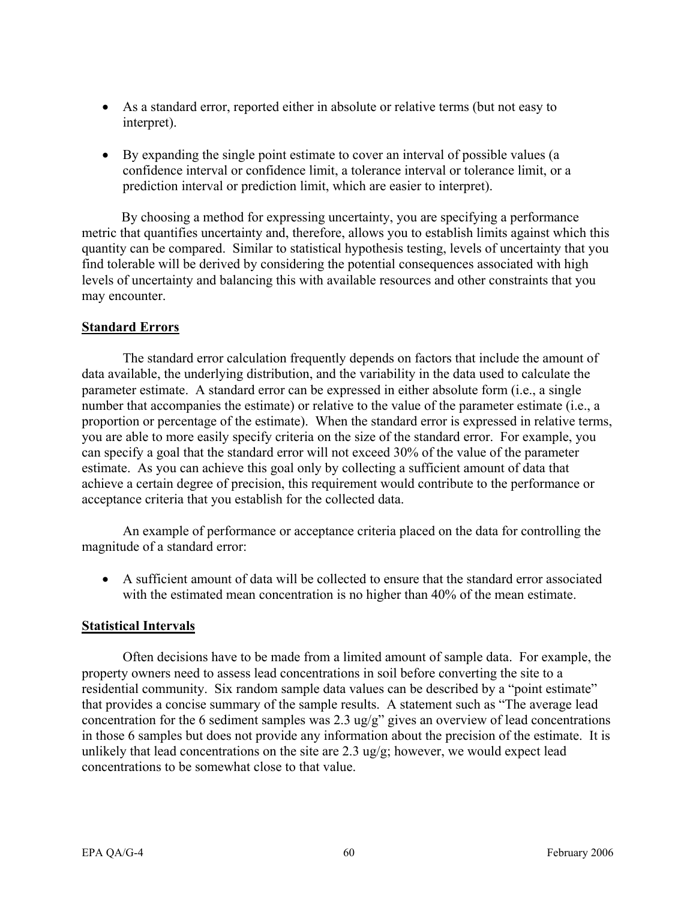- As a standard error, reported either in absolute or relative terms (but not easy to interpret).

- By expanding the single point estimate to cover an interval of possible values (a confidence interval or confidence limit, a tolerance interval or tolerance limit, or a prediction interval or prediction limit, which are easier to interpret).

By choosing a method for expressing uncertainty, you are specifying a performance metric that quantifies uncertainty and, therefore, allows you to establish limits against which this quantity can be compared. Similar to statistical hypothesis testing, levels of uncertainty that you find tolerable will be derived by considering the potential consequences associated with high levels of uncertainty and balancing this with available resources and other constraints that you may encounter.

**Standard Errors**

The standard error calculation frequently depends on factors that include the amount of data available, the underlying distribution, and the variability in the data used to calculate the parameter estimate. A standard error can be expressed in either absolute form (i.e., a single number that accompanies the estimate) or relative to the value of the parameter estimate (i.e., a proportion or percentage of the estimate). When the standard error is expressed in relative terms, you are able to more easily specify criteria on the size of the standard error. For example, you can specify a goal that the standard error will not exceed 30% of the value of the parameter estimate. As you can achieve this goal only by collecting a sufficient amount of data that achieve a certain degree of precision, this requirement would contribute to the performance or acceptance criteria that you establish for the collected data.

An example of performance or acceptance criteria placed on the data for controlling the magnitude of a standard error:

- A sufficient amount of data will be collected to ensure that the standard error associated with the estimated mean concentration is no higher than 40% of the mean estimate.

**Statistical Intervals**

Often decisions have to be made from a limited amount of sample data. For example, the property owners need to assess lead concentrations in soil before converting the site to a residential community. Six random sample data values can be described by a "point estimate" that provides a concise summary of the sample results. A statement such as "The average lead concentration for the 6 sediment samples was 2.3 ug/g" gives an overview of lead concentrations in those 6 samples but does not provide any information about the precision of the estimate. It is unlikely that lead concentrations on the site are 2.3 ug/g; however, we would expect lead concentrations to be somewhat close to that value.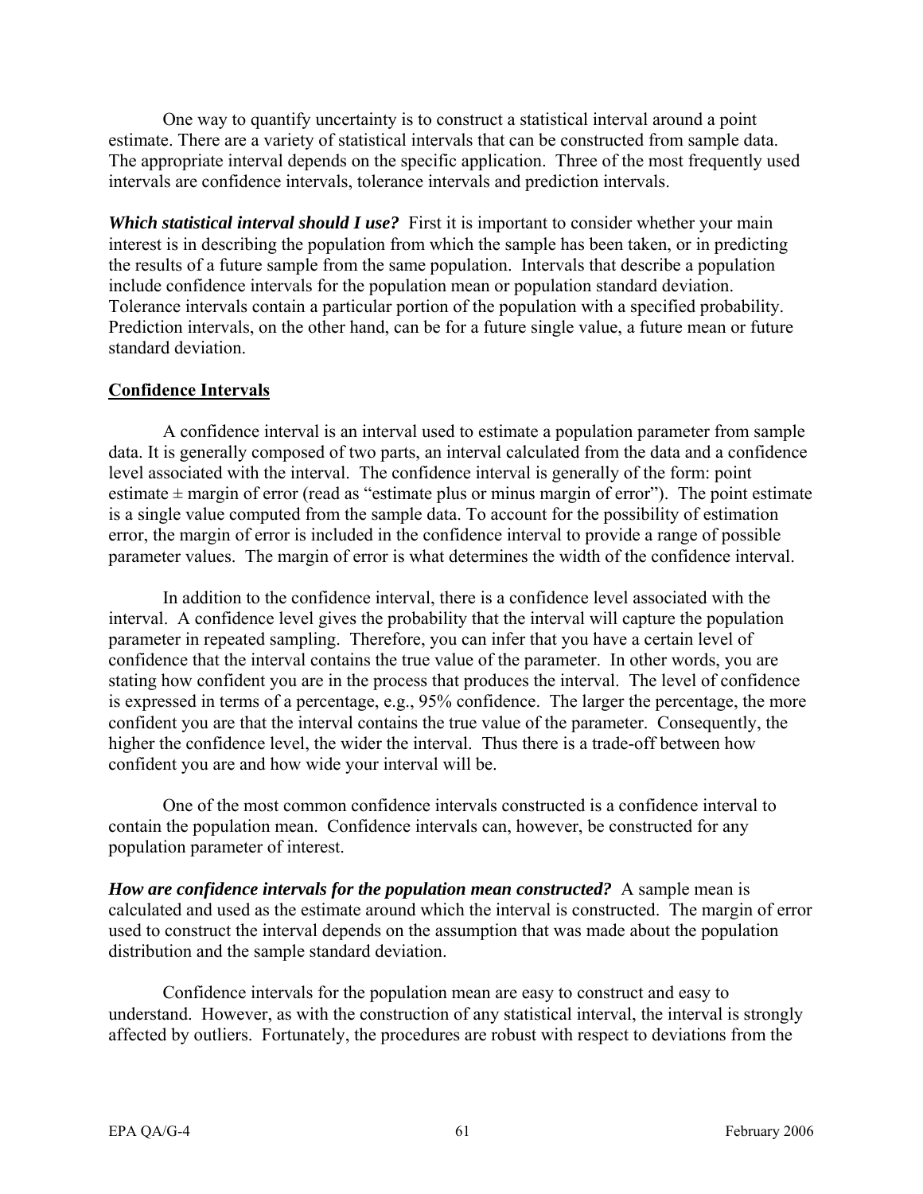One way to quantify uncertainty is to construct a statistical interval around a point estimate. There are a variety of statistical intervals that can be constructed from sample data. The appropriate interval depends on the specific application. Three of the most frequently used intervals are confidence intervals, tolerance intervals and prediction intervals.

***Which statistical interval should I use?*** First it is important to consider whether your main interest is in describing the population from which the sample has been taken, or in predicting the results of a future sample from the same population. Intervals that describe a population include confidence intervals for the population mean or population standard deviation. Tolerance intervals contain a particular portion of the population with a specified probability. Prediction intervals, on the other hand, can be for a future single value, a future mean or future standard deviation.

## Confidence Intervals

A confidence interval is an interval used to estimate a population parameter from sample data. It is generally composed of two parts, an interval calculated from the data and a confidence level associated with the interval. The confidence interval is generally of the form: point estimate ± margin of error (read as "estimate plus or minus margin of error"). The point estimate is a single value computed from the sample data. To account for the possibility of estimation error, the margin of error is included in the confidence interval to provide a range of possible parameter values. The margin of error is what determines the width of the confidence interval.

In addition to the confidence interval, there is a confidence level associated with the interval. A confidence level gives the probability that the interval will capture the population parameter in repeated sampling. Therefore, you can infer that you have a certain level of confidence that the interval contains the true value of the parameter. In other words, you are stating how confident you are in the process that produces the interval. The level of confidence is expressed in terms of a percentage, e.g., 95% confidence. The larger the percentage, the more confident you are that the interval contains the true value of the parameter. Consequently, the higher the confidence level, the wider the interval. Thus there is a trade-off between how confident you are and how wide your interval will be.

One of the most common confidence intervals constructed is a confidence interval to contain the population mean. Confidence intervals can, however, be constructed for any population parameter of interest.

***How are confidence intervals for the population mean constructed?*** A sample mean is calculated and used as the estimate around which the interval is constructed. The margin of error used to construct the interval depends on the assumption that was made about the population distribution and the sample standard deviation.

Confidence intervals for the population mean are easy to construct and easy to understand. However, as with the construction of any statistical interval, the interval is strongly affected by outliers. Fortunately, the procedures are robust with respect to deviations from the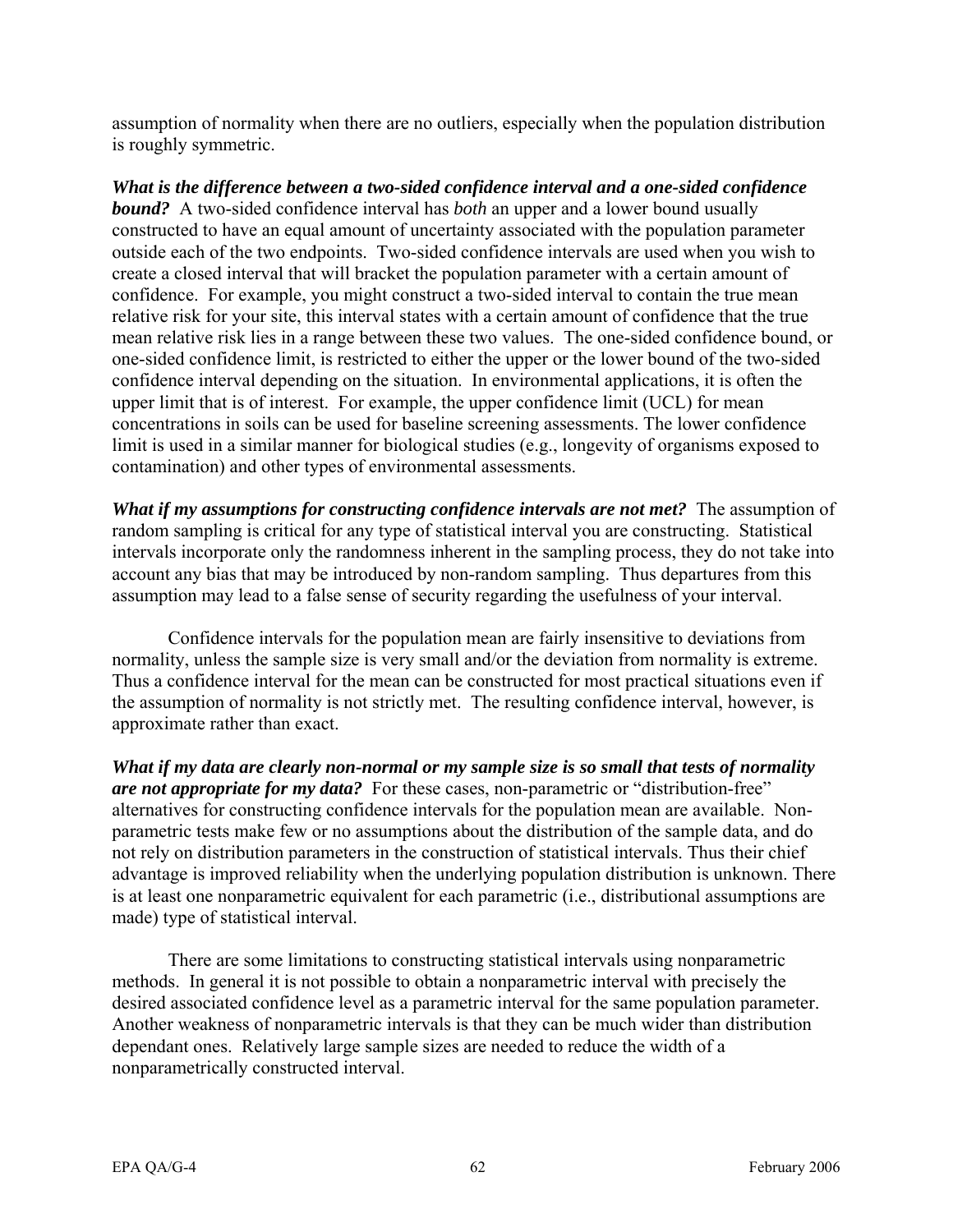assumption of normality when there are no outliers, especially when the population distribution is roughly symmetric.

***What is the difference between a two-sided confidence interval and a one-sided confidence bound?*** A two-sided confidence interval has *both* an upper and a lower bound usually constructed to have an equal amount of uncertainty associated with the population parameter outside each of the two endpoints. Two-sided confidence intervals are used when you wish to create a closed interval that will bracket the population parameter with a certain amount of confidence. For example, you might construct a two-sided interval to contain the true mean relative risk for your site, this interval states with a certain amount of confidence that the true mean relative risk lies in a range between these two values. The one-sided confidence bound, or one-sided confidence limit, is restricted to either the upper or the lower bound of the two-sided confidence interval depending on the situation. In environmental applications, it is often the upper limit that is of interest. For example, the upper confidence limit (UCL) for mean concentrations in soils can be used for baseline screening assessments. The lower confidence limit is used in a similar manner for biological studies (e.g., longevity of organisms exposed to contamination) and other types of environmental assessments.

***What if my assumptions for constructing confidence intervals are not met?*** The assumption of random sampling is critical for any type of statistical interval you are constructing. Statistical intervals incorporate only the randomness inherent in the sampling process, they do not take into account any bias that may be introduced by non-random sampling. Thus departures from this assumption may lead to a false sense of security regarding the usefulness of your interval.

Confidence intervals for the population mean are fairly insensitive to deviations from normality, unless the sample size is very small and/or the deviation from normality is extreme. Thus a confidence interval for the mean can be constructed for most practical situations even if the assumption of normality is not strictly met. The resulting confidence interval, however, is approximate rather than exact.

***What if my data are clearly non-normal or my sample size is so small that tests of normality are not appropriate for my data?*** For these cases, non-parametric or "distribution-free" alternatives for constructing confidence intervals for the population mean are available. Non-parametric tests make few or no assumptions about the distribution of the sample data, and do not rely on distribution parameters in the construction of statistical intervals. Thus their chief advantage is improved reliability when the underlying population distribution is unknown. There is at least one nonparametric equivalent for each parametric (i.e., distributional assumptions are made) type of statistical interval.

There are some limitations to constructing statistical intervals using nonparametric methods. In general it is not possible to obtain a nonparametric interval with precisely the desired associated confidence level as a parametric interval for the same population parameter. Another weakness of nonparametric intervals is that they can be much wider than distribution dependant ones. Relatively large sample sizes are needed to reduce the width of a nonparametrically constructed interval.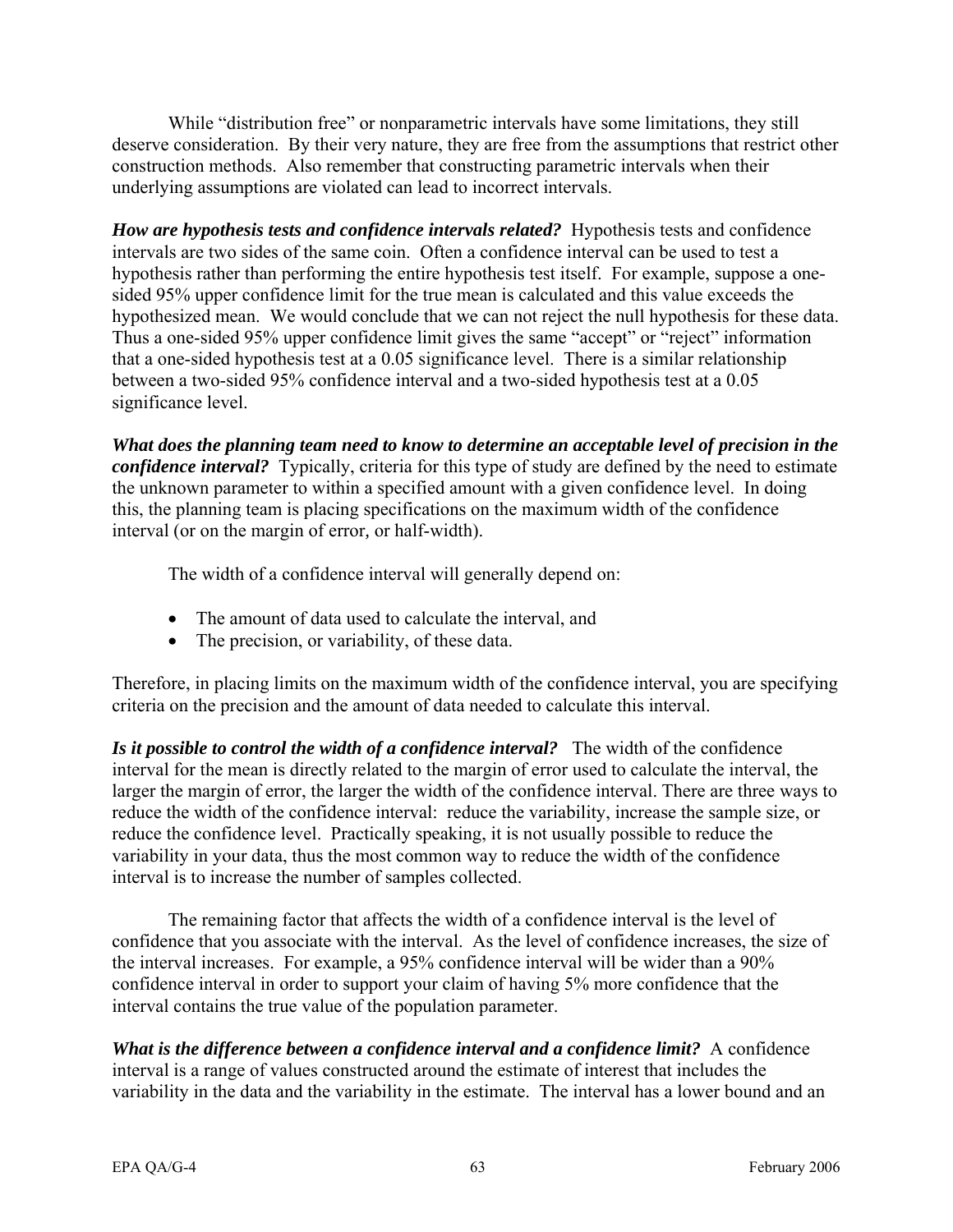While “distribution free” or nonparametric intervals have some limitations, they still deserve consideration. By their very nature, they are free from the assumptions that restrict other construction methods. Also remember that constructing parametric intervals when their underlying assumptions are violated can lead to incorrect intervals.

***How are hypothesis tests and confidence intervals related?*** Hypothesis tests and confidence intervals are two sides of the same coin. Often a confidence interval can be used to test a hypothesis rather than performing the entire hypothesis test itself. For example, suppose a one-sided 95% upper confidence limit for the true mean is calculated and this value exceeds the hypothesized mean. We would conclude that we can not reject the null hypothesis for these data. Thus a one-sided 95% upper confidence limit gives the same “accept” or “reject” information that a one-sided hypothesis test at a 0.05 significance level. There is a similar relationship between a two-sided 95% confidence interval and a two-sided hypothesis test at a 0.05 significance level.

***What does the planning team need to know to determine an acceptable level of precision in the confidence interval?*** Typically, criteria for this type of study are defined by the need to estimate the unknown parameter to within a specified amount with a given confidence level. In doing this, the planning team is placing specifications on the maximum width of the confidence interval (or on the margin of error, or half-width).

The width of a confidence interval will generally depend on:

- The amount of data used to calculate the interval, and
- The precision, or variability, of these data.

Therefore, in placing limits on the maximum width of the confidence interval, you are specifying criteria on the precision and the amount of data needed to calculate this interval.

***Is it possible to control the width of a confidence interval?*** The width of the confidence interval for the mean is directly related to the margin of error used to calculate the interval, the larger the margin of error, the larger the width of the confidence interval. There are three ways to reduce the width of the confidence interval: reduce the variability, increase the sample size, or reduce the confidence level. Practically speaking, it is not usually possible to reduce the variability in your data, thus the most common way to reduce the width of the confidence interval is to increase the number of samples collected.

The remaining factor that affects the width of a confidence interval is the level of confidence that you associate with the interval. As the level of confidence increases, the size of the interval increases. For example, a 95% confidence interval will be wider than a 90% confidence interval in order to support your claim of having 5% more confidence that the interval contains the true value of the population parameter.

***What is the difference between a confidence interval and a confidence limit?*** A confidence interval is a range of values constructed around the estimate of interest that includes the variability in the data and the variability in the estimate. The interval has a lower bound and an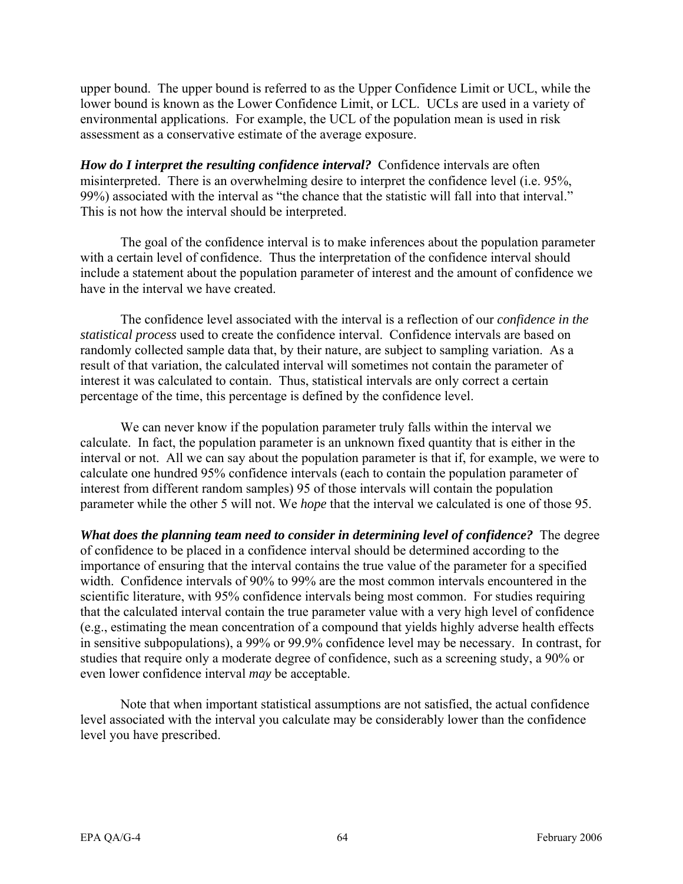upper bound. The upper bound is referred to as the Upper Confidence Limit or UCL, while the lower bound is known as the Lower Confidence Limit, or LCL. UCLs are used in a variety of environmental applications. For example, the UCL of the population mean is used in risk assessment as a conservative estimate of the average exposure.

***How do I interpret the resulting confidence interval?*** Confidence intervals are often misinterpreted. There is an overwhelming desire to interpret the confidence level (i.e. 95%, 99%) associated with the interval as "the chance that the statistic will fall into that interval." This is not how the interval should be interpreted.

The goal of the confidence interval is to make inferences about the population parameter with a certain level of confidence. Thus the interpretation of the confidence interval should include a statement about the population parameter of interest and the amount of confidence we have in the interval we have created.

The confidence level associated with the interval is a reflection of our *confidence in the statistical process* used to create the confidence interval. Confidence intervals are based on randomly collected sample data that, by their nature, are subject to sampling variation. As a result of that variation, the calculated interval will sometimes not contain the parameter of interest it was calculated to contain. Thus, statistical intervals are only correct a certain percentage of the time, this percentage is defined by the confidence level.

We can never know if the population parameter truly falls within the interval we calculate. In fact, the population parameter is an unknown fixed quantity that is either in the interval or not. All we can say about the population parameter is that if, for example, we were to calculate one hundred 95% confidence intervals (each to contain the population parameter of interest from different random samples) 95 of those intervals will contain the population parameter while the other 5 will not. We *hope* that the interval we calculated is one of those 95.

***What does the planning team need to consider in determining level of confidence?*** The degree of confidence to be placed in a confidence interval should be determined according to the importance of ensuring that the interval contains the true value of the parameter for a specified width. Confidence intervals of 90% to 99% are the most common intervals encountered in the scientific literature, with 95% confidence intervals being most common. For studies requiring that the calculated interval contain the true parameter value with a very high level of confidence (e.g., estimating the mean concentration of a compound that yields highly adverse health effects in sensitive subpopulations), a 99% or 99.9% confidence level may be necessary. In contrast, for studies that require only a moderate degree of confidence, such as a screening study, a 90% or even lower confidence interval *may* be acceptable.

Note that when important statistical assumptions are not satisfied, the actual confidence level associated with the interval you calculate may be considerably lower than the confidence level you have prescribed.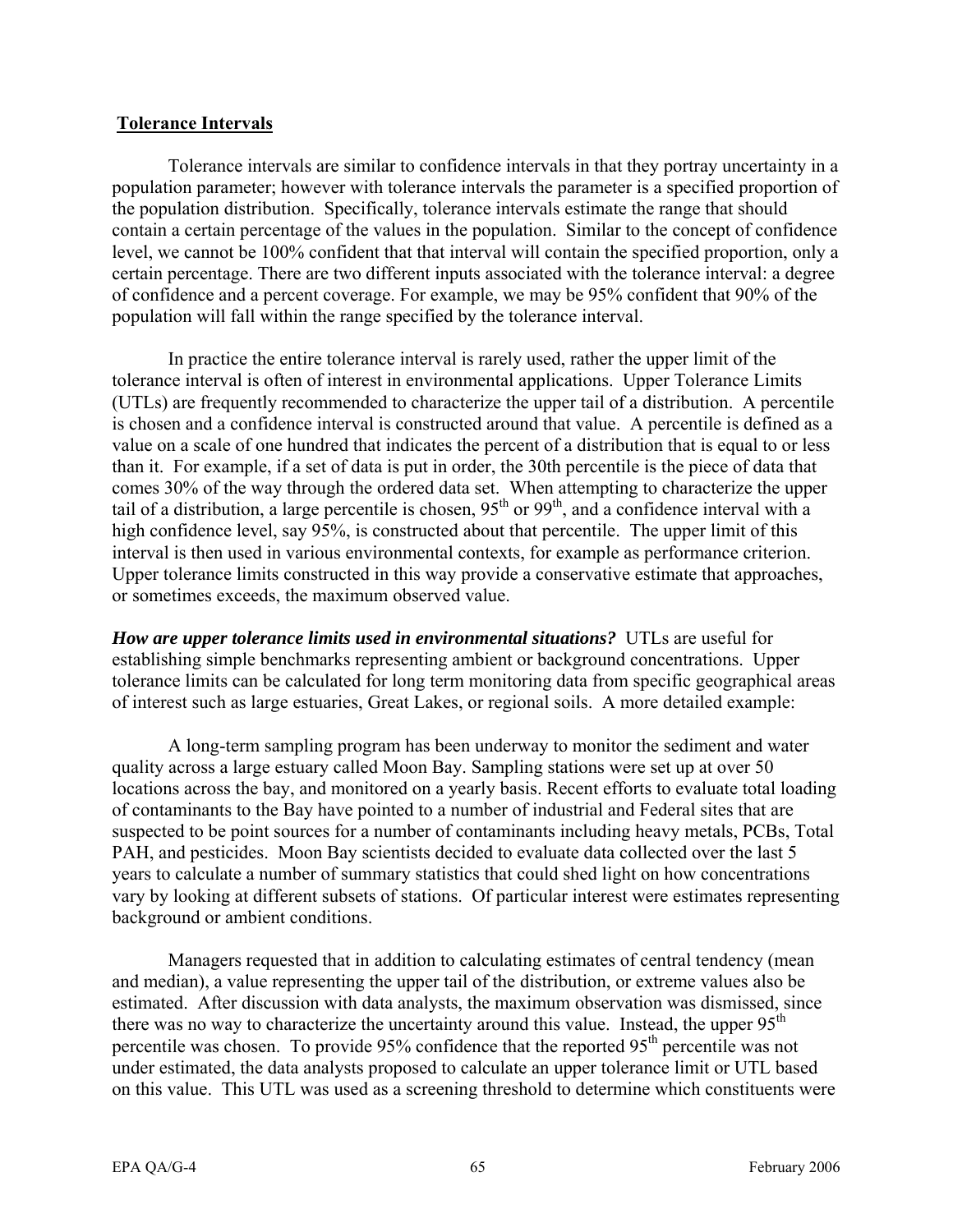## Tolerance Intervals

Tolerance intervals are similar to confidence intervals in that they portray uncertainty in a population parameter; however with tolerance intervals the parameter is a specified proportion of the population distribution. Specifically, tolerance intervals estimate the range that should contain a certain percentage of the values in the population. Similar to the concept of confidence level, we cannot be 100% confident that that interval will contain the specified proportion, only a certain percentage. There are two different inputs associated with the tolerance interval: a degree of confidence and a percent coverage. For example, we may be 95% confident that 90% of the population will fall within the range specified by the tolerance interval.

In practice the entire tolerance interval is rarely used, rather the upper limit of the tolerance interval is often of interest in environmental applications. Upper Tolerance Limits (UTLs) are frequently recommended to characterize the upper tail of a distribution. A percentile is chosen and a confidence interval is constructed around that value. A percentile is defined as a value on a scale of one hundred that indicates the percent of a distribution that is equal to or less than it. For example, if a set of data is put in order, the 30th percentile is the piece of data that comes 30% of the way through the ordered data set. When attempting to characterize the upper tail of a distribution, a large percentile is chosen, $95^{th}$ or $99^{th}$, and a confidence interval with a high confidence level, say 95%, is constructed about that percentile. The upper limit of this interval is then used in various environmental contexts, for example as performance criterion. Upper tolerance limits constructed in this way provide a conservative estimate that approaches, or sometimes exceeds, the maximum observed value.

***How are upper tolerance limits used in environmental situations?*** UTLs are useful for establishing simple benchmarks representing ambient or background concentrations. Upper tolerance limits can be calculated for long term monitoring data from specific geographical areas of interest such as large estuaries, Great Lakes, or regional soils. A more detailed example:

A long-term sampling program has been underway to monitor the sediment and water quality across a large estuary called Moon Bay. Sampling stations were set up at over 50 locations across the bay, and monitored on a yearly basis. Recent efforts to evaluate total loading of contaminants to the Bay have pointed to a number of industrial and Federal sites that are suspected to be point sources for a number of contaminants including heavy metals, PCBs, Total PAH, and pesticides. Moon Bay scientists decided to evaluate data collected over the last 5 years to calculate a number of summary statistics that could shed light on how concentrations vary by looking at different subsets of stations. Of particular interest were estimates representing background or ambient conditions.

Managers requested that in addition to calculating estimates of central tendency (mean and median), a value representing the upper tail of the distribution, or extreme values also be estimated. After discussion with data analysts, the maximum observation was dismissed, since there was no way to characterize the uncertainty around this value. Instead, the upper $95^{th}$ percentile was chosen. To provide 95% confidence that the reported $95^{th}$ percentile was not under estimated, the data analysts proposed to calculate an upper tolerance limit or UTL based on this value. This UTL was used as a screening threshold to determine which constituents were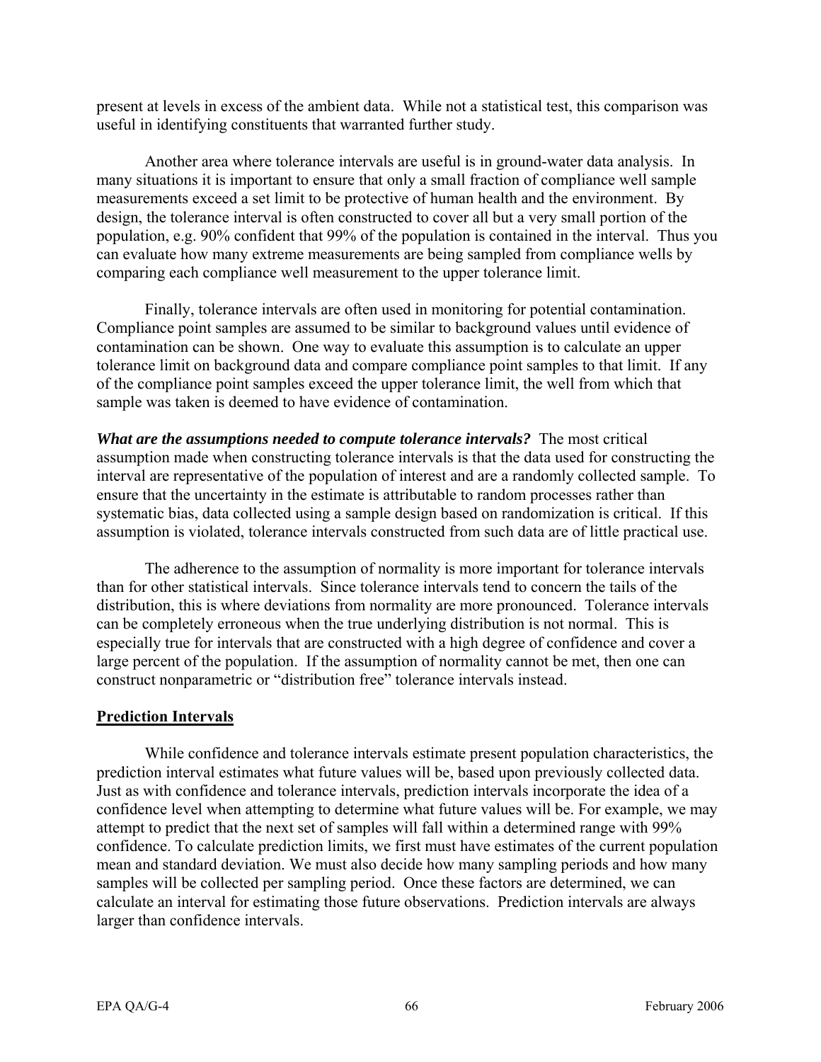present at levels in excess of the ambient data. While not a statistical test, this comparison was useful in identifying constituents that warranted further study.

Another area where tolerance intervals are useful is in ground-water data analysis. In many situations it is important to ensure that only a small fraction of compliance well sample measurements exceed a set limit to be protective of human health and the environment. By design, the tolerance interval is often constructed to cover all but a very small portion of the population, e.g. 90% confident that 99% of the population is contained in the interval. Thus you can evaluate how many extreme measurements are being sampled from compliance wells by comparing each compliance well measurement to the upper tolerance limit.

Finally, tolerance intervals are often used in monitoring for potential contamination. Compliance point samples are assumed to be similar to background values until evidence of contamination can be shown. One way to evaluate this assumption is to calculate an upper tolerance limit on background data and compare compliance point samples to that limit. If any of the compliance point samples exceed the upper tolerance limit, the well from which that sample was taken is deemed to have evidence of contamination.

***What are the assumptions needed to compute tolerance intervals?*** The most critical assumption made when constructing tolerance intervals is that the data used for constructing the interval are representative of the population of interest and are a randomly collected sample. To ensure that the uncertainty in the estimate is attributable to random processes rather than systematic bias, data collected using a sample design based on randomization is critical. If this assumption is violated, tolerance intervals constructed from such data are of little practical use.

The adherence to the assumption of normality is more important for tolerance intervals than for other statistical intervals. Since tolerance intervals tend to concern the tails of the distribution, this is where deviations from normality are more pronounced. Tolerance intervals can be completely erroneous when the true underlying distribution is not normal. This is especially true for intervals that are constructed with a high degree of confidence and cover a large percent of the population. If the assumption of normality cannot be met, then one can construct nonparametric or "distribution free" tolerance intervals instead.

## Prediction Intervals

While confidence and tolerance intervals estimate present population characteristics, the prediction interval estimates what future values will be, based upon previously collected data. Just as with confidence and tolerance intervals, prediction intervals incorporate the idea of a confidence level when attempting to determine what future values will be. For example, we may attempt to predict that the next set of samples will fall within a determined range with 99% confidence. To calculate prediction limits, we first must have estimates of the current population mean and standard deviation. We must also decide how many sampling periods and how many samples will be collected per sampling period. Once these factors are determined, we can calculate an interval for estimating those future observations. Prediction intervals are always larger than confidence intervals.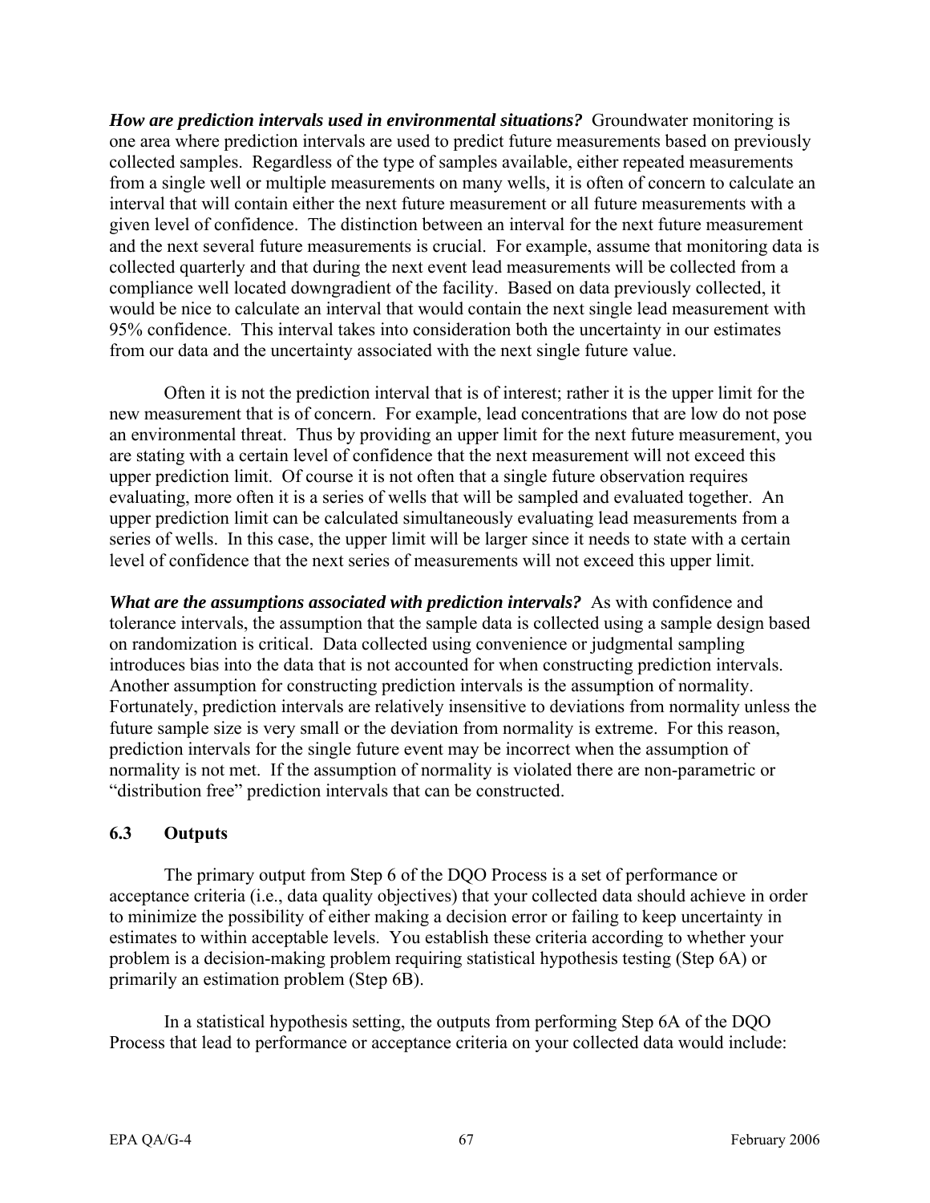***How are prediction intervals used in environmental situations?*** Groundwater monitoring is one area where prediction intervals are used to predict future measurements based on previously collected samples. Regardless of the type of samples available, either repeated measurements from a single well or multiple measurements on many wells, it is often of concern to calculate an interval that will contain either the next future measurement or all future measurements with a given level of confidence. The distinction between an interval for the next future measurement and the next several future measurements is crucial. For example, assume that monitoring data is collected quarterly and that during the next event lead measurements will be collected from a compliance well located downgradient of the facility. Based on data previously collected, it would be nice to calculate an interval that would contain the next single lead measurement with 95% confidence. This interval takes into consideration both the uncertainty in our estimates from our data and the uncertainty associated with the next single future value.

Often it is not the prediction interval that is of interest; rather it is the upper limit for the new measurement that is of concern. For example, lead concentrations that are low do not pose an environmental threat. Thus by providing an upper limit for the next future measurement, you are stating with a certain level of confidence that the next measurement will not exceed this upper prediction limit. Of course it is not often that a single future observation requires evaluating, more often it is a series of wells that will be sampled and evaluated together. An upper prediction limit can be calculated simultaneously evaluating lead measurements from a series of wells. In this case, the upper limit will be larger since it needs to state with a certain level of confidence that the next series of measurements will not exceed this upper limit.

***What are the assumptions associated with prediction intervals?*** As with confidence and tolerance intervals, the assumption that the sample data is collected using a sample design based on randomization is critical. Data collected using convenience or judgmental sampling introduces bias into the data that is not accounted for when constructing prediction intervals. Another assumption for constructing prediction intervals is the assumption of normality. Fortunately, prediction intervals are relatively insensitive to deviations from normality unless the future sample size is very small or the deviation from normality is extreme. For this reason, prediction intervals for the single future event may be incorrect when the assumption of normality is not met. If the assumption of normality is violated there are non-parametric or "distribution free" prediction intervals that can be constructed.

## 6.3 Outputs

The primary output from Step 6 of the DQO Process is a set of performance or acceptance criteria (i.e., data quality objectives) that your collected data should achieve in order to minimize the possibility of either making a decision error or failing to keep uncertainty in estimates to within acceptable levels. You establish these criteria according to whether your problem is a decision-making problem requiring statistical hypothesis testing (Step 6A) or primarily an estimation problem (Step 6B).

In a statistical hypothesis setting, the outputs from performing Step 6A of the DQO Process that lead to performance or acceptance criteria on your collected data would include: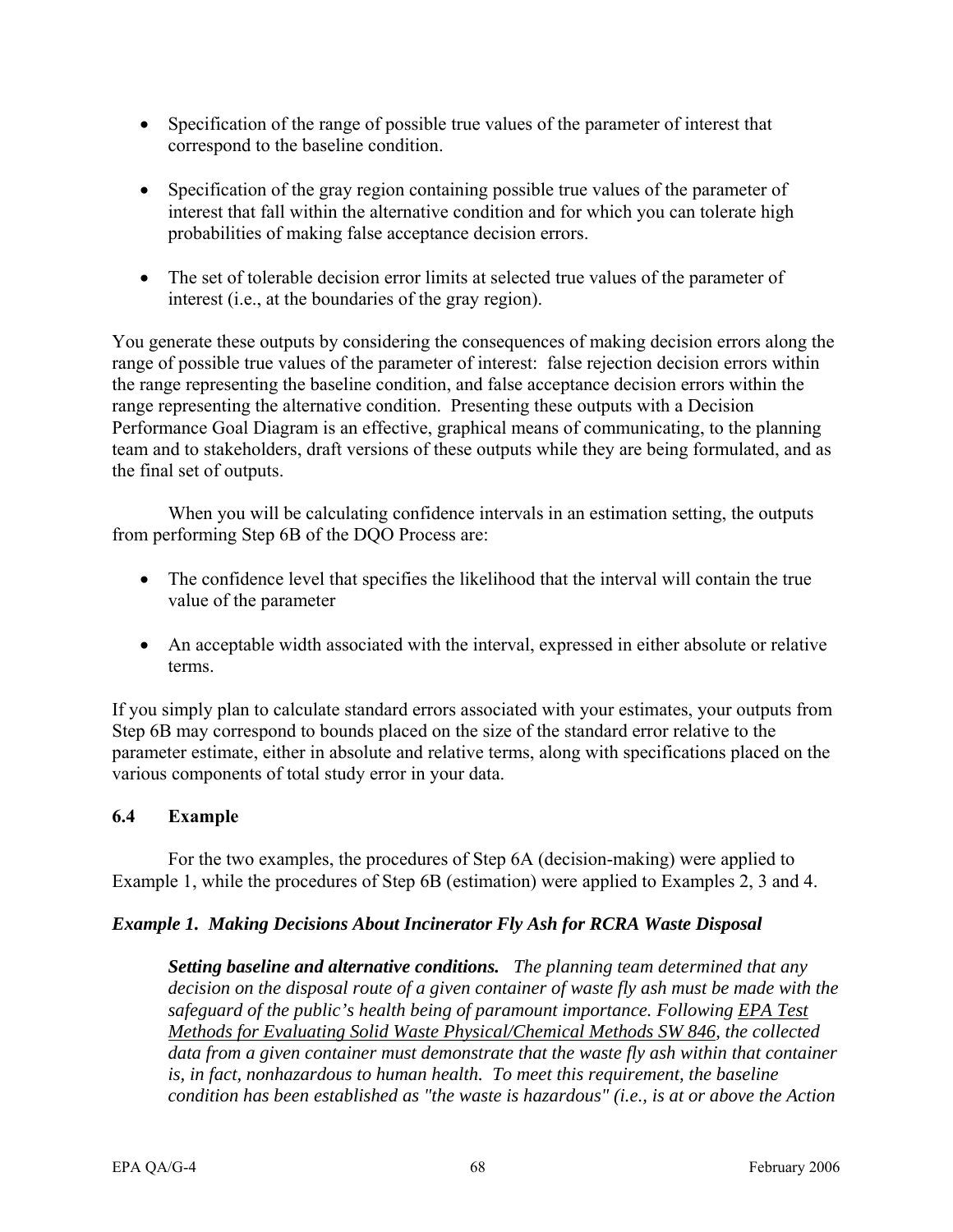- Specification of the range of possible true values of the parameter of interest that correspond to the baseline condition.

- Specification of the gray region containing possible true values of the parameter of interest that fall within the alternative condition and for which you can tolerate high probabilities of making false acceptance decision errors.

- The set of tolerable decision error limits at selected true values of the parameter of interest (i.e., at the boundaries of the gray region).

You generate these outputs by considering the consequences of making decision errors along the range of possible true values of the parameter of interest: false rejection decision errors within the range representing the baseline condition, and false acceptance decision errors within the range representing the alternative condition. Presenting these outputs with a Decision Performance Goal Diagram is an effective, graphical means of communicating, to the planning team and to stakeholders, draft versions of these outputs while they are being formulated, and as the final set of outputs.

When you will be calculating confidence intervals in an estimation setting, the outputs from performing Step 6B of the DQO Process are:

- The confidence level that specifies the likelihood that the interval will contain the true value of the parameter

- An acceptable width associated with the interval, expressed in either absolute or relative terms.

If you simply plan to calculate standard errors associated with your estimates, your outputs from Step 6B may correspond to bounds placed on the size of the standard error relative to the parameter estimate, either in absolute and relative terms, along with specifications placed on the various components of total study error in your data.

### 6.4 Example

For the two examples, the procedures of Step 6A (decision-making) were applied to Example 1, while the procedures of Step 6B (estimation) were applied to Examples 2, 3 and 4.

***Example 1. Making Decisions About Incinerator Fly Ash for RCRA Waste Disposal***

> ***Setting baseline and alternative conditions.*** *The planning team determined that any decision on the disposal route of a given container of waste fly ash must be made with the safeguard of the public's health being of paramount importance. Following EPA Test Methods for Evaluating Solid Waste Physical/Chemical Methods SW 846, the collected data from a given container must demonstrate that the waste fly ash within that container is, in fact, nonhazardous to human health. To meet this requirement, the baseline condition has been established as "the waste is hazardous" (i.e., is at or above the Action*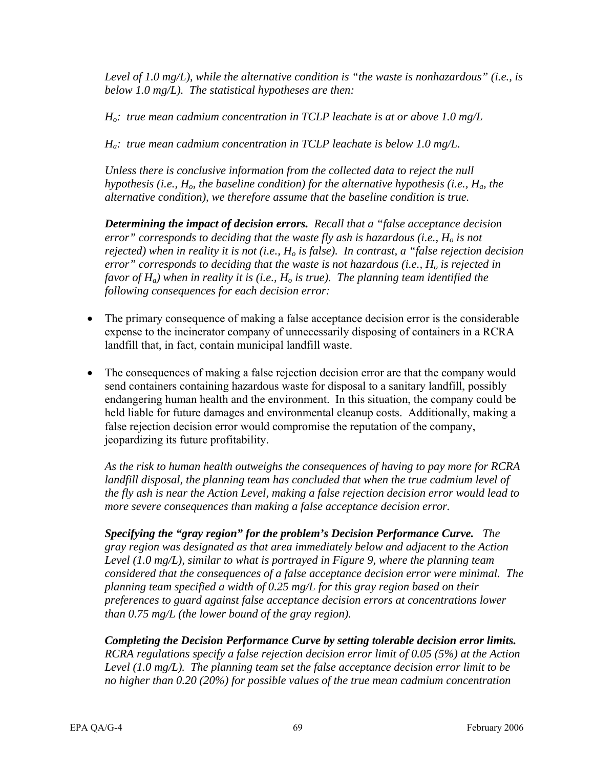*Level of 1.0 mg/L), while the alternative condition is "the waste is nonhazardous" (i.e., is below 1.0 mg/L). The statistical hypotheses are then:*

*$H_o$: true mean cadmium concentration in TCLP leachate is at or above 1.0 mg/L*

*$H_a$: true mean cadmium concentration in TCLP leachate is below 1.0 mg/L.*

*Unless there is conclusive information from the collected data to reject the null hypothesis (i.e., $H_o$, the baseline condition) for the alternative hypothesis (i.e., $H_a$, the alternative condition), we therefore assume that the baseline condition is true.*

***Determining the impact of decision errors.*** *Recall that a "false acceptance decision error" corresponds to deciding that the waste fly ash is hazardous (i.e., $H_o$ is not rejected) when in reality it is not (i.e., $H_o$ is false). In contrast, a "false rejection decision error" corresponds to deciding that the waste is not hazardous (i.e., $H_o$ is rejected in favor of $H_a$) when in reality it is (i.e., $H_o$ is true). The planning team identified the following consequences for each decision error:*

- The primary consequence of making a false acceptance decision error is the considerable expense to the incinerator company of unnecessarily disposing of containers in a RCRA landfill that, in fact, contain municipal landfill waste.
- The consequences of making a false rejection decision error are that the company would send containers containing hazardous waste for disposal to a sanitary landfill, possibly endangering human health and the environment. In this situation, the company could be held liable for future damages and environmental cleanup costs. Additionally, making a false rejection decision error would compromise the reputation of the company, jeopardizing its future profitability.

*As the risk to human health outweighs the consequences of having to pay more for RCRA landfill disposal, the planning team has concluded that when the true cadmium level of the fly ash is near the Action Level, making a false rejection decision error would lead to more severe consequences than making a false acceptance decision error.*

***Specifying the "gray region" for the problem's Decision Performance Curve.*** *The gray region was designated as that area immediately below and adjacent to the Action Level (1.0 mg/L), similar to what is portrayed in Figure 9, where the planning team considered that the consequences of a false acceptance decision error were minimal. The planning team specified a width of 0.25 mg/L for this gray region based on their preferences to guard against false acceptance decision errors at concentrations lower than 0.75 mg/L (the lower bound of the gray region).*

***Completing the Decision Performance Curve by setting tolerable decision error limits.*** *RCRA regulations specify a false rejection decision error limit of 0.05 (5%) at the Action Level (1.0 mg/L). The planning team set the false acceptance decision error limit to be no higher than 0.20 (20%) for possible values of the true mean cadmium concentration*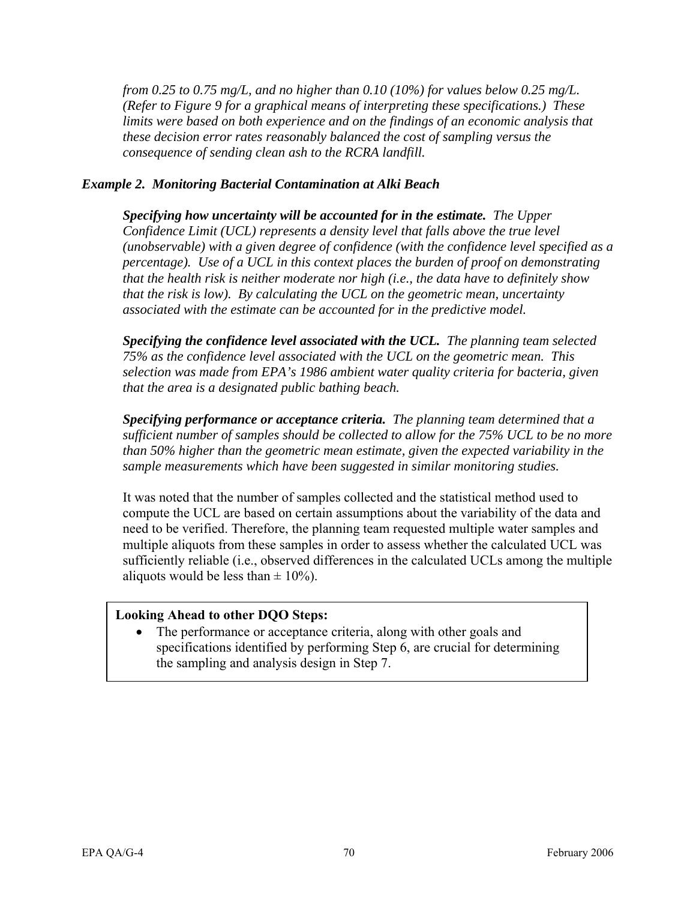*from 0.25 to 0.75 mg/L, and no higher than 0.10 (10%) for values below 0.25 mg/L. (Refer to Figure 9 for a graphical means of interpreting these specifications.) These limits were based on both experience and on the findings of an economic analysis that these decision error rates reasonably balanced the cost of sampling versus the consequence of sending clean ash to the RCRA landfill.*

***Example 2. Monitoring Bacterial Contamination at Alki Beach***

***Specifying how uncertainty will be accounted for in the estimate.*** *The Upper Confidence Limit (UCL) represents a density level that falls above the true level (unobservable) with a given degree of confidence (with the confidence level specified as a percentage). Use of a UCL in this context places the burden of proof on demonstrating that the health risk is neither moderate nor high (i.e., the data have to definitely show that the risk is low). By calculating the UCL on the geometric mean, uncertainty associated with the estimate can be accounted for in the predictive model.*

***Specifying the confidence level associated with the UCL.*** *The planning team selected 75% as the confidence level associated with the UCL on the geometric mean. This selection was made from EPA's 1986 ambient water quality criteria for bacteria, given that the area is a designated public bathing beach.*

***Specifying performance or acceptance criteria.*** *The planning team determined that a sufficient number of samples should be collected to allow for the 75% UCL to be no more than 50% higher than the geometric mean estimate, given the expected variability in the sample measurements which have been suggested in similar monitoring studies.*

It was noted that the number of samples collected and the statistical method used to compute the UCL are based on certain assumptions about the variability of the data and need to be verified. Therefore, the planning team requested multiple water samples and multiple aliquots from these samples in order to assess whether the calculated UCL was sufficiently reliable (i.e., observed differences in the calculated UCLs among the multiple aliquots would be less than ± 10%).

**Looking Ahead to other DQO Steps:**

- The performance or acceptance criteria, along with other goals and specifications identified by performing Step 6, are crucial for determining the sampling and analysis design in Step 7.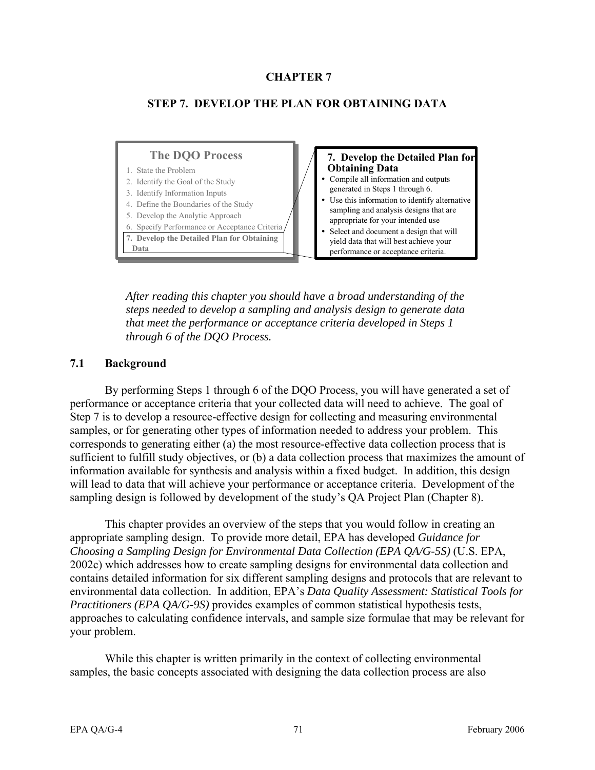# CHAPTER 7

## STEP 7. DEVELOP THE PLAN FOR OBTAINING DATA

**The DQO Process**

1. State the Problem
2. Identify the Goal of the Study
3. Identify Information Inputs
4. Define the Boundaries of the Study
5. Develop the Analytic Approach
6. Specify Performance or Acceptance Criteria
7. **Develop the Detailed Plan for Obtaining Data**

**7. Develop the Detailed Plan for Obtaining Data**

- Compile all information and outputs generated in Steps 1 through 6.
- Use this information to identify alternative sampling and analysis designs that are appropriate for your intended use
- Select and document a design that will yield data that will best achieve your performance or acceptance criteria.

*After reading this chapter you should have a broad understanding of the steps needed to develop a sampling and analysis design to generate data that meet the performance or acceptance criteria developed in Steps 1 through 6 of the DQO Process.*

### 7.1 Background

By performing Steps 1 through 6 of the DQO Process, you will have generated a set of performance or acceptance criteria that your collected data will need to achieve. The goal of Step 7 is to develop a resource-effective design for collecting and measuring environmental samples, or for generating other types of information needed to address your problem. This corresponds to generating either (a) the most resource-effective data collection process that is sufficient to fulfill study objectives, or (b) a data collection process that maximizes the amount of information available for synthesis and analysis within a fixed budget. In addition, this design will lead to data that will achieve your performance or acceptance criteria. Development of the sampling design is followed by development of the study's QA Project Plan (Chapter 8).

This chapter provides an overview of the steps that you would follow in creating an appropriate sampling design. To provide more detail, EPA has developed *Guidance for Choosing a Sampling Design for Environmental Data Collection (EPA QA/G-5S)* (U.S. EPA, 2002c) which addresses how to create sampling designs for environmental data collection and contains detailed information for six different sampling designs and protocols that are relevant to environmental data collection. In addition, EPA's *Data Quality Assessment: Statistical Tools for Practitioners (EPA QA/G-9S)* provides examples of common statistical hypothesis tests, approaches to calculating confidence intervals, and sample size formulae that may be relevant for your problem.

While this chapter is written primarily in the context of collecting environmental samples, the basic concepts associated with designing the data collection process are also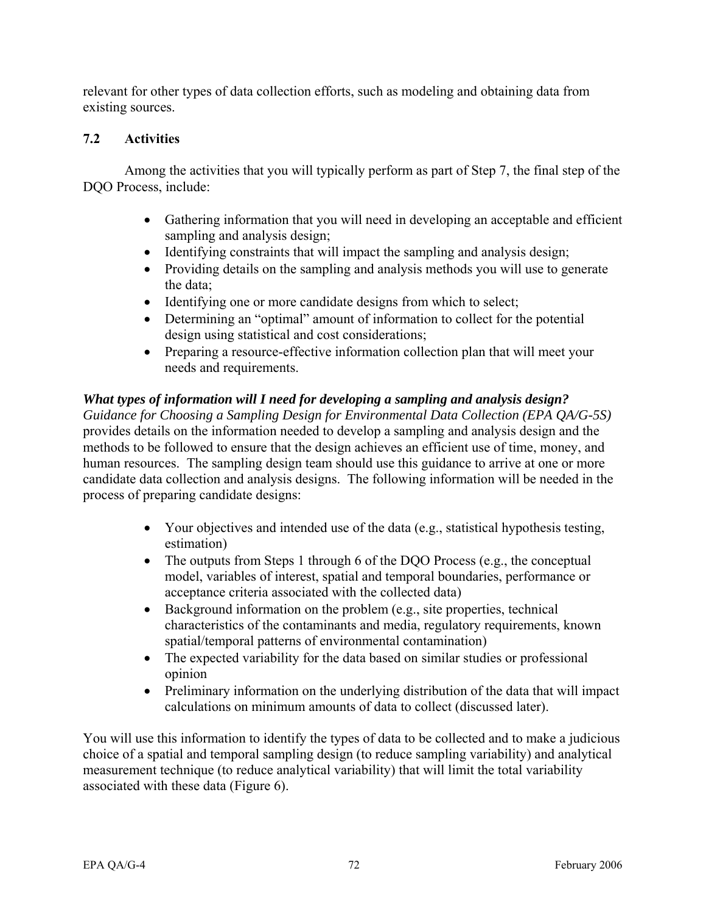relevant for other types of data collection efforts, such as modeling and obtaining data from existing sources.

## 7.2 Activities

Among the activities that you will typically perform as part of Step 7, the final step of the DQO Process, include:

- Gathering information that you will need in developing an acceptable and efficient sampling and analysis design;
- Identifying constraints that will impact the sampling and analysis design;
- Providing details on the sampling and analysis methods you will use to generate the data;
- Identifying one or more candidate designs from which to select;
- Determining an "optimal" amount of information to collect for the potential design using statistical and cost considerations;
- Preparing a resource-effective information collection plan that will meet your needs and requirements.

***What types of information will I need for developing a sampling and analysis design?***
*Guidance for Choosing a Sampling Design for Environmental Data Collection (EPA QA/G-5S)* provides details on the information needed to develop a sampling and analysis design and the methods to be followed to ensure that the design achieves an efficient use of time, money, and human resources. The sampling design team should use this guidance to arrive at one or more candidate data collection and analysis designs. The following information will be needed in the process of preparing candidate designs:

- Your objectives and intended use of the data (e.g., statistical hypothesis testing, estimation)
- The outputs from Steps 1 through 6 of the DQO Process (e.g., the conceptual model, variables of interest, spatial and temporal boundaries, performance or acceptance criteria associated with the collected data)
- Background information on the problem (e.g., site properties, technical characteristics of the contaminants and media, regulatory requirements, known spatial/temporal patterns of environmental contamination)
- The expected variability for the data based on similar studies or professional opinion
- Preliminary information on the underlying distribution of the data that will impact calculations on minimum amounts of data to collect (discussed later).

You will use this information to identify the types of data to be collected and to make a judicious choice of a spatial and temporal sampling design (to reduce sampling variability) and analytical measurement technique (to reduce analytical variability) that will limit the total variability associated with these data (Figure 6).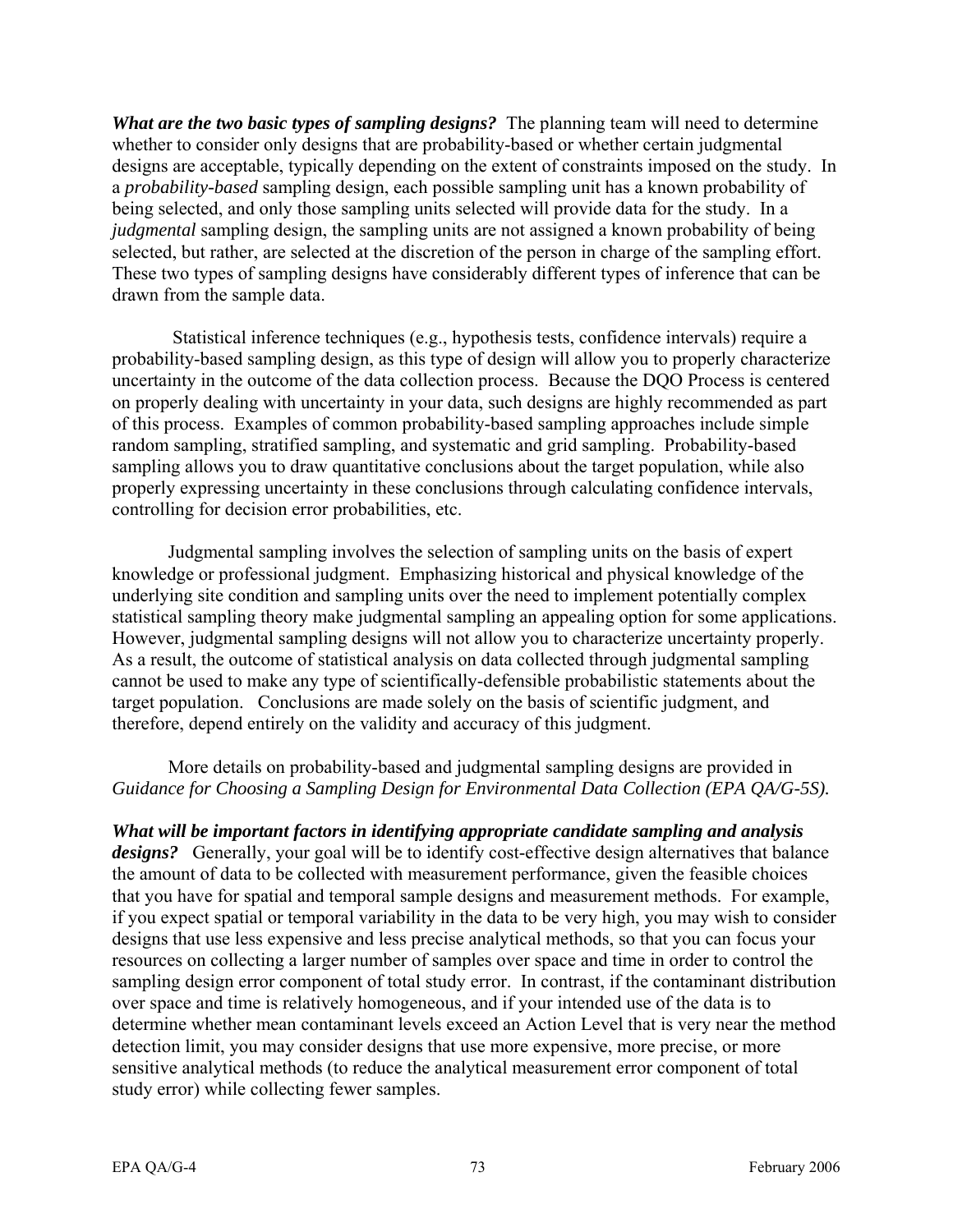***What are the two basic types of sampling designs?*** The planning team will need to determine whether to consider only designs that are probability-based or whether certain judgmental designs are acceptable, typically depending on the extent of constraints imposed on the study. In a *probability-based* sampling design, each possible sampling unit has a known probability of being selected, and only those sampling units selected will provide data for the study. In a *judgmental* sampling design, the sampling units are not assigned a known probability of being selected, but rather, are selected at the discretion of the person in charge of the sampling effort. These two types of sampling designs have considerably different types of inference that can be drawn from the sample data.

Statistical inference techniques (e.g., hypothesis tests, confidence intervals) require a probability-based sampling design, as this type of design will allow you to properly characterize uncertainty in the outcome of the data collection process. Because the DQO Process is centered on properly dealing with uncertainty in your data, such designs are highly recommended as part of this process. Examples of common probability-based sampling approaches include simple random sampling, stratified sampling, and systematic and grid sampling. Probability-based sampling allows you to draw quantitative conclusions about the target population, while also properly expressing uncertainty in these conclusions through calculating confidence intervals, controlling for decision error probabilities, etc.

Judgmental sampling involves the selection of sampling units on the basis of expert knowledge or professional judgment. Emphasizing historical and physical knowledge of the underlying site condition and sampling units over the need to implement potentially complex statistical sampling theory make judgmental sampling an appealing option for some applications. However, judgmental sampling designs will not allow you to characterize uncertainty properly. As a result, the outcome of statistical analysis on data collected through judgmental sampling cannot be used to make any type of scientifically-defensible probabilistic statements about the target population. Conclusions are made solely on the basis of scientific judgment, and therefore, depend entirely on the validity and accuracy of this judgment.

More details on probability-based and judgmental sampling designs are provided in *Guidance for Choosing a Sampling Design for Environmental Data Collection (EPA QA/G-5S).*

***What will be important factors in identifying appropriate candidate sampling and analysis designs?*** Generally, your goal will be to identify cost-effective design alternatives that balance the amount of data to be collected with measurement performance, given the feasible choices that you have for spatial and temporal sample designs and measurement methods. For example, if you expect spatial or temporal variability in the data to be very high, you may wish to consider designs that use less expensive and less precise analytical methods, so that you can focus your resources on collecting a larger number of samples over space and time in order to control the sampling design error component of total study error. In contrast, if the contaminant distribution over space and time is relatively homogeneous, and if your intended use of the data is to determine whether mean contaminant levels exceed an Action Level that is very near the method detection limit, you may consider designs that use more expensive, more precise, or more sensitive analytical methods (to reduce the analytical measurement error component of total study error) while collecting fewer samples.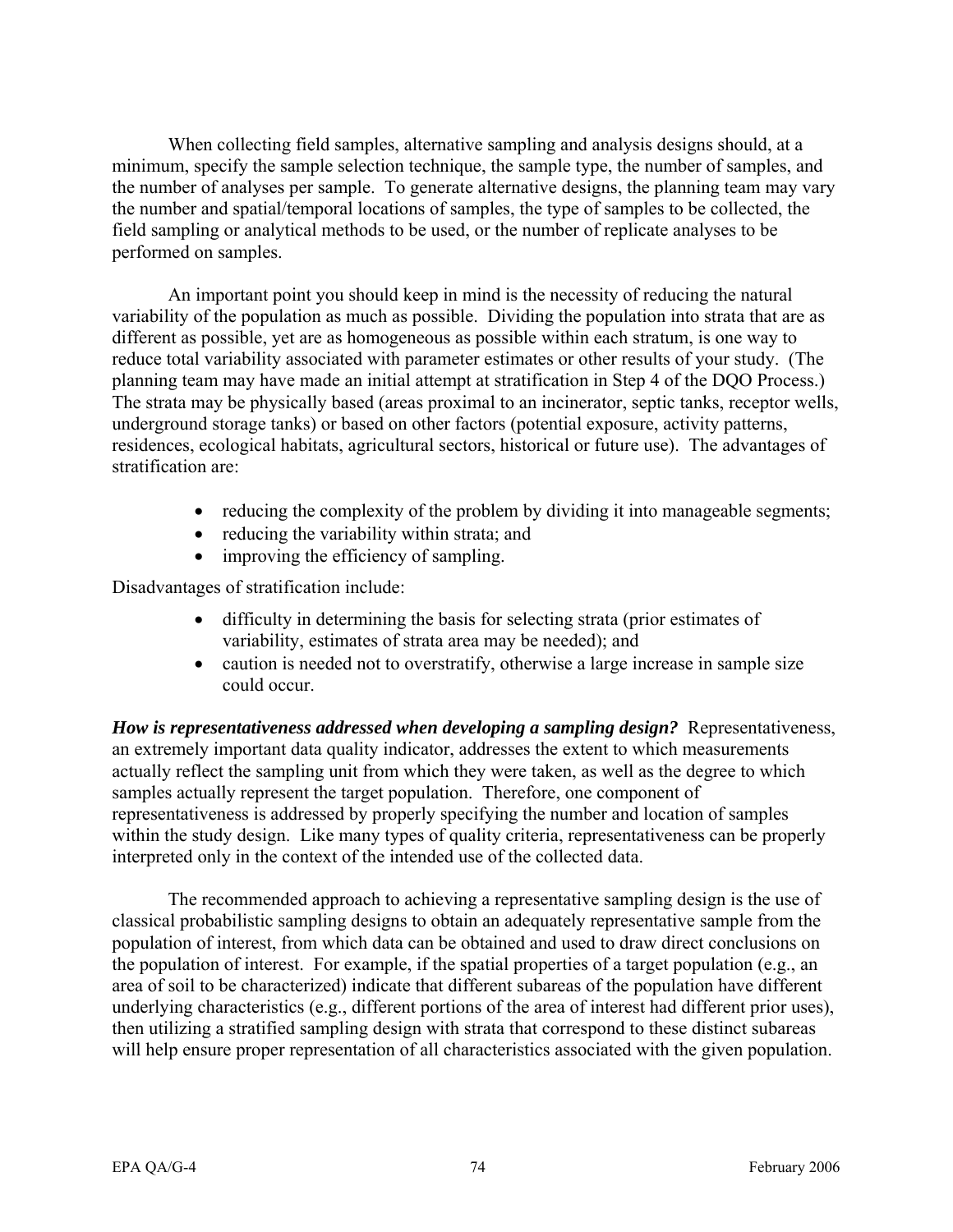When collecting field samples, alternative sampling and analysis designs should, at a minimum, specify the sample selection technique, the sample type, the number of samples, and the number of analyses per sample. To generate alternative designs, the planning team may vary the number and spatial/temporal locations of samples, the type of samples to be collected, the field sampling or analytical methods to be used, or the number of replicate analyses to be performed on samples.

An important point you should keep in mind is the necessity of reducing the natural variability of the population as much as possible. Dividing the population into strata that are as different as possible, yet are as homogeneous as possible within each stratum, is one way to reduce total variability associated with parameter estimates or other results of your study. (The planning team may have made an initial attempt at stratification in Step 4 of the DQO Process.) The strata may be physically based (areas proximal to an incinerator, septic tanks, receptor wells, underground storage tanks) or based on other factors (potential exposure, activity patterns, residences, ecological habitats, agricultural sectors, historical or future use). The advantages of stratification are:

- reducing the complexity of the problem by dividing it into manageable segments;
- reducing the variability within strata; and
- improving the efficiency of sampling.

Disadvantages of stratification include:

- difficulty in determining the basis for selecting strata (prior estimates of variability, estimates of strata area may be needed); and
- caution is needed not to overstratify, otherwise a large increase in sample size could occur.

***How is representativeness addressed when developing a sampling design?*** Representativeness, an extremely important data quality indicator, addresses the extent to which measurements actually reflect the sampling unit from which they were taken, as well as the degree to which samples actually represent the target population. Therefore, one component of representativeness is addressed by properly specifying the number and location of samples within the study design. Like many types of quality criteria, representativeness can be properly interpreted only in the context of the intended use of the collected data.

The recommended approach to achieving a representative sampling design is the use of classical probabilistic sampling designs to obtain an adequately representative sample from the population of interest, from which data can be obtained and used to draw direct conclusions on the population of interest. For example, if the spatial properties of a target population (e.g., an area of soil to be characterized) indicate that different subareas of the population have different underlying characteristics (e.g., different portions of the area of interest had different prior uses), then utilizing a stratified sampling design with strata that correspond to these distinct subareas will help ensure proper representation of all characteristics associated with the given population.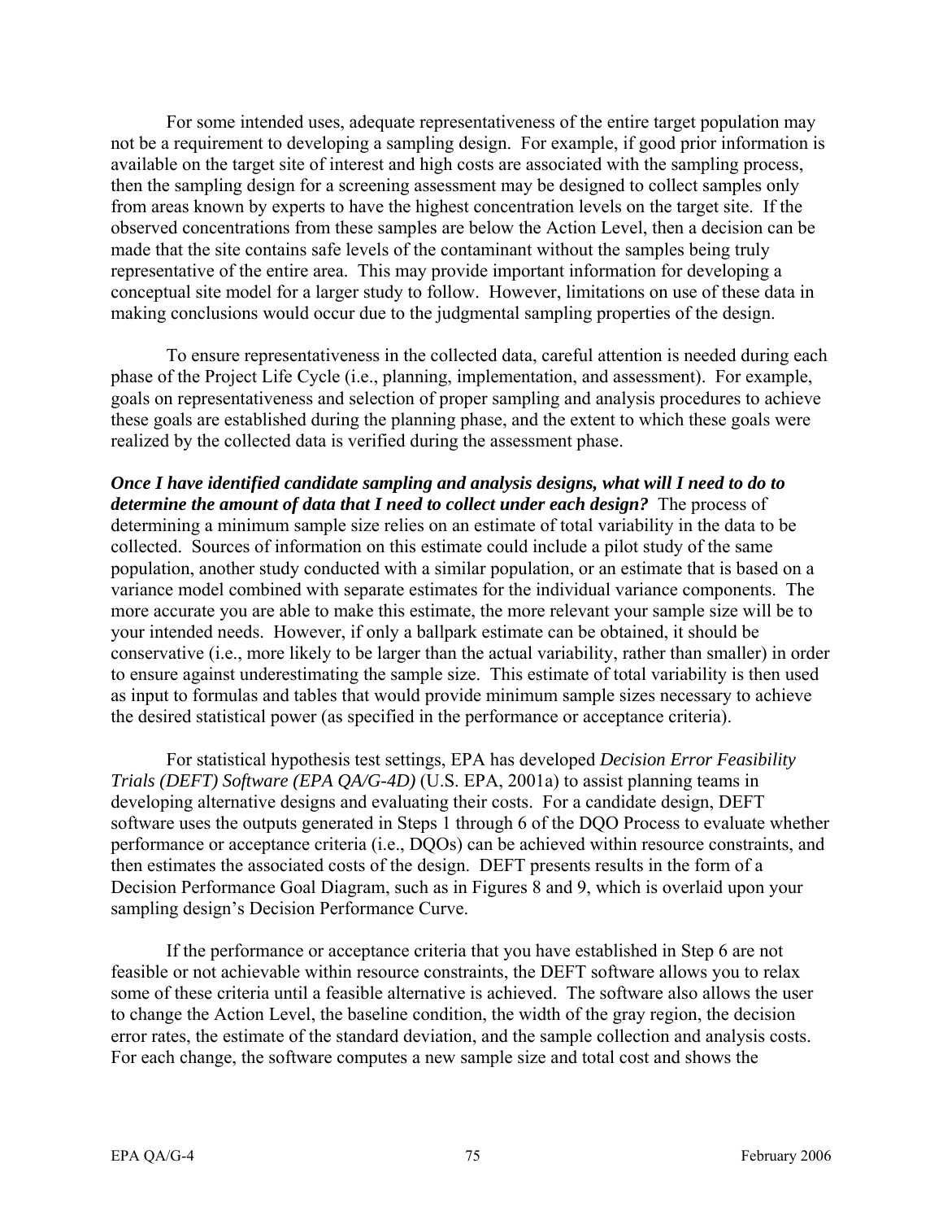For some intended uses, adequate representativeness of the entire target population may not be a requirement to developing a sampling design. For example, if good prior information is available on the target site of interest and high costs are associated with the sampling process, then the sampling design for a screening assessment may be designed to collect samples only from areas known by experts to have the highest concentration levels on the target site. If the observed concentrations from these samples are below the Action Level, then a decision can be made that the site contains safe levels of the contaminant without the samples being truly representative of the entire area. This may provide important information for developing a conceptual site model for a larger study to follow. However, limitations on use of these data in making conclusions would occur due to the judgmental sampling properties of the design.

To ensure representativeness in the collected data, careful attention is needed during each phase of the Project Life Cycle (i.e., planning, implementation, and assessment). For example, goals on representativeness and selection of proper sampling and analysis procedures to achieve these goals are established during the planning phase, and the extent to which these goals were realized by the collected data is verified during the assessment phase.

***Once I have identified candidate sampling and analysis designs, what will I need to do to determine the amount of data that I need to collect under each design?*** The process of determining a minimum sample size relies on an estimate of total variability in the data to be collected. Sources of information on this estimate could include a pilot study of the same population, another study conducted with a similar population, or an estimate that is based on a variance model combined with separate estimates for the individual variance components. The more accurate you are able to make this estimate, the more relevant your sample size will be to your intended needs. However, if only a ballpark estimate can be obtained, it should be conservative (i.e., more likely to be larger than the actual variability, rather than smaller) in order to ensure against underestimating the sample size. This estimate of total variability is then used as input to formulas and tables that would provide minimum sample sizes necessary to achieve the desired statistical power (as specified in the performance or acceptance criteria).

For statistical hypothesis test settings, EPA has developed *Decision Error Feasibility Trials (DEFT) Software (EPA QA/G-4D)* (U.S. EPA, 2001a) to assist planning teams in developing alternative designs and evaluating their costs. For a candidate design, DEFT software uses the outputs generated in Steps 1 through 6 of the DQO Process to evaluate whether performance or acceptance criteria (i.e., DQOs) can be achieved within resource constraints, and then estimates the associated costs of the design. DEFT presents results in the form of a Decision Performance Goal Diagram, such as in Figures 8 and 9, which is overlaid upon your sampling design's Decision Performance Curve.

If the performance or acceptance criteria that you have established in Step 6 are not feasible or not achievable within resource constraints, the DEFT software allows you to relax some of these criteria until a feasible alternative is achieved. The software also allows the user to change the Action Level, the baseline condition, the width of the gray region, the decision error rates, the estimate of the standard deviation, and the sample collection and analysis costs. For each change, the software computes a new sample size and total cost and shows the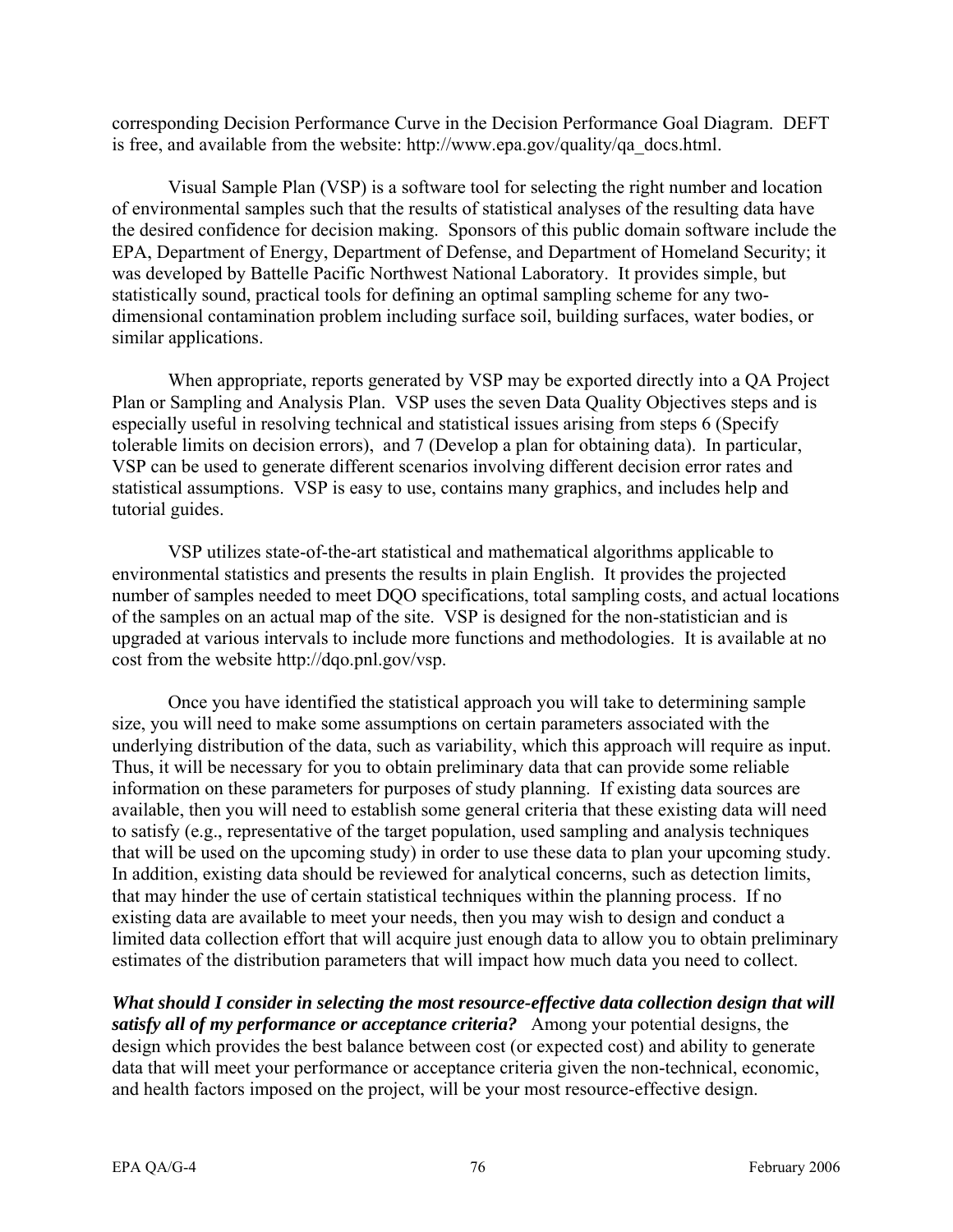corresponding Decision Performance Curve in the Decision Performance Goal Diagram. DEFT is free, and available from the website: http://www.epa.gov/quality/qa_docs.html.

Visual Sample Plan (VSP) is a software tool for selecting the right number and location of environmental samples such that the results of statistical analyses of the resulting data have the desired confidence for decision making. Sponsors of this public domain software include the EPA, Department of Energy, Department of Defense, and Department of Homeland Security; it was developed by Battelle Pacific Northwest National Laboratory. It provides simple, but statistically sound, practical tools for defining an optimal sampling scheme for any two-dimensional contamination problem including surface soil, building surfaces, water bodies, or similar applications.

When appropriate, reports generated by VSP may be exported directly into a QA Project Plan or Sampling and Analysis Plan. VSP uses the seven Data Quality Objectives steps and is especially useful in resolving technical and statistical issues arising from steps 6 (Specify tolerable limits on decision errors), and 7 (Develop a plan for obtaining data). In particular, VSP can be used to generate different scenarios involving different decision error rates and statistical assumptions. VSP is easy to use, contains many graphics, and includes help and tutorial guides.

VSP utilizes state-of-the-art statistical and mathematical algorithms applicable to environmental statistics and presents the results in plain English. It provides the projected number of samples needed to meet DQO specifications, total sampling costs, and actual locations of the samples on an actual map of the site. VSP is designed for the non-statistician and is upgraded at various intervals to include more functions and methodologies. It is available at no cost from the website http://dqo.pnl.gov/vsp.

Once you have identified the statistical approach you will take to determining sample size, you will need to make some assumptions on certain parameters associated with the underlying distribution of the data, such as variability, which this approach will require as input. Thus, it will be necessary for you to obtain preliminary data that can provide some reliable information on these parameters for purposes of study planning. If existing data sources are available, then you will need to establish some general criteria that these existing data will need to satisfy (e.g., representative of the target population, used sampling and analysis techniques that will be used on the upcoming study) in order to use these data to plan your upcoming study. In addition, existing data should be reviewed for analytical concerns, such as detection limits, that may hinder the use of certain statistical techniques within the planning process. If no existing data are available to meet your needs, then you may wish to design and conduct a limited data collection effort that will acquire just enough data to allow you to obtain preliminary estimates of the distribution parameters that will impact how much data you need to collect.

***What should I consider in selecting the most resource-effective data collection design that will satisfy all of my performance or acceptance criteria?*** Among your potential designs, the design which provides the best balance between cost (or expected cost) and ability to generate data that will meet your performance or acceptance criteria given the non-technical, economic, and health factors imposed on the project, will be your most resource-effective design.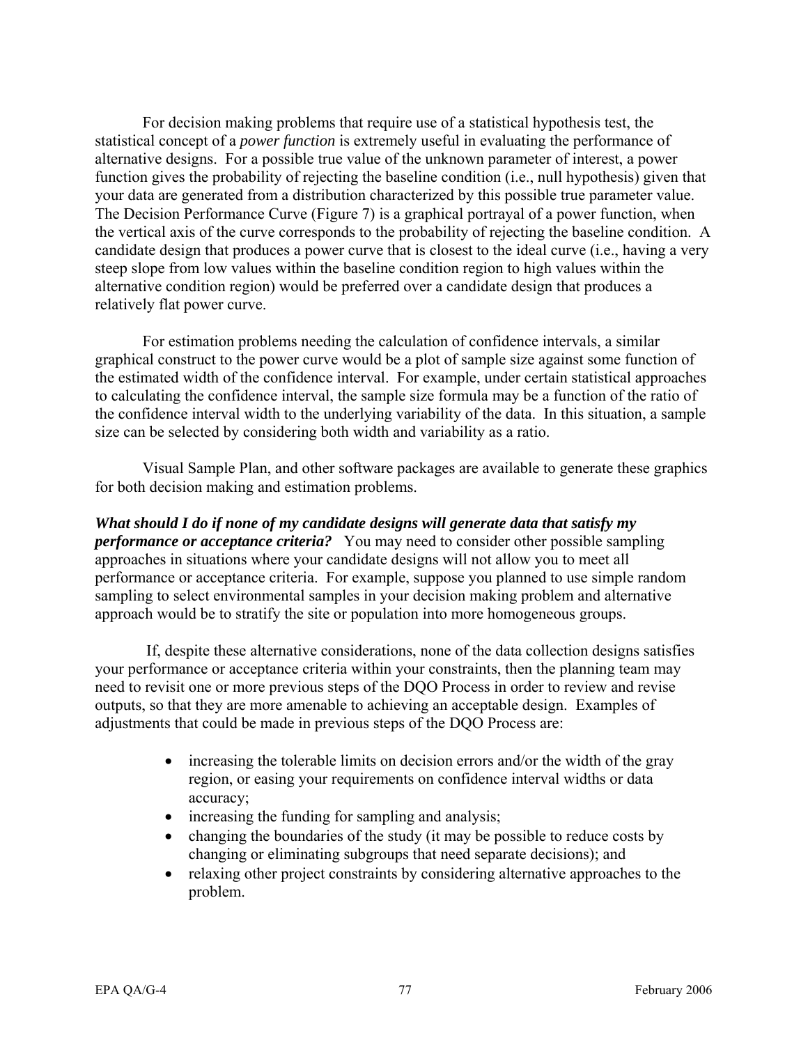For decision making problems that require use of a statistical hypothesis test, the statistical concept of a *power function* is extremely useful in evaluating the performance of alternative designs. For a possible true value of the unknown parameter of interest, a power function gives the probability of rejecting the baseline condition (i.e., null hypothesis) given that your data are generated from a distribution characterized by this possible true parameter value. The Decision Performance Curve (Figure 7) is a graphical portrayal of a power function, when the vertical axis of the curve corresponds to the probability of rejecting the baseline condition. A candidate design that produces a power curve that is closest to the ideal curve (i.e., having a very steep slope from low values within the baseline condition region to high values within the alternative condition region) would be preferred over a candidate design that produces a relatively flat power curve.

For estimation problems needing the calculation of confidence intervals, a similar graphical construct to the power curve would be a plot of sample size against some function of the estimated width of the confidence interval. For example, under certain statistical approaches to calculating the confidence interval, the sample size formula may be a function of the ratio of the confidence interval width to the underlying variability of the data. In this situation, a sample size can be selected by considering both width and variability as a ratio.

Visual Sample Plan, and other software packages are available to generate these graphics for both decision making and estimation problems.

***What should I do if none of my candidate designs will generate data that satisfy my performance or acceptance criteria?*** You may need to consider other possible sampling approaches in situations where your candidate designs will not allow you to meet all performance or acceptance criteria. For example, suppose you planned to use simple random sampling to select environmental samples in your decision making problem and alternative approach would be to stratify the site or population into more homogeneous groups.

If, despite these alternative considerations, none of the data collection designs satisfies your performance or acceptance criteria within your constraints, then the planning team may need to revisit one or more previous steps of the DQO Process in order to review and revise outputs, so that they are more amenable to achieving an acceptable design. Examples of adjustments that could be made in previous steps of the DQO Process are:

- increasing the tolerable limits on decision errors and/or the width of the gray region, or easing your requirements on confidence interval widths or data accuracy;
- increasing the funding for sampling and analysis;
- changing the boundaries of the study (it may be possible to reduce costs by changing or eliminating subgroups that need separate decisions); and
- relaxing other project constraints by considering alternative approaches to the problem.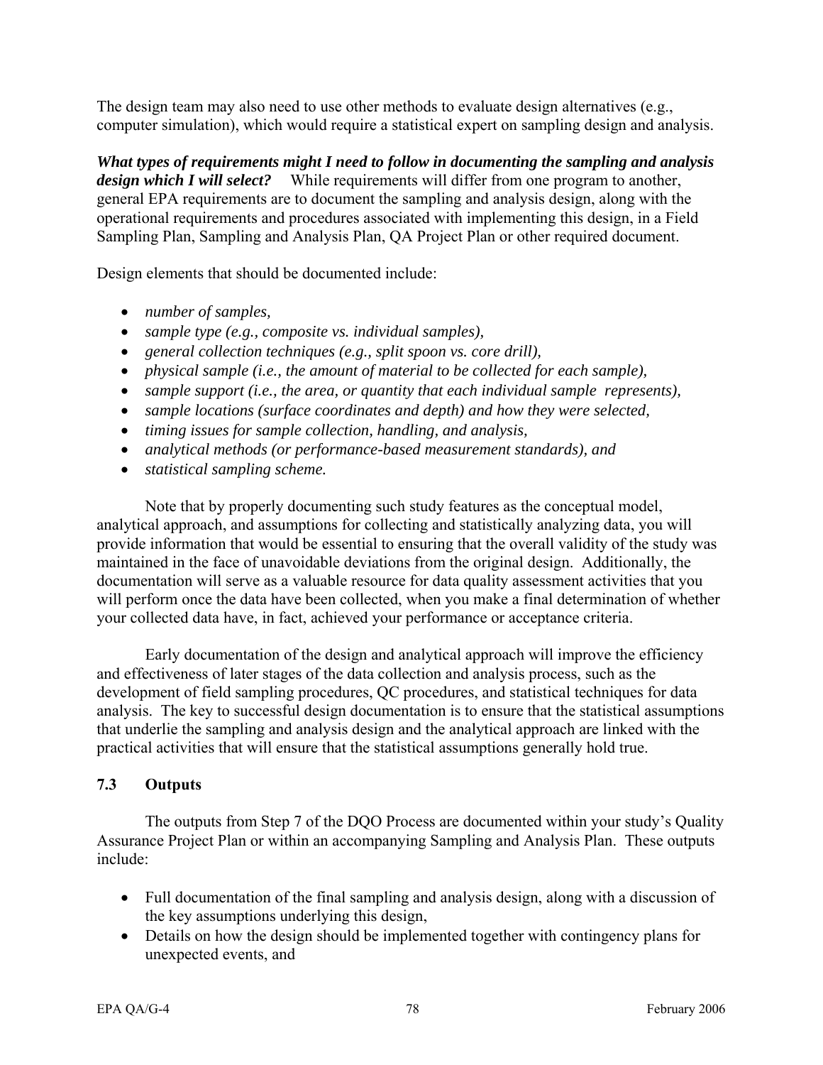The design team may also need to use other methods to evaluate design alternatives (e.g., computer simulation), which would require a statistical expert on sampling design and analysis.

***What types of requirements might I need to follow in documenting the sampling and analysis design which I will select?*** While requirements will differ from one program to another, general EPA requirements are to document the sampling and analysis design, along with the operational requirements and procedures associated with implementing this design, in a Field Sampling Plan, Sampling and Analysis Plan, QA Project Plan or other required document.

Design elements that should be documented include:

- *number of samples,*
- *sample type (e.g., composite vs. individual samples),*
- *general collection techniques (e.g., split spoon vs. core drill),*
- *physical sample (i.e., the amount of material to be collected for each sample),*
- *sample support (i.e., the area, or quantity that each individual sample represents),*
- *sample locations (surface coordinates and depth) and how they were selected,*
- *timing issues for sample collection, handling, and analysis,*
- *analytical methods (or performance-based measurement standards), and*
- *statistical sampling scheme.*

Note that by properly documenting such study features as the conceptual model, analytical approach, and assumptions for collecting and statistically analyzing data, you will provide information that would be essential to ensuring that the overall validity of the study was maintained in the face of unavoidable deviations from the original design. Additionally, the documentation will serve as a valuable resource for data quality assessment activities that you will perform once the data have been collected, when you make a final determination of whether your collected data have, in fact, achieved your performance or acceptance criteria.

Early documentation of the design and analytical approach will improve the efficiency and effectiveness of later stages of the data collection and analysis process, such as the development of field sampling procedures, QC procedures, and statistical techniques for data analysis. The key to successful design documentation is to ensure that the statistical assumptions that underlie the sampling and analysis design and the analytical approach are linked with the practical activities that will ensure that the statistical assumptions generally hold true.

## 7.3 Outputs

The outputs from Step 7 of the DQO Process are documented within your study's Quality Assurance Project Plan or within an accompanying Sampling and Analysis Plan. These outputs include:

- Full documentation of the final sampling and analysis design, along with a discussion of the key assumptions underlying this design,
- Details on how the design should be implemented together with contingency plans for unexpected events, and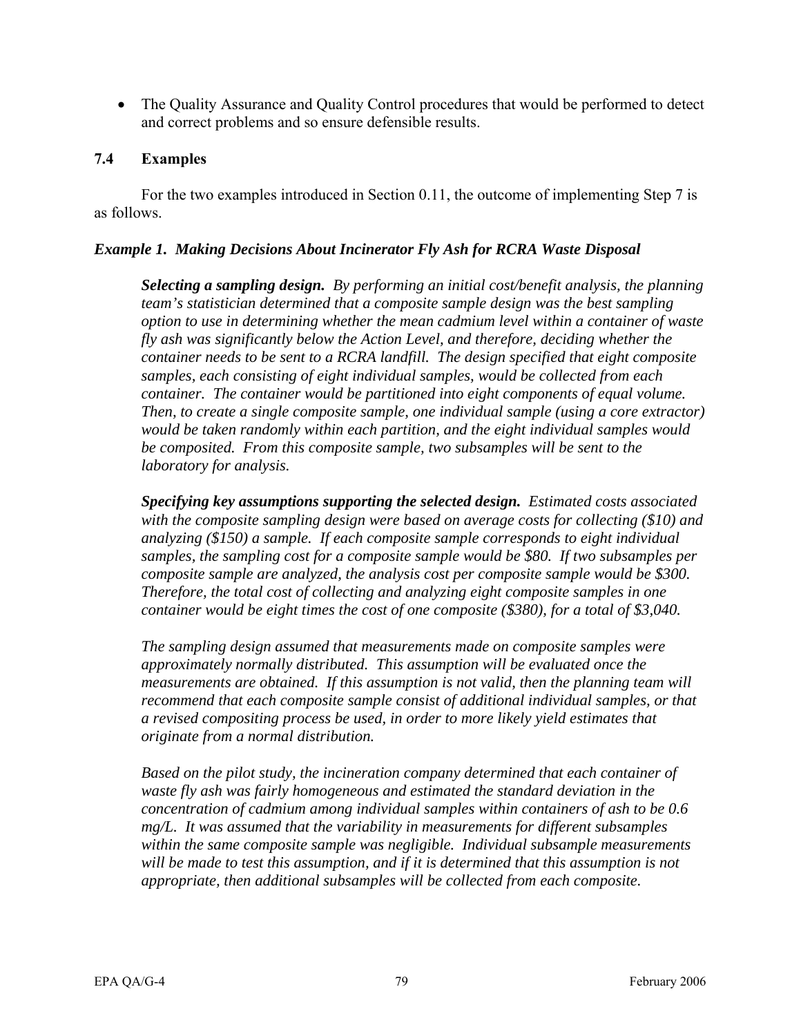- The Quality Assurance and Quality Control procedures that would be performed to detect and correct problems and so ensure defensible results.

## 7.4 Examples

For the two examples introduced in Section 0.11, the outcome of implementing Step 7 is as follows.

### *Example 1. Making Decisions About Incinerator Fly Ash for RCRA Waste Disposal*

> ***Selecting a sampling design.*** *By performing an initial cost/benefit analysis, the planning team's statistician determined that a composite sample design was the best sampling option to use in determining whether the mean cadmium level within a container of waste fly ash was significantly below the Action Level, and therefore, deciding whether the container needs to be sent to a RCRA landfill. The design specified that eight composite samples, each consisting of eight individual samples, would be collected from each container. The container would be partitioned into eight components of equal volume. Then, to create a single composite sample, one individual sample (using a core extractor) would be taken randomly within each partition, and the eight individual samples would be composited. From this composite sample, two subsamples will be sent to the laboratory for analysis.*
>
> ***Specifying key assumptions supporting the selected design.*** *Estimated costs associated with the composite sampling design were based on average costs for collecting ($10) and analyzing ($150) a sample. If each composite sample corresponds to eight individual samples, the sampling cost for a composite sample would be $80. If two subsamples per composite sample are analyzed, the analysis cost per composite sample would be $300. Therefore, the total cost of collecting and analyzing eight composite samples in one container would be eight times the cost of one composite ($380), for a total of $3,040.*
>
> *The sampling design assumed that measurements made on composite samples were approximately normally distributed. This assumption will be evaluated once the measurements are obtained. If this assumption is not valid, then the planning team will recommend that each composite sample consist of additional individual samples, or that a revised compositing process be used, in order to more likely yield estimates that originate from a normal distribution.*
>
> *Based on the pilot study, the incineration company determined that each container of waste fly ash was fairly homogeneous and estimated the standard deviation in the concentration of cadmium among individual samples within containers of ash to be 0.6 mg/L. It was assumed that the variability in measurements for different subsamples within the same composite sample was negligible. Individual subsample measurements will be made to test this assumption, and if it is determined that this assumption is not appropriate, then additional subsamples will be collected from each composite.*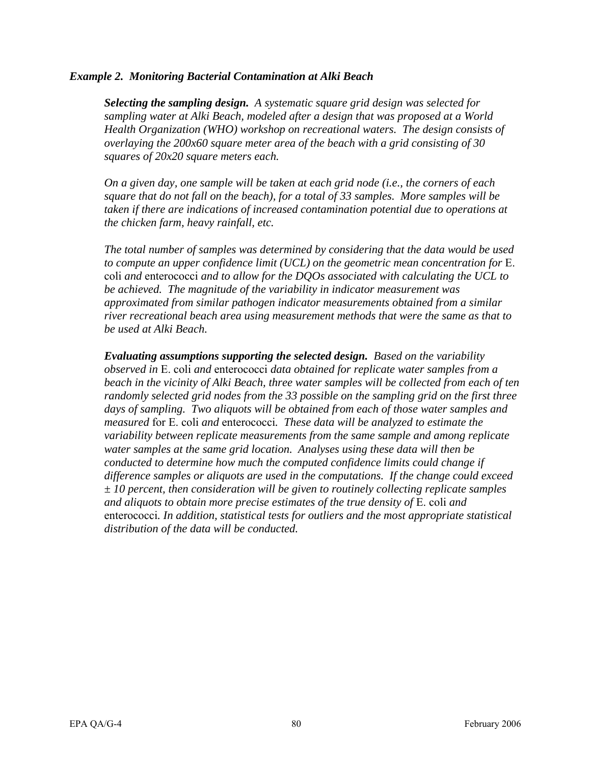***Example 2. Monitoring Bacterial Contamination at Alki Beach***

***Selecting the sampling design.*** *A systematic square grid design was selected for sampling water at Alki Beach, modeled after a design that was proposed at a World Health Organization (WHO) workshop on recreational waters. The design consists of overlaying the 200x60 square meter area of the beach with a grid consisting of 30 squares of 20x20 square meters each.*

*On a given day, one sample will be taken at each grid node (i.e., the corners of each square that do not fall on the beach), for a total of 33 samples. More samples will be taken if there are indications of increased contamination potential due to operations at the chicken farm, heavy rainfall, etc.*

*The total number of samples was determined by considering that the data would be used to compute an upper confidence limit (UCL) on the geometric mean concentration for* E. coli *and* enterococci *and to allow for the DQOs associated with calculating the UCL to be achieved. The magnitude of the variability in indicator measurement was approximated from similar pathogen indicator measurements obtained from a similar river recreational beach area using measurement methods that were the same as that to be used at Alki Beach.*

***Evaluating assumptions supporting the selected design.*** *Based on the variability observed in* E. coli *and* enterococci *data obtained for replicate water samples from a beach in the vicinity of Alki Beach, three water samples will be collected from each of ten randomly selected grid nodes from the 33 possible on the sampling grid on the first three days of sampling. Two aliquots will be obtained from each of those water samples and measured* for E. coli *and* enterococci*. These data will be analyzed to estimate the variability between replicate measurements from the same sample and among replicate water samples at the same grid location. Analyses using these data will then be conducted to determine how much the computed confidence limits could change if difference samples or aliquots are used in the computations. If the change could exceed ± 10 percent, then consideration will be given to routinely collecting replicate samples and aliquots to obtain more precise estimates of the true density of* E. coli *and* enterococci*. In addition, statistical tests for outliers and the most appropriate statistical distribution of the data will be conducted.*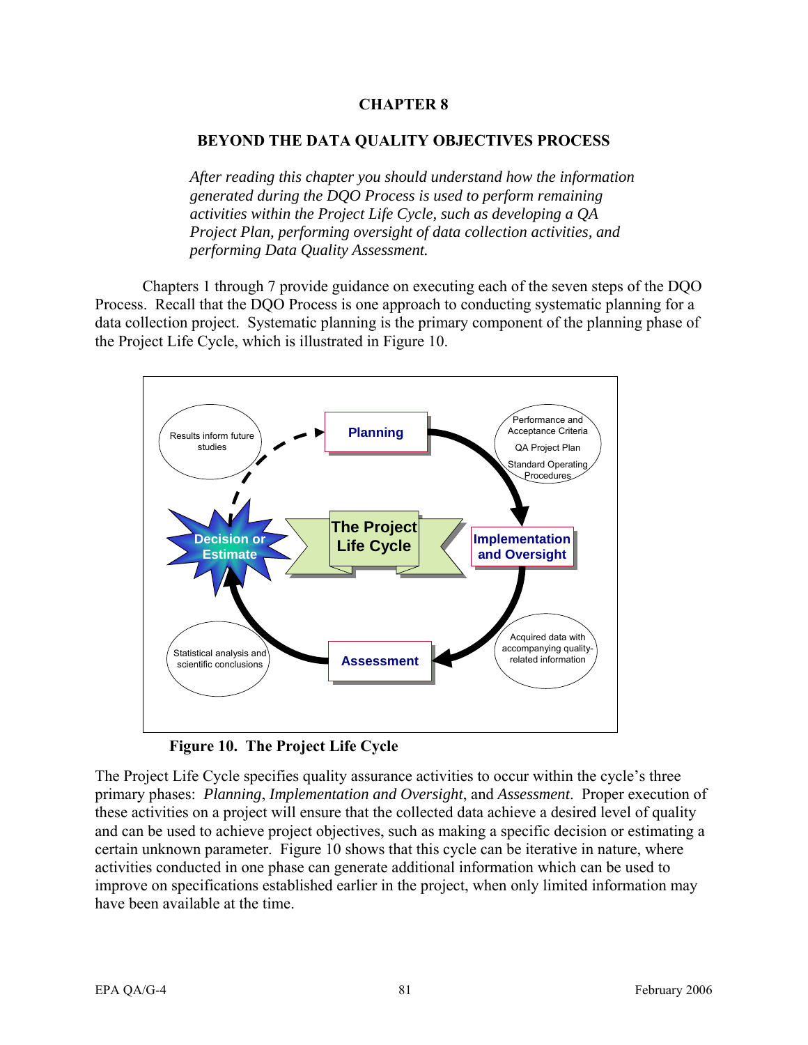# CHAPTER 8

## BEYOND THE DATA QUALITY OBJECTIVES PROCESS

*After reading this chapter you should understand how the information generated during the DQO Process is used to perform remaining activities within the Project Life Cycle, such as developing a QA Project Plan, performing oversight of data collection activities, and performing Data Quality Assessment.*

Chapters 1 through 7 provide guidance on executing each of the seven steps of the DQO Process. Recall that the DQO Process is one approach to conducting systematic planning for a data collection project. Systematic planning is the primary component of the planning phase of the Project Life Cycle, which is illustrated in Figure 10.

**Figure 10. The Project Life Cycle**

The Project Life Cycle specifies quality assurance activities to occur within the cycle's three primary phases: *Planning*, *Implementation and Oversight*, and *Assessment*. Proper execution of these activities on a project will ensure that the collected data achieve a desired level of quality and can be used to achieve project objectives, such as making a specific decision or estimating a certain unknown parameter. Figure 10 shows that this cycle can be iterative in nature, where activities conducted in one phase can generate additional information which can be used to improve on specifications established earlier in the project, when only limited information may have been available at the time.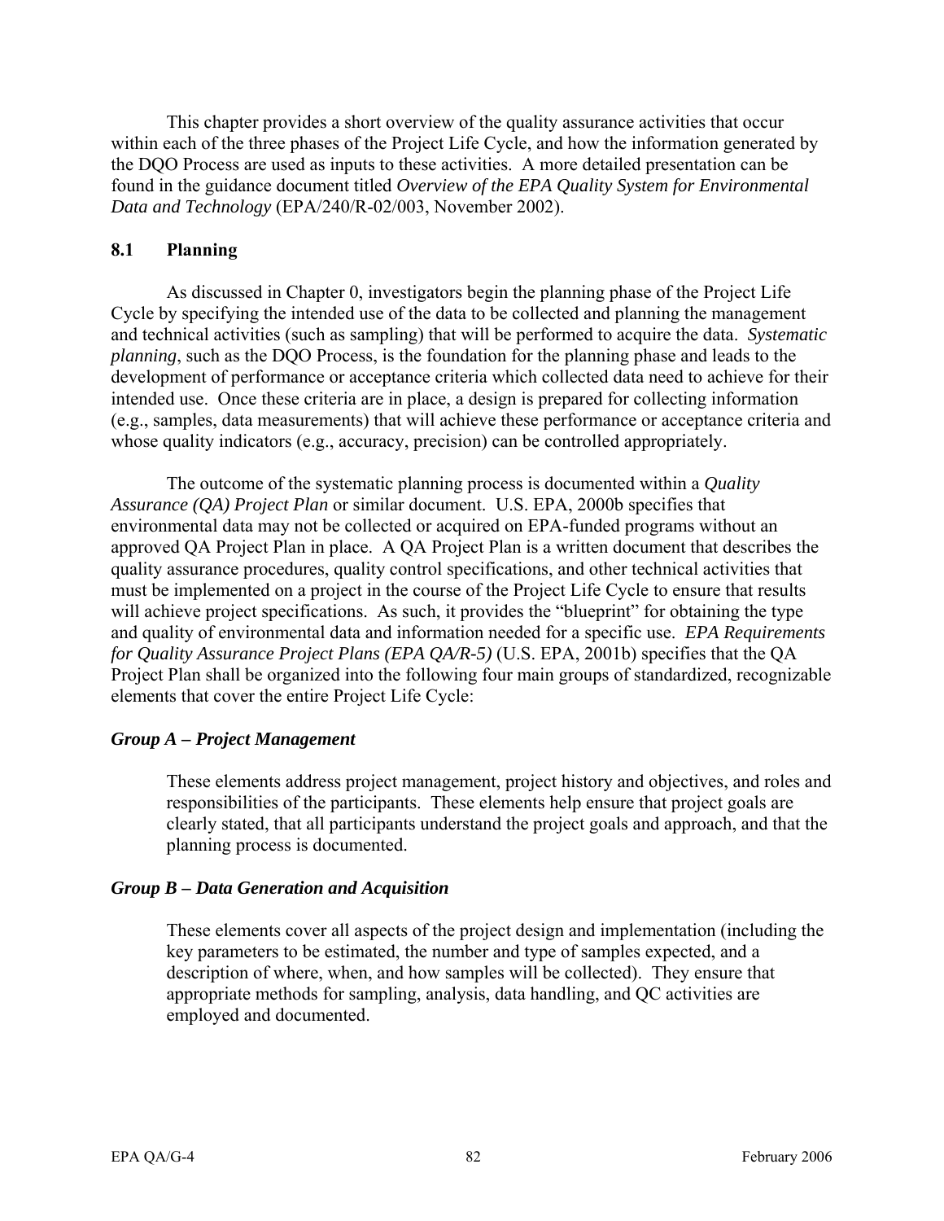This chapter provides a short overview of the quality assurance activities that occur within each of the three phases of the Project Life Cycle, and how the information generated by the DQO Process are used as inputs to these activities. A more detailed presentation can be found in the guidance document titled *Overview of the EPA Quality System for Environmental Data and Technology* (EPA/240/R-02/003, November 2002).

## 8.1 Planning

As discussed in Chapter 0, investigators begin the planning phase of the Project Life Cycle by specifying the intended use of the data to be collected and planning the management and technical activities (such as sampling) that will be performed to acquire the data. *Systematic planning*, such as the DQO Process, is the foundation for the planning phase and leads to the development of performance or acceptance criteria which collected data need to achieve for their intended use. Once these criteria are in place, a design is prepared for collecting information (e.g., samples, data measurements) that will achieve these performance or acceptance criteria and whose quality indicators (e.g., accuracy, precision) can be controlled appropriately.

The outcome of the systematic planning process is documented within a *Quality Assurance (QA) Project Plan* or similar document. U.S. EPA, 2000b specifies that environmental data may not be collected or acquired on EPA-funded programs without an approved QA Project Plan in place. A QA Project Plan is a written document that describes the quality assurance procedures, quality control specifications, and other technical activities that must be implemented on a project in the course of the Project Life Cycle to ensure that results will achieve project specifications. As such, it provides the "blueprint" for obtaining the type and quality of environmental data and information needed for a specific use. *EPA Requirements for Quality Assurance Project Plans (EPA QA/R-5)* (U.S. EPA, 2001b) specifies that the QA Project Plan shall be organized into the following four main groups of standardized, recognizable elements that cover the entire Project Life Cycle:

***Group A – Project Management***

These elements address project management, project history and objectives, and roles and responsibilities of the participants. These elements help ensure that project goals are clearly stated, that all participants understand the project goals and approach, and that the planning process is documented.

***Group B – Data Generation and Acquisition***

These elements cover all aspects of the project design and implementation (including the key parameters to be estimated, the number and type of samples expected, and a description of where, when, and how samples will be collected). They ensure that appropriate methods for sampling, analysis, data handling, and QC activities are employed and documented.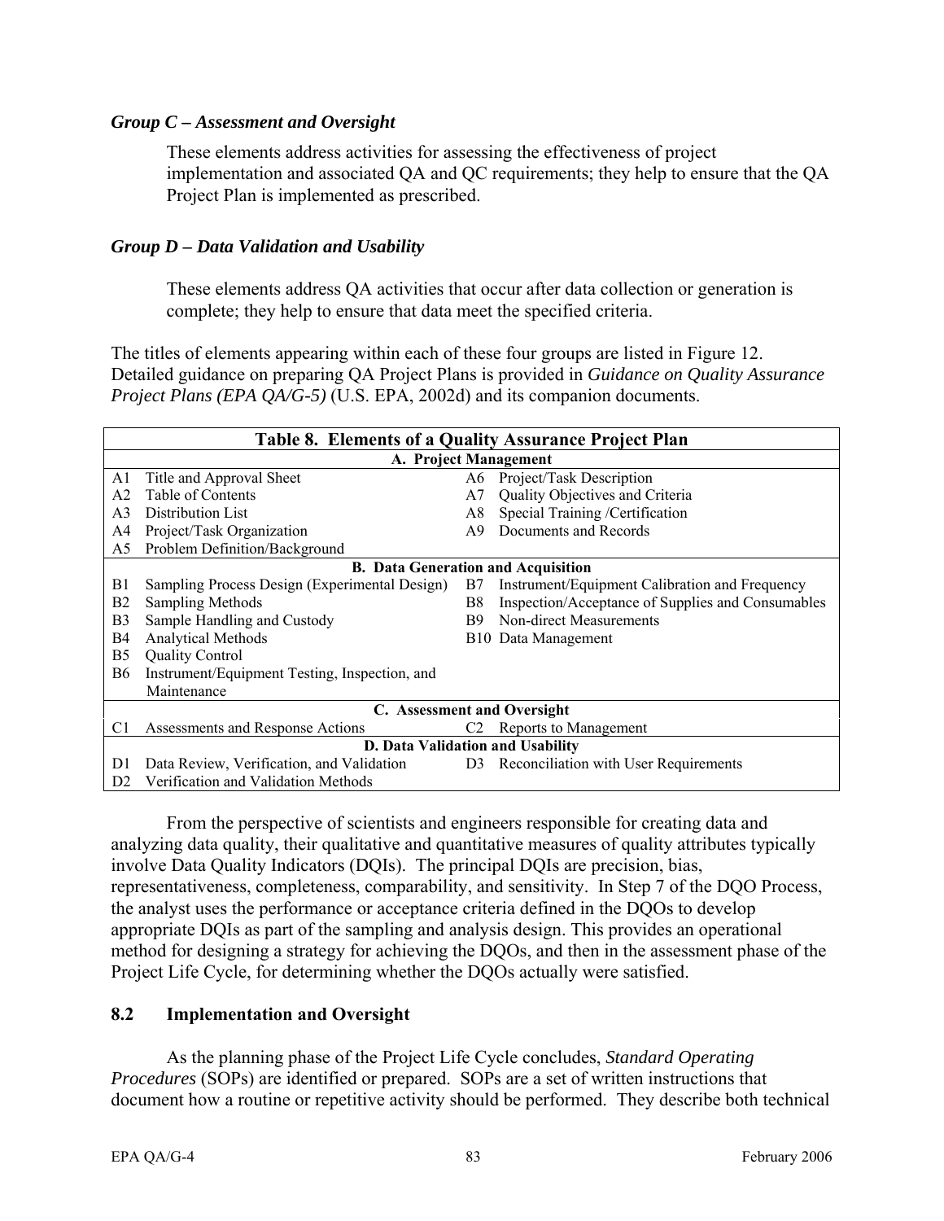### *Group C – Assessment and Oversight*

These elements address activities for assessing the effectiveness of project implementation and associated QA and QC requirements; they help to ensure that the QA Project Plan is implemented as prescribed.

### *Group D – Data Validation and Usability*

These elements address QA activities that occur after data collection or generation is complete; they help to ensure that data meet the specified criteria.

The titles of elements appearing within each of these four groups are listed in Figure 12. Detailed guidance on preparing QA Project Plans is provided in *Guidance on Quality Assurance Project Plans (EPA QA/G-5)* (U.S. EPA, 2002d) and its companion documents.

| **Table 8. Elements of a Quality Assurance Project Plan** | | | |
|---|---|---|---|
| **A. Project Management** | | | |
| A1 | Title and Approval Sheet | A6 | Project/Task Description |
| A2 | Table of Contents | A7 | Quality Objectives and Criteria |
| A3 | Distribution List | A8 | Special Training /Certification |
| A4 | Project/Task Organization | A9 | Documents and Records |
| A5 | Problem Definition/Background | | |
| **B. Data Generation and Acquisition** | | | |
| B1 | Sampling Process Design (Experimental Design) | B7 | Instrument/Equipment Calibration and Frequency |
| B2 | Sampling Methods | B8 | Inspection/Acceptance of Supplies and Consumables |
| B3 | Sample Handling and Custody | B9 | Non-direct Measurements |
| B4 | Analytical Methods | B10 | Data Management |
| B5 | Quality Control | | |
| B6 | Instrument/Equipment Testing, Inspection, and Maintenance | | |
| **C. Assessment and Oversight** | | | |
| C1 | Assessments and Response Actions | C2 | Reports to Management |
| **D. Data Validation and Usability** | | | |
| D1 | Data Review, Verification, and Validation | D3 | Reconciliation with User Requirements |
| D2 | Verification and Validation Methods | | |

From the perspective of scientists and engineers responsible for creating data and analyzing data quality, their qualitative and quantitative measures of quality attributes typically involve Data Quality Indicators (DQIs). The principal DQIs are precision, bias, representativeness, completeness, comparability, and sensitivity. In Step 7 of the DQO Process, the analyst uses the performance or acceptance criteria defined in the DQOs to develop appropriate DQIs as part of the sampling and analysis design. This provides an operational method for designing a strategy for achieving the DQOs, and then in the assessment phase of the Project Life Cycle, for determining whether the DQOs actually were satisfied.

## 8.2 Implementation and Oversight

As the planning phase of the Project Life Cycle concludes, *Standard Operating Procedures* (SOPs) are identified or prepared. SOPs are a set of written instructions that document how a routine or repetitive activity should be performed. They describe both technical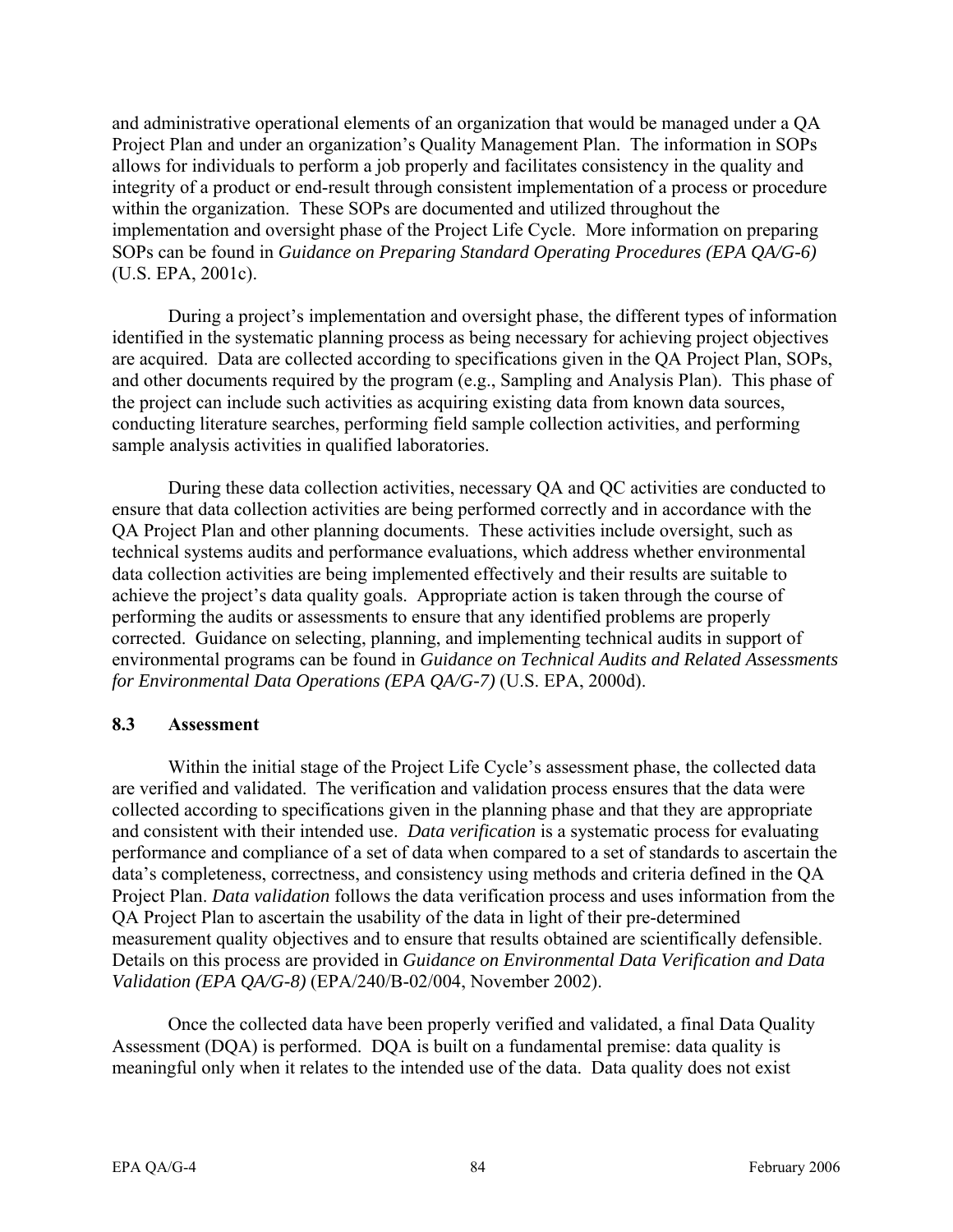and administrative operational elements of an organization that would be managed under a QA Project Plan and under an organization's Quality Management Plan. The information in SOPs allows for individuals to perform a job properly and facilitates consistency in the quality and integrity of a product or end-result through consistent implementation of a process or procedure within the organization. These SOPs are documented and utilized throughout the implementation and oversight phase of the Project Life Cycle. More information on preparing SOPs can be found in *Guidance on Preparing Standard Operating Procedures (EPA QA/G-6)* (U.S. EPA, 2001c).

During a project's implementation and oversight phase, the different types of information identified in the systematic planning process as being necessary for achieving project objectives are acquired. Data are collected according to specifications given in the QA Project Plan, SOPs, and other documents required by the program (e.g., Sampling and Analysis Plan). This phase of the project can include such activities as acquiring existing data from known data sources, conducting literature searches, performing field sample collection activities, and performing sample analysis activities in qualified laboratories.

During these data collection activities, necessary QA and QC activities are conducted to ensure that data collection activities are being performed correctly and in accordance with the QA Project Plan and other planning documents. These activities include oversight, such as technical systems audits and performance evaluations, which address whether environmental data collection activities are being implemented effectively and their results are suitable to achieve the project's data quality goals. Appropriate action is taken through the course of performing the audits or assessments to ensure that any identified problems are properly corrected. Guidance on selecting, planning, and implementing technical audits in support of environmental programs can be found in *Guidance on Technical Audits and Related Assessments for Environmental Data Operations (EPA QA/G-7)* (U.S. EPA, 2000d).

## 8.3 Assessment

Within the initial stage of the Project Life Cycle's assessment phase, the collected data are verified and validated. The verification and validation process ensures that the data were collected according to specifications given in the planning phase and that they are appropriate and consistent with their intended use. *Data verification* is a systematic process for evaluating performance and compliance of a set of data when compared to a set of standards to ascertain the data's completeness, correctness, and consistency using methods and criteria defined in the QA Project Plan. *Data validation* follows the data verification process and uses information from the QA Project Plan to ascertain the usability of the data in light of their pre-determined measurement quality objectives and to ensure that results obtained are scientifically defensible. Details on this process are provided in *Guidance on Environmental Data Verification and Data Validation (EPA QA/G-8)* (EPA/240/B-02/004, November 2002).

Once the collected data have been properly verified and validated, a final Data Quality Assessment (DQA) is performed. DQA is built on a fundamental premise: data quality is meaningful only when it relates to the intended use of the data. Data quality does not exist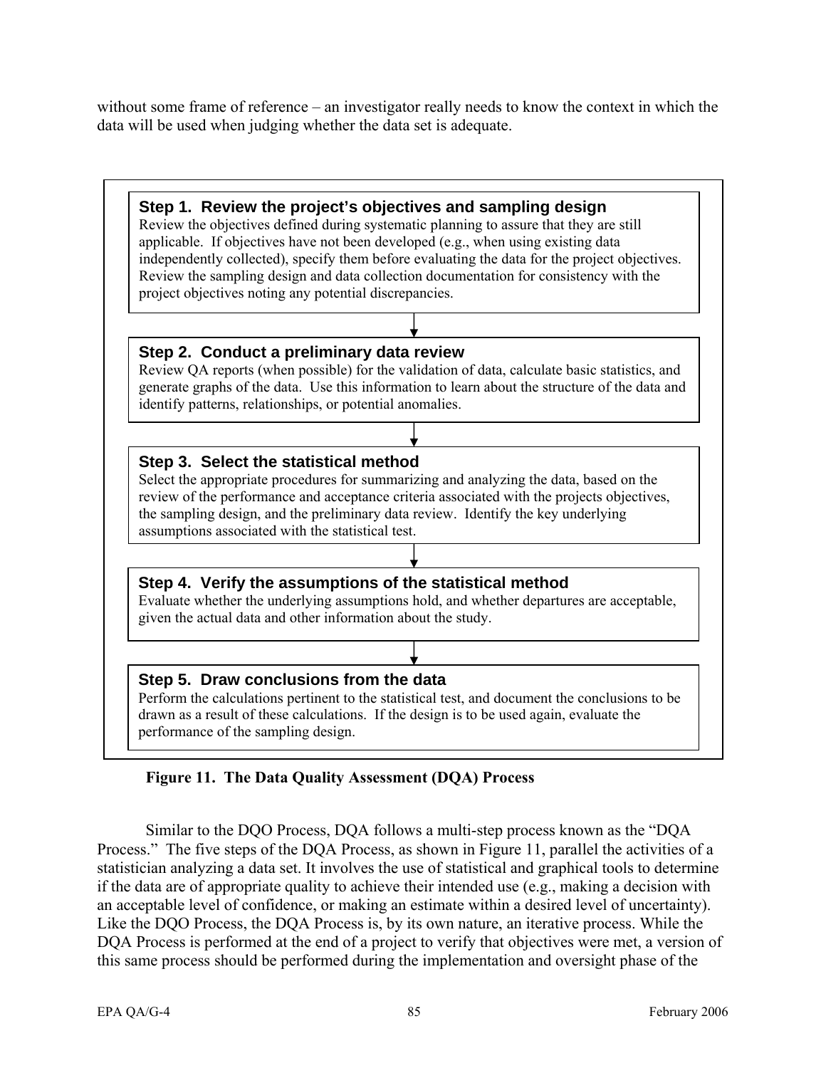without some frame of reference – an investigator really needs to know the context in which the data will be used when judging whether the data set is adequate.

**Step 1. Review the project's objectives and sampling design**
Review the objectives defined during systematic planning to assure that they are still applicable. If objectives have not been developed (e.g., when using existing data independently collected), specify them before evaluating the data for the project objectives. Review the sampling design and data collection documentation for consistency with the project objectives noting any potential discrepancies.

↓

**Step 2. Conduct a preliminary data review**
Review QA reports (when possible) for the validation of data, calculate basic statistics, and generate graphs of the data. Use this information to learn about the structure of the data and identify patterns, relationships, or potential anomalies.

↓

**Step 3. Select the statistical method**
Select the appropriate procedures for summarizing and analyzing the data, based on the review of the performance and acceptance criteria associated with the projects objectives, the sampling design, and the preliminary data review. Identify the key underlying assumptions associated with the statistical test.

↓

**Step 4. Verify the assumptions of the statistical method**
Evaluate whether the underlying assumptions hold, and whether departures are acceptable, given the actual data and other information about the study.

↓

**Step 5. Draw conclusions from the data**
Perform the calculations pertinent to the statistical test, and document the conclusions to be drawn as a result of these calculations. If the design is to be used again, evaluate the performance of the sampling design.

**Figure 11. The Data Quality Assessment (DQA) Process**

Similar to the DQO Process, DQA follows a multi-step process known as the "DQA Process." The five steps of the DQA Process, as shown in Figure 11, parallel the activities of a statistician analyzing a data set. It involves the use of statistical and graphical tools to determine if the data are of appropriate quality to achieve their intended use (e.g., making a decision with an acceptable level of confidence, or making an estimate within a desired level of uncertainty). Like the DQO Process, the DQA Process is, by its own nature, an iterative process. While the DQA Process is performed at the end of a project to verify that objectives were met, a version of this same process should be performed during the implementation and oversight phase of the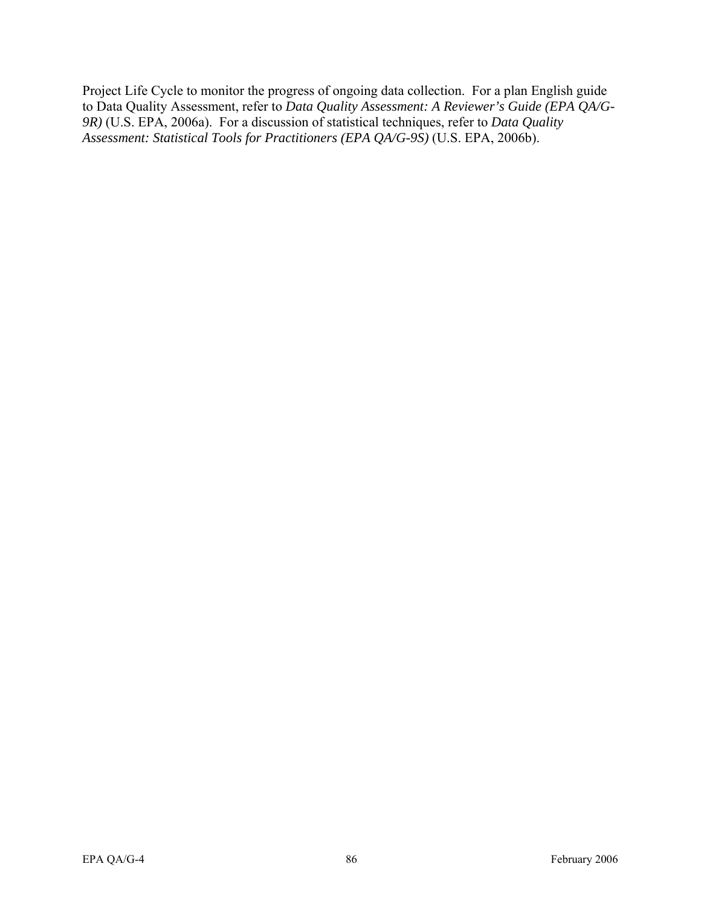Project Life Cycle to monitor the progress of ongoing data collection. For a plan English guide to Data Quality Assessment, refer to *Data Quality Assessment: A Reviewer's Guide (EPA QA/G-9R)* (U.S. EPA, 2006a). For a discussion of statistical techniques, refer to *Data Quality Assessment: Statistical Tools for Practitioners (EPA QA/G-9S)* (U.S. EPA, 2006b).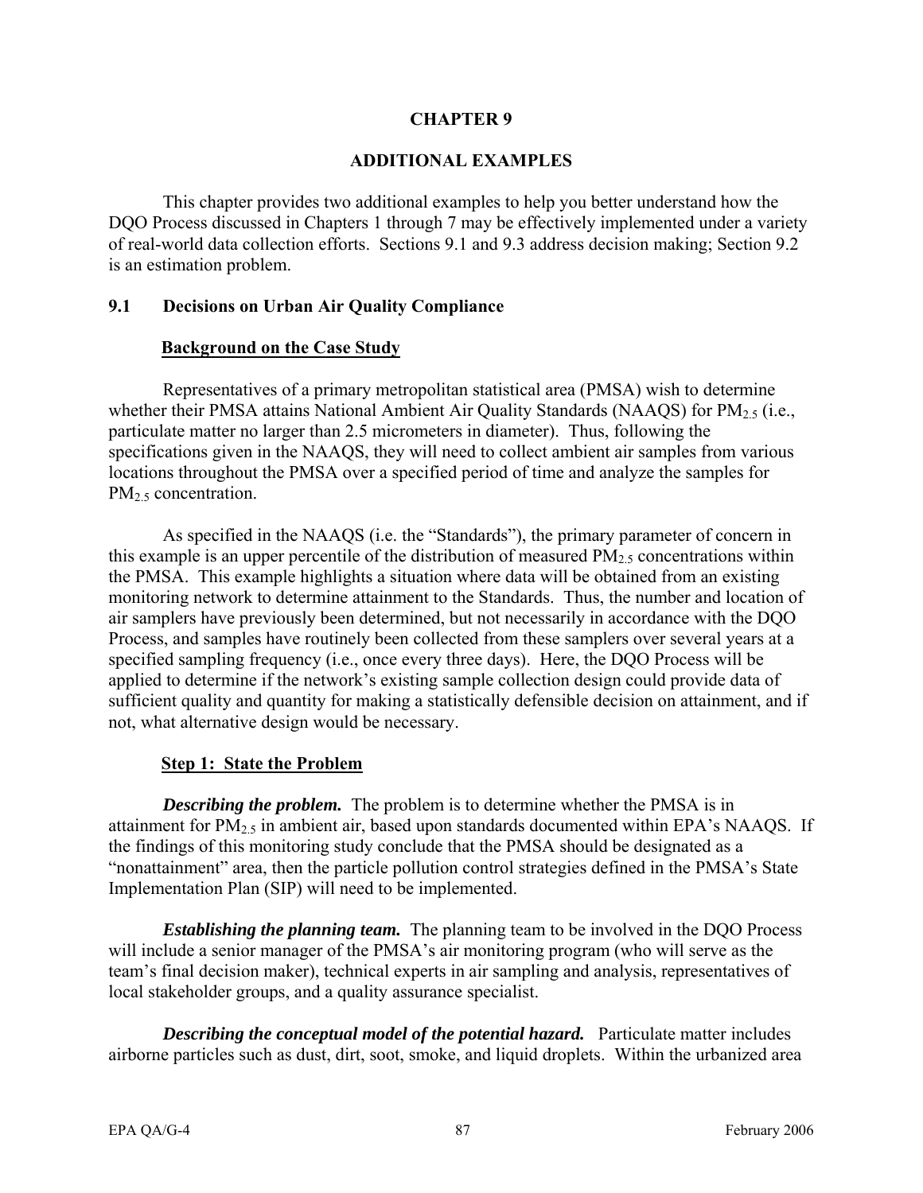# CHAPTER 9

## ADDITIONAL EXAMPLES

This chapter provides two additional examples to help you better understand how the DQO Process discussed in Chapters 1 through 7 may be effectively implemented under a variety of real-world data collection efforts. Sections 9.1 and 9.3 address decision making; Section 9.2 is an estimation problem.

### 9.1 Decisions on Urban Air Quality Compliance

**Background on the Case Study**

Representatives of a primary metropolitan statistical area (PMSA) wish to determine whether their PMSA attains National Ambient Air Quality Standards (NAAQS) for $PM_{2.5}$ (i.e., particulate matter no larger than 2.5 micrometers in diameter). Thus, following the specifications given in the NAAQS, they will need to collect ambient air samples from various locations throughout the PMSA over a specified period of time and analyze the samples for $PM_{2.5}$ concentration.

As specified in the NAAQS (i.e. the "Standards"), the primary parameter of concern in this example is an upper percentile of the distribution of measured $PM_{2.5}$ concentrations within the PMSA. This example highlights a situation where data will be obtained from an existing monitoring network to determine attainment to the Standards. Thus, the number and location of air samplers have previously been determined, but not necessarily in accordance with the DQO Process, and samples have routinely been collected from these samplers over several years at a specified sampling frequency (i.e., once every three days). Here, the DQO Process will be applied to determine if the network's existing sample collection design could provide data of sufficient quality and quantity for making a statistically defensible decision on attainment, and if not, what alternative design would be necessary.

**Step 1: State the Problem**

***Describing the problem.*** The problem is to determine whether the PMSA is in attainment for $PM_{2.5}$ in ambient air, based upon standards documented within EPA's NAAQS. If the findings of this monitoring study conclude that the PMSA should be designated as a "nonattainment" area, then the particle pollution control strategies defined in the PMSA's State Implementation Plan (SIP) will need to be implemented.

***Establishing the planning team.*** The planning team to be involved in the DQO Process will include a senior manager of the PMSA's air monitoring program (who will serve as the team's final decision maker), technical experts in air sampling and analysis, representatives of local stakeholder groups, and a quality assurance specialist.

***Describing the conceptual model of the potential hazard.*** Particulate matter includes airborne particles such as dust, dirt, soot, smoke, and liquid droplets. Within the urbanized area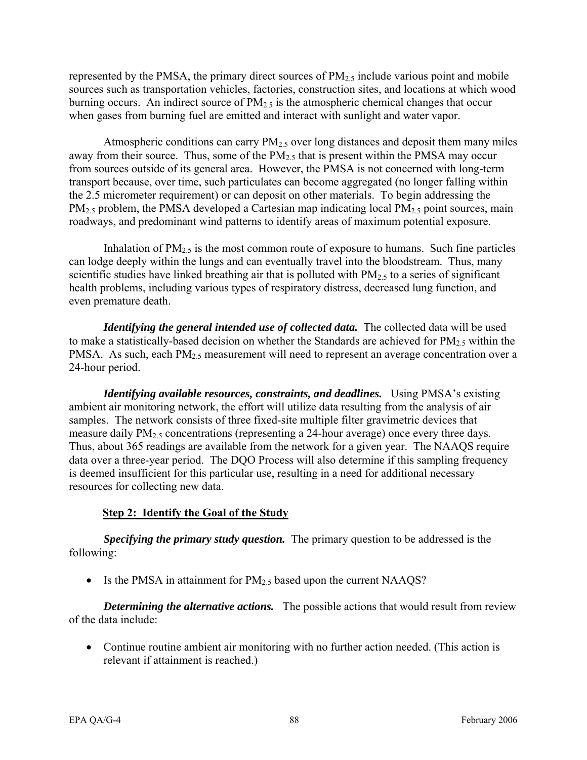represented by the PMSA, the primary direct sources of $PM_{2.5}$ include various point and mobile sources such as transportation vehicles, factories, construction sites, and locations at which wood burning occurs. An indirect source of $PM_{2.5}$ is the atmospheric chemical changes that occur when gases from burning fuel are emitted and interact with sunlight and water vapor.

Atmospheric conditions can carry $PM_{2.5}$ over long distances and deposit them many miles away from their source. Thus, some of the $PM_{2.5}$ that is present within the PMSA may occur from sources outside of its general area. However, the PMSA is not concerned with long-term transport because, over time, such particulates can become aggregated (no longer falling within the 2.5 micrometer requirement) or can deposit on other materials. To begin addressing the $PM_{2.5}$ problem, the PMSA developed a Cartesian map indicating local $PM_{2.5}$ point sources, main roadways, and predominant wind patterns to identify areas of maximum potential exposure.

Inhalation of $PM_{2.5}$ is the most common route of exposure to humans. Such fine particles can lodge deeply within the lungs and can eventually travel into the bloodstream. Thus, many scientific studies have linked breathing air that is polluted with $PM_{2.5}$ to a series of significant health problems, including various types of respiratory distress, decreased lung function, and even premature death.

***Identifying the general intended use of collected data.*** The collected data will be used to make a statistically-based decision on whether the Standards are achieved for $PM_{2.5}$ within the PMSA. As such, each $PM_{2.5}$ measurement will need to represent an average concentration over a 24-hour period.

***Identifying available resources, constraints, and deadlines.*** Using PMSA's existing ambient air monitoring network, the effort will utilize data resulting from the analysis of air samples. The network consists of three fixed-site multiple filter gravimetric devices that measure daily $PM_{2.5}$ concentrations (representing a 24-hour average) once every three days. Thus, about 365 readings are available from the network for a given year. The NAAQS require data over a three-year period. The DQO Process will also determine if this sampling frequency is deemed insufficient for this particular use, resulting in a need for additional necessary resources for collecting new data.

## Step 2: Identify the Goal of the Study

***Specifying the primary study question.*** The primary question to be addressed is the following:

- Is the PMSA in attainment for $PM_{2.5}$ based upon the current NAAQS?

***Determining the alternative actions.*** The possible actions that would result from review of the data include:

- Continue routine ambient air monitoring with no further action needed. (This action is relevant if attainment is reached.)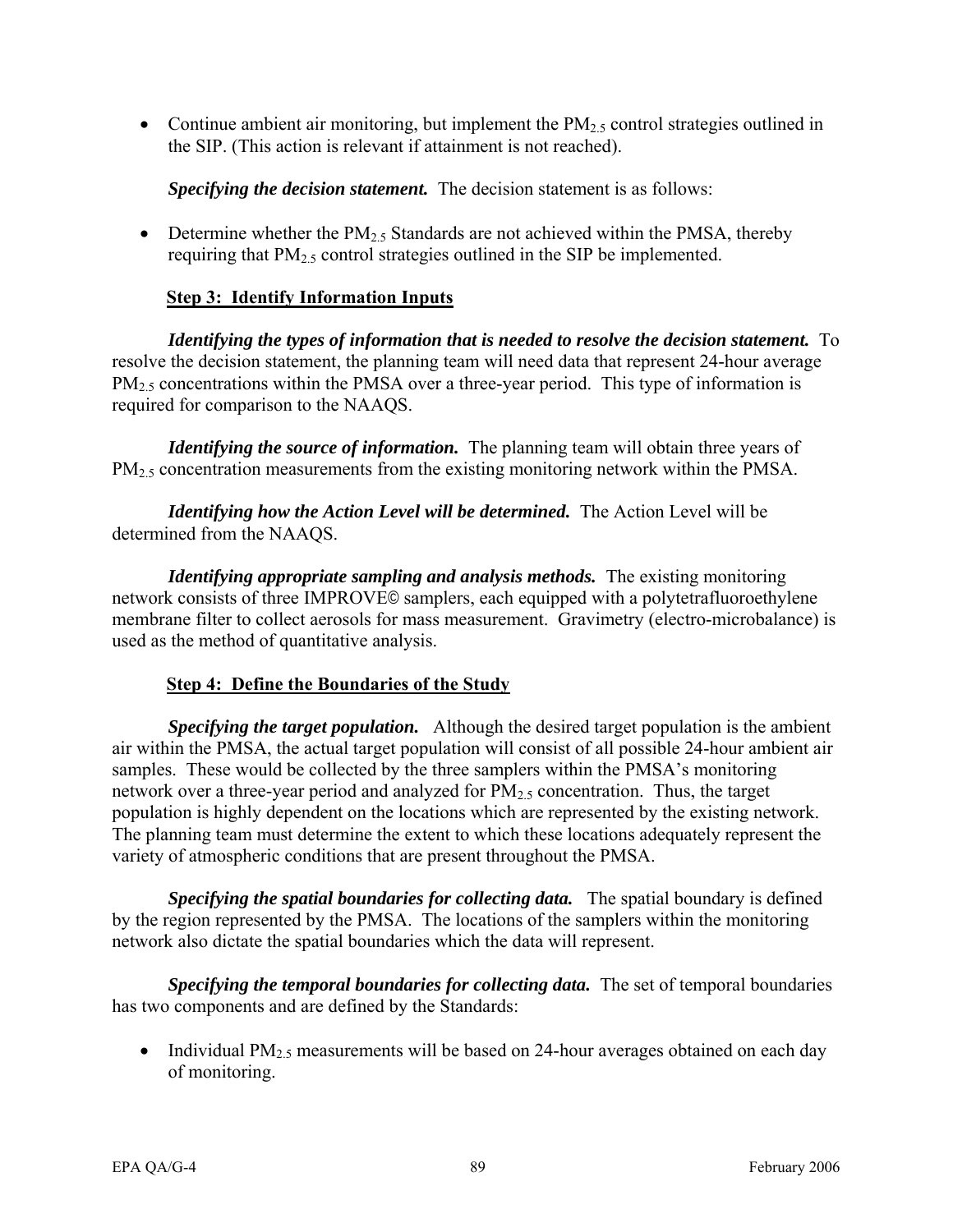- Continue ambient air monitoring, but implement the $PM_{2.5}$ control strategies outlined in the SIP. (This action is relevant if attainment is not reached).

***Specifying the decision statement.*** The decision statement is as follows:

- Determine whether the $PM_{2.5}$ Standards are not achieved within the PMSA, thereby requiring that $PM_{2.5}$ control strategies outlined in the SIP be implemented.

### Step 3: Identify Information Inputs

***Identifying the types of information that is needed to resolve the decision statement.*** To resolve the decision statement, the planning team will need data that represent 24-hour average $PM_{2.5}$ concentrations within the PMSA over a three-year period. This type of information is required for comparison to the NAAQS.

***Identifying the source of information.*** The planning team will obtain three years of $PM_{2.5}$ concentration measurements from the existing monitoring network within the PMSA.

***Identifying how the Action Level will be determined.*** The Action Level will be determined from the NAAQS.

***Identifying appropriate sampling and analysis methods.*** The existing monitoring network consists of three IMPROVE© samplers, each equipped with a polytetrafluoroethylene membrane filter to collect aerosols for mass measurement. Gravimetry (electro-microbalance) is used as the method of quantitative analysis.

### Step 4: Define the Boundaries of the Study

***Specifying the target population.*** Although the desired target population is the ambient air within the PMSA, the actual target population will consist of all possible 24-hour ambient air samples. These would be collected by the three samplers within the PMSA's monitoring network over a three-year period and analyzed for $PM_{2.5}$ concentration. Thus, the target population is highly dependent on the locations which are represented by the existing network. The planning team must determine the extent to which these locations adequately represent the variety of atmospheric conditions that are present throughout the PMSA.

***Specifying the spatial boundaries for collecting data.*** The spatial boundary is defined by the region represented by the PMSA. The locations of the samplers within the monitoring network also dictate the spatial boundaries which the data will represent.

***Specifying the temporal boundaries for collecting data.*** The set of temporal boundaries has two components and are defined by the Standards:

- Individual $PM_{2.5}$ measurements will be based on 24-hour averages obtained on each day of monitoring.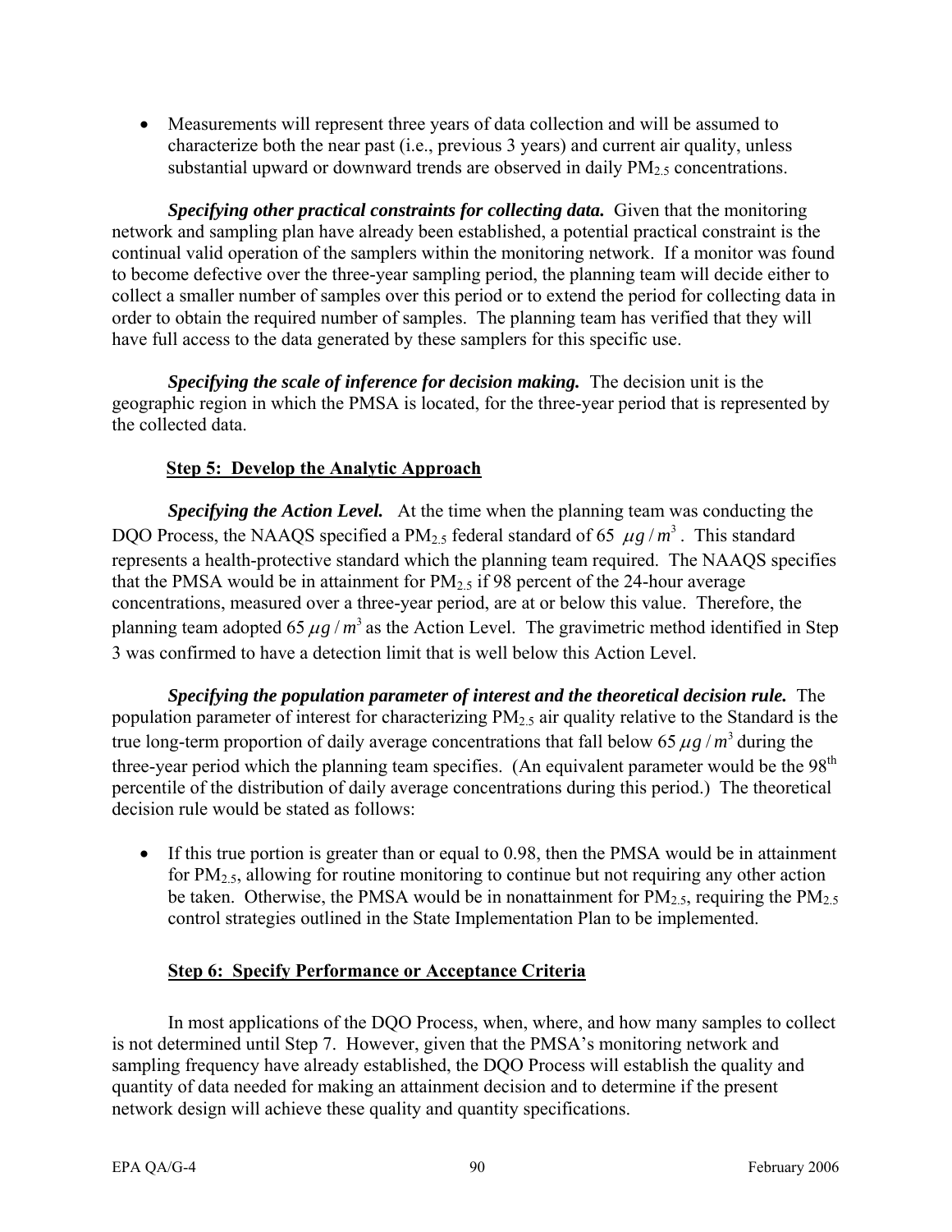- Measurements will represent three years of data collection and will be assumed to characterize both the near past (i.e., previous 3 years) and current air quality, unless substantial upward or downward trends are observed in daily $PM_{2.5}$ concentrations.

***Specifying other practical constraints for collecting data.*** Given that the monitoring network and sampling plan have already been established, a potential practical constraint is the continual valid operation of the samplers within the monitoring network. If a monitor was found to become defective over the three-year sampling period, the planning team will decide either to collect a smaller number of samples over this period or to extend the period for collecting data in order to obtain the required number of samples. The planning team has verified that they will have full access to the data generated by these samplers for this specific use.

***Specifying the scale of inference for decision making.*** The decision unit is the geographic region in which the PMSA is located, for the three-year period that is represented by the collected data.

**Step 5: Develop the Analytic Approach**

***Specifying the Action Level.*** At the time when the planning team was conducting the DQO Process, the NAAQS specified a $PM_{2.5}$ federal standard of 65 $\mu g/m^3$. This standard represents a health-protective standard which the planning team required. The NAAQS specifies that the PMSA would be in attainment for $PM_{2.5}$ if 98 percent of the 24-hour average concentrations, measured over a three-year period, are at or below this value. Therefore, the planning team adopted 65 $\mu g/m^3$ as the Action Level. The gravimetric method identified in Step 3 was confirmed to have a detection limit that is well below this Action Level.

***Specifying the population parameter of interest and the theoretical decision rule.*** The population parameter of interest for characterizing $PM_{2.5}$ air quality relative to the Standard is the true long-term proportion of daily average concentrations that fall below 65 $\mu g/m^3$ during the three-year period which the planning team specifies. (An equivalent parameter would be the 98$^{th}$ percentile of the distribution of daily average concentrations during this period.) The theoretical decision rule would be stated as follows:

- If this true portion is greater than or equal to 0.98, then the PMSA would be in attainment for $PM_{2.5}$, allowing for routine monitoring to continue but not requiring any other action be taken. Otherwise, the PMSA would be in nonattainment for $PM_{2.5}$, requiring the $PM_{2.5}$ control strategies outlined in the State Implementation Plan to be implemented.

**Step 6: Specify Performance or Acceptance Criteria**

In most applications of the DQO Process, when, where, and how many samples to collect is not determined until Step 7. However, given that the PMSA's monitoring network and sampling frequency have already established, the DQO Process will establish the quality and quantity of data needed for making an attainment decision and to determine if the present network design will achieve these quality and quantity specifications.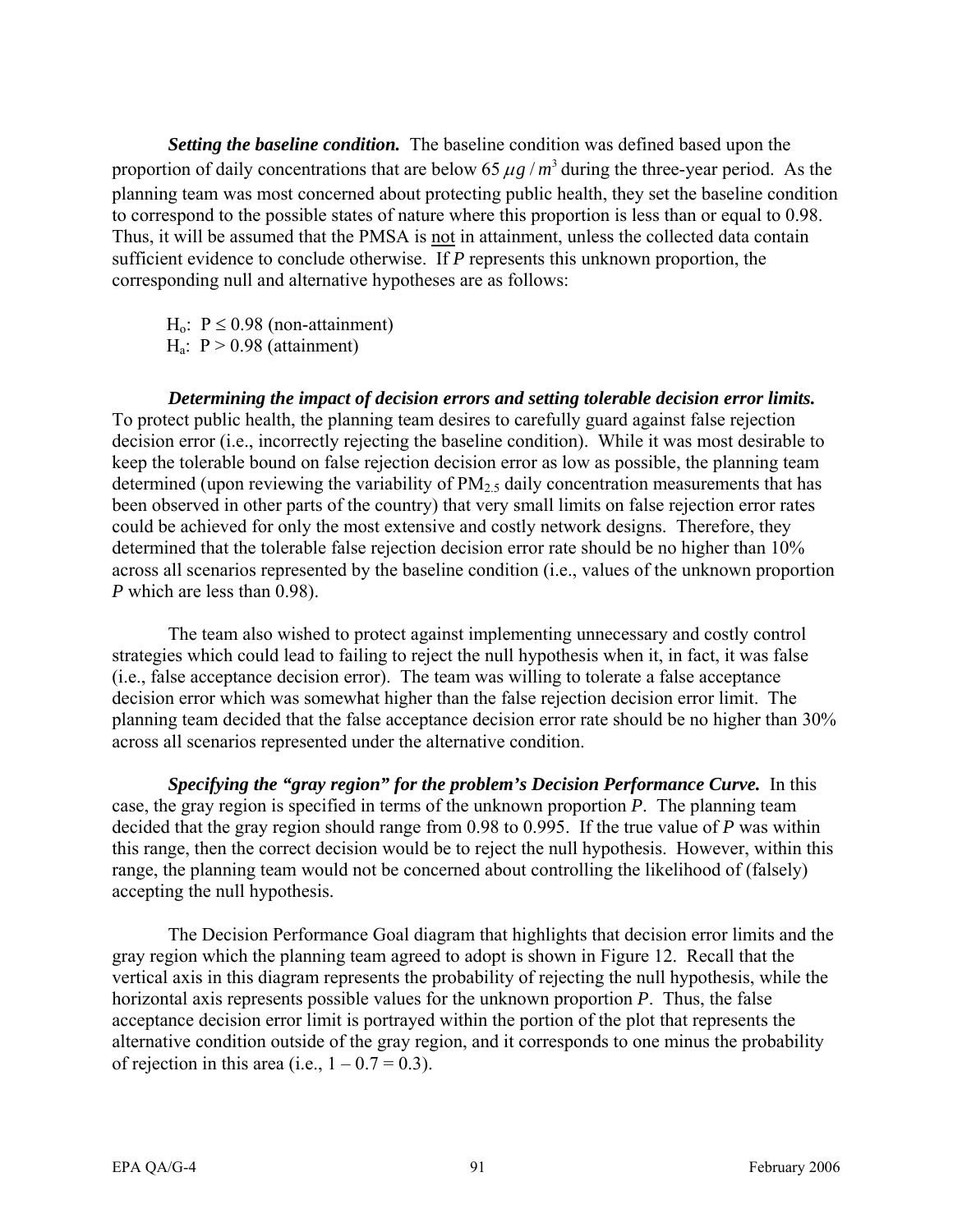***Setting the baseline condition.*** The baseline condition was defined based upon the proportion of daily concentrations that are below 65 $\mu g / m^3$ during the three-year period. As the planning team was most concerned about protecting public health, they set the baseline condition to correspond to the possible states of nature where this proportion is less than or equal to 0.98. Thus, it will be assumed that the PMSA is <u>not</u> in attainment, unless the collected data contain sufficient evidence to conclude otherwise. If *P* represents this unknown proportion, the corresponding null and alternative hypotheses are as follows:

$H_o$: $P \leq 0.98$ (non-attainment)
$H_a$: $P > 0.98$ (attainment)

***Determining the impact of decision errors and setting tolerable decision error limits.*** To protect public health, the planning team desires to carefully guard against false rejection decision error (i.e., incorrectly rejecting the baseline condition). While it was most desirable to keep the tolerable bound on false rejection decision error as low as possible, the planning team determined (upon reviewing the variability of $PM_{2.5}$ daily concentration measurements that has been observed in other parts of the country) that very small limits on false rejection error rates could be achieved for only the most extensive and costly network designs. Therefore, they determined that the tolerable false rejection decision error rate should be no higher than 10% across all scenarios represented by the baseline condition (i.e., values of the unknown proportion *P* which are less than 0.98).

The team also wished to protect against implementing unnecessary and costly control strategies which could lead to failing to reject the null hypothesis when it, in fact, it was false (i.e., false acceptance decision error). The team was willing to tolerate a false acceptance decision error which was somewhat higher than the false rejection decision error limit. The planning team decided that the false acceptance decision error rate should be no higher than 30% across all scenarios represented under the alternative condition.

***Specifying the "gray region" for the problem's Decision Performance Curve.*** In this case, the gray region is specified in terms of the unknown proportion *P*. The planning team decided that the gray region should range from 0.98 to 0.995. If the true value of *P* was within this range, then the correct decision would be to reject the null hypothesis. However, within this range, the planning team would not be concerned about controlling the likelihood of (falsely) accepting the null hypothesis.

The Decision Performance Goal diagram that highlights that decision error limits and the gray region which the planning team agreed to adopt is shown in Figure 12. Recall that the vertical axis in this diagram represents the probability of rejecting the null hypothesis, while the horizontal axis represents possible values for the unknown proportion *P*. Thus, the false acceptance decision error limit is portrayed within the portion of the plot that represents the alternative condition outside of the gray region, and it corresponds to one minus the probability of rejection in this area (i.e., $1 – 0.7 = 0.3$).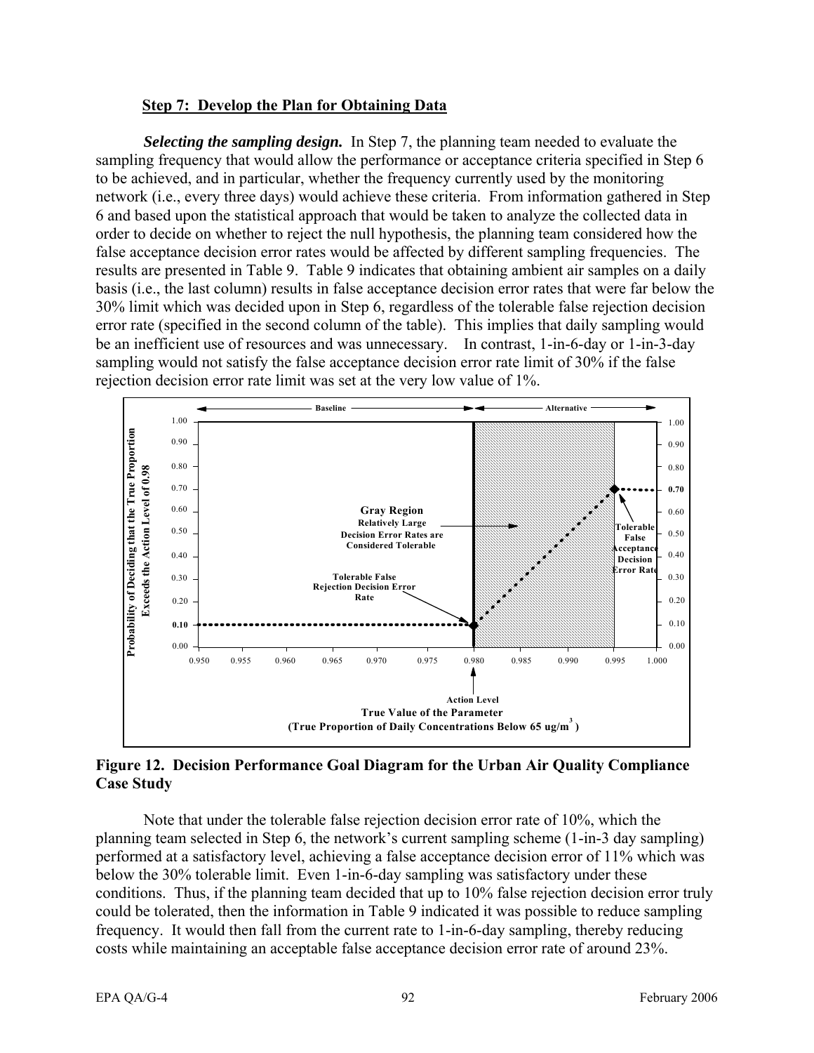### Step 7: Develop the Plan for Obtaining Data

***Selecting the sampling design.*** In Step 7, the planning team needed to evaluate the sampling frequency that would allow the performance or acceptance criteria specified in Step 6 to be achieved, and in particular, whether the frequency currently used by the monitoring network (i.e., every three days) would achieve these criteria. From information gathered in Step 6 and based upon the statistical approach that would be taken to analyze the collected data in order to decide on whether to reject the null hypothesis, the planning team considered how the false acceptance decision error rates would be affected by different sampling frequencies. The results are presented in Table 9. Table 9 indicates that obtaining ambient air samples on a daily basis (i.e., the last column) results in false acceptance decision error rates that were far below the 30% limit which was decided upon in Step 6, regardless of the tolerable false rejection decision error rate (specified in the second column of the table). This implies that daily sampling would be an inefficient use of resources and was unnecessary. In contrast, 1-in-6-day or 1-in-3-day sampling would not satisfy the false acceptance decision error rate limit of 30% if the false rejection decision error rate limit was set at the very low value of 1%.

**Figure 12. Decision Performance Goal Diagram for the Urban Air Quality Compliance Case Study**

Note that under the tolerable false rejection decision error rate of 10%, which the planning team selected in Step 6, the network's current sampling scheme (1-in-3 day sampling) performed at a satisfactory level, achieving a false acceptance decision error of 11% which was below the 30% tolerable limit. Even 1-in-6-day sampling was satisfactory under these conditions. Thus, if the planning team decided that up to 10% false rejection decision error truly could be tolerated, then the information in Table 9 indicated it was possible to reduce sampling frequency. It would then fall from the current rate to 1-in-6-day sampling, thereby reducing costs while maintaining an acceptable false acceptance decision error rate of around 23%.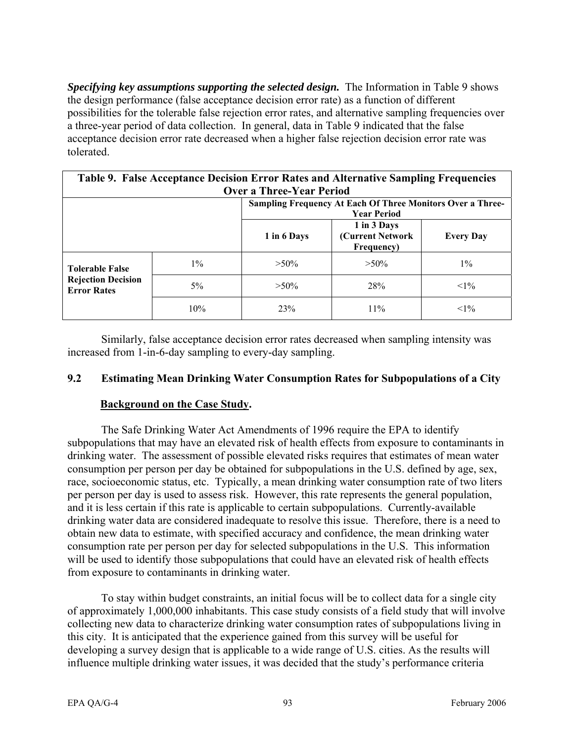***Specifying key assumptions supporting the selected design.*** The Information in Table 9 shows the design performance (false acceptance decision error rate) as a function of different possibilities for the tolerable false rejection error rates, and alternative sampling frequencies over a three-year period of data collection. In general, data in Table 9 indicated that the false acceptance decision error rate decreased when a higher false rejection decision error rate was tolerated.

**Table 9. False Acceptance Decision Error Rates and Alternative Sampling Frequencies Over a Three-Year Period**

| | | Sampling Frequency At Each Of Three Monitors Over a Three-Year Period | | |
|---|---|---|---|---|
| | | **1 in 6 Days** | **1 in 3 Days (Current Network Frequency)** | **Every Day** |
| **Tolerable False Rejection Decision Error Rates** | 1% | >50% | >50% | 1% |
| | 5% | >50% | 28% | <1% |
| | 10% | 23% | 11% | <1% |

Similarly, false acceptance decision error rates decreased when sampling intensity was increased from 1-in-6-day sampling to every-day sampling.

## 9.2 Estimating Mean Drinking Water Consumption Rates for Subpopulations of a City

**Background on the Case Study.**

The Safe Drinking Water Act Amendments of 1996 require the EPA to identify subpopulations that may have an elevated risk of health effects from exposure to contaminants in drinking water. The assessment of possible elevated risks requires that estimates of mean water consumption per person per day be obtained for subpopulations in the U.S. defined by age, sex, race, socioeconomic status, etc. Typically, a mean drinking water consumption rate of two liters per person per day is used to assess risk. However, this rate represents the general population, and it is less certain if this rate is applicable to certain subpopulations. Currently-available drinking water data are considered inadequate to resolve this issue. Therefore, there is a need to obtain new data to estimate, with specified accuracy and confidence, the mean drinking water consumption rate per person per day for selected subpopulations in the U.S. This information will be used to identify those subpopulations that could have an elevated risk of health effects from exposure to contaminants in drinking water.

To stay within budget constraints, an initial focus will be to collect data for a single city of approximately 1,000,000 inhabitants. This case study consists of a field study that will involve collecting new data to characterize drinking water consumption rates of subpopulations living in this city. It is anticipated that the experience gained from this survey will be useful for developing a survey design that is applicable to a wide range of U.S. cities. As the results will influence multiple drinking water issues, it was decided that the study's performance criteria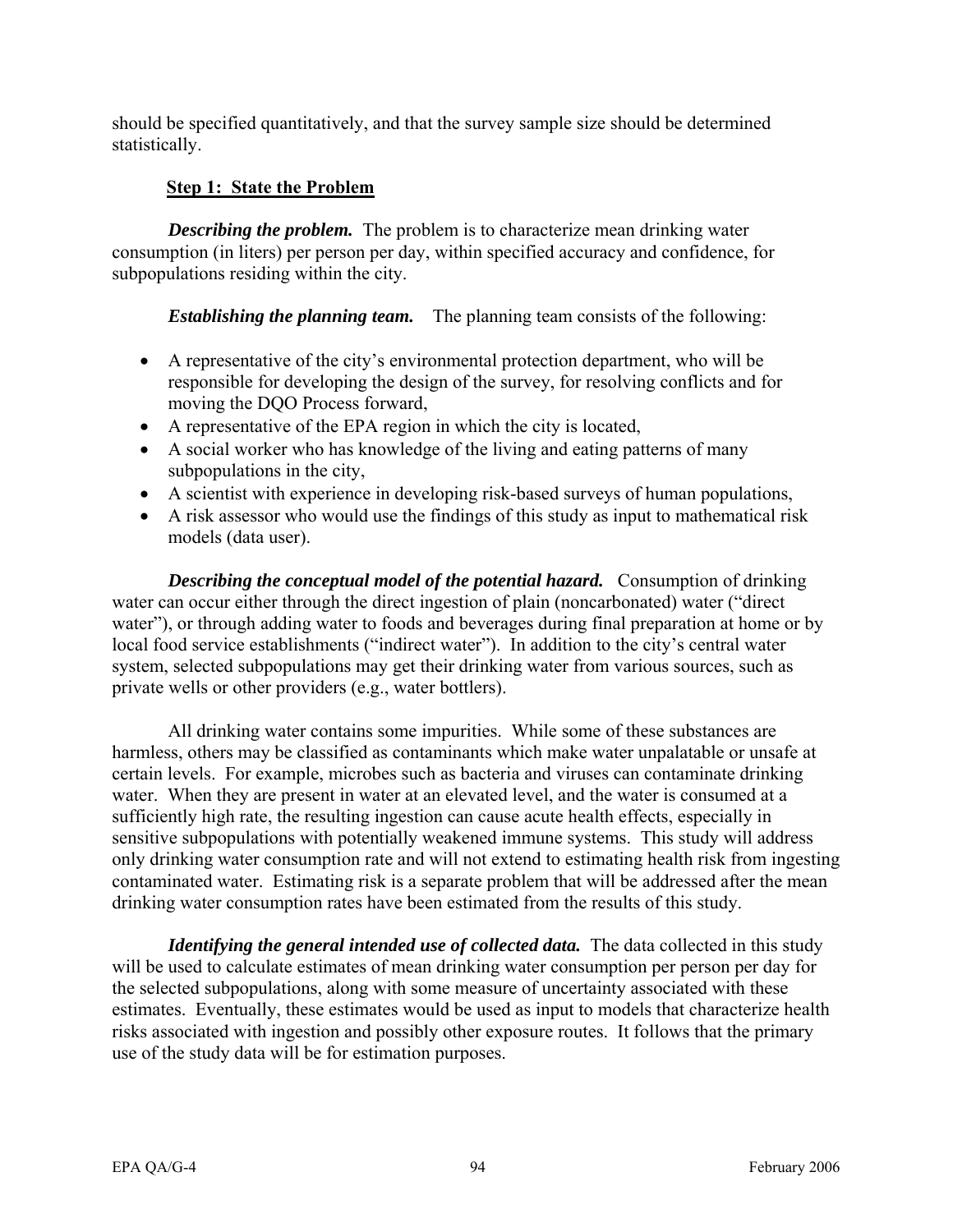should be specified quantitatively, and that the survey sample size should be determined statistically.

### Step 1: State the Problem

***Describing the problem.*** The problem is to characterize mean drinking water consumption (in liters) per person per day, within specified accuracy and confidence, for subpopulations residing within the city.

***Establishing the planning team.*** The planning team consists of the following:

- A representative of the city's environmental protection department, who will be responsible for developing the design of the survey, for resolving conflicts and for moving the DQO Process forward,
- A representative of the EPA region in which the city is located,
- A social worker who has knowledge of the living and eating patterns of many subpopulations in the city,
- A scientist with experience in developing risk-based surveys of human populations,
- A risk assessor who would use the findings of this study as input to mathematical risk models (data user).

***Describing the conceptual model of the potential hazard.*** Consumption of drinking water can occur either through the direct ingestion of plain (noncarbonated) water ("direct water"), or through adding water to foods and beverages during final preparation at home or by local food service establishments ("indirect water"). In addition to the city's central water system, selected subpopulations may get their drinking water from various sources, such as private wells or other providers (e.g., water bottlers).

All drinking water contains some impurities. While some of these substances are harmless, others may be classified as contaminants which make water unpalatable or unsafe at certain levels. For example, microbes such as bacteria and viruses can contaminate drinking water. When they are present in water at an elevated level, and the water is consumed at a sufficiently high rate, the resulting ingestion can cause acute health effects, especially in sensitive subpopulations with potentially weakened immune systems. This study will address only drinking water consumption rate and will not extend to estimating health risk from ingesting contaminated water. Estimating risk is a separate problem that will be addressed after the mean drinking water consumption rates have been estimated from the results of this study.

***Identifying the general intended use of collected data.*** The data collected in this study will be used to calculate estimates of mean drinking water consumption per person per day for the selected subpopulations, along with some measure of uncertainty associated with these estimates. Eventually, these estimates would be used as input to models that characterize health risks associated with ingestion and possibly other exposure routes. It follows that the primary use of the study data will be for estimation purposes.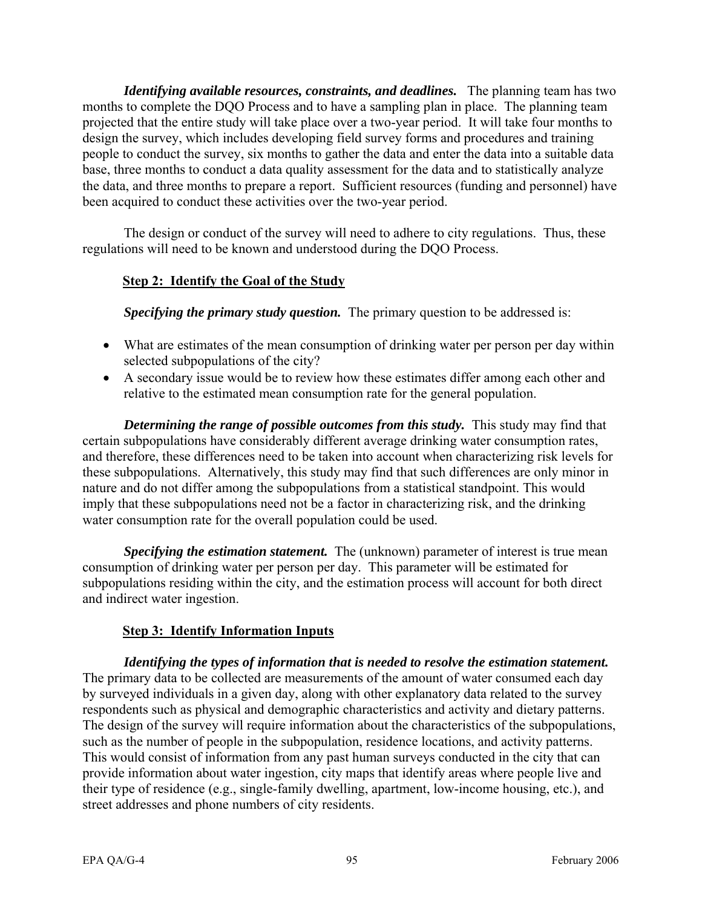*Identifying available resources, constraints, and deadlines.* The planning team has two months to complete the DQO Process and to have a sampling plan in place. The planning team projected that the entire study will take place over a two-year period. It will take four months to design the survey, which includes developing field survey forms and procedures and training people to conduct the survey, six months to gather the data and enter the data into a suitable data base, three months to conduct a data quality assessment for the data and to statistically analyze the data, and three months to prepare a report. Sufficient resources (funding and personnel) have been acquired to conduct these activities over the two-year period.

The design or conduct of the survey will need to adhere to city regulations. Thus, these regulations will need to be known and understood during the DQO Process.

## Step 2: Identify the Goal of the Study

*Specifying the primary study question.* The primary question to be addressed is:

- What are estimates of the mean consumption of drinking water per person per day within selected subpopulations of the city?
- A secondary issue would be to review how these estimates differ among each other and relative to the estimated mean consumption rate for the general population.

*Determining the range of possible outcomes from this study.* This study may find that certain subpopulations have considerably different average drinking water consumption rates, and therefore, these differences need to be taken into account when characterizing risk levels for these subpopulations. Alternatively, this study may find that such differences are only minor in nature and do not differ among the subpopulations from a statistical standpoint. This would imply that these subpopulations need not be a factor in characterizing risk, and the drinking water consumption rate for the overall population could be used.

*Specifying the estimation statement.* The (unknown) parameter of interest is true mean consumption of drinking water per person per day. This parameter will be estimated for subpopulations residing within the city, and the estimation process will account for both direct and indirect water ingestion.

## Step 3: Identify Information Inputs

*Identifying the types of information that is needed to resolve the estimation statement.* The primary data to be collected are measurements of the amount of water consumed each day by surveyed individuals in a given day, along with other explanatory data related to the survey respondents such as physical and demographic characteristics and activity and dietary patterns. The design of the survey will require information about the characteristics of the subpopulations, such as the number of people in the subpopulation, residence locations, and activity patterns. This would consist of information from any past human surveys conducted in the city that can provide information about water ingestion, city maps that identify areas where people live and their type of residence (e.g., single-family dwelling, apartment, low-income housing, etc.), and street addresses and phone numbers of city residents.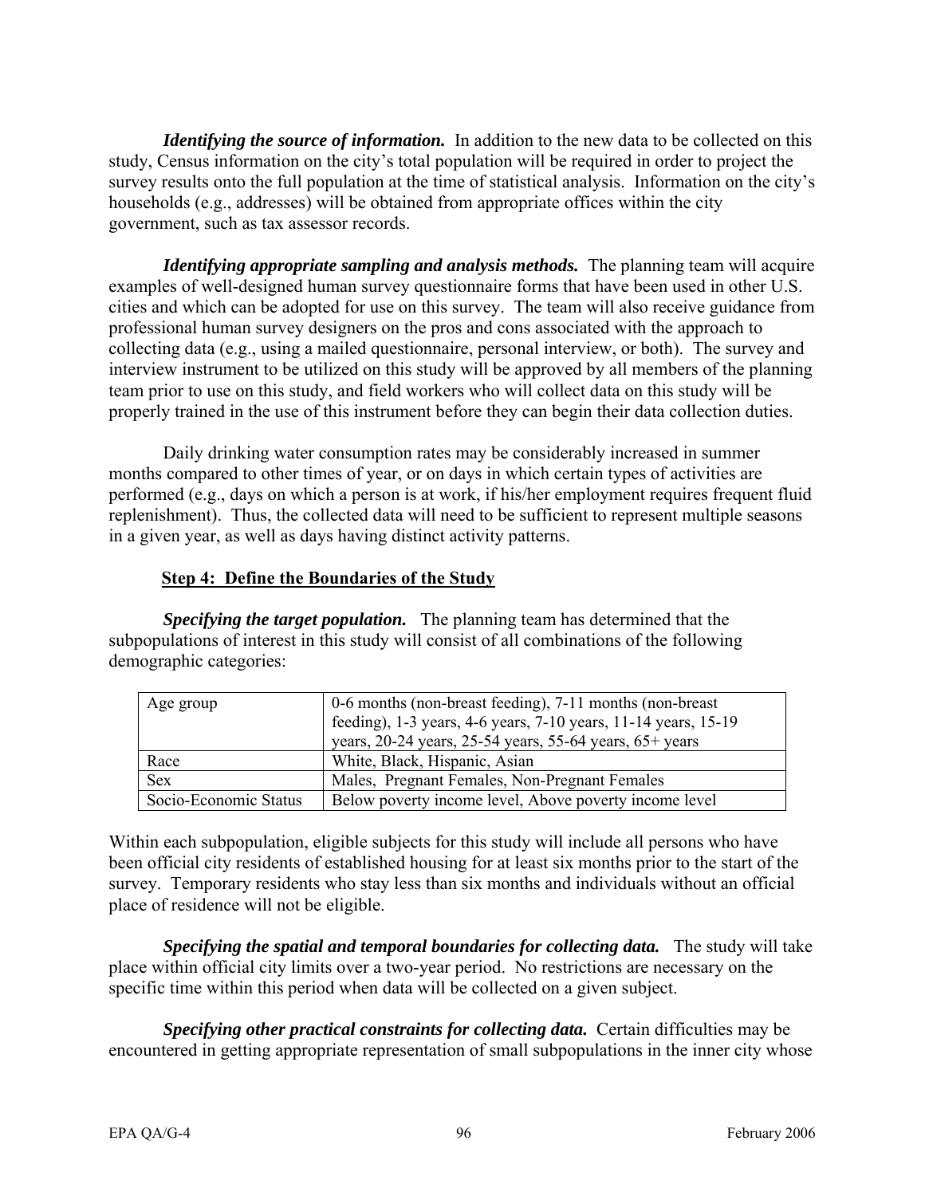***Identifying the source of information.*** In addition to the new data to be collected on this study, Census information on the city's total population will be required in order to project the survey results onto the full population at the time of statistical analysis. Information on the city's households (e.g., addresses) will be obtained from appropriate offices within the city government, such as tax assessor records.

***Identifying appropriate sampling and analysis methods.*** The planning team will acquire examples of well-designed human survey questionnaire forms that have been used in other U.S. cities and which can be adopted for use on this survey. The team will also receive guidance from professional human survey designers on the pros and cons associated with the approach to collecting data (e.g., using a mailed questionnaire, personal interview, or both). The survey and interview instrument to be utilized on this study will be approved by all members of the planning team prior to use on this study, and field workers who will collect data on this study will be properly trained in the use of this instrument before they can begin their data collection duties.

Daily drinking water consumption rates may be considerably increased in summer months compared to other times of year, or on days in which certain types of activities are performed (e.g., days on which a person is at work, if his/her employment requires frequent fluid replenishment). Thus, the collected data will need to be sufficient to represent multiple seasons in a given year, as well as days having distinct activity patterns.

## Step 4: Define the Boundaries of the Study

***Specifying the target population.*** The planning team has determined that the subpopulations of interest in this study will consist of all combinations of the following demographic categories:

| | |
|---|---|
| Age group | 0-6 months (non-breast feeding), 7-11 months (non-breast feeding), 1-3 years, 4-6 years, 7-10 years, 11-14 years, 15-19 years, 20-24 years, 25-54 years, 55-64 years, 65+ years |
| Race | White, Black, Hispanic, Asian |
| Sex | Males, Pregnant Females, Non-Pregnant Females |
| Socio-Economic Status | Below poverty income level, Above poverty income level |

Within each subpopulation, eligible subjects for this study will include all persons who have been official city residents of established housing for at least six months prior to the start of the survey. Temporary residents who stay less than six months and individuals without an official place of residence will not be eligible.

***Specifying the spatial and temporal boundaries for collecting data.*** The study will take place within official city limits over a two-year period. No restrictions are necessary on the specific time within this period when data will be collected on a given subject.

***Specifying other practical constraints for collecting data.*** Certain difficulties may be encountered in getting appropriate representation of small subpopulations in the inner city whose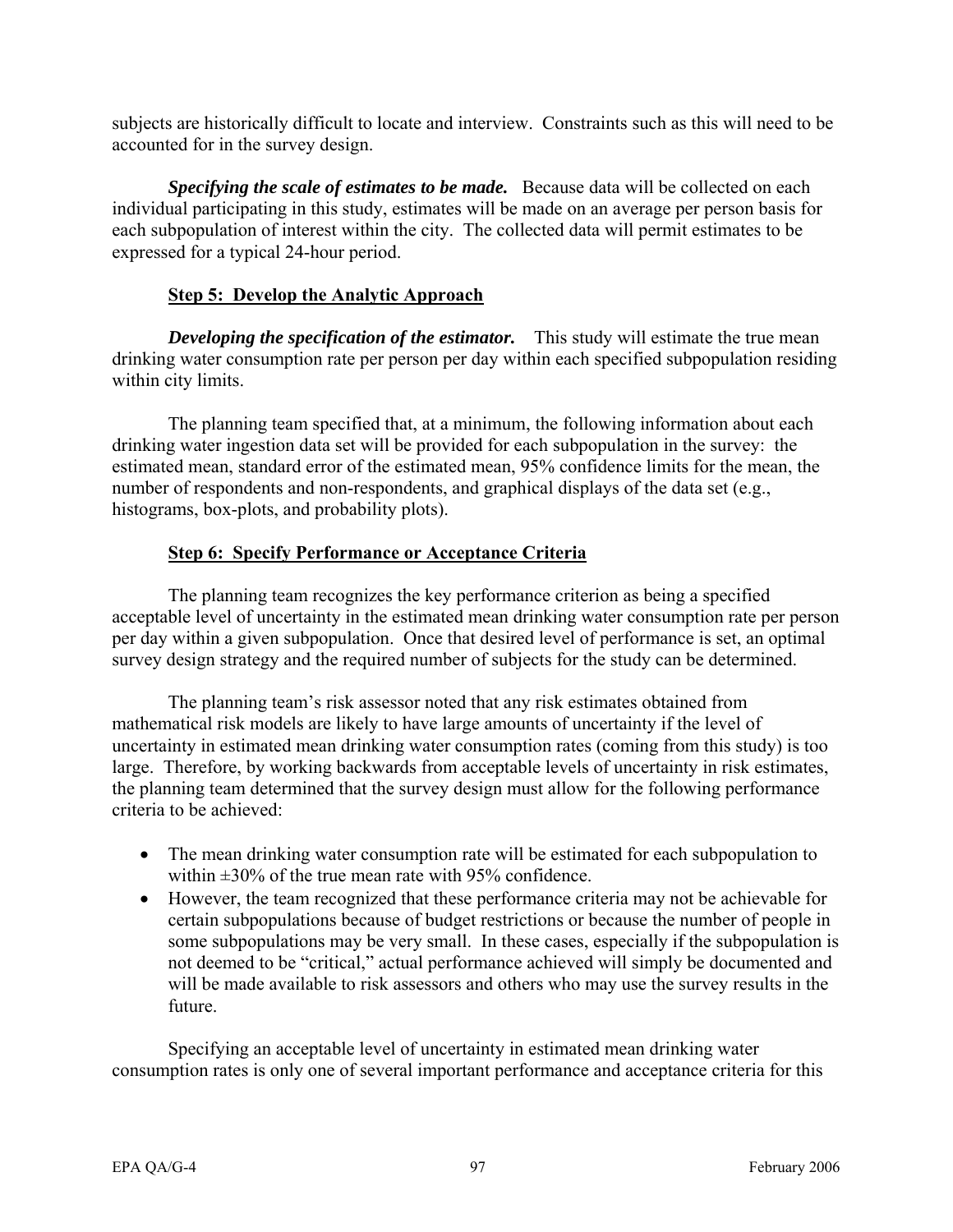subjects are historically difficult to locate and interview. Constraints such as this will need to be accounted for in the survey design.

***Specifying the scale of estimates to be made.*** Because data will be collected on each individual participating in this study, estimates will be made on an average per person basis for each subpopulation of interest within the city. The collected data will permit estimates to be expressed for a typical 24-hour period.

### Step 5: Develop the Analytic Approach

***Developing the specification of the estimator.*** This study will estimate the true mean drinking water consumption rate per person per day within each specified subpopulation residing within city limits.

The planning team specified that, at a minimum, the following information about each drinking water ingestion data set will be provided for each subpopulation in the survey: the estimated mean, standard error of the estimated mean, 95% confidence limits for the mean, the number of respondents and non-respondents, and graphical displays of the data set (e.g., histograms, box-plots, and probability plots).

### Step 6: Specify Performance or Acceptance Criteria

The planning team recognizes the key performance criterion as being a specified acceptable level of uncertainty in the estimated mean drinking water consumption rate per person per day within a given subpopulation. Once that desired level of performance is set, an optimal survey design strategy and the required number of subjects for the study can be determined.

The planning team's risk assessor noted that any risk estimates obtained from mathematical risk models are likely to have large amounts of uncertainty if the level of uncertainty in estimated mean drinking water consumption rates (coming from this study) is too large. Therefore, by working backwards from acceptable levels of uncertainty in risk estimates, the planning team determined that the survey design must allow for the following performance criteria to be achieved:

- The mean drinking water consumption rate will be estimated for each subpopulation to within ±30% of the true mean rate with 95% confidence.
- However, the team recognized that these performance criteria may not be achievable for certain subpopulations because of budget restrictions or because the number of people in some subpopulations may be very small. In these cases, especially if the subpopulation is not deemed to be "critical," actual performance achieved will simply be documented and will be made available to risk assessors and others who may use the survey results in the future.

Specifying an acceptable level of uncertainty in estimated mean drinking water consumption rates is only one of several important performance and acceptance criteria for this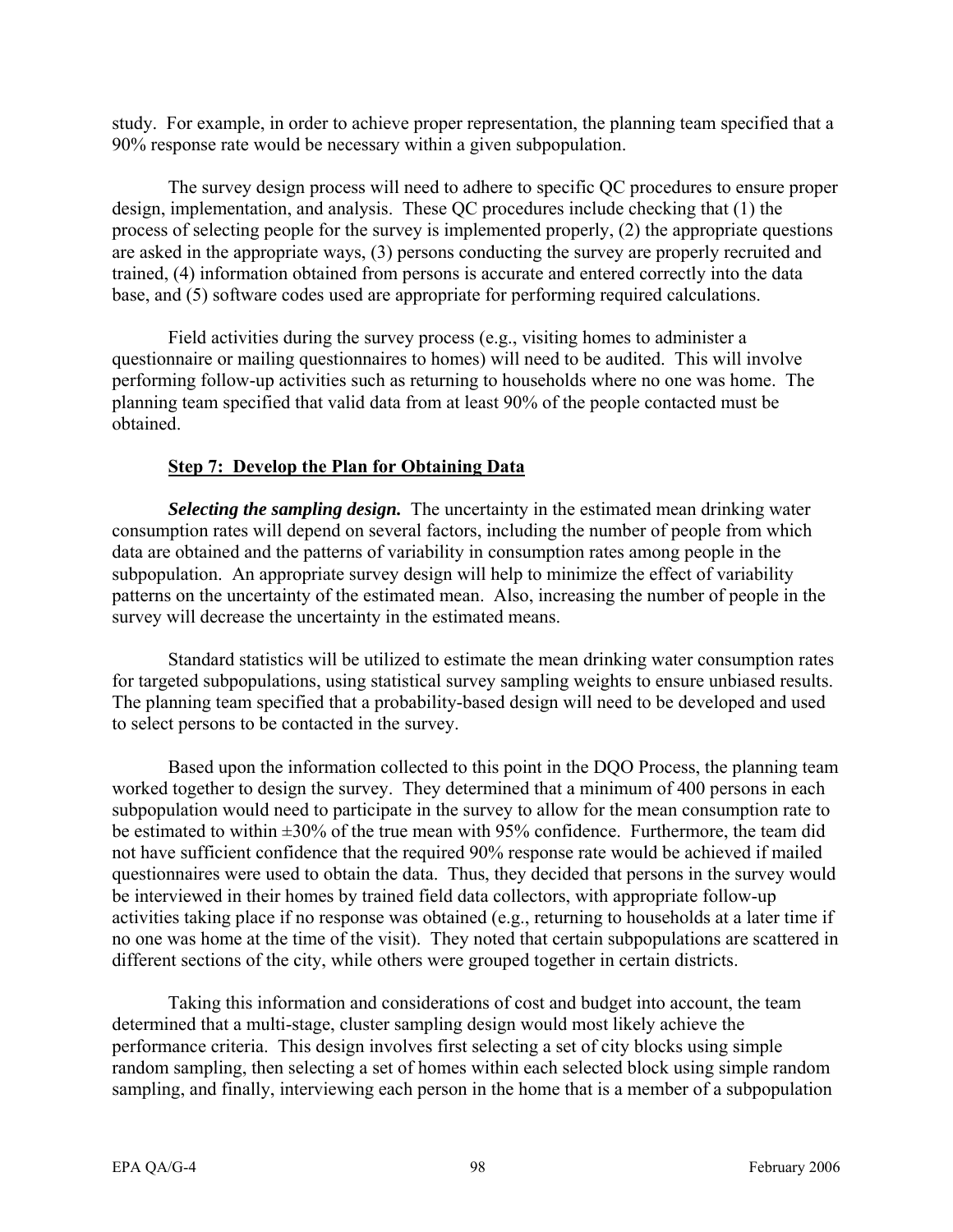study. For example, in order to achieve proper representation, the planning team specified that a 90% response rate would be necessary within a given subpopulation.

The survey design process will need to adhere to specific QC procedures to ensure proper design, implementation, and analysis. These QC procedures include checking that (1) the process of selecting people for the survey is implemented properly, (2) the appropriate questions are asked in the appropriate ways, (3) persons conducting the survey are properly recruited and trained, (4) information obtained from persons is accurate and entered correctly into the data base, and (5) software codes used are appropriate for performing required calculations.

Field activities during the survey process (e.g., visiting homes to administer a questionnaire or mailing questionnaires to homes) will need to be audited. This will involve performing follow-up activities such as returning to households where no one was home. The planning team specified that valid data from at least 90% of the people contacted must be obtained.

**Step 7: Develop the Plan for Obtaining Data**

***Selecting the sampling design.*** The uncertainty in the estimated mean drinking water consumption rates will depend on several factors, including the number of people from which data are obtained and the patterns of variability in consumption rates among people in the subpopulation. An appropriate survey design will help to minimize the effect of variability patterns on the uncertainty of the estimated mean. Also, increasing the number of people in the survey will decrease the uncertainty in the estimated means.

Standard statistics will be utilized to estimate the mean drinking water consumption rates for targeted subpopulations, using statistical survey sampling weights to ensure unbiased results. The planning team specified that a probability-based design will need to be developed and used to select persons to be contacted in the survey.

Based upon the information collected to this point in the DQO Process, the planning team worked together to design the survey. They determined that a minimum of 400 persons in each subpopulation would need to participate in the survey to allow for the mean consumption rate to be estimated to within ±30% of the true mean with 95% confidence. Furthermore, the team did not have sufficient confidence that the required 90% response rate would be achieved if mailed questionnaires were used to obtain the data. Thus, they decided that persons in the survey would be interviewed in their homes by trained field data collectors, with appropriate follow-up activities taking place if no response was obtained (e.g., returning to households at a later time if no one was home at the time of the visit). They noted that certain subpopulations are scattered in different sections of the city, while others were grouped together in certain districts.

Taking this information and considerations of cost and budget into account, the team determined that a multi-stage, cluster sampling design would most likely achieve the performance criteria. This design involves first selecting a set of city blocks using simple random sampling, then selecting a set of homes within each selected block using simple random sampling, and finally, interviewing each person in the home that is a member of a subpopulation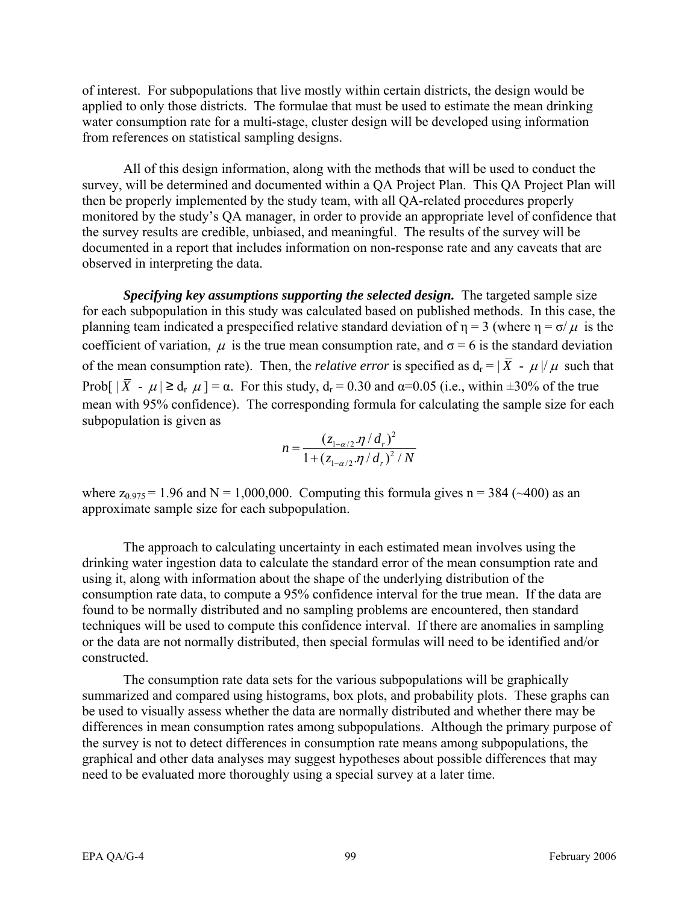of interest. For subpopulations that live mostly within certain districts, the design would be applied to only those districts. The formulae that must be used to estimate the mean drinking water consumption rate for a multi-stage, cluster design will be developed using information from references on statistical sampling designs.

All of this design information, along with the methods that will be used to conduct the survey, will be determined and documented within a QA Project Plan. This QA Project Plan will then be properly implemented by the study team, with all QA-related procedures properly monitored by the study's QA manager, in order to provide an appropriate level of confidence that the survey results are credible, unbiased, and meaningful. The results of the survey will be documented in a report that includes information on non-response rate and any caveats that are observed in interpreting the data.

***Specifying key assumptions supporting the selected design.*** The targeted sample size for each subpopulation in this study was calculated based on published methods. In this case, the planning team indicated a prespecified relative standard deviation of $\eta = 3$ (where $\eta = \sigma/\mu$ is the coefficient of variation, $\mu$ is the true mean consumption rate, and $\sigma = 6$ is the standard deviation of the mean consumption rate). Then, the *relative error* is specified as $d_r = |\bar{X} - \mu|/\mu$ such that $\text{Prob}[\,|\bar{X} - \mu| \geq d_r\,\mu\,] = \alpha$. For this study, $d_r = 0.30$ and $\alpha = 0.05$ (i.e., within ±30% of the true mean with 95% confidence). The corresponding formula for calculating the sample size for each subpopulation is given as

$$n = \frac{(z_{1-\alpha/2}.\eta / d_r)^2}{1 + (z_{1-\alpha/2}.\eta / d_r)^2 / N}$$

where $z_{0.975} = 1.96$ and $N = 1{,}000{,}000$. Computing this formula gives $n = 384$ (~400) as an approximate sample size for each subpopulation.

The approach to calculating uncertainty in each estimated mean involves using the drinking water ingestion data to calculate the standard error of the mean consumption rate and using it, along with information about the shape of the underlying distribution of the consumption rate data, to compute a 95% confidence interval for the true mean. If the data are found to be normally distributed and no sampling problems are encountered, then standard techniques will be used to compute this confidence interval. If there are anomalies in sampling or the data are not normally distributed, then special formulas will need to be identified and/or constructed.

The consumption rate data sets for the various subpopulations will be graphically summarized and compared using histograms, box plots, and probability plots. These graphs can be used to visually assess whether the data are normally distributed and whether there may be differences in mean consumption rates among subpopulations. Although the primary purpose of the survey is not to detect differences in consumption rate means among subpopulations, the graphical and other data analyses may suggest hypotheses about possible differences that may need to be evaluated more thoroughly using a special survey at a later time.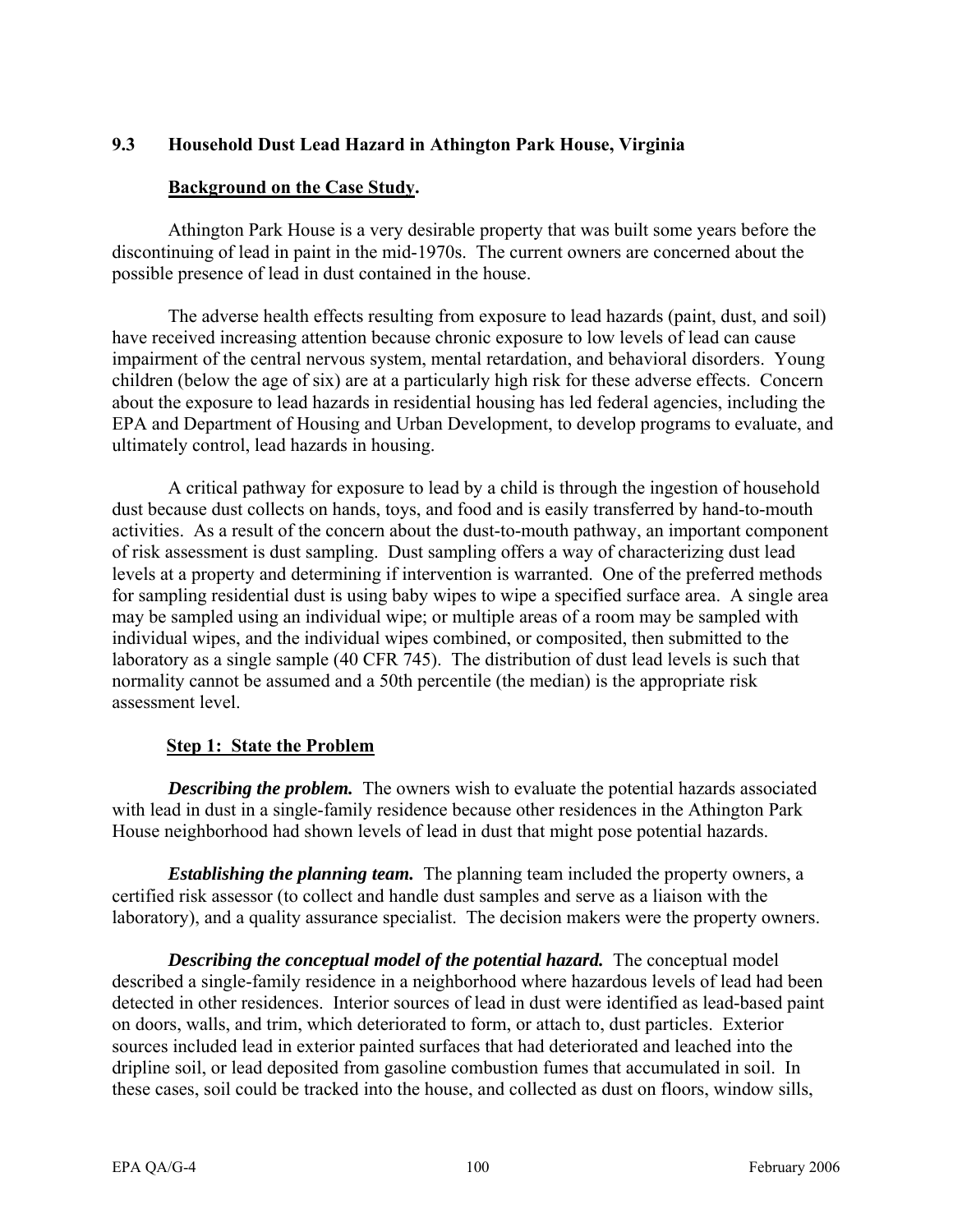## 9.3 Household Dust Lead Hazard in Athington Park House, Virginia

**Background on the Case Study.**

Athington Park House is a very desirable property that was built some years before the discontinuing of lead in paint in the mid-1970s. The current owners are concerned about the possible presence of lead in dust contained in the house.

The adverse health effects resulting from exposure to lead hazards (paint, dust, and soil) have received increasing attention because chronic exposure to low levels of lead can cause impairment of the central nervous system, mental retardation, and behavioral disorders. Young children (below the age of six) are at a particularly high risk for these adverse effects. Concern about the exposure to lead hazards in residential housing has led federal agencies, including the EPA and Department of Housing and Urban Development, to develop programs to evaluate, and ultimately control, lead hazards in housing.

A critical pathway for exposure to lead by a child is through the ingestion of household dust because dust collects on hands, toys, and food and is easily transferred by hand-to-mouth activities. As a result of the concern about the dust-to-mouth pathway, an important component of risk assessment is dust sampling. Dust sampling offers a way of characterizing dust lead levels at a property and determining if intervention is warranted. One of the preferred methods for sampling residential dust is using baby wipes to wipe a specified surface area. A single area may be sampled using an individual wipe; or multiple areas of a room may be sampled with individual wipes, and the individual wipes combined, or composited, then submitted to the laboratory as a single sample (40 CFR 745). The distribution of dust lead levels is such that normality cannot be assumed and a 50th percentile (the median) is the appropriate risk assessment level.

**Step 1: State the Problem**

***Describing the problem.*** The owners wish to evaluate the potential hazards associated with lead in dust in a single-family residence because other residences in the Athington Park House neighborhood had shown levels of lead in dust that might pose potential hazards.

***Establishing the planning team.*** The planning team included the property owners, a certified risk assessor (to collect and handle dust samples and serve as a liaison with the laboratory), and a quality assurance specialist. The decision makers were the property owners.

***Describing the conceptual model of the potential hazard.*** The conceptual model described a single-family residence in a neighborhood where hazardous levels of lead had been detected in other residences. Interior sources of lead in dust were identified as lead-based paint on doors, walls, and trim, which deteriorated to form, or attach to, dust particles. Exterior sources included lead in exterior painted surfaces that had deteriorated and leached into the dripline soil, or lead deposited from gasoline combustion fumes that accumulated in soil. In these cases, soil could be tracked into the house, and collected as dust on floors, window sills,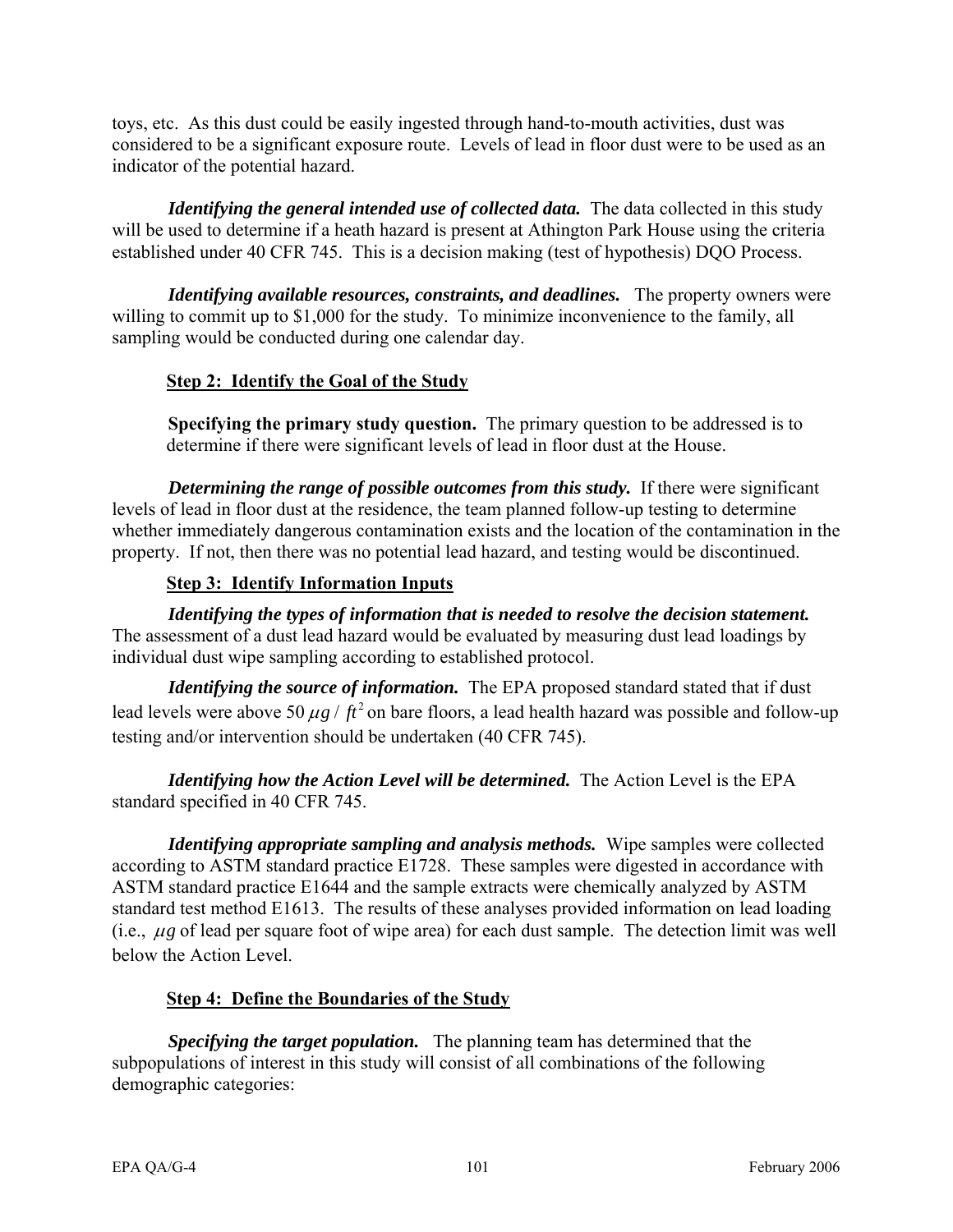toys, etc. As this dust could be easily ingested through hand-to-mouth activities, dust was considered to be a significant exposure route. Levels of lead in floor dust were to be used as an indicator of the potential hazard.

***Identifying the general intended use of collected data.*** The data collected in this study will be used to determine if a heath hazard is present at Athington Park House using the criteria established under 40 CFR 745. This is a decision making (test of hypothesis) DQO Process.

***Identifying available resources, constraints, and deadlines.*** The property owners were willing to commit up to $1,000 for the study. To minimize inconvenience to the family, all sampling would be conducted during one calendar day.

### Step 2: Identify the Goal of the Study

**Specifying the primary study question.** The primary question to be addressed is to determine if there were significant levels of lead in floor dust at the House.

***Determining the range of possible outcomes from this study.*** If there were significant levels of lead in floor dust at the residence, the team planned follow-up testing to determine whether immediately dangerous contamination exists and the location of the contamination in the property. If not, then there was no potential lead hazard, and testing would be discontinued.

### Step 3: Identify Information Inputs

***Identifying the types of information that is needed to resolve the decision statement.*** The assessment of a dust lead hazard would be evaluated by measuring dust lead loadings by individual dust wipe sampling according to established protocol.

***Identifying the source of information.*** The EPA proposed standard stated that if dust lead levels were above 50 $\mu g / ft^2$ on bare floors, a lead health hazard was possible and follow-up testing and/or intervention should be undertaken (40 CFR 745).

***Identifying how the Action Level will be determined.*** The Action Level is the EPA standard specified in 40 CFR 745.

***Identifying appropriate sampling and analysis methods.*** Wipe samples were collected according to ASTM standard practice E1728. These samples were digested in accordance with ASTM standard practice E1644 and the sample extracts were chemically analyzed by ASTM standard test method E1613. The results of these analyses provided information on lead loading (i.e., $\mu g$ of lead per square foot of wipe area) for each dust sample. The detection limit was well below the Action Level.

### Step 4: Define the Boundaries of the Study

***Specifying the target population.*** The planning team has determined that the subpopulations of interest in this study will consist of all combinations of the following demographic categories: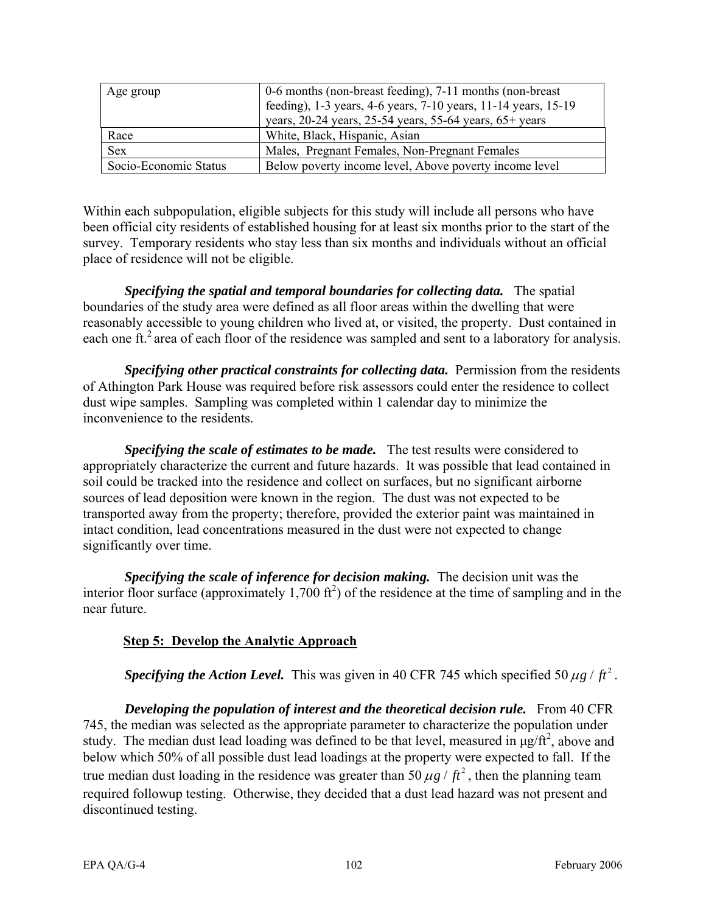| Age group | 0-6 months (non-breast feeding), 7-11 months (non-breast feeding), 1-3 years, 4-6 years, 7-10 years, 11-14 years, 15-19 years, 20-24 years, 25-54 years, 55-64 years, 65+ years |
|---|---|
| Race | White, Black, Hispanic, Asian |
| Sex | Males, Pregnant Females, Non-Pregnant Females |
| Socio-Economic Status | Below poverty income level, Above poverty income level |

Within each subpopulation, eligible subjects for this study will include all persons who have been official city residents of established housing for at least six months prior to the start of the survey. Temporary residents who stay less than six months and individuals without an official place of residence will not be eligible.

***Specifying the spatial and temporal boundaries for collecting data.*** The spatial boundaries of the study area were defined as all floor areas within the dwelling that were reasonably accessible to young children who lived at, or visited, the property. Dust contained in each one $ft.^2$ area of each floor of the residence was sampled and sent to a laboratory for analysis.

***Specifying other practical constraints for collecting data.*** Permission from the residents of Athington Park House was required before risk assessors could enter the residence to collect dust wipe samples. Sampling was completed within 1 calendar day to minimize the inconvenience to the residents.

***Specifying the scale of estimates to be made.*** The test results were considered to appropriately characterize the current and future hazards. It was possible that lead contained in soil could be tracked into the residence and collect on surfaces, but no significant airborne sources of lead deposition were known in the region. The dust was not expected to be transported away from the property; therefore, provided the exterior paint was maintained in intact condition, lead concentrations measured in the dust were not expected to change significantly over time.

***Specifying the scale of inference for decision making.*** The decision unit was the interior floor surface (approximately 1,700 $ft^2$) of the residence at the time of sampling and in the near future.

**Step 5: Develop the Analytic Approach**

***Specifying the Action Level.*** This was given in 40 CFR 745 which specified 50 $\mu g / ft^2$.

***Developing the population of interest and the theoretical decision rule.*** From 40 CFR 745, the median was selected as the appropriate parameter to characterize the population under study. The median dust lead loading was defined to be that level, measured in $\mu g/ft^2$, above and below which 50% of all possible dust lead loadings at the property were expected to fall. If the true median dust loading in the residence was greater than 50 $\mu g / ft^2$, then the planning team required followup testing. Otherwise, they decided that a dust lead hazard was not present and discontinued testing.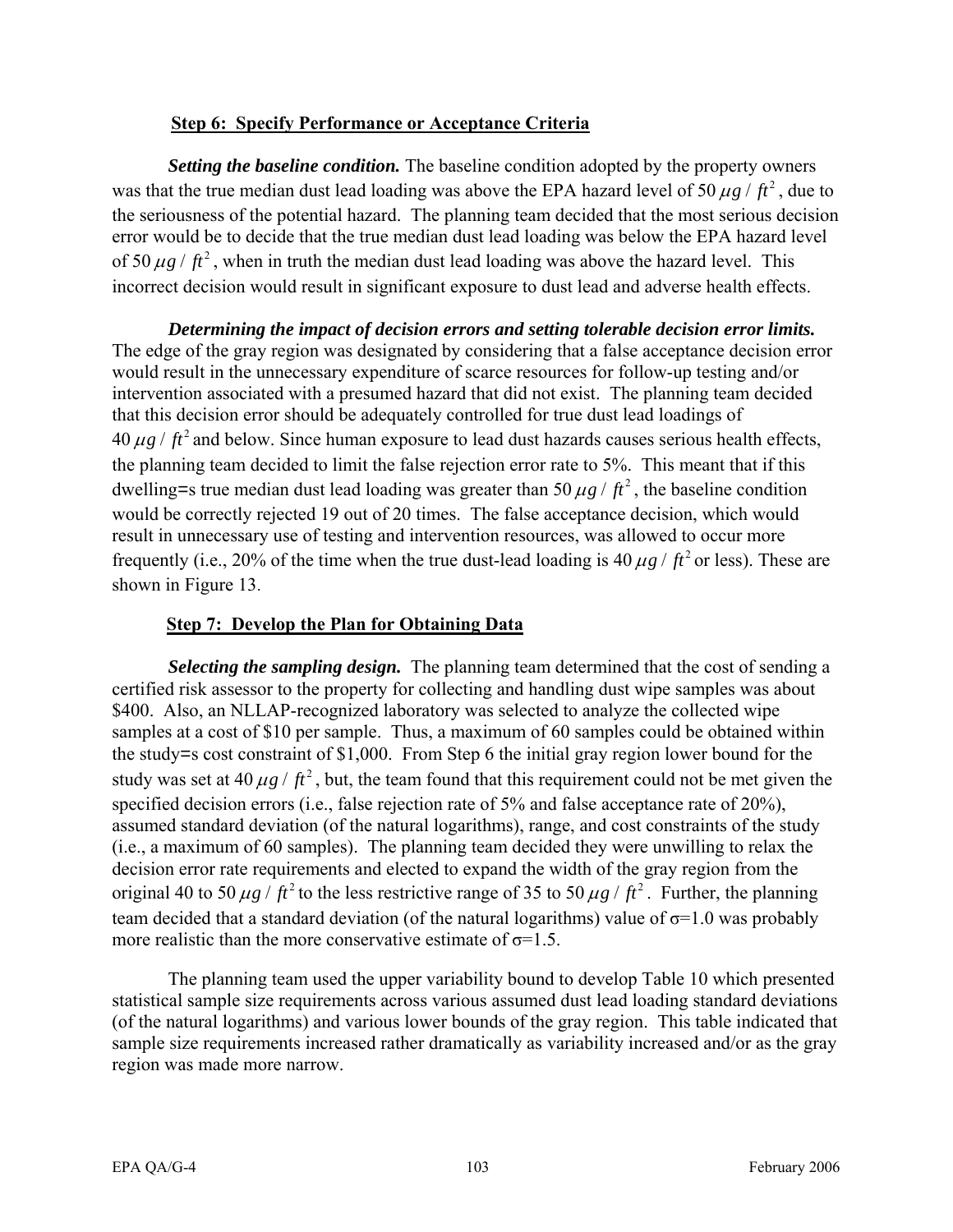### Step 6: Specify Performance or Acceptance Criteria

***Setting the baseline condition.*** The baseline condition adopted by the property owners was that the true median dust lead loading was above the EPA hazard level of 50 $\mu g / ft^2$, due to the seriousness of the potential hazard. The planning team decided that the most serious decision error would be to decide that the true median dust lead loading was below the EPA hazard level of 50 $\mu g / ft^2$, when in truth the median dust lead loading was above the hazard level. This incorrect decision would result in significant exposure to dust lead and adverse health effects.

***Determining the impact of decision errors and setting tolerable decision error limits.*** The edge of the gray region was designated by considering that a false acceptance decision error would result in the unnecessary expenditure of scarce resources for follow-up testing and/or intervention associated with a presumed hazard that did not exist. The planning team decided that this decision error should be adequately controlled for true dust lead loadings of 40 $\mu g / ft^2$ and below. Since human exposure to lead dust hazards causes serious health effects, the planning team decided to limit the false rejection error rate to 5%. This meant that if this dwelling=s true median dust lead loading was greater than 50 $\mu g / ft^2$, the baseline condition would be correctly rejected 19 out of 20 times. The false acceptance decision, which would result in unnecessary use of testing and intervention resources, was allowed to occur more frequently (i.e., 20% of the time when the true dust-lead loading is 40 $\mu g / ft^2$ or less). These are shown in Figure 13.

### Step 7: Develop the Plan for Obtaining Data

***Selecting the sampling design.*** The planning team determined that the cost of sending a certified risk assessor to the property for collecting and handling dust wipe samples was about \$400. Also, an NLLAP-recognized laboratory was selected to analyze the collected wipe samples at a cost of \$10 per sample. Thus, a maximum of 60 samples could be obtained within the study=s cost constraint of \$1,000. From Step 6 the initial gray region lower bound for the study was set at 40 $\mu g / ft^2$, but, the team found that this requirement could not be met given the specified decision errors (i.e., false rejection rate of 5% and false acceptance rate of 20%), assumed standard deviation (of the natural logarithms), range, and cost constraints of the study (i.e., a maximum of 60 samples). The planning team decided they were unwilling to relax the decision error rate requirements and elected to expand the width of the gray region from the original 40 to 50 $\mu g / ft^2$ to the less restrictive range of 35 to 50 $\mu g / ft^2$. Further, the planning team decided that a standard deviation (of the natural logarithms) value of $\sigma$=1.0 was probably more realistic than the more conservative estimate of $\sigma$=1.5.

The planning team used the upper variability bound to develop Table 10 which presented statistical sample size requirements across various assumed dust lead loading standard deviations (of the natural logarithms) and various lower bounds of the gray region. This table indicated that sample size requirements increased rather dramatically as variability increased and/or as the gray region was made more narrow.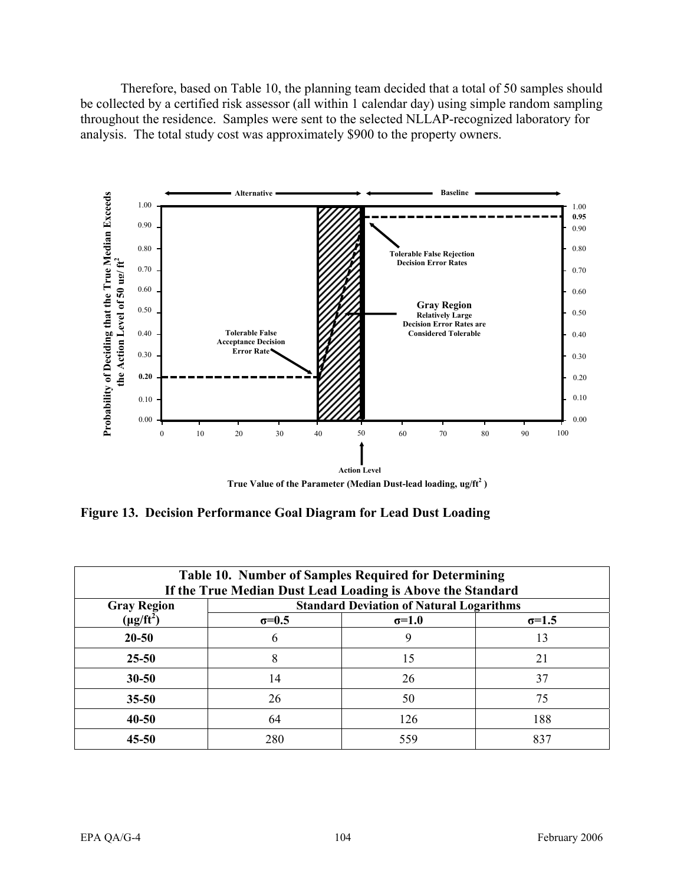Therefore, based on Table 10, the planning team decided that a total of 50 samples should be collected by a certified risk assessor (all within 1 calendar day) using simple random sampling throughout the residence. Samples were sent to the selected NLLAP-recognized laboratory for analysis. The total study cost was approximately $900 to the property owners.

**Figure 13. Decision Performance Goal Diagram for Lead Dust Loading**

| **Table 10. Number of Samples Required for Determining If the True Median Dust Lead Loading is Above the Standard** | | | |
|---|---|---|---|
| **Gray Region** | **Standard Deviation of Natural Logarithms** | | |
| **(µg/ft²)** | **σ=0.5** | **σ=1.0** | **σ=1.5** |
| **20-50** | 6 | 9 | 13 |
| **25-50** | 8 | 15 | 21 |
| **30-50** | 14 | 26 | 37 |
| **35-50** | 26 | 50 | 75 |
| **40-50** | 64 | 126 | 188 |
| **45-50** | 280 | 559 | 837 |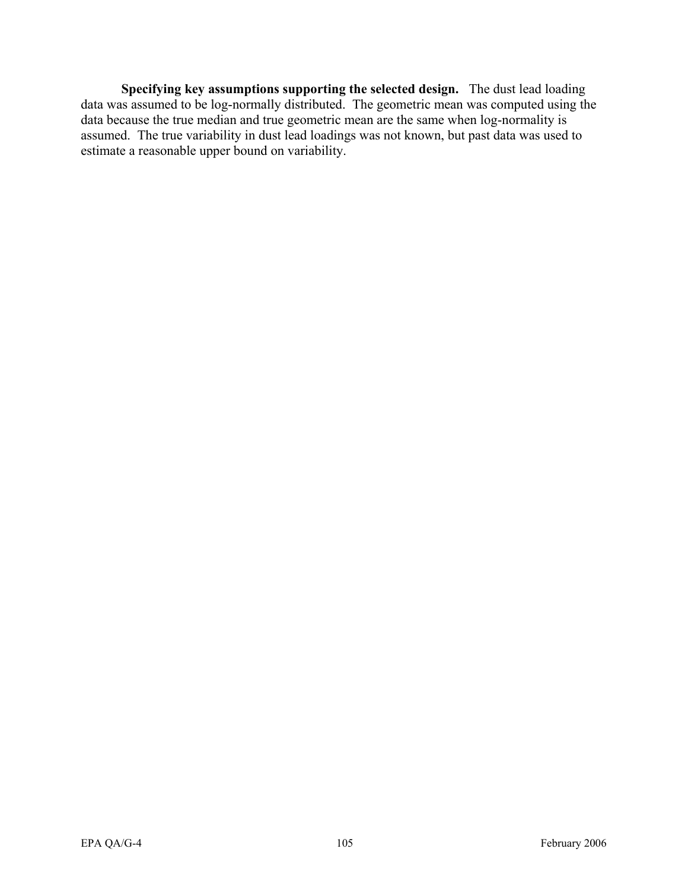**Specifying key assumptions supporting the selected design.** The dust lead loading data was assumed to be log-normally distributed. The geometric mean was computed using the data because the true median and true geometric mean are the same when log-normality is assumed. The true variability in dust lead loadings was not known, but past data was used to estimate a reasonable upper bound on variability.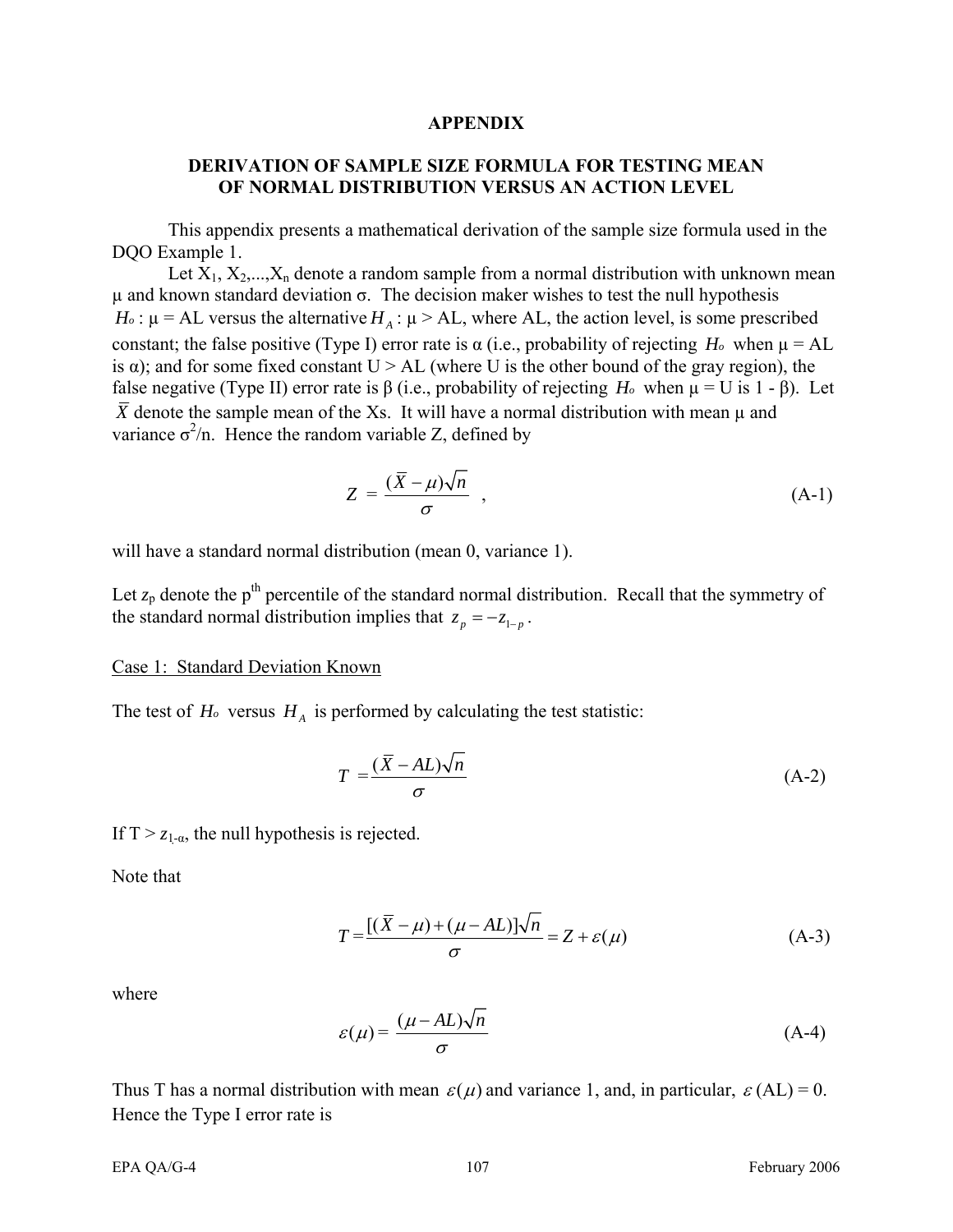# APPENDIX

## DERIVATION OF SAMPLE SIZE FORMULA FOR TESTING MEAN OF NORMAL DISTRIBUTION VERSUS AN ACTION LEVEL

This appendix presents a mathematical derivation of the sample size formula used in the DQO Example 1.

Let $X_1, X_2, ..., X_n$ denote a random sample from a normal distribution with unknown mean μ and known standard deviation σ. The decision maker wishes to test the null hypothesis $H_o$ : μ = AL versus the alternative $H_A$ : μ > AL, where AL, the action level, is some prescribed constant; the false positive (Type I) error rate is α (i.e., probability of rejecting $H_o$ when μ = AL is α); and for some fixed constant U > AL (where U is the other bound of the gray region), the false negative (Type II) error rate is β (i.e., probability of rejecting $H_o$ when μ = U is 1 - β). Let $\bar{X}$ denote the sample mean of the Xs. It will have a normal distribution with mean μ and variance $\sigma^2/n$. Hence the random variable Z, defined by

$$Z = \frac{(\bar{X} - \mu)\sqrt{n}}{\sigma} \quad , \tag{A-1}$$

will have a standard normal distribution (mean 0, variance 1).

Let $z_p$ denote the p[th] percentile of the standard normal distribution. Recall that the symmetry of the standard normal distribution implies that $z_p = -z_{1-p}$.

Case 1: Standard Deviation Known

The test of $H_o$ versus $H_A$ is performed by calculating the test statistic:

$$T = \frac{(\bar{X} - AL)\sqrt{n}}{\sigma} \tag{A-2}$$

If $T > z_{1-\alpha}$, the null hypothesis is rejected.

Note that

$$T = \frac{[(\bar{X} - \mu) + (\mu - AL)]\sqrt{n}}{\sigma} = Z + \varepsilon(\mu) \tag{A-3}$$

where

$$\varepsilon(\mu) = \frac{(\mu - AL)\sqrt{n}}{\sigma} \tag{A-4}$$

Thus T has a normal distribution with mean $\varepsilon(\mu)$ and variance 1, and, in particular, $\varepsilon$ (AL) = 0. Hence the Type I error rate is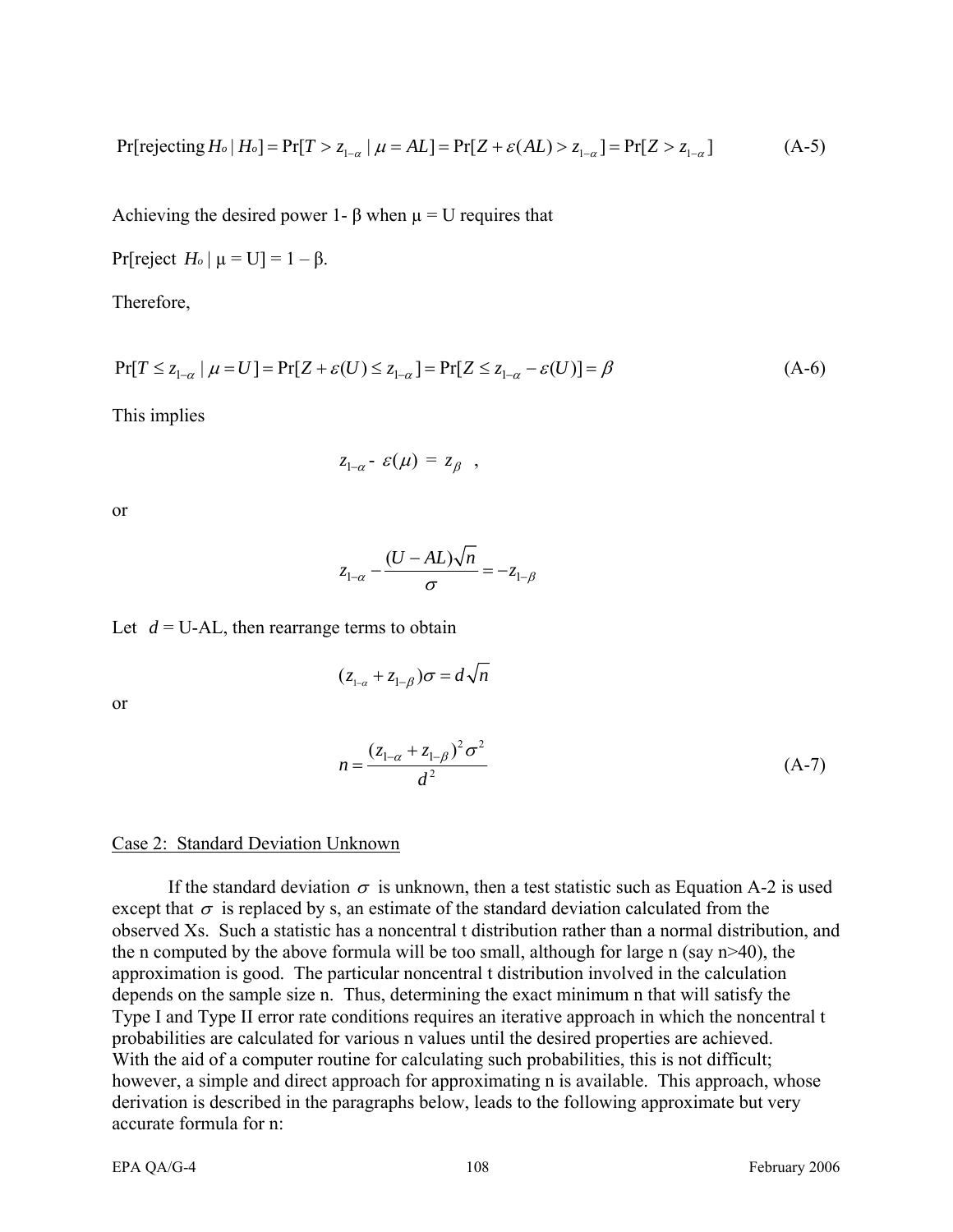$$\Pr[\text{rejecting } H_o \mid H_o] = \Pr[T > z_{1-\alpha} \mid \mu = AL] = \Pr[Z + \varepsilon(AL) > z_{1-\alpha}] = \Pr[Z > z_{1-\alpha}] \qquad \text{(A-5)}$$

Achieving the desired power 1- β when μ = U requires that

Pr[reject $H_o$ | μ = U] = 1 – β.

Therefore,

$$\Pr[T \leq z_{1-\alpha} \mid \mu = U] = \Pr[Z + \varepsilon(U) \leq z_{1-\alpha}] = \Pr[Z \leq z_{1-\alpha} - \varepsilon(U)] = \beta \qquad \text{(A-6)}$$

This implies

$$z_{1-\alpha} - \varepsilon(\mu) = z_{\beta} \quad ,$$

or

$$z_{1-\alpha} - \frac{(U - AL)\sqrt{n}}{\sigma} = -z_{1-\beta}$$

Let $d$ = U-AL, then rearrange terms to obtain

$$(z_{1-\alpha} + z_{1-\beta})\sigma = d\sqrt{n}$$

or

$$n = \frac{(z_{1-\alpha} + z_{1-\beta})^2 \sigma^2}{d^2} \qquad \text{(A-7)}$$

Case 2: Standard Deviation Unknown

If the standard deviation $\sigma$ is unknown, then a test statistic such as Equation A-2 is used except that $\sigma$ is replaced by s, an estimate of the standard deviation calculated from the observed Xs. Such a statistic has a noncentral t distribution rather than a normal distribution, and the n computed by the above formula will be too small, although for large n (say n>40), the approximation is good. The particular noncentral t distribution involved in the calculation depends on the sample size n. Thus, determining the exact minimum n that will satisfy the Type I and Type II error rate conditions requires an iterative approach in which the noncentral t probabilities are calculated for various n values until the desired properties are achieved. With the aid of a computer routine for calculating such probabilities, this is not difficult; however, a simple and direct approach for approximating n is available. This approach, whose derivation is described in the paragraphs below, leads to the following approximate but very accurate formula for n: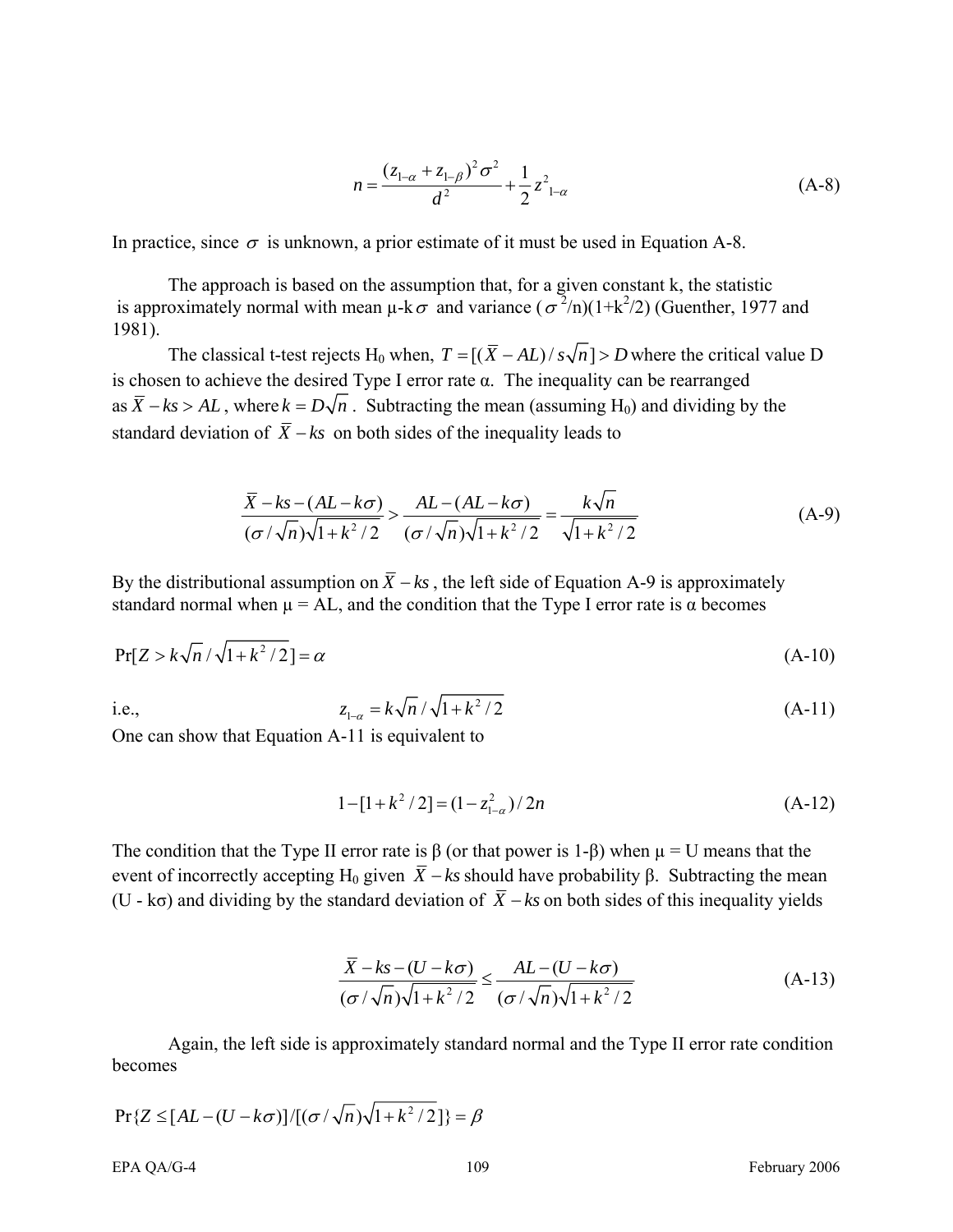$$n = \frac{(z_{1-\alpha} + z_{1-\beta})^2 \sigma^2}{d^2} + \frac{1}{2} z^2_{1-\alpha} \quad \text{(A-8)}$$

In practice, since $\sigma$ is unknown, a prior estimate of it must be used in Equation A-8.

The approach is based on the assumption that, for a given constant k, the statistic is approximately normal with mean $\mu$-k$\sigma$ and variance ($\sigma^2$/n)(1+$k^2$/2) (Guenther, 1977 and 1981).

The classical t-test rejects $H_0$ when, $T = [(\bar{X} - AL)/s\sqrt{n}] > D$ where the critical value D is chosen to achieve the desired Type I error rate α. The inequality can be rearranged as $\bar{X} - ks > AL$, where $k = D\sqrt{n}$. Subtracting the mean (assuming $H_0$) and dividing by the standard deviation of $\bar{X} - ks$ on both sides of the inequality leads to

$$\frac{\bar{X} - ks - (AL - k\sigma)}{(\sigma/\sqrt{n})\sqrt{1 + k^2/2}} > \frac{AL - (AL - k\sigma)}{(\sigma/\sqrt{n})\sqrt{1 + k^2/2}} = \frac{k\sqrt{n}}{\sqrt{1 + k^2/2}} \quad \text{(A-9)}$$

By the distributional assumption on $\bar{X} - ks$, the left side of Equation A-9 is approximately standard normal when μ = AL, and the condition that the Type I error rate is α becomes

$$\Pr[Z > k\sqrt{n}/\sqrt{1 + k^2/2}] = \alpha \quad \text{(A-10)}$$

i.e.,

$$z_{1-\alpha} = k\sqrt{n}/\sqrt{1 + k^2/2} \quad \text{(A-11)}$$

One can show that Equation A-11 is equivalent to

$$1 - [1 + k^2/2] = (1 - z^2_{1-\alpha})/2n \quad \text{(A-12)}$$

The condition that the Type II error rate is β (or that power is 1-β) when μ = U means that the event of incorrectly accepting $H_0$ given $\bar{X} - ks$ should have probability β. Subtracting the mean (U - kσ) and dividing by the standard deviation of $\bar{X} - ks$ on both sides of this inequality yields

$$\frac{\bar{X} - ks - (U - k\sigma)}{(\sigma/\sqrt{n})\sqrt{1 + k^2/2}} \leq \frac{AL - (U - k\sigma)}{(\sigma/\sqrt{n})\sqrt{1 + k^2/2}} \quad \text{(A-13)}$$

Again, the left side is approximately standard normal and the Type II error rate condition becomes

$$\Pr\{Z \leq [AL - (U - k\sigma)]/[(\sigma/\sqrt{n})\sqrt{1 + k^2/2}]\} = \beta$$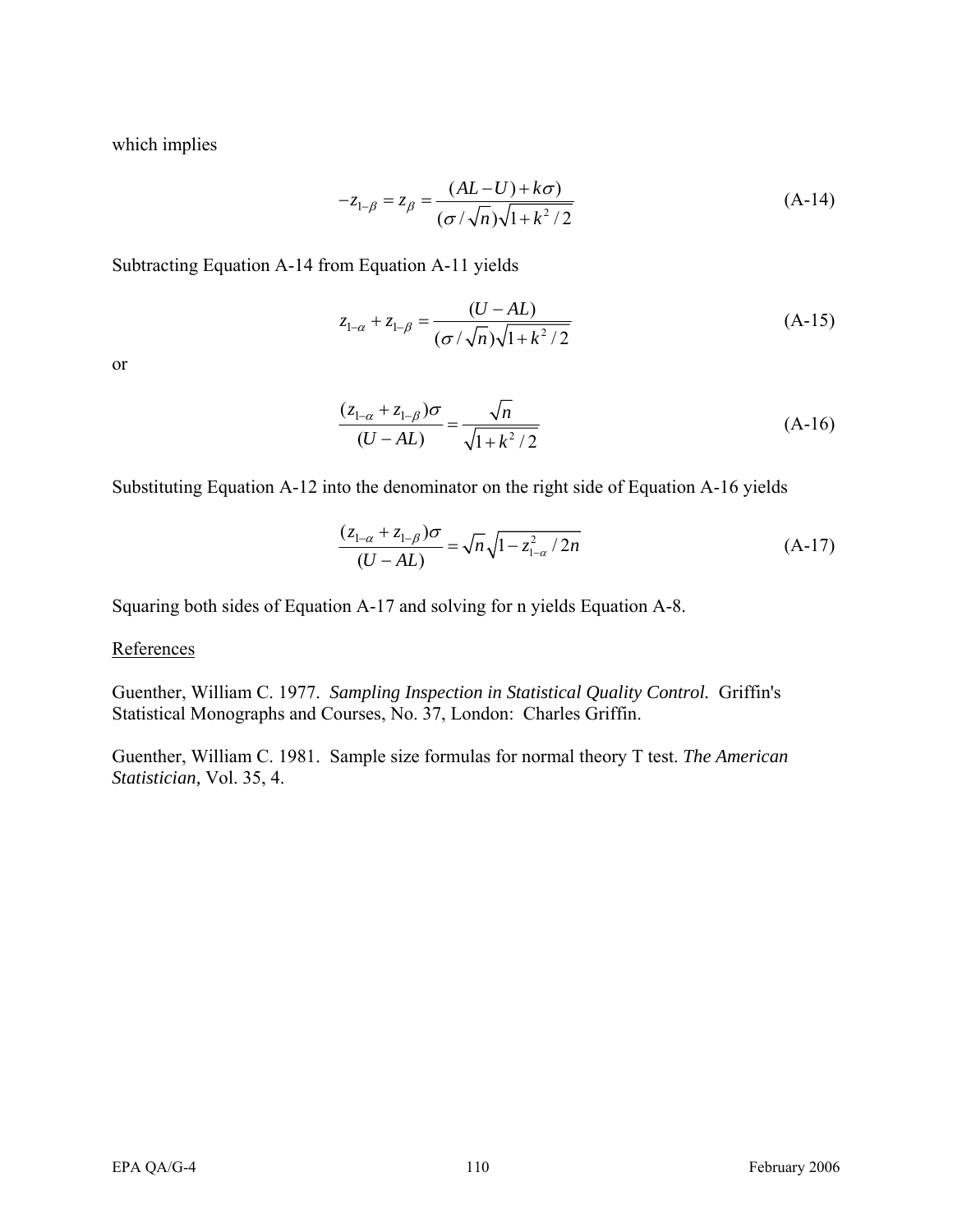which implies

$$-z_{1-\beta} = z_{\beta} = \frac{(AL - U) + k\sigma)}{(\sigma/\sqrt{n})\sqrt{1 + k^2/2}} \tag{A-14}$$

Subtracting Equation A-14 from Equation A-11 yields

$$z_{1-\alpha} + z_{1-\beta} = \frac{(U - AL)}{(\sigma/\sqrt{n})\sqrt{1 + k^2/2}} \tag{A-15}$$

or

$$\frac{(z_{1-\alpha} + z_{1-\beta})\sigma}{(U - AL)} = \frac{\sqrt{n}}{\sqrt{1 + k^2/2}} \tag{A-16}$$

Substituting Equation A-12 into the denominator on the right side of Equation A-16 yields

$$\frac{(z_{1-\alpha} + z_{1-\beta})\sigma}{(U - AL)} = \sqrt{n}\sqrt{1 - z_{1-\alpha}^2/2n} \tag{A-17}$$

Squaring both sides of Equation A-17 and solving for n yields Equation A-8.

References

Guenther, William C. 1977. *Sampling Inspection in Statistical Quality Control.* Griffin's Statistical Monographs and Courses, No. 37, London: Charles Griffin.

Guenther, William C. 1981. Sample size formulas for normal theory T test. *The American Statistician,* Vol. 35, 4.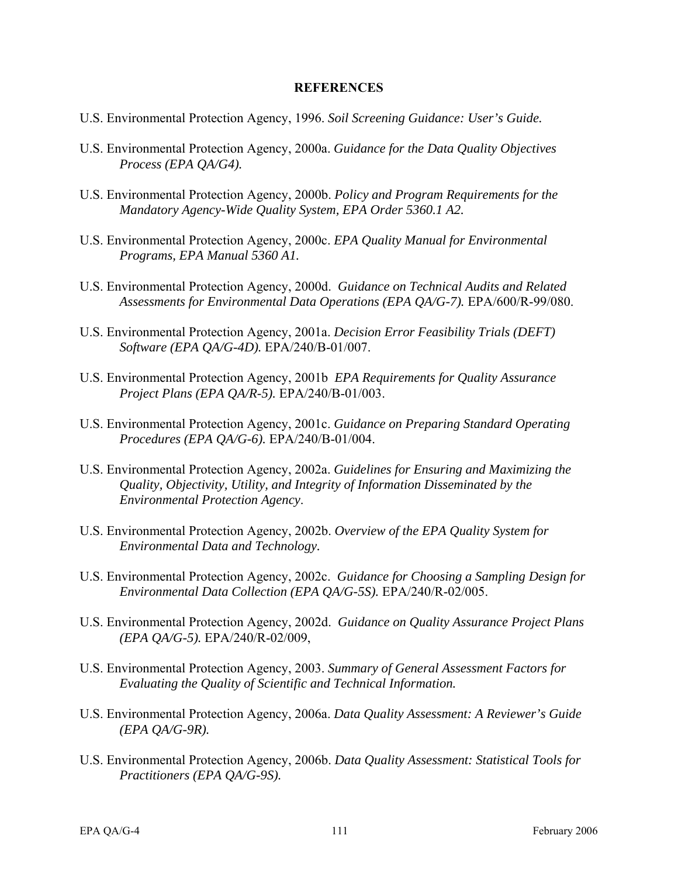# REFERENCES

U.S. Environmental Protection Agency, 1996. *Soil Screening Guidance: User's Guide.*

U.S. Environmental Protection Agency, 2000a. *Guidance for the Data Quality Objectives Process (EPA QA/G4).*

U.S. Environmental Protection Agency, 2000b. *Policy and Program Requirements for the Mandatory Agency-Wide Quality System, EPA Order 5360.1 A2.*

U.S. Environmental Protection Agency, 2000c. *EPA Quality Manual for Environmental Programs, EPA Manual 5360 A1.*

U.S. Environmental Protection Agency, 2000d. *Guidance on Technical Audits and Related Assessments for Environmental Data Operations (EPA QA/G-7).* EPA/600/R-99/080.

U.S. Environmental Protection Agency, 2001a. *Decision Error Feasibility Trials (DEFT) Software (EPA QA/G-4D).* EPA/240/B-01/007.

U.S. Environmental Protection Agency, 2001b *EPA Requirements for Quality Assurance Project Plans (EPA QA/R-5).* EPA/240/B-01/003.

U.S. Environmental Protection Agency, 2001c. *Guidance on Preparing Standard Operating Procedures (EPA QA/G-6).* EPA/240/B-01/004.

U.S. Environmental Protection Agency, 2002a. *Guidelines for Ensuring and Maximizing the Quality, Objectivity, Utility, and Integrity of Information Disseminated by the Environmental Protection Agency*.

U.S. Environmental Protection Agency, 2002b. *Overview of the EPA Quality System for Environmental Data and Technology.*

U.S. Environmental Protection Agency, 2002c. *Guidance for Choosing a Sampling Design for Environmental Data Collection (EPA QA/G-5S).* EPA/240/R-02/005.

U.S. Environmental Protection Agency, 2002d. *Guidance on Quality Assurance Project Plans (EPA QA/G-5).* EPA/240/R-02/009,

U.S. Environmental Protection Agency, 2003. *Summary of General Assessment Factors for Evaluating the Quality of Scientific and Technical Information.*

U.S. Environmental Protection Agency, 2006a. *Data Quality Assessment: A Reviewer's Guide (EPA QA/G-9R).*

U.S. Environmental Protection Agency, 2006b. *Data Quality Assessment: Statistical Tools for Practitioners (EPA QA/G-9S).*